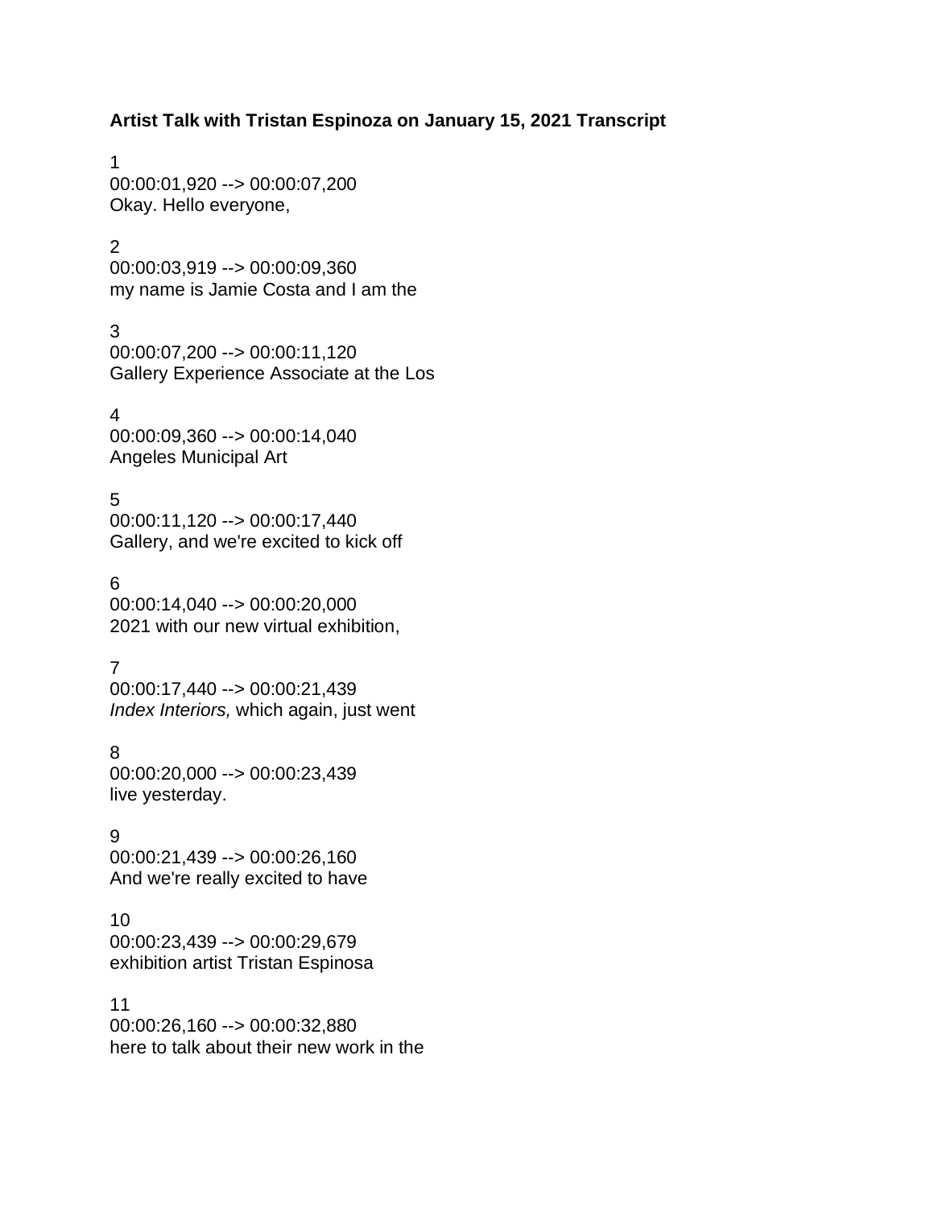**Artist Talk with Tristan Espinoza on January 15, 2021 Transcript**

1
00:00:01,920 --> 00:00:07,200
Okay. Hello everyone,

2
00:00:03,919 --> 00:00:09,360
my name is Jamie Costa and I am the

3
00:00:07,200 --> 00:00:11,120
Gallery Experience Associate at the Los

4
00:00:09,360 --> 00:00:14,040
Angeles Municipal Art

5
00:00:11,120 --> 00:00:17,440
Gallery, and we're excited to kick off

6
00:00:14,040 --> 00:00:20,000
2021 with our new virtual exhibition,

7
00:00:17,440 --> 00:00:21,439
*Index Interiors,* which again, just went

8
00:00:20,000 --> 00:00:23,439
live yesterday.

9
00:00:21,439 --> 00:00:26,160
And we're really excited to have

10
00:00:23,439 --> 00:00:29,679
exhibition artist Tristan Espinosa

11
00:00:26,160 --> 00:00:32,880
here to talk about their new work in the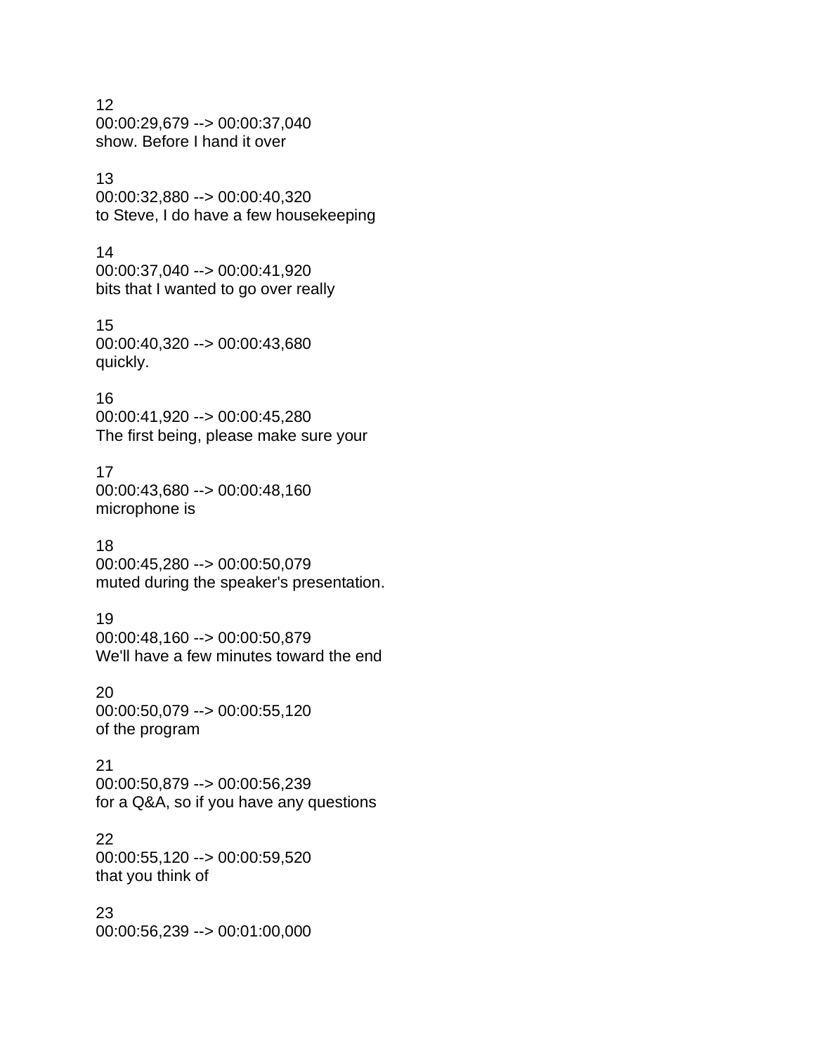12
00:00:29,679 --> 00:00:37,040
show. Before I hand it over

13
00:00:32,880 --> 00:00:40,320
to Steve, I do have a few housekeeping

14
00:00:37,040 --> 00:00:41,920
bits that I wanted to go over really

15
00:00:40,320 --> 00:00:43,680
quickly.

16
00:00:41,920 --> 00:00:45,280
The first being, please make sure your

17
00:00:43,680 --> 00:00:48,160
microphone is

18
00:00:45,280 --> 00:00:50,079
muted during the speaker's presentation.

19
00:00:48,160 --> 00:00:50,879
We'll have a few minutes toward the end

20
00:00:50,079 --> 00:00:55,120
of the program

21
00:00:50,879 --> 00:00:56,239
for a Q&A, so if you have any questions

22
00:00:55,120 --> 00:00:59,520
that you think of

23
00:00:56,239 --> 00:01:00,000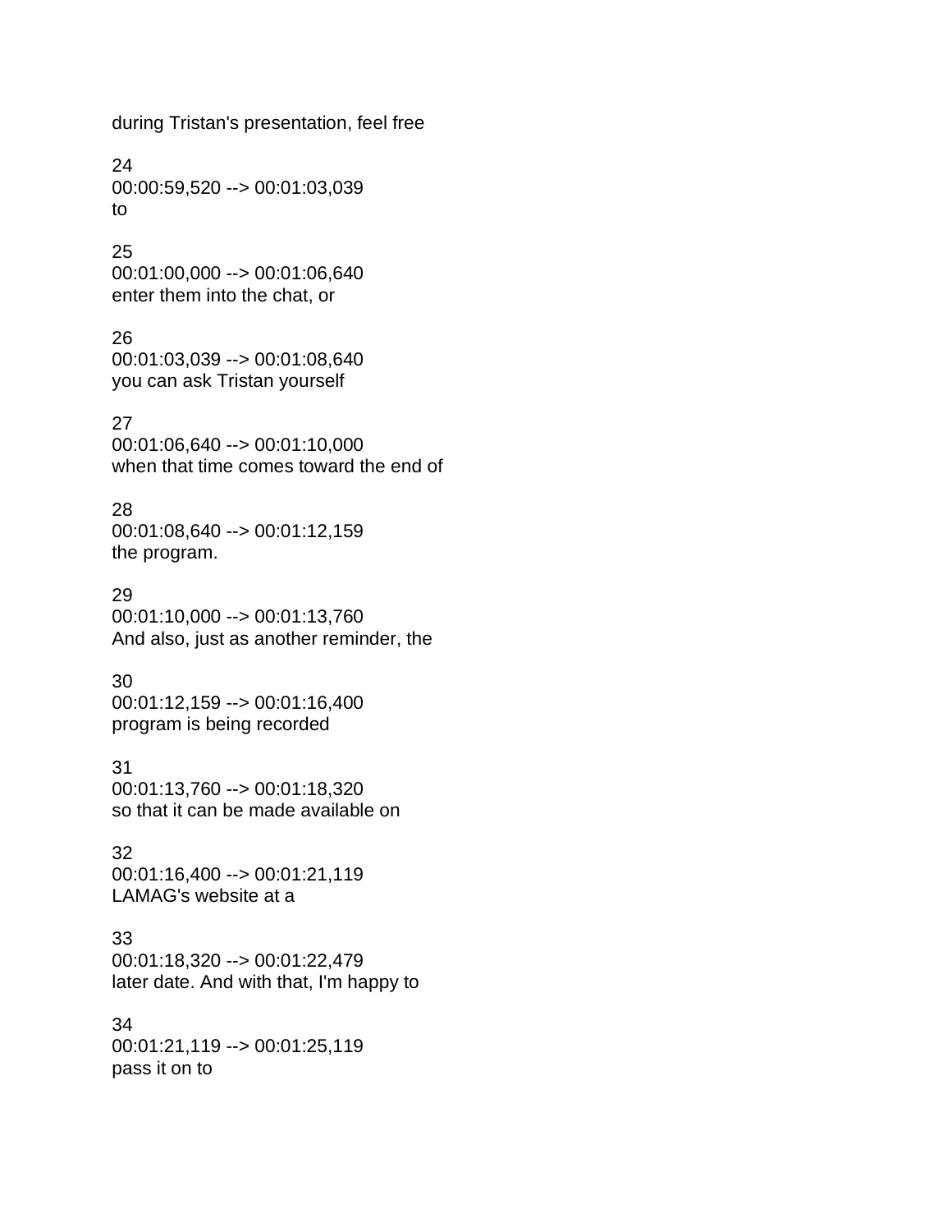during Tristan's presentation, feel free

24
00:00:59,520 --> 00:01:03,039
to

25
00:01:00,000 --> 00:01:06,640
enter them into the chat, or

26
00:01:03,039 --> 00:01:08,640
you can ask Tristan yourself

27
00:01:06,640 --> 00:01:10,000
when that time comes toward the end of

28
00:01:08,640 --> 00:01:12,159
the program.

29
00:01:10,000 --> 00:01:13,760
And also, just as another reminder, the

30
00:01:12,159 --> 00:01:16,400
program is being recorded

31
00:01:13,760 --> 00:01:18,320
so that it can be made available on

32
00:01:16,400 --> 00:01:21,119
LAMAG's website at a

33
00:01:18,320 --> 00:01:22,479
later date. And with that, I'm happy to

34
00:01:21,119 --> 00:01:25,119
pass it on to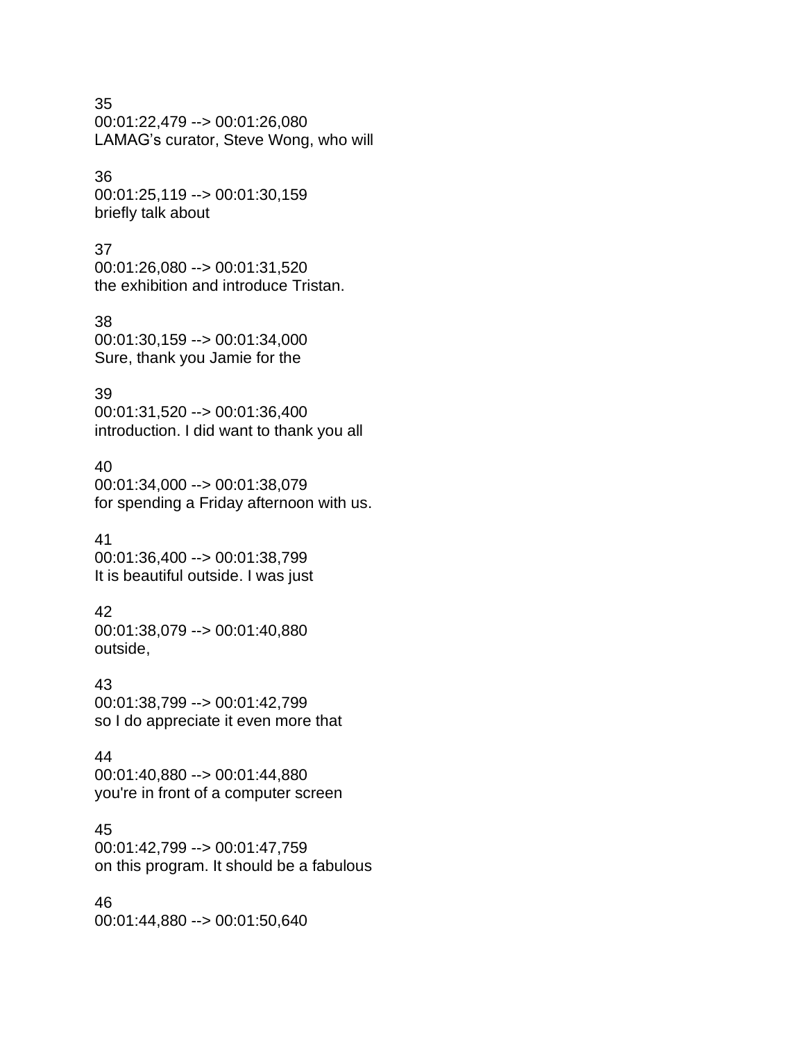35
00:01:22,479 --> 00:01:26,080
LAMAG’s curator, Steve Wong, who will

36
00:01:25,119 --> 00:01:30,159
briefly talk about

37
00:01:26,080 --> 00:01:31,520
the exhibition and introduce Tristan.

38
00:01:30,159 --> 00:01:34,000
Sure, thank you Jamie for the

39
00:01:31,520 --> 00:01:36,400
introduction. I did want to thank you all

40
00:01:34,000 --> 00:01:38,079
for spending a Friday afternoon with us.

41
00:01:36,400 --> 00:01:38,799
It is beautiful outside. I was just

42
00:01:38,079 --> 00:01:40,880
outside,

43
00:01:38,799 --> 00:01:42,799
so I do appreciate it even more that

44
00:01:40,880 --> 00:01:44,880
you're in front of a computer screen

45
00:01:42,799 --> 00:01:47,759
on this program. It should be a fabulous

46
00:01:44,880 --> 00:01:50,640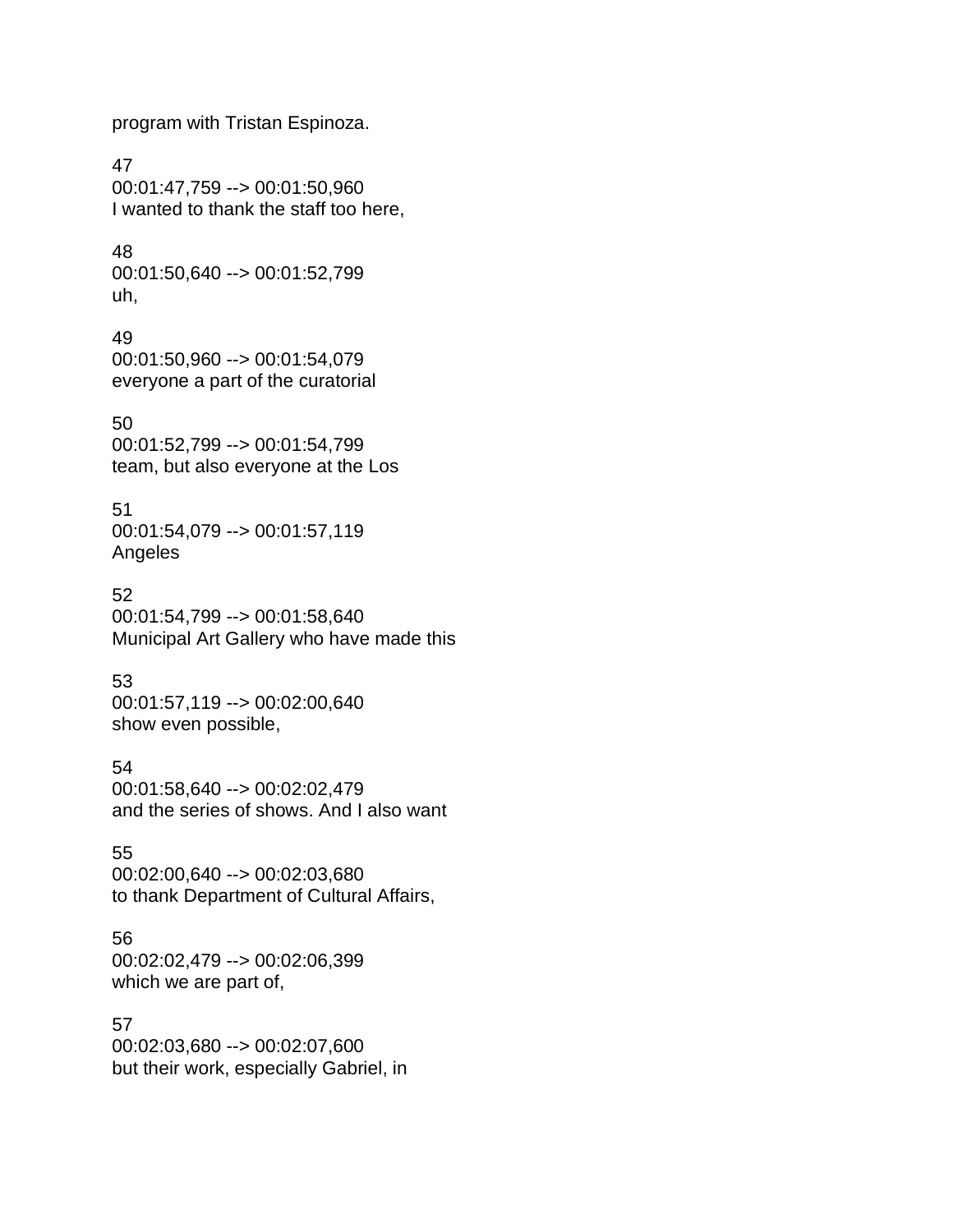program with Tristan Espinoza.

47
00:01:47,759 --> 00:01:50,960
I wanted to thank the staff too here,

48
00:01:50,640 --> 00:01:52,799
uh,

49
00:01:50,960 --> 00:01:54,079
everyone a part of the curatorial

50
00:01:52,799 --> 00:01:54,799
team, but also everyone at the Los

51
00:01:54,079 --> 00:01:57,119
Angeles

52
00:01:54,799 --> 00:01:58,640
Municipal Art Gallery who have made this

53
00:01:57,119 --> 00:02:00,640
show even possible,

54
00:01:58,640 --> 00:02:02,479
and the series of shows. And I also want

55
00:02:00,640 --> 00:02:03,680
to thank Department of Cultural Affairs,

56
00:02:02,479 --> 00:02:06,399
which we are part of,

57
00:02:03,680 --> 00:02:07,600
but their work, especially Gabriel, in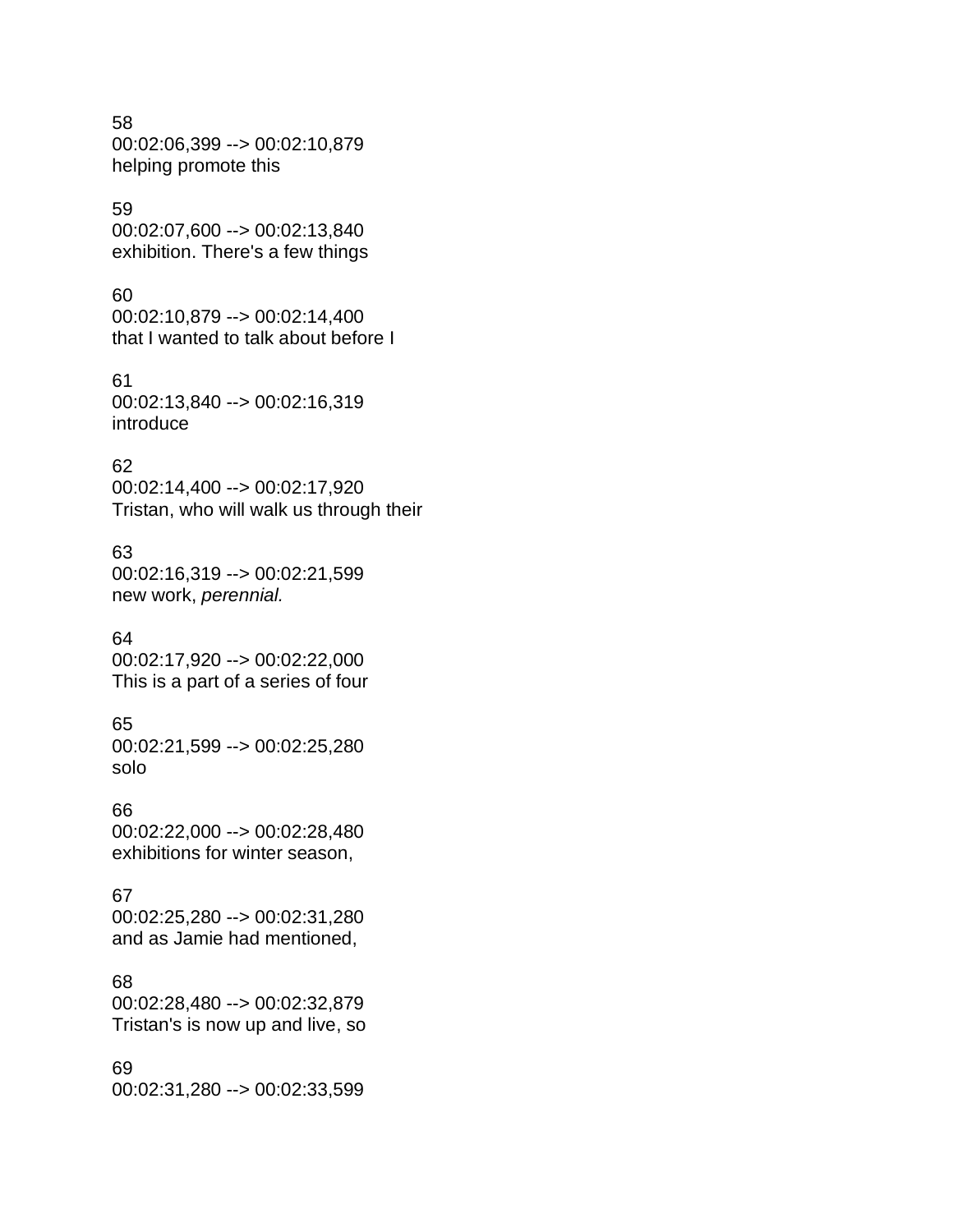58
00:02:06,399 --> 00:02:10,879
helping promote this

59
00:02:07,600 --> 00:02:13,840
exhibition. There's a few things

60
00:02:10,879 --> 00:02:14,400
that I wanted to talk about before I

61
00:02:13,840 --> 00:02:16,319
introduce

62
00:02:14,400 --> 00:02:17,920
Tristan, who will walk us through their

63
00:02:16,319 --> 00:02:21,599
new work, *perennial.*

64
00:02:17,920 --> 00:02:22,000
This is a part of a series of four

65
00:02:21,599 --> 00:02:25,280
solo

66
00:02:22,000 --> 00:02:28,480
exhibitions for winter season,

67
00:02:25,280 --> 00:02:31,280
and as Jamie had mentioned,

68
00:02:28,480 --> 00:02:32,879
Tristan's is now up and live, so

69
00:02:31,280 --> 00:02:33,599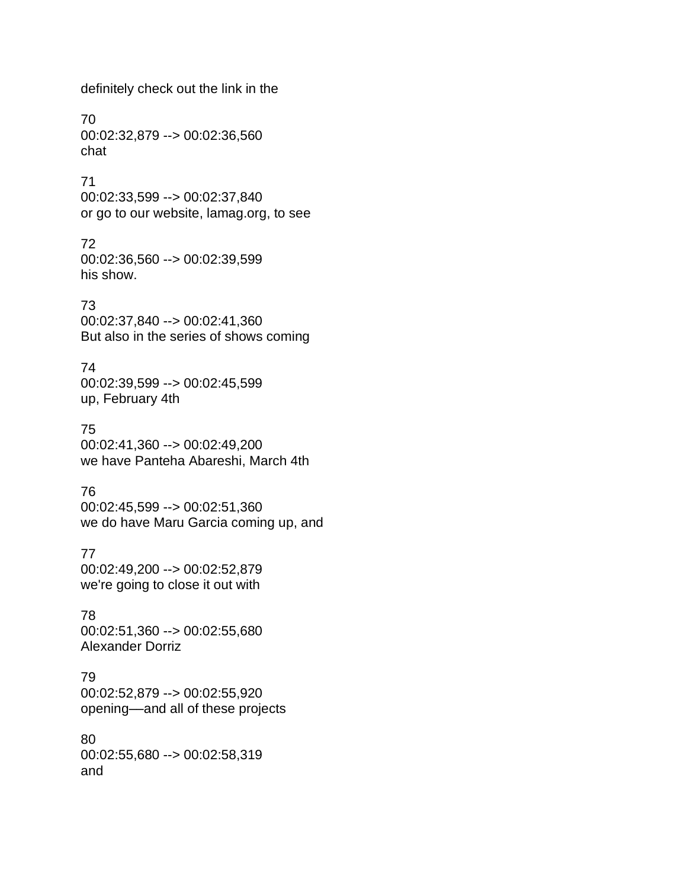definitely check out the link in the

70
00:02:32,879 --> 00:02:36,560
chat

71
00:02:33,599 --> 00:02:37,840
or go to our website, lamag.org, to see

72
00:02:36,560 --> 00:02:39,599
his show.

73
00:02:37,840 --> 00:02:41,360
But also in the series of shows coming

74
00:02:39,599 --> 00:02:45,599
up, February 4th

75
00:02:41,360 --> 00:02:49,200
we have Panteha Abareshi, March 4th

76
00:02:45,599 --> 00:02:51,360
we do have Maru Garcia coming up, and

77
00:02:49,200 --> 00:02:52,879
we're going to close it out with

78
00:02:51,360 --> 00:02:55,680
Alexander Dorriz

79
00:02:52,879 --> 00:02:55,920
opening—and all of these projects

80
00:02:55,680 --> 00:02:58,319
and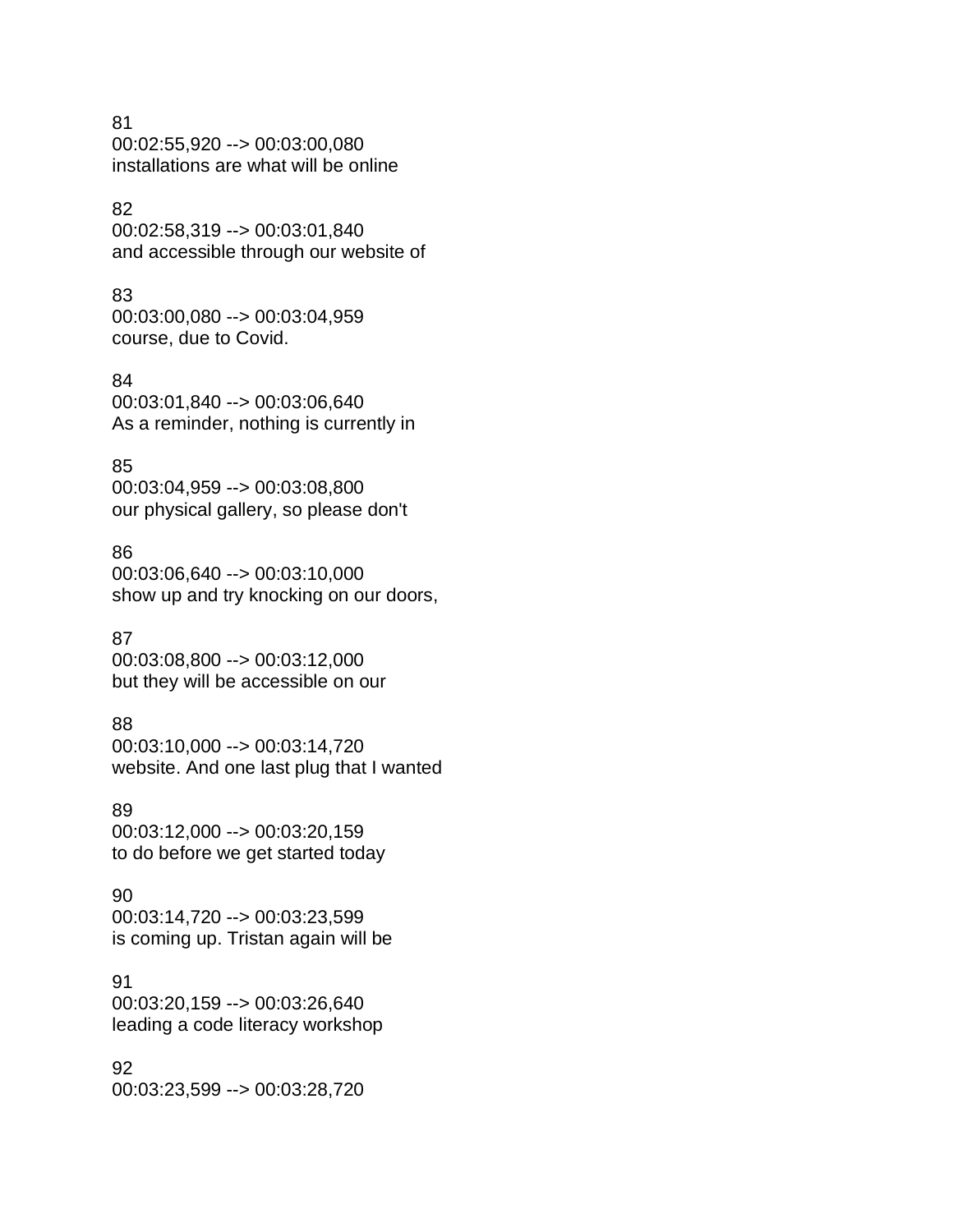81
00:02:55,920 --> 00:03:00,080
installations are what will be online

82
00:02:58,319 --> 00:03:01,840
and accessible through our website of

83
00:03:00,080 --> 00:03:04,959
course, due to Covid.

84
00:03:01,840 --> 00:03:06,640
As a reminder, nothing is currently in

85
00:03:04,959 --> 00:03:08,800
our physical gallery, so please don't

86
00:03:06,640 --> 00:03:10,000
show up and try knocking on our doors,

87
00:03:08,800 --> 00:03:12,000
but they will be accessible on our

88
00:03:10,000 --> 00:03:14,720
website. And one last plug that I wanted

89
00:03:12,000 --> 00:03:20,159
to do before we get started today

90
00:03:14,720 --> 00:03:23,599
is coming up. Tristan again will be

91
00:03:20,159 --> 00:03:26,640
leading a code literacy workshop

92
00:03:23,599 --> 00:03:28,720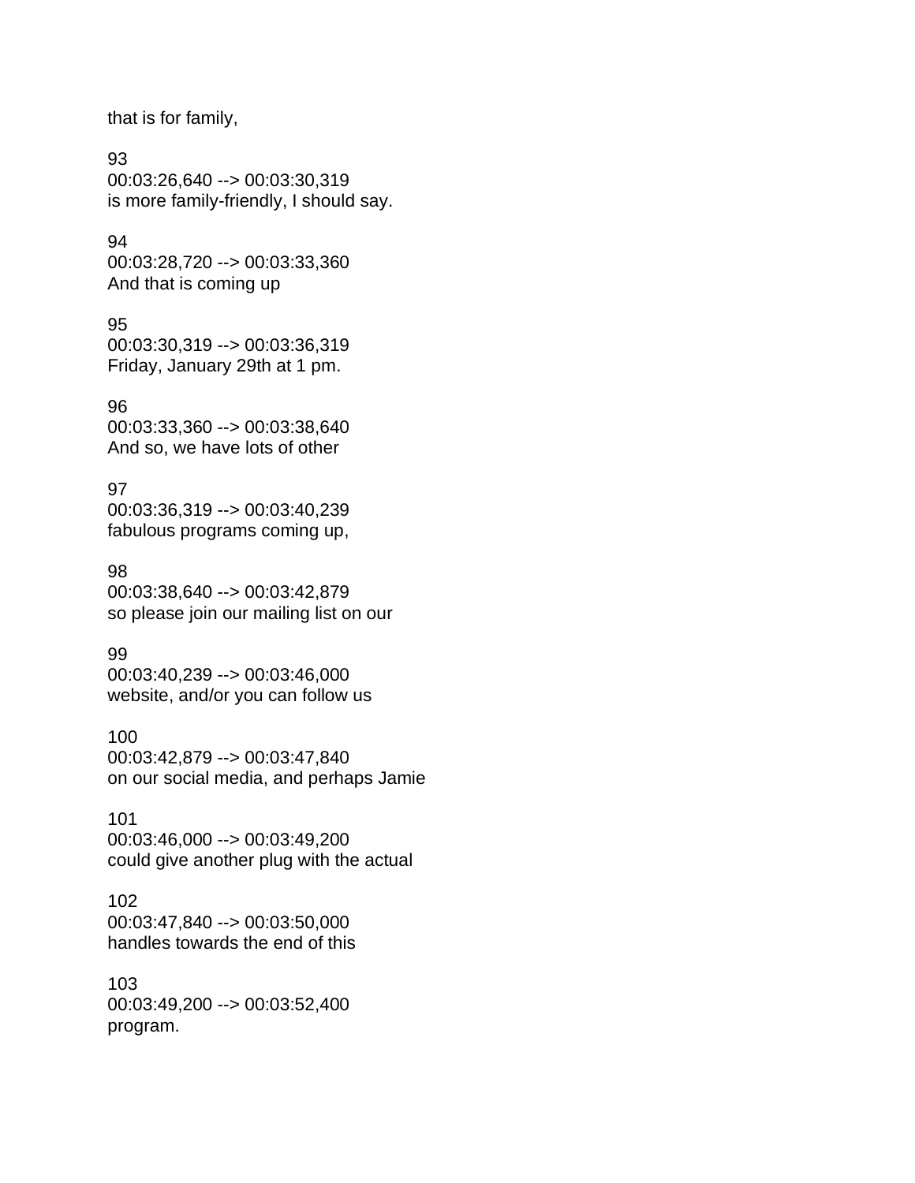that is for family,

93
00:03:26,640 --> 00:03:30,319
is more family-friendly, I should say.

94
00:03:28,720 --> 00:03:33,360
And that is coming up

95
00:03:30,319 --> 00:03:36,319
Friday, January 29th at 1 pm.

96
00:03:33,360 --> 00:03:38,640
And so, we have lots of other

97
00:03:36,319 --> 00:03:40,239
fabulous programs coming up,

98
00:03:38,640 --> 00:03:42,879
so please join our mailing list on our

99
00:03:40,239 --> 00:03:46,000
website, and/or you can follow us

100
00:03:42,879 --> 00:03:47,840
on our social media, and perhaps Jamie

101
00:03:46,000 --> 00:03:49,200
could give another plug with the actual

102
00:03:47,840 --> 00:03:50,000
handles towards the end of this

103
00:03:49,200 --> 00:03:52,400
program.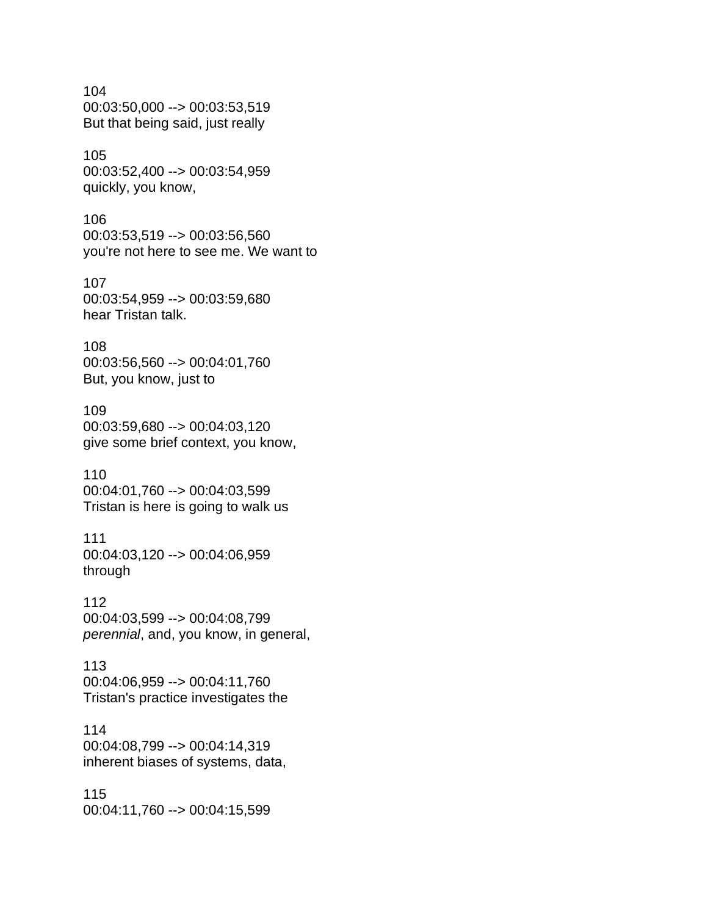104
00:03:50,000 --> 00:03:53,519
But that being said, just really

105
00:03:52,400 --> 00:03:54,959
quickly, you know,

106
00:03:53,519 --> 00:03:56,560
you're not here to see me. We want to

107
00:03:54,959 --> 00:03:59,680
hear Tristan talk.

108
00:03:56,560 --> 00:04:01,760
But, you know, just to

109
00:03:59,680 --> 00:04:03,120
give some brief context, you know,

110
00:04:01,760 --> 00:04:03,599
Tristan is here is going to walk us

111
00:04:03,120 --> 00:04:06,959
through

112
00:04:03,599 --> 00:04:08,799
*perennial*, and, you know, in general,

113
00:04:06,959 --> 00:04:11,760
Tristan's practice investigates the

114
00:04:08,799 --> 00:04:14,319
inherent biases of systems, data,

115
00:04:11,760 --> 00:04:15,599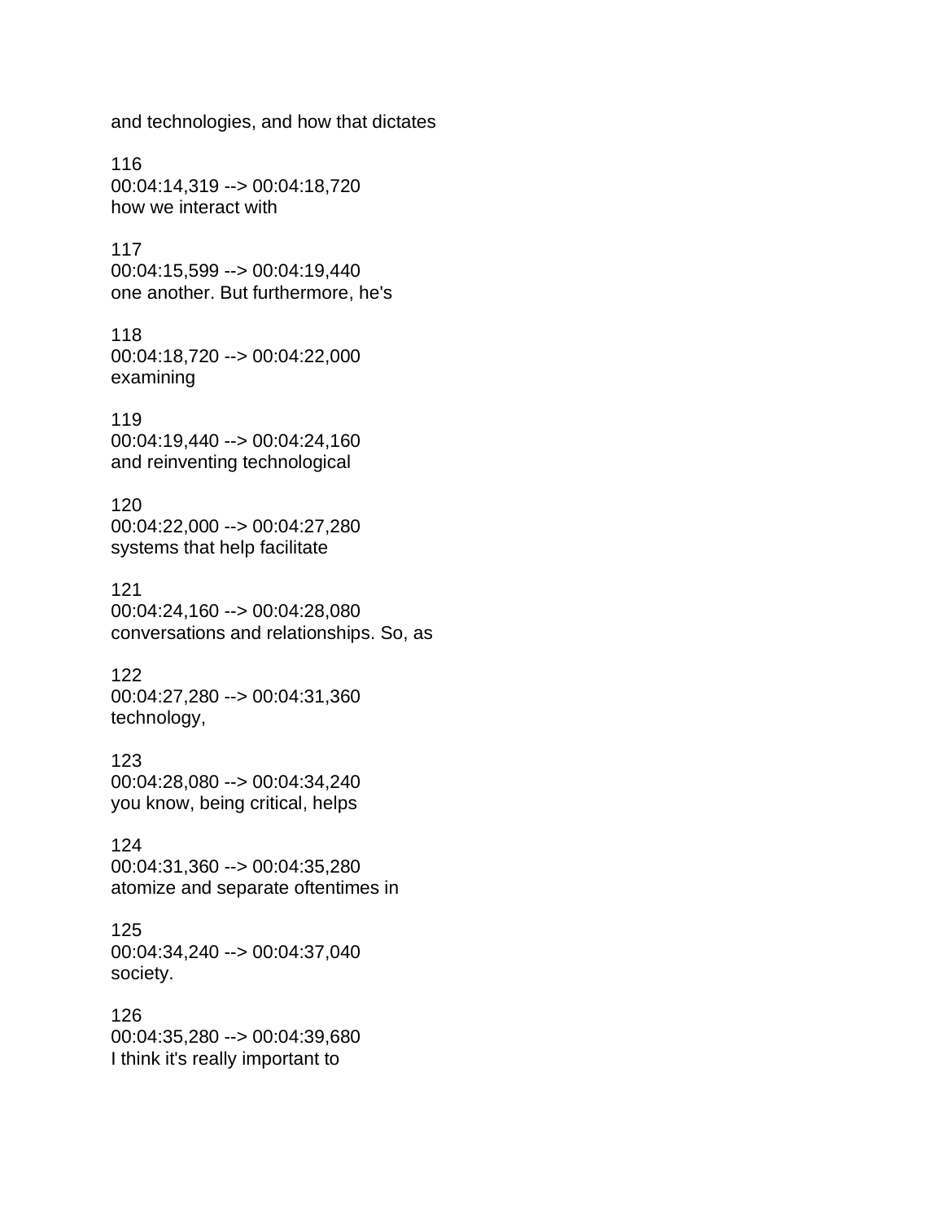and technologies, and how that dictates

116
00:04:14,319 --> 00:04:18,720
how we interact with

117
00:04:15,599 --> 00:04:19,440
one another. But furthermore, he's

118
00:04:18,720 --> 00:04:22,000
examining

119
00:04:19,440 --> 00:04:24,160
and reinventing technological

120
00:04:22,000 --> 00:04:27,280
systems that help facilitate

121
00:04:24,160 --> 00:04:28,080
conversations and relationships. So, as

122
00:04:27,280 --> 00:04:31,360
technology,

123
00:04:28,080 --> 00:04:34,240
you know, being critical, helps

124
00:04:31,360 --> 00:04:35,280
atomize and separate oftentimes in

125
00:04:34,240 --> 00:04:37,040
society.

126
00:04:35,280 --> 00:04:39,680
I think it's really important to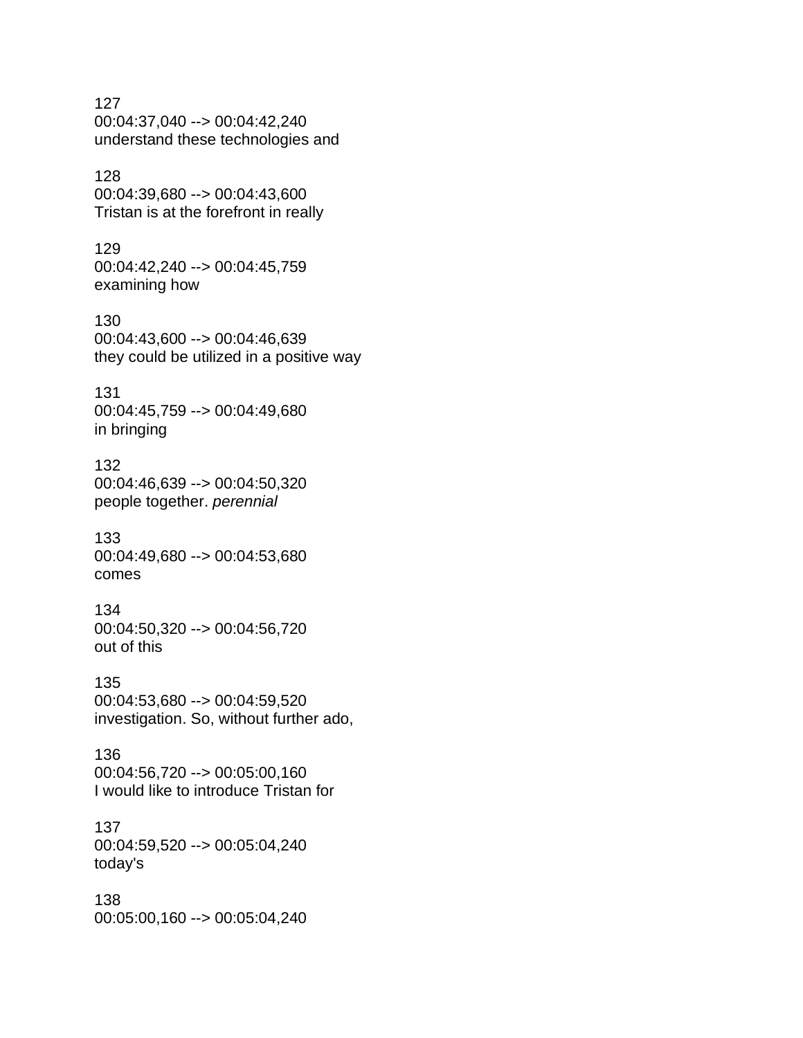127
00:04:37,040 --> 00:04:42,240
understand these technologies and

128
00:04:39,680 --> 00:04:43,600
Tristan is at the forefront in really

129
00:04:42,240 --> 00:04:45,759
examining how

130
00:04:43,600 --> 00:04:46,639
they could be utilized in a positive way

131
00:04:45,759 --> 00:04:49,680
in bringing

132
00:04:46,639 --> 00:04:50,320
people together. *perennial*

133
00:04:49,680 --> 00:04:53,680
comes

134
00:04:50,320 --> 00:04:56,720
out of this

135
00:04:53,680 --> 00:04:59,520
investigation. So, without further ado,

136
00:04:56,720 --> 00:05:00,160
I would like to introduce Tristan for

137
00:04:59,520 --> 00:05:04,240
today's

138
00:05:00,160 --> 00:05:04,240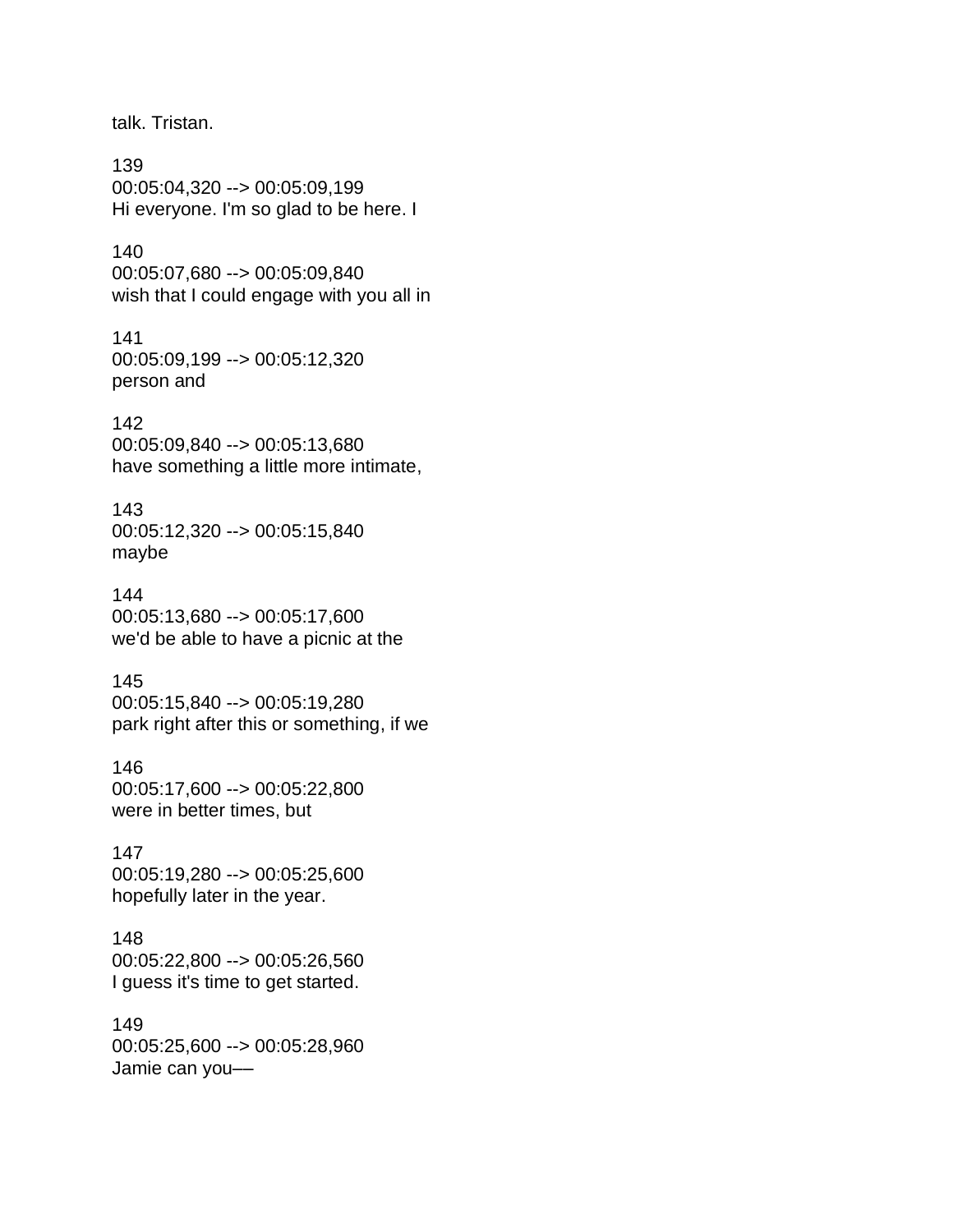talk. Tristan.

139
00:05:04,320 --> 00:05:09,199
Hi everyone. I'm so glad to be here. I

140
00:05:07,680 --> 00:05:09,840
wish that I could engage with you all in

141
00:05:09,199 --> 00:05:12,320
person and

142
00:05:09,840 --> 00:05:13,680
have something a little more intimate,

143
00:05:12,320 --> 00:05:15,840
maybe

144
00:05:13,680 --> 00:05:17,600
we'd be able to have a picnic at the

145
00:05:15,840 --> 00:05:19,280
park right after this or something, if we

146
00:05:17,600 --> 00:05:22,800
were in better times, but

147
00:05:19,280 --> 00:05:25,600
hopefully later in the year.

148
00:05:22,800 --> 00:05:26,560
I guess it's time to get started.

149
00:05:25,600 --> 00:05:28,960
Jamie can you––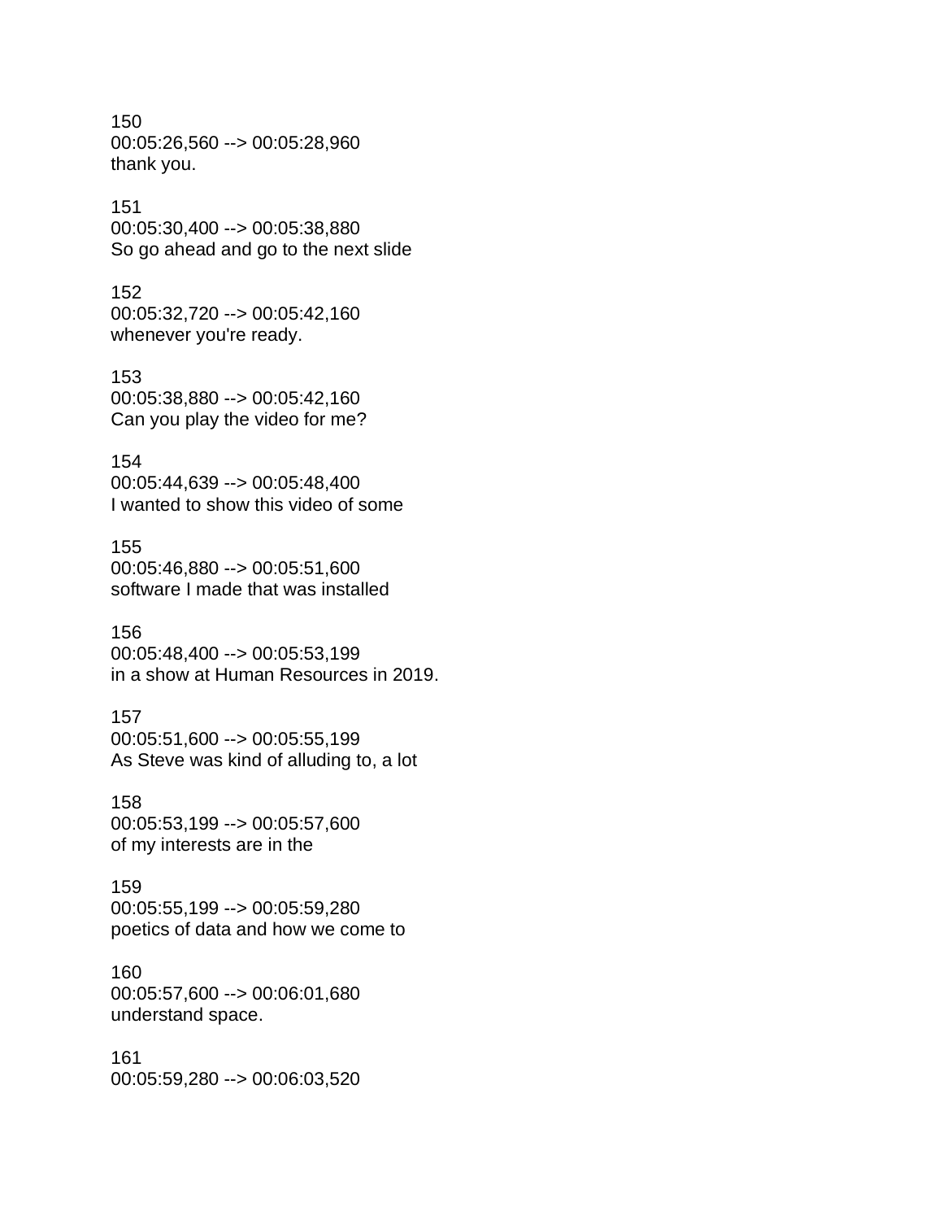150
00:05:26,560 --> 00:05:28,960
thank you.

151
00:05:30,400 --> 00:05:38,880
So go ahead and go to the next slide

152
00:05:32,720 --> 00:05:42,160
whenever you're ready.

153
00:05:38,880 --> 00:05:42,160
Can you play the video for me?

154
00:05:44,639 --> 00:05:48,400
I wanted to show this video of some

155
00:05:46,880 --> 00:05:51,600
software I made that was installed

156
00:05:48,400 --> 00:05:53,199
in a show at Human Resources in 2019.

157
00:05:51,600 --> 00:05:55,199
As Steve was kind of alluding to, a lot

158
00:05:53,199 --> 00:05:57,600
of my interests are in the

159
00:05:55,199 --> 00:05:59,280
poetics of data and how we come to

160
00:05:57,600 --> 00:06:01,680
understand space.

161
00:05:59,280 --> 00:06:03,520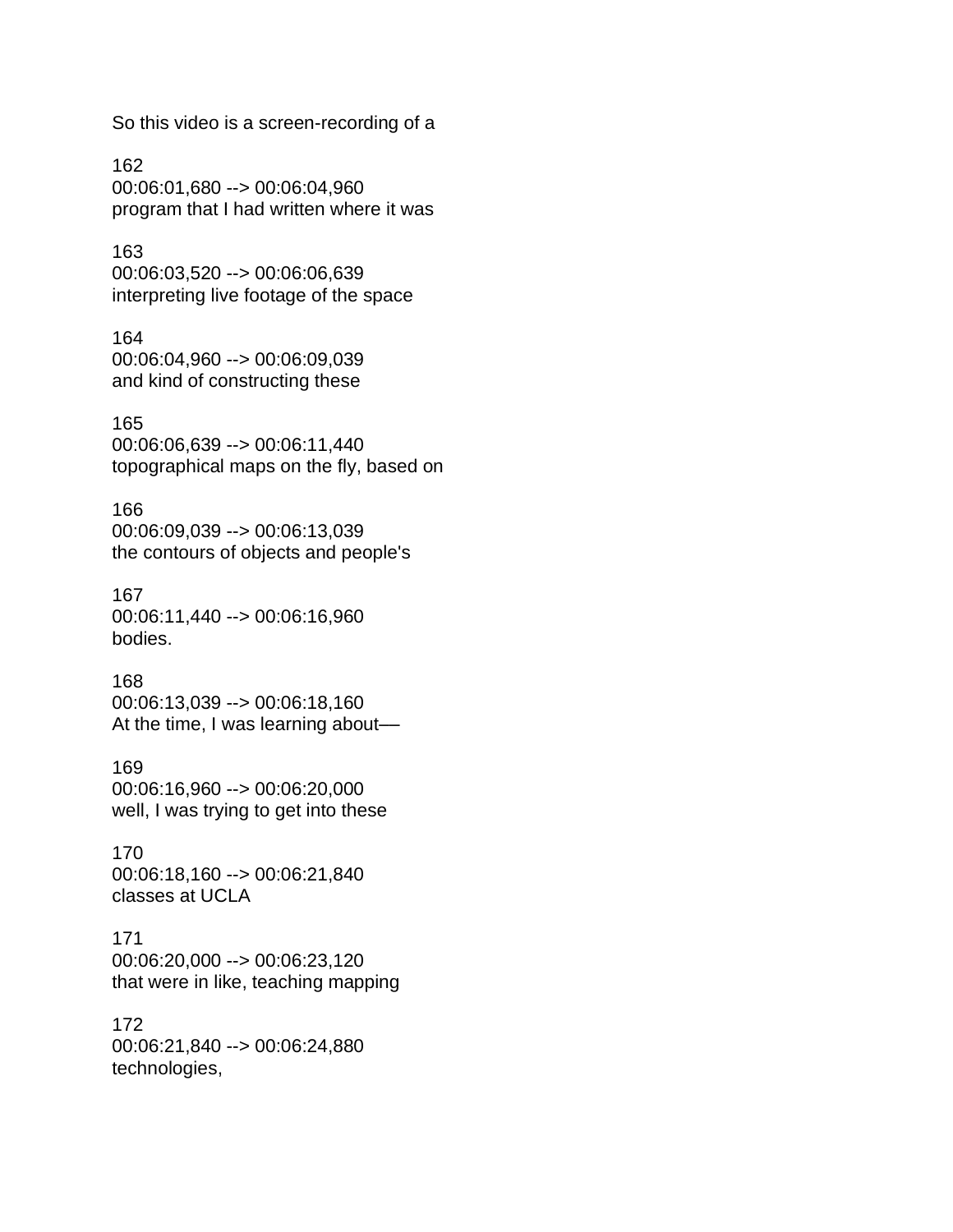So this video is a screen-recording of a

162
00:06:01,680 --> 00:06:04,960
program that I had written where it was

163
00:06:03,520 --> 00:06:06,639
interpreting live footage of the space

164
00:06:04,960 --> 00:06:09,039
and kind of constructing these

165
00:06:06,639 --> 00:06:11,440
topographical maps on the fly, based on

166
00:06:09,039 --> 00:06:13,039
the contours of objects and people's

167
00:06:11,440 --> 00:06:16,960
bodies.

168
00:06:13,039 --> 00:06:18,160
At the time, I was learning about—

169
00:06:16,960 --> 00:06:20,000
well, I was trying to get into these

170
00:06:18,160 --> 00:06:21,840
classes at UCLA

171
00:06:20,000 --> 00:06:23,120
that were in like, teaching mapping

172
00:06:21,840 --> 00:06:24,880
technologies,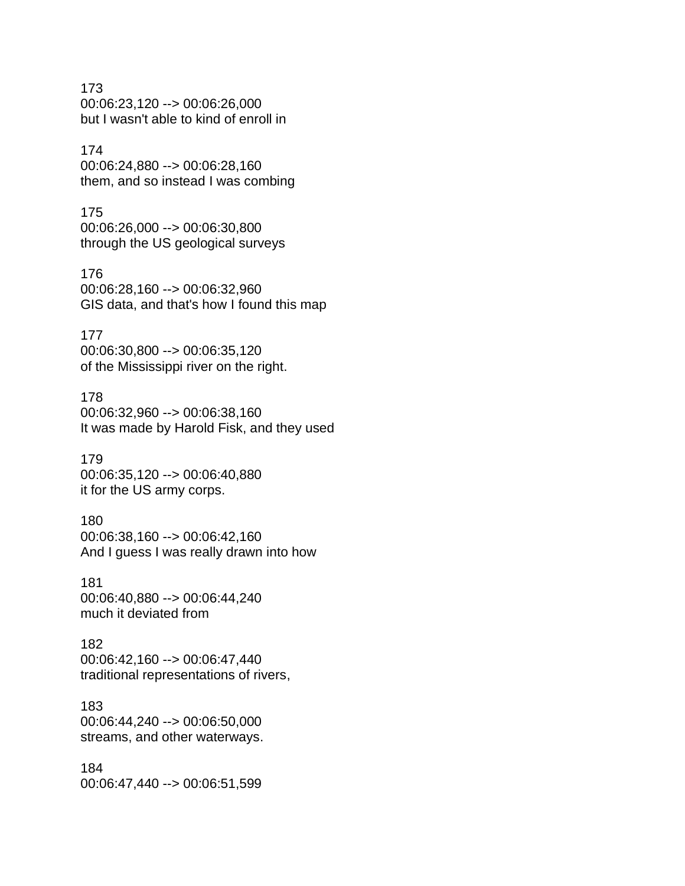173
00:06:23,120 --> 00:06:26,000
but I wasn't able to kind of enroll in

174
00:06:24,880 --> 00:06:28,160
them, and so instead I was combing

175
00:06:26,000 --> 00:06:30,800
through the US geological surveys

176
00:06:28,160 --> 00:06:32,960
GIS data, and that's how I found this map

177
00:06:30,800 --> 00:06:35,120
of the Mississippi river on the right.

178
00:06:32,960 --> 00:06:38,160
It was made by Harold Fisk, and they used

179
00:06:35,120 --> 00:06:40,880
it for the US army corps.

180
00:06:38,160 --> 00:06:42,160
And I guess I was really drawn into how

181
00:06:40,880 --> 00:06:44,240
much it deviated from

182
00:06:42,160 --> 00:06:47,440
traditional representations of rivers,

183
00:06:44,240 --> 00:06:50,000
streams, and other waterways.

184
00:06:47,440 --> 00:06:51,599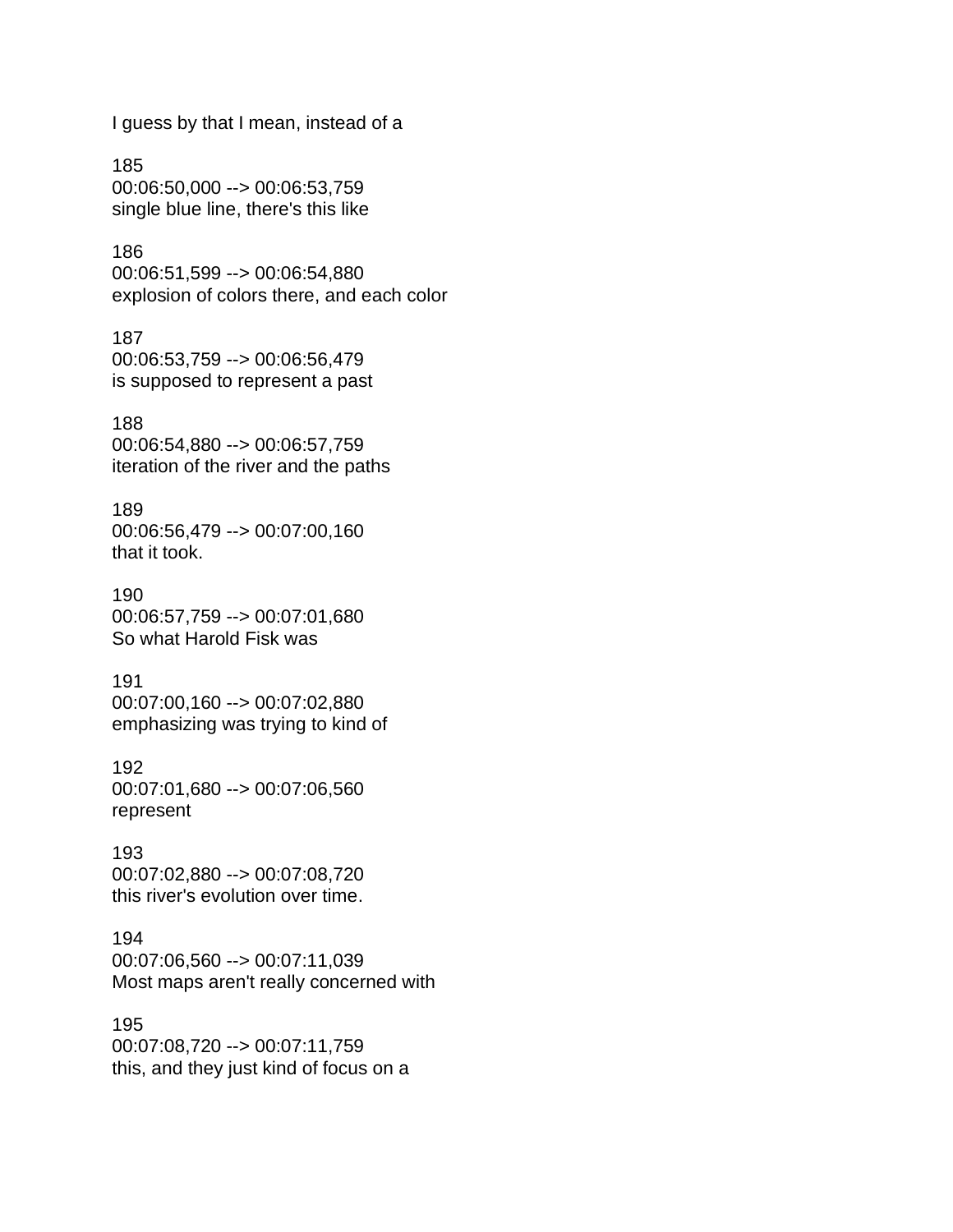I guess by that I mean, instead of a

185
00:06:50,000 --> 00:06:53,759
single blue line, there's this like

186
00:06:51,599 --> 00:06:54,880
explosion of colors there, and each color

187
00:06:53,759 --> 00:06:56,479
is supposed to represent a past

188
00:06:54,880 --> 00:06:57,759
iteration of the river and the paths

189
00:06:56,479 --> 00:07:00,160
that it took.

190
00:06:57,759 --> 00:07:01,680
So what Harold Fisk was

191
00:07:00,160 --> 00:07:02,880
emphasizing was trying to kind of

192
00:07:01,680 --> 00:07:06,560
represent

193
00:07:02,880 --> 00:07:08,720
this river's evolution over time.

194
00:07:06,560 --> 00:07:11,039
Most maps aren't really concerned with

195
00:07:08,720 --> 00:07:11,759
this, and they just kind of focus on a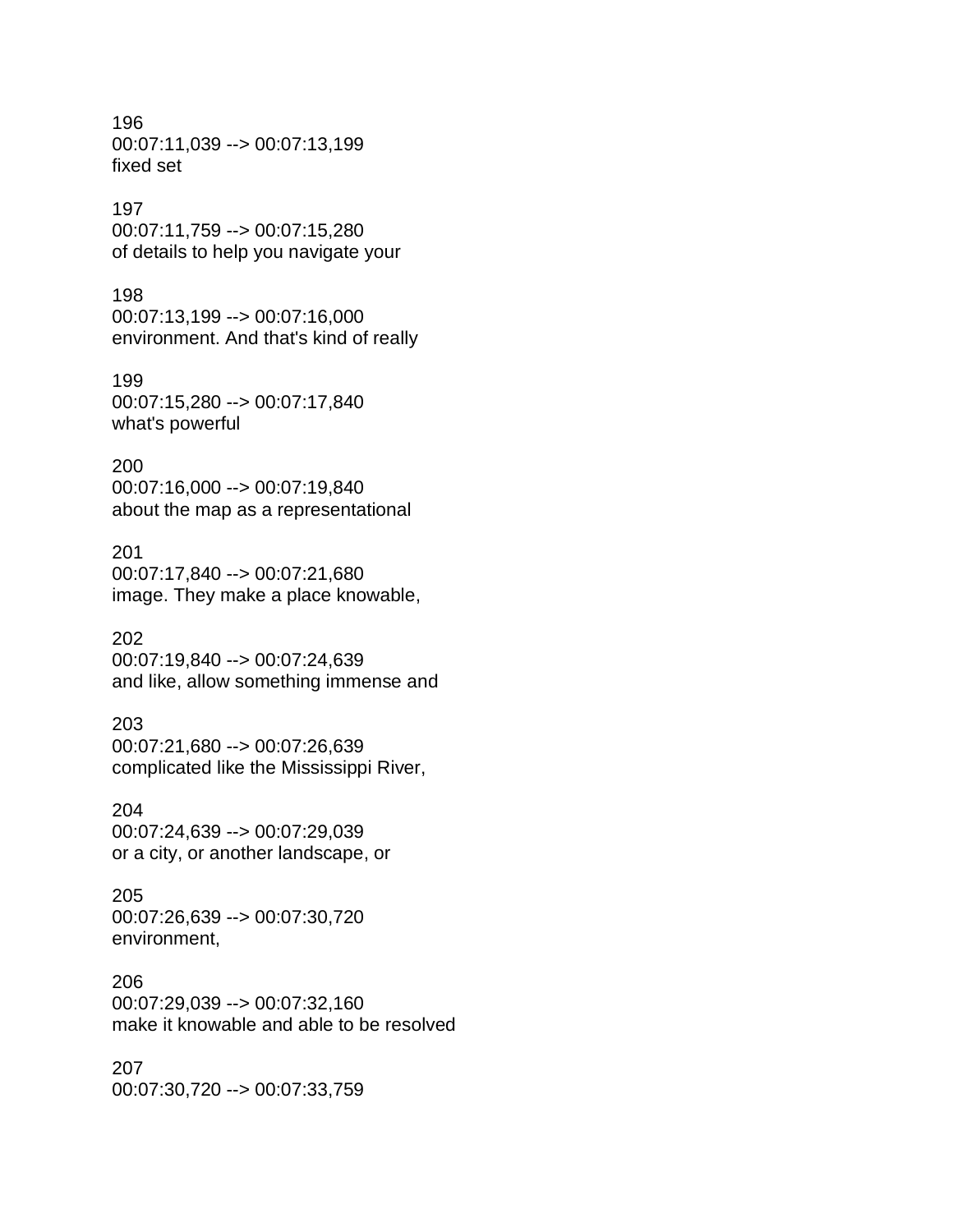196
00:07:11,039 --> 00:07:13,199
fixed set

197
00:07:11,759 --> 00:07:15,280
of details to help you navigate your

198
00:07:13,199 --> 00:07:16,000
environment. And that's kind of really

199
00:07:15,280 --> 00:07:17,840
what's powerful

200
00:07:16,000 --> 00:07:19,840
about the map as a representational

201
00:07:17,840 --> 00:07:21,680
image. They make a place knowable,

202
00:07:19,840 --> 00:07:24,639
and like, allow something immense and

203
00:07:21,680 --> 00:07:26,639
complicated like the Mississippi River,

204
00:07:24,639 --> 00:07:29,039
or a city, or another landscape, or

205
00:07:26,639 --> 00:07:30,720
environment,

206
00:07:29,039 --> 00:07:32,160
make it knowable and able to be resolved

207
00:07:30,720 --> 00:07:33,759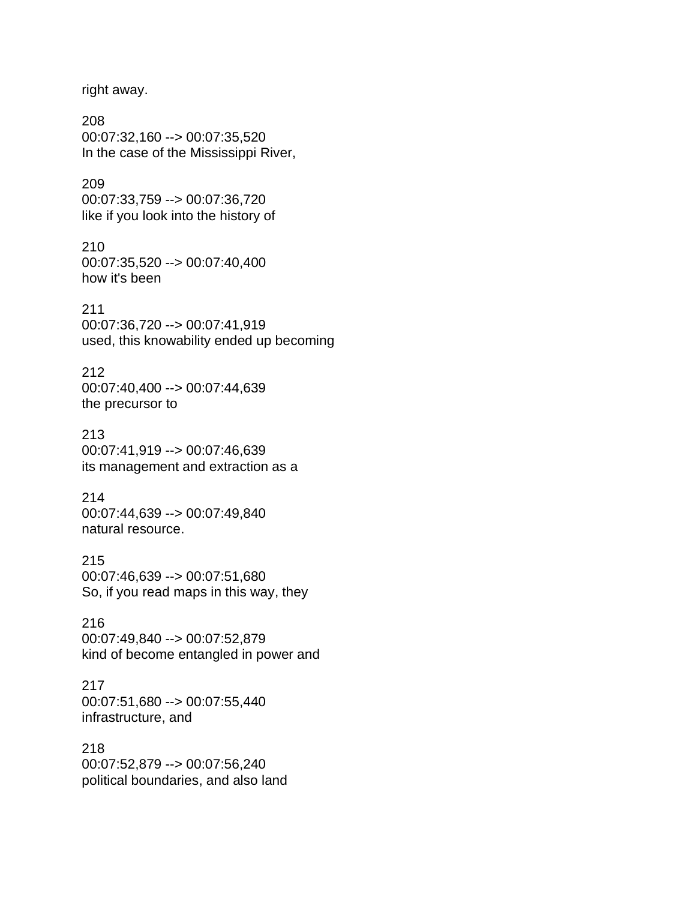right away.

208
00:07:32,160 --> 00:07:35,520
In the case of the Mississippi River,

209
00:07:33,759 --> 00:07:36,720
like if you look into the history of

210
00:07:35,520 --> 00:07:40,400
how it's been

211
00:07:36,720 --> 00:07:41,919
used, this knowability ended up becoming

212
00:07:40,400 --> 00:07:44,639
the precursor to

213
00:07:41,919 --> 00:07:46,639
its management and extraction as a

214
00:07:44,639 --> 00:07:49,840
natural resource.

215
00:07:46,639 --> 00:07:51,680
So, if you read maps in this way, they

216
00:07:49,840 --> 00:07:52,879
kind of become entangled in power and

217
00:07:51,680 --> 00:07:55,440
infrastructure, and

218
00:07:52,879 --> 00:07:56,240
political boundaries, and also land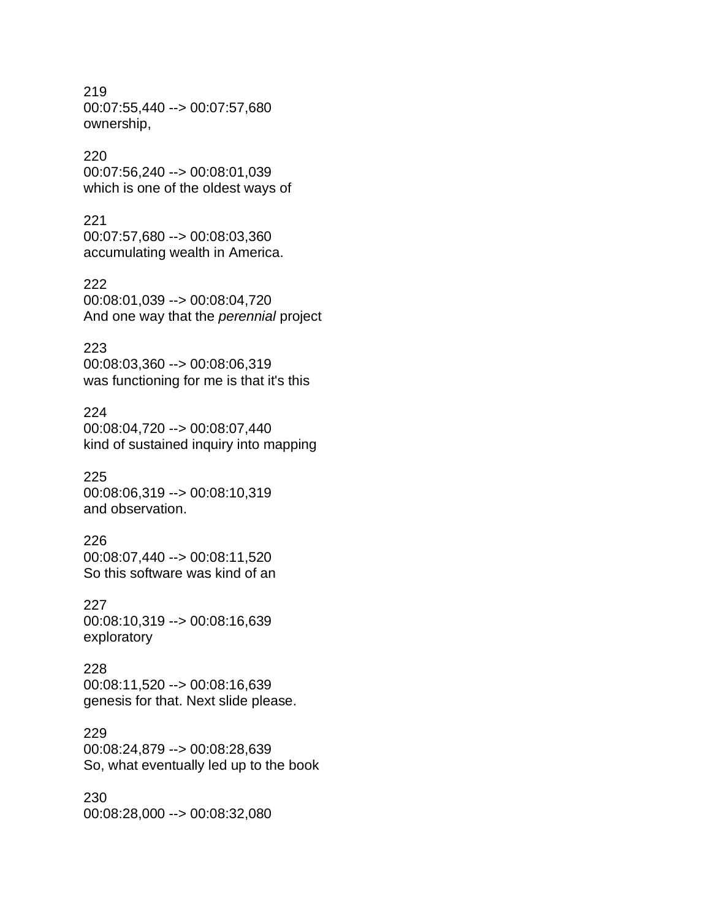219
00:07:55,440 --> 00:07:57,680
ownership,

220
00:07:56,240 --> 00:08:01,039
which is one of the oldest ways of

221
00:07:57,680 --> 00:08:03,360
accumulating wealth in America.

222
00:08:01,039 --> 00:08:04,720
And one way that the *perennial* project

223
00:08:03,360 --> 00:08:06,319
was functioning for me is that it's this

224
00:08:04,720 --> 00:08:07,440
kind of sustained inquiry into mapping

225
00:08:06,319 --> 00:08:10,319
and observation.

226
00:08:07,440 --> 00:08:11,520
So this software was kind of an

227
00:08:10,319 --> 00:08:16,639
exploratory

228
00:08:11,520 --> 00:08:16,639
genesis for that. Next slide please.

229
00:08:24,879 --> 00:08:28,639
So, what eventually led up to the book

230
00:08:28,000 --> 00:08:32,080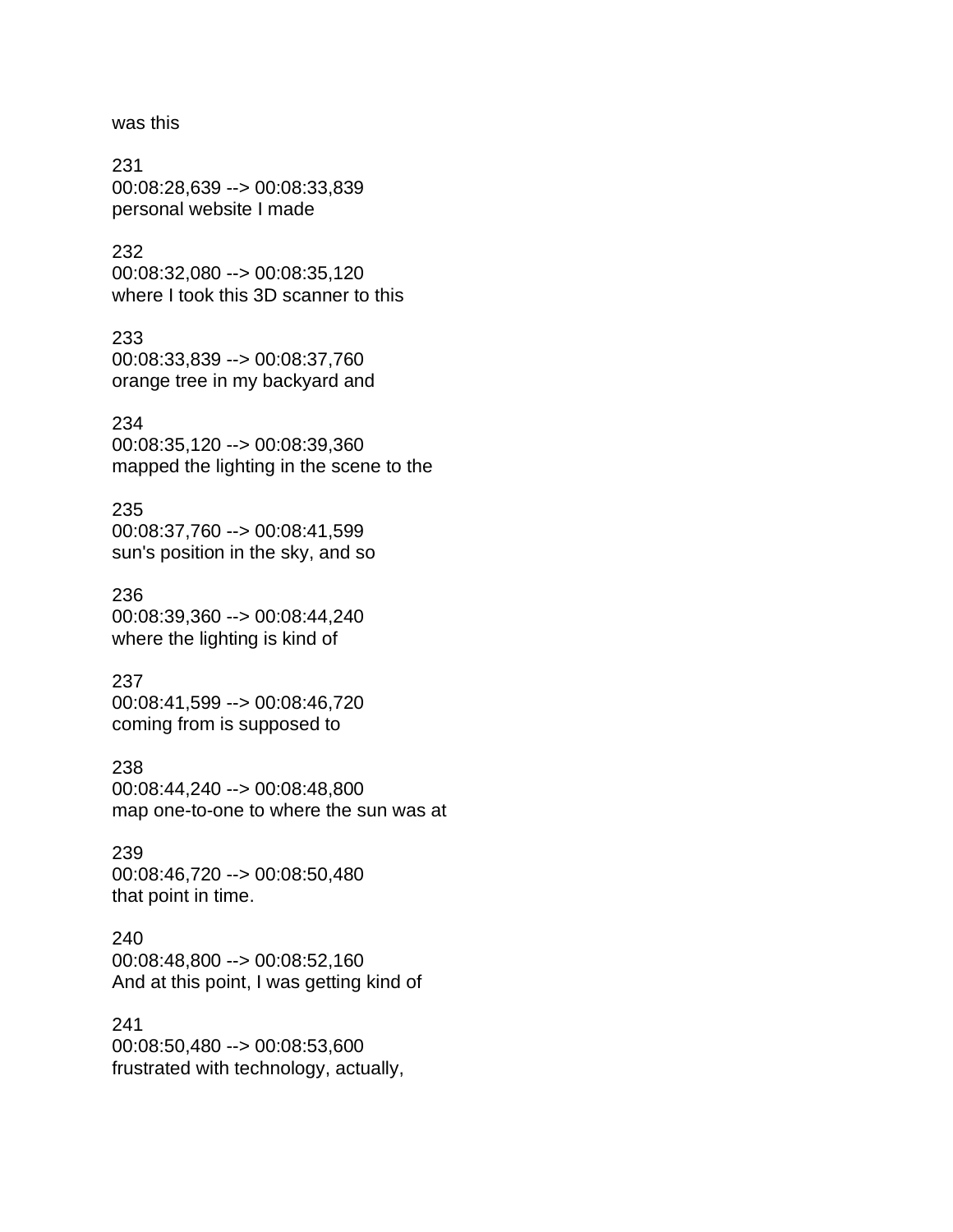was this

231
00:08:28,639 --> 00:08:33,839
personal website I made

232
00:08:32,080 --> 00:08:35,120
where I took this 3D scanner to this

233
00:08:33,839 --> 00:08:37,760
orange tree in my backyard and

234
00:08:35,120 --> 00:08:39,360
mapped the lighting in the scene to the

235
00:08:37,760 --> 00:08:41,599
sun's position in the sky, and so

236
00:08:39,360 --> 00:08:44,240
where the lighting is kind of

237
00:08:41,599 --> 00:08:46,720
coming from is supposed to

238
00:08:44,240 --> 00:08:48,800
map one-to-one to where the sun was at

239
00:08:46,720 --> 00:08:50,480
that point in time.

240
00:08:48,800 --> 00:08:52,160
And at this point, I was getting kind of

241
00:08:50,480 --> 00:08:53,600
frustrated with technology, actually,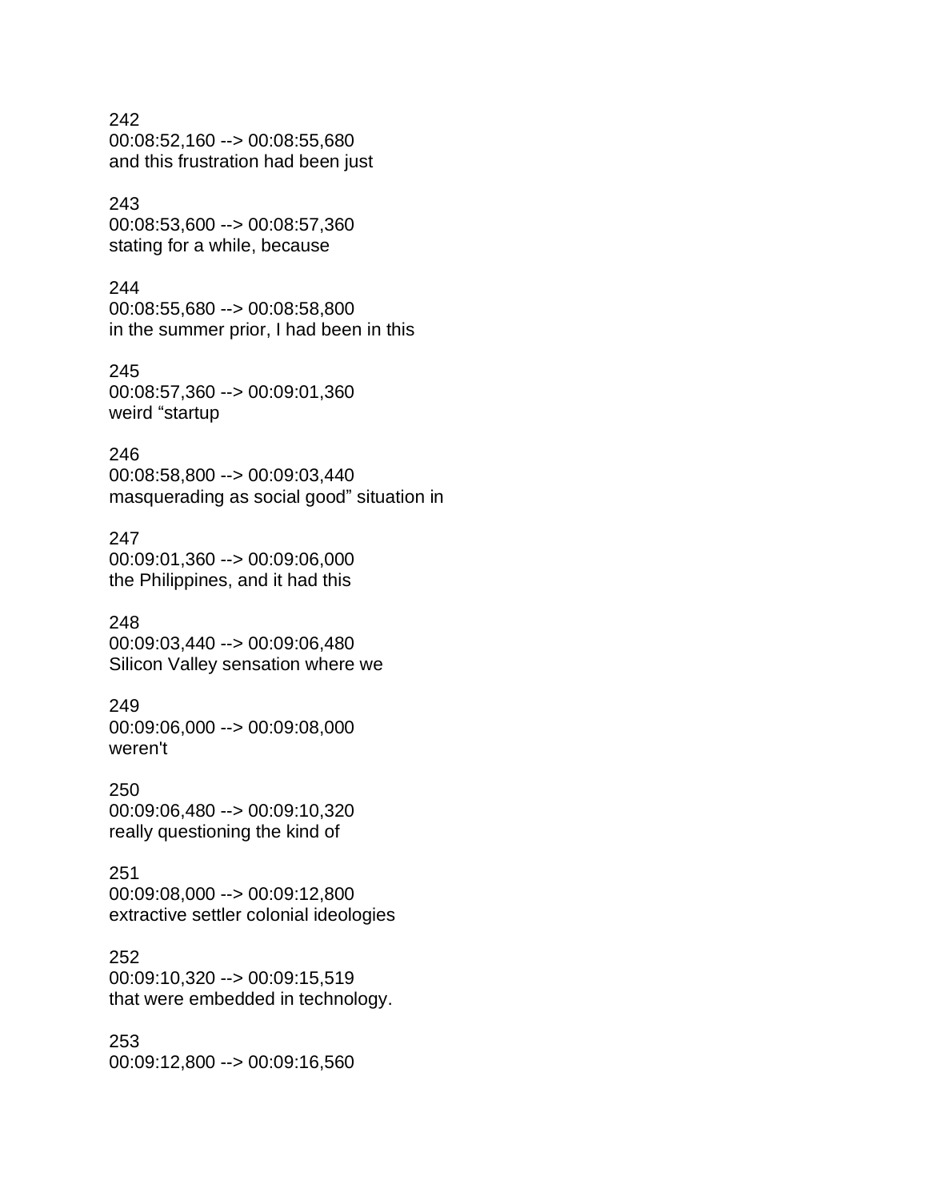242
00:08:52,160 --> 00:08:55,680
and this frustration had been just

243
00:08:53,600 --> 00:08:57,360
stating for a while, because

244
00:08:55,680 --> 00:08:58,800
in the summer prior, I had been in this

245
00:08:57,360 --> 00:09:01,360
weird “startup

246
00:08:58,800 --> 00:09:03,440
masquerading as social good” situation in

247
00:09:01,360 --> 00:09:06,000
the Philippines, and it had this

248
00:09:03,440 --> 00:09:06,480
Silicon Valley sensation where we

249
00:09:06,000 --> 00:09:08,000
weren't

250
00:09:06,480 --> 00:09:10,320
really questioning the kind of

251
00:09:08,000 --> 00:09:12,800
extractive settler colonial ideologies

252
00:09:10,320 --> 00:09:15,519
that were embedded in technology.

253
00:09:12,800 --> 00:09:16,560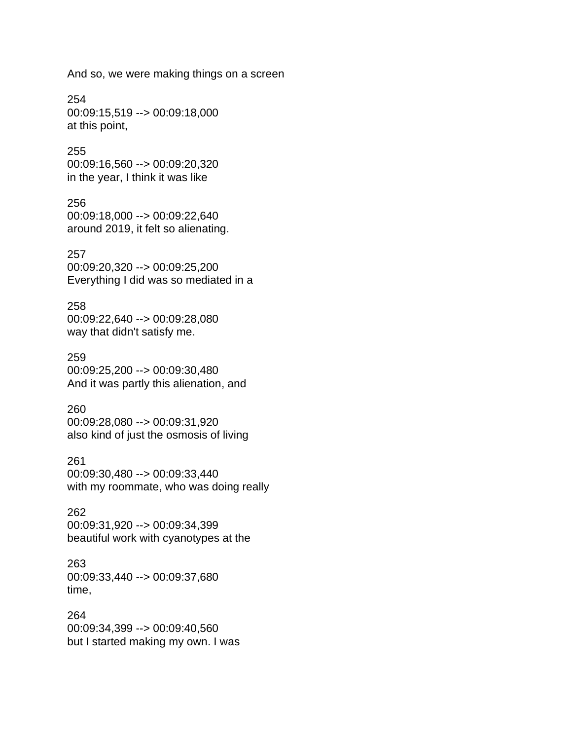And so, we were making things on a screen

254
00:09:15,519 --> 00:09:18,000
at this point,

255
00:09:16,560 --> 00:09:20,320
in the year, I think it was like

256
00:09:18,000 --> 00:09:22,640
around 2019, it felt so alienating.

257
00:09:20,320 --> 00:09:25,200
Everything I did was so mediated in a

258
00:09:22,640 --> 00:09:28,080
way that didn't satisfy me.

259
00:09:25,200 --> 00:09:30,480
And it was partly this alienation, and

260
00:09:28,080 --> 00:09:31,920
also kind of just the osmosis of living

261
00:09:30,480 --> 00:09:33,440
with my roommate, who was doing really

262
00:09:31,920 --> 00:09:34,399
beautiful work with cyanotypes at the

263
00:09:33,440 --> 00:09:37,680
time,

264
00:09:34,399 --> 00:09:40,560
but I started making my own. I was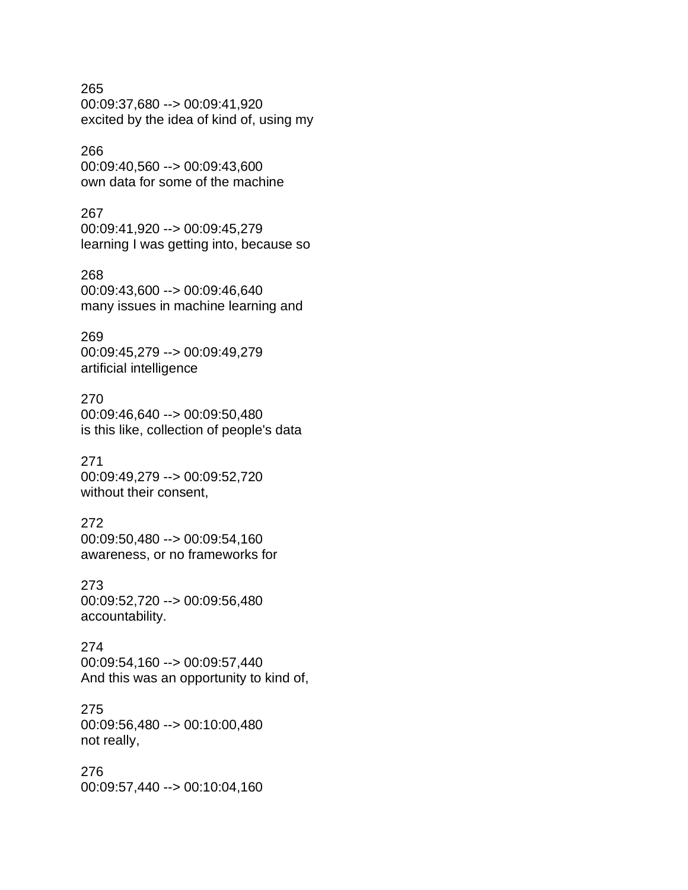265
00:09:37,680 --> 00:09:41,920
excited by the idea of kind of, using my

266
00:09:40,560 --> 00:09:43,600
own data for some of the machine

267
00:09:41,920 --> 00:09:45,279
learning I was getting into, because so

268
00:09:43,600 --> 00:09:46,640
many issues in machine learning and

269
00:09:45,279 --> 00:09:49,279
artificial intelligence

270
00:09:46,640 --> 00:09:50,480
is this like, collection of people's data

271
00:09:49,279 --> 00:09:52,720
without their consent,

272
00:09:50,480 --> 00:09:54,160
awareness, or no frameworks for

273
00:09:52,720 --> 00:09:56,480
accountability.

274
00:09:54,160 --> 00:09:57,440
And this was an opportunity to kind of,

275
00:09:56,480 --> 00:10:00,480
not really,

276
00:09:57,440 --> 00:10:04,160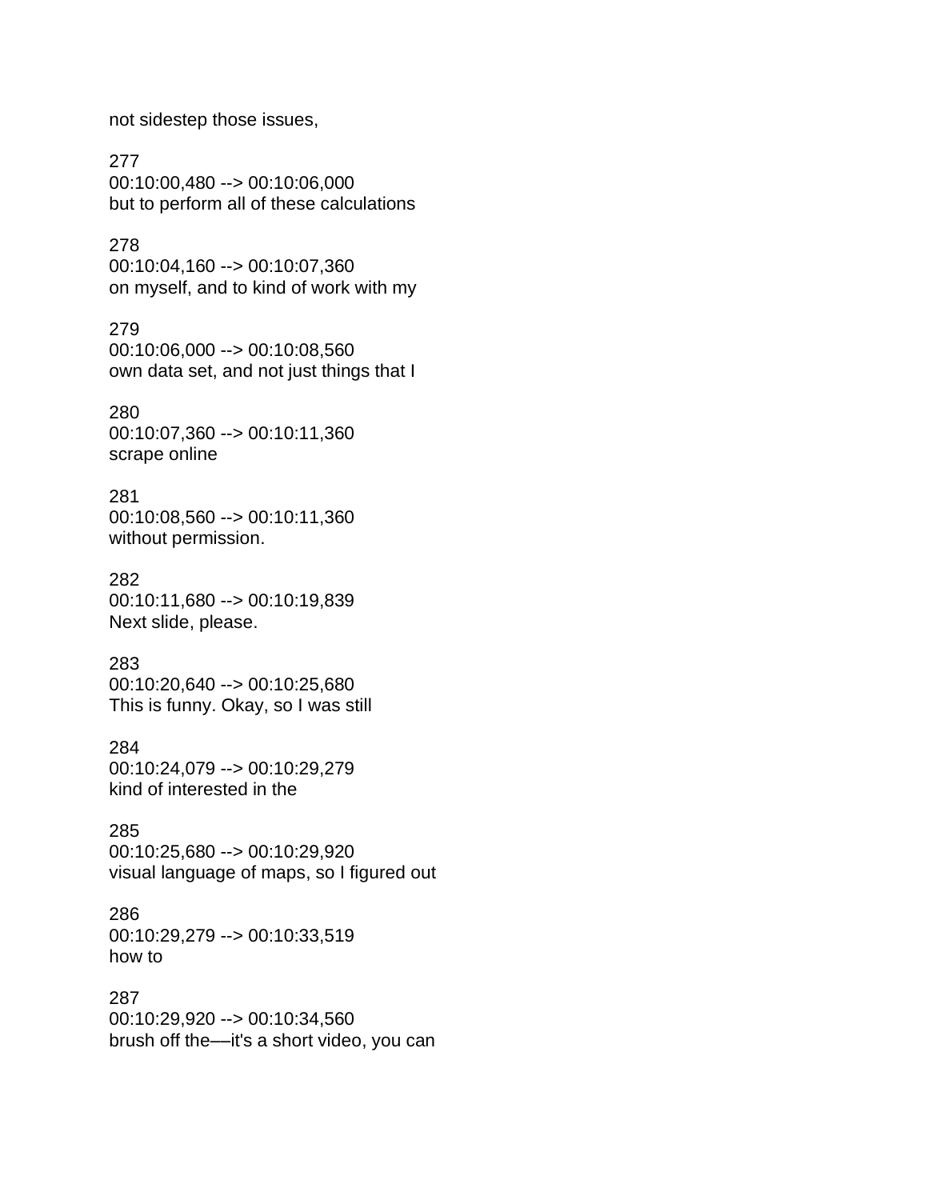not sidestep those issues,

277
00:10:00,480 --> 00:10:06,000
but to perform all of these calculations

278
00:10:04,160 --> 00:10:07,360
on myself, and to kind of work with my

279
00:10:06,000 --> 00:10:08,560
own data set, and not just things that I

280
00:10:07,360 --> 00:10:11,360
scrape online

281
00:10:08,560 --> 00:10:11,360
without permission.

282
00:10:11,680 --> 00:10:19,839
Next slide, please.

283
00:10:20,640 --> 00:10:25,680
This is funny. Okay, so I was still

284
00:10:24,079 --> 00:10:29,279
kind of interested in the

285
00:10:25,680 --> 00:10:29,920
visual language of maps, so I figured out

286
00:10:29,279 --> 00:10:33,519
how to

287
00:10:29,920 --> 00:10:34,560
brush off the—it's a short video, you can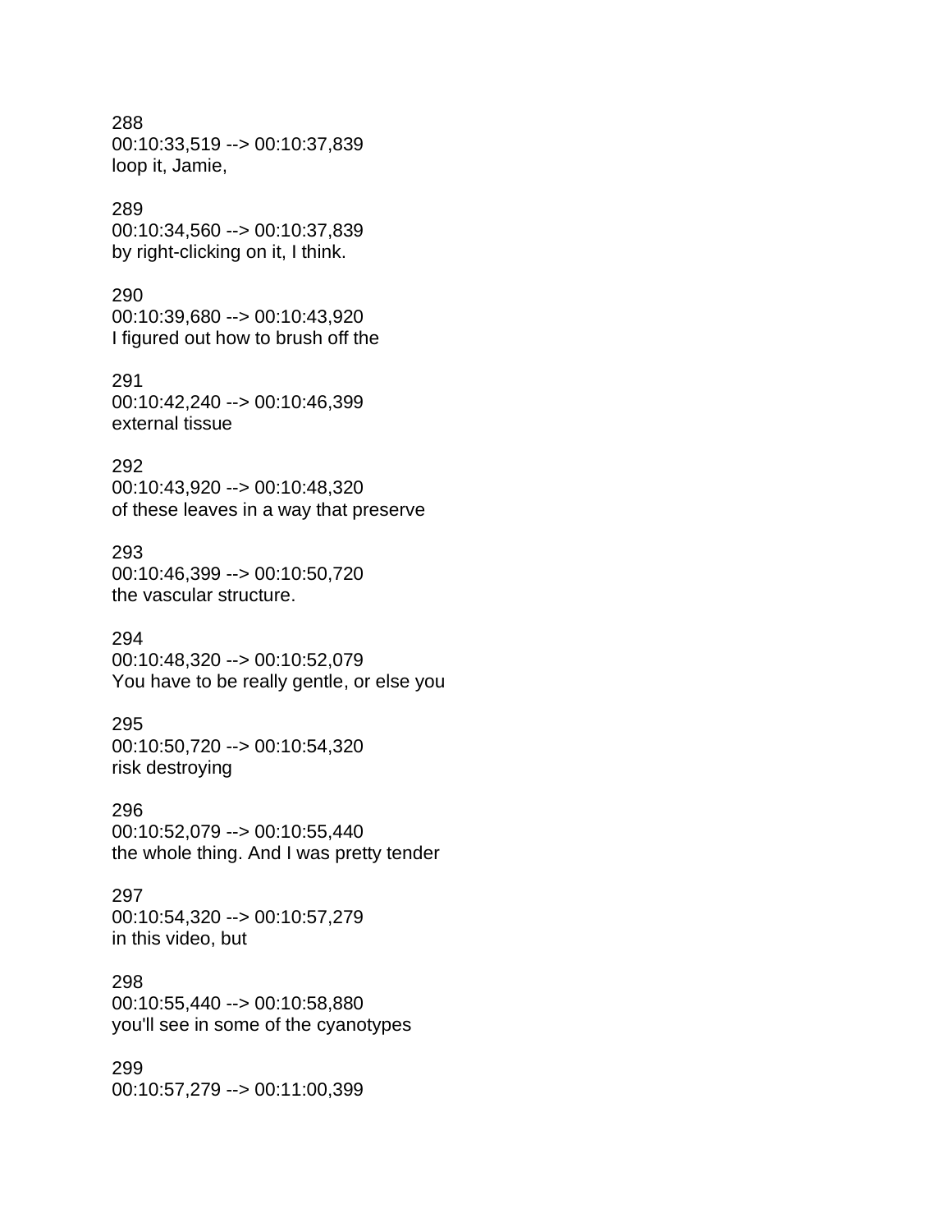288
00:10:33,519 --> 00:10:37,839
loop it, Jamie,

289
00:10:34,560 --> 00:10:37,839
by right-clicking on it, I think.

290
00:10:39,680 --> 00:10:43,920
I figured out how to brush off the

291
00:10:42,240 --> 00:10:46,399
external tissue

292
00:10:43,920 --> 00:10:48,320
of these leaves in a way that preserve

293
00:10:46,399 --> 00:10:50,720
the vascular structure.

294
00:10:48,320 --> 00:10:52,079
You have to be really gentle, or else you

295
00:10:50,720 --> 00:10:54,320
risk destroying

296
00:10:52,079 --> 00:10:55,440
the whole thing. And I was pretty tender

297
00:10:54,320 --> 00:10:57,279
in this video, but

298
00:10:55,440 --> 00:10:58,880
you'll see in some of the cyanotypes

299
00:10:57,279 --> 00:11:00,399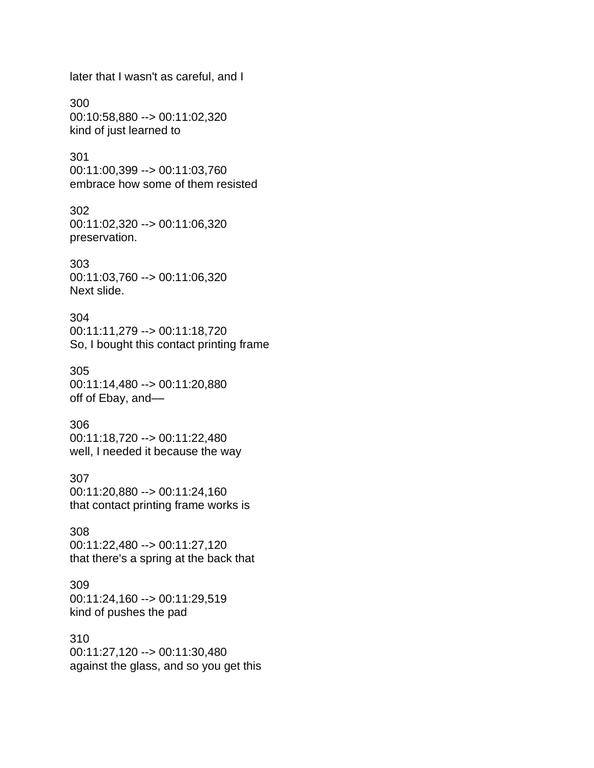later that I wasn't as careful, and I

300
00:10:58,880 --> 00:11:02,320
kind of just learned to

301
00:11:00,399 --> 00:11:03,760
embrace how some of them resisted

302
00:11:02,320 --> 00:11:06,320
preservation.

303
00:11:03,760 --> 00:11:06,320
Next slide.

304
00:11:11,279 --> 00:11:18,720
So, I bought this contact printing frame

305
00:11:14,480 --> 00:11:20,880
off of Ebay, and—

306
00:11:18,720 --> 00:11:22,480
well, I needed it because the way

307
00:11:20,880 --> 00:11:24,160
that contact printing frame works is

308
00:11:22,480 --> 00:11:27,120
that there's a spring at the back that

309
00:11:24,160 --> 00:11:29,519
kind of pushes the pad

310
00:11:27,120 --> 00:11:30,480
against the glass, and so you get this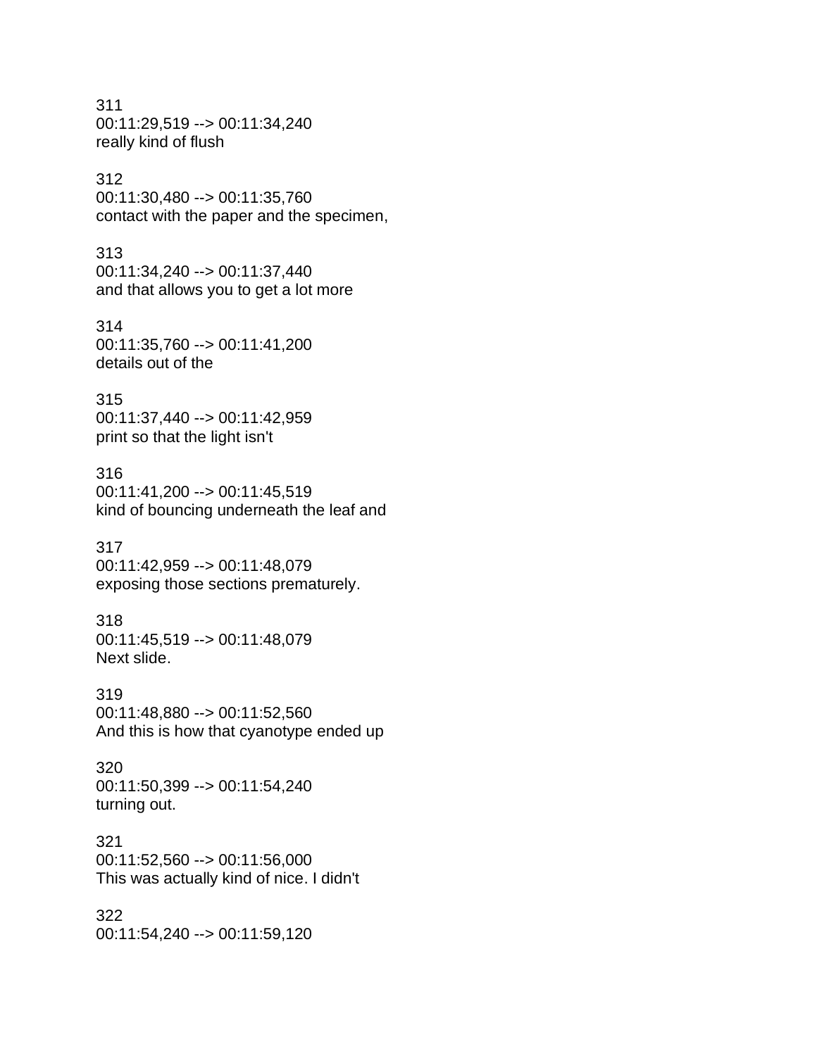311
00:11:29,519 --> 00:11:34,240
really kind of flush

312
00:11:30,480 --> 00:11:35,760
contact with the paper and the specimen,

313
00:11:34,240 --> 00:11:37,440
and that allows you to get a lot more

314
00:11:35,760 --> 00:11:41,200
details out of the

315
00:11:37,440 --> 00:11:42,959
print so that the light isn't

316
00:11:41,200 --> 00:11:45,519
kind of bouncing underneath the leaf and

317
00:11:42,959 --> 00:11:48,079
exposing those sections prematurely.

318
00:11:45,519 --> 00:11:48,079
Next slide.

319
00:11:48,880 --> 00:11:52,560
And this is how that cyanotype ended up

320
00:11:50,399 --> 00:11:54,240
turning out.

321
00:11:52,560 --> 00:11:56,000
This was actually kind of nice. I didn't

322
00:11:54,240 --> 00:11:59,120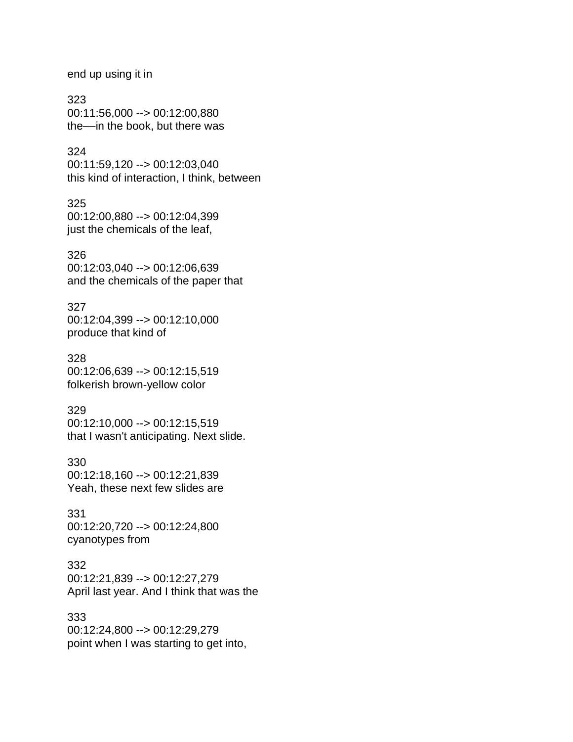end up using it in

323
00:11:56,000 --> 00:12:00,880
the—in the book, but there was

324
00:11:59,120 --> 00:12:03,040
this kind of interaction, I think, between

325
00:12:00,880 --> 00:12:04,399
just the chemicals of the leaf,

326
00:12:03,040 --> 00:12:06,639
and the chemicals of the paper that

327
00:12:04,399 --> 00:12:10,000
produce that kind of

328
00:12:06,639 --> 00:12:15,519
folkerish brown-yellow color

329
00:12:10,000 --> 00:12:15,519
that I wasn't anticipating. Next slide.

330
00:12:18,160 --> 00:12:21,839
Yeah, these next few slides are

331
00:12:20,720 --> 00:12:24,800
cyanotypes from

332
00:12:21,839 --> 00:12:27,279
April last year. And I think that was the

333
00:12:24,800 --> 00:12:29,279
point when I was starting to get into,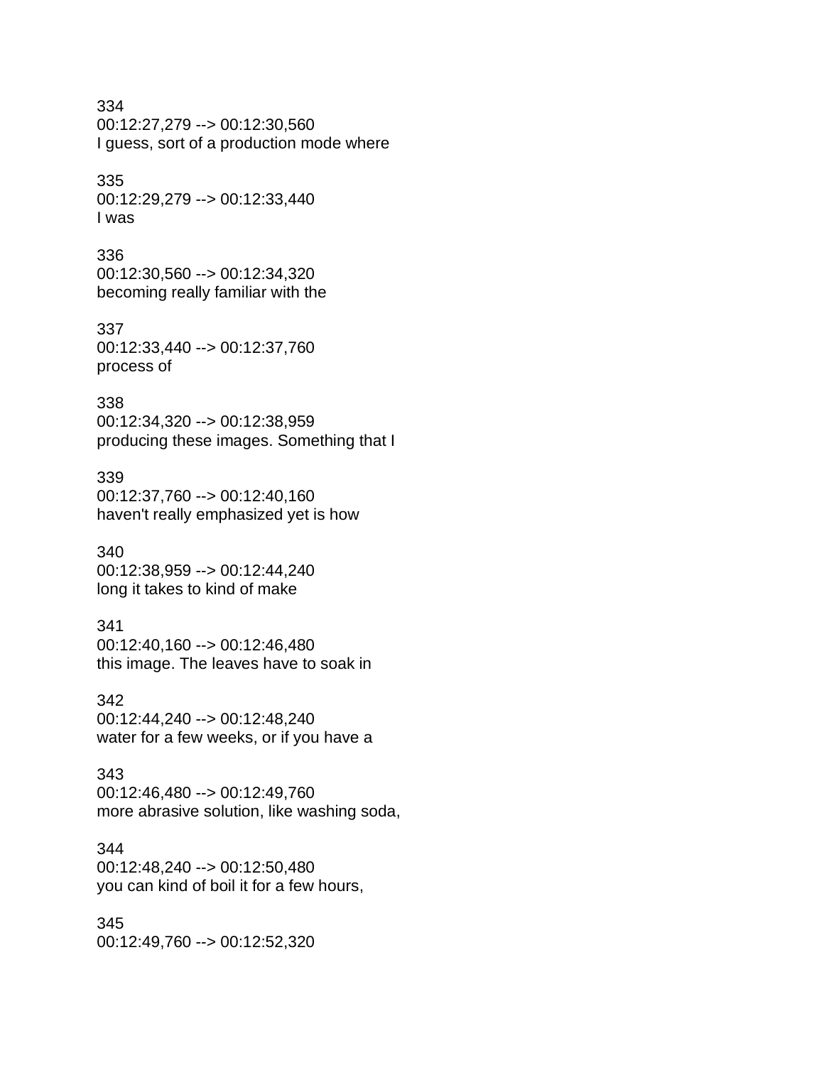334
00:12:27,279 --> 00:12:30,560
I guess, sort of a production mode where

335
00:12:29,279 --> 00:12:33,440
I was

336
00:12:30,560 --> 00:12:34,320
becoming really familiar with the

337
00:12:33,440 --> 00:12:37,760
process of

338
00:12:34,320 --> 00:12:38,959
producing these images. Something that I

339
00:12:37,760 --> 00:12:40,160
haven't really emphasized yet is how

340
00:12:38,959 --> 00:12:44,240
long it takes to kind of make

341
00:12:40,160 --> 00:12:46,480
this image. The leaves have to soak in

342
00:12:44,240 --> 00:12:48,240
water for a few weeks, or if you have a

343
00:12:46,480 --> 00:12:49,760
more abrasive solution, like washing soda,

344
00:12:48,240 --> 00:12:50,480
you can kind of boil it for a few hours,

345
00:12:49,760 --> 00:12:52,320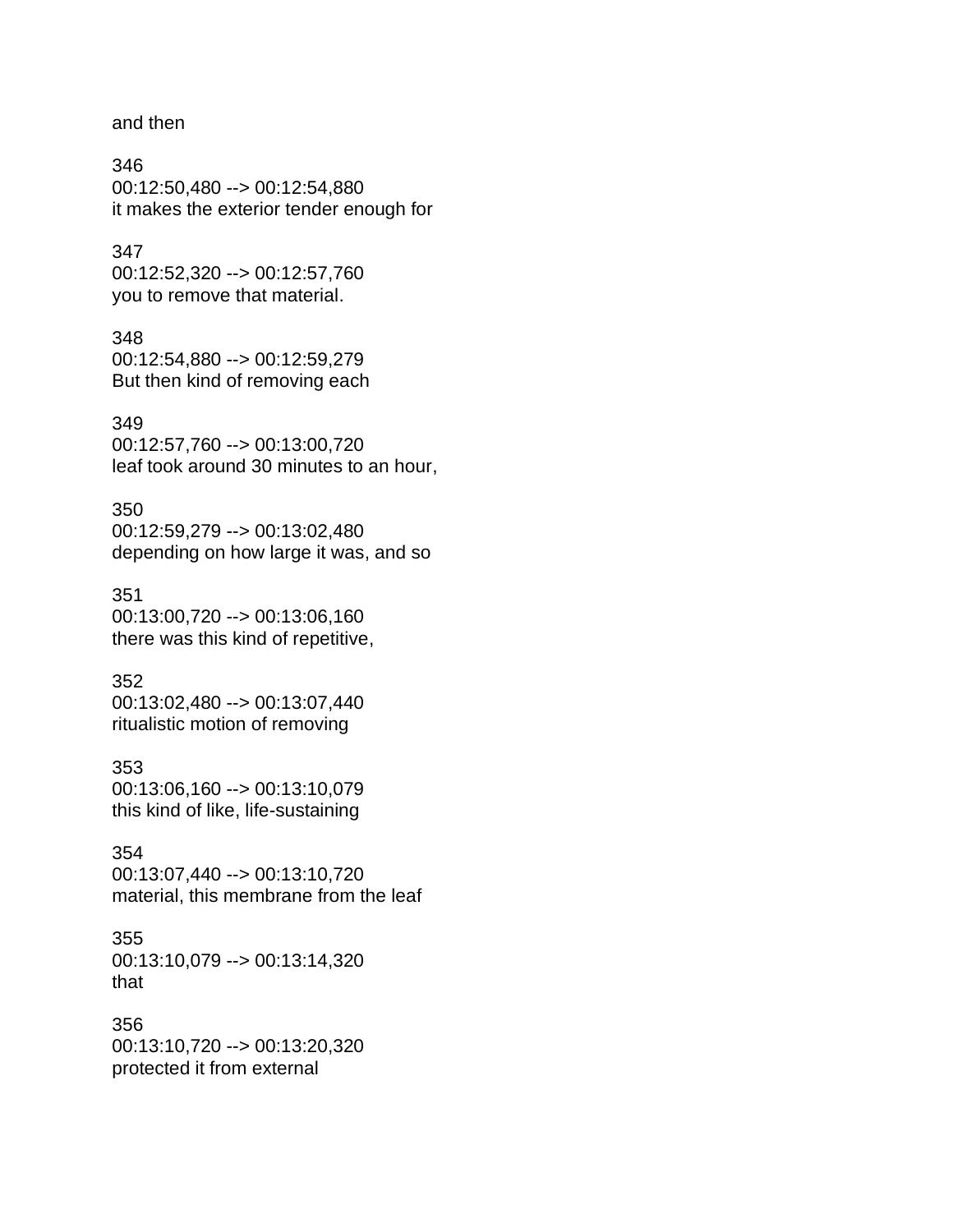and then

346
00:12:50,480 --> 00:12:54,880
it makes the exterior tender enough for

347
00:12:52,320 --> 00:12:57,760
you to remove that material.

348
00:12:54,880 --> 00:12:59,279
But then kind of removing each

349
00:12:57,760 --> 00:13:00,720
leaf took around 30 minutes to an hour,

350
00:12:59,279 --> 00:13:02,480
depending on how large it was, and so

351
00:13:00,720 --> 00:13:06,160
there was this kind of repetitive,

352
00:13:02,480 --> 00:13:07,440
ritualistic motion of removing

353
00:13:06,160 --> 00:13:10,079
this kind of like, life-sustaining

354
00:13:07,440 --> 00:13:10,720
material, this membrane from the leaf

355
00:13:10,079 --> 00:13:14,320
that

356
00:13:10,720 --> 00:13:20,320
protected it from external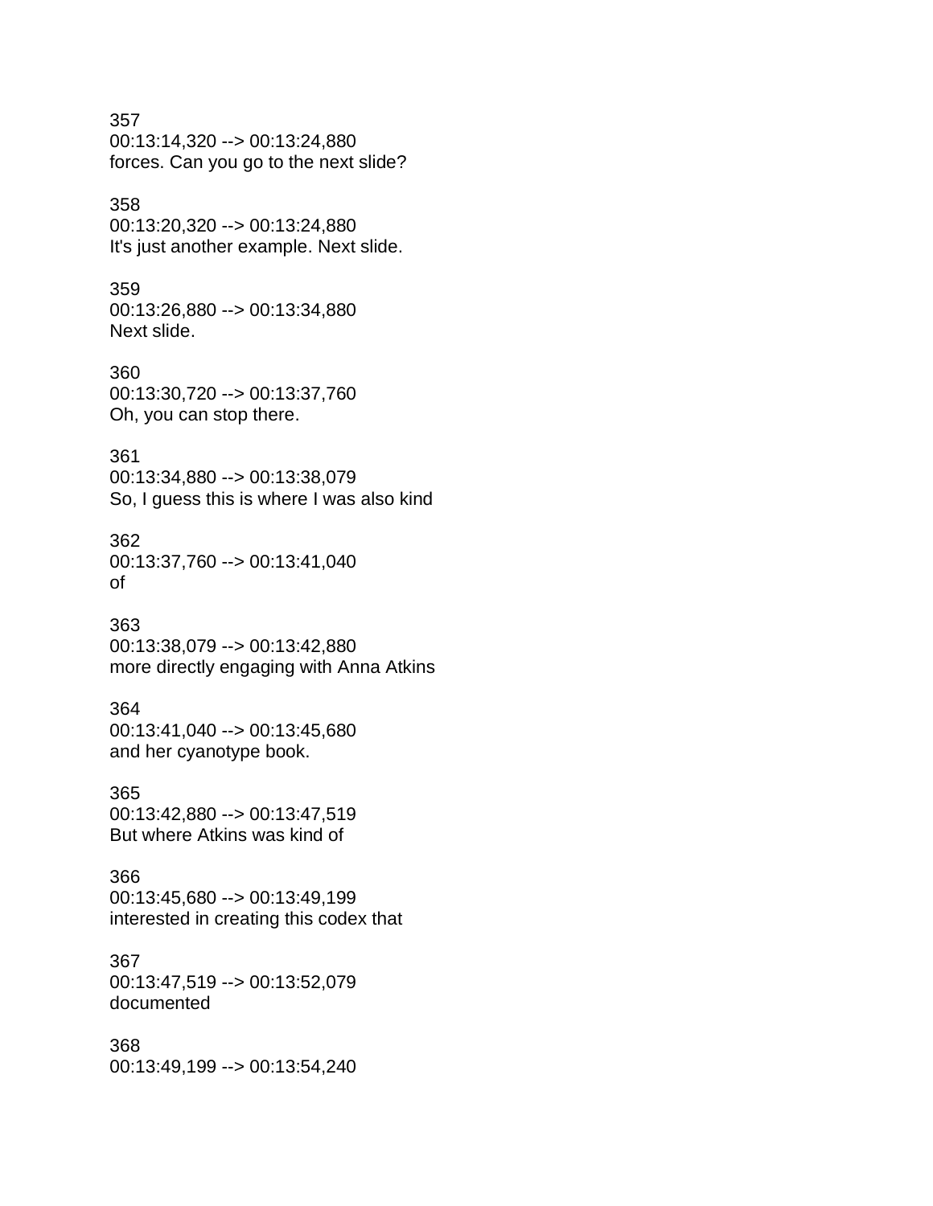357
00:13:14,320 --> 00:13:24,880
forces. Can you go to the next slide?

358
00:13:20,320 --> 00:13:24,880
It's just another example. Next slide.

359
00:13:26,880 --> 00:13:34,880
Next slide.

360
00:13:30,720 --> 00:13:37,760
Oh, you can stop there.

361
00:13:34,880 --> 00:13:38,079
So, I guess this is where I was also kind

362
00:13:37,760 --> 00:13:41,040
of

363
00:13:38,079 --> 00:13:42,880
more directly engaging with Anna Atkins

364
00:13:41,040 --> 00:13:45,680
and her cyanotype book.

365
00:13:42,880 --> 00:13:47,519
But where Atkins was kind of

366
00:13:45,680 --> 00:13:49,199
interested in creating this codex that

367
00:13:47,519 --> 00:13:52,079
documented

368
00:13:49,199 --> 00:13:54,240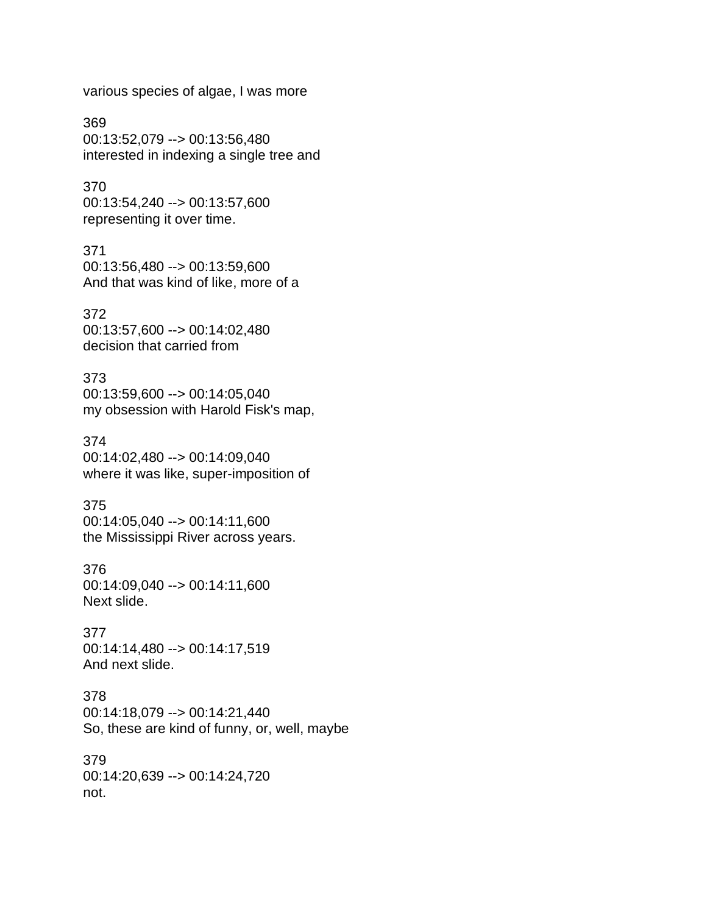various species of algae, I was more

369
00:13:52,079 --> 00:13:56,480
interested in indexing a single tree and

370
00:13:54,240 --> 00:13:57,600
representing it over time.

371
00:13:56,480 --> 00:13:59,600
And that was kind of like, more of a

372
00:13:57,600 --> 00:14:02,480
decision that carried from

373
00:13:59,600 --> 00:14:05,040
my obsession with Harold Fisk's map,

374
00:14:02,480 --> 00:14:09,040
where it was like, super-imposition of

375
00:14:05,040 --> 00:14:11,600
the Mississippi River across years.

376
00:14:09,040 --> 00:14:11,600
Next slide.

377
00:14:14,480 --> 00:14:17,519
And next slide.

378
00:14:18,079 --> 00:14:21,440
So, these are kind of funny, or, well, maybe

379
00:14:20,639 --> 00:14:24,720
not.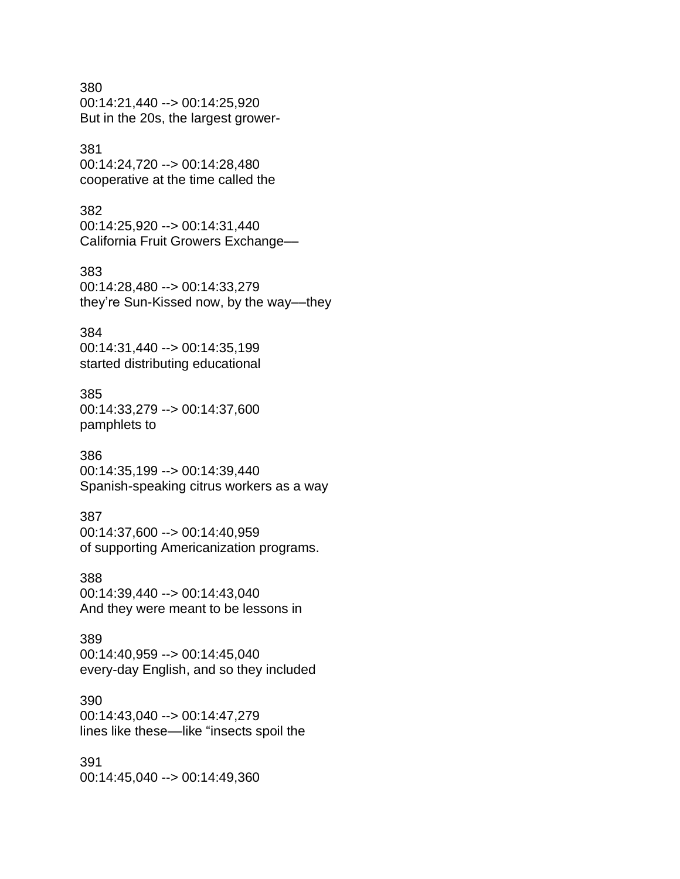380
00:14:21,440 --> 00:14:25,920
But in the 20s, the largest grower-

381
00:14:24,720 --> 00:14:28,480
cooperative at the time called the

382
00:14:25,920 --> 00:14:31,440
California Fruit Growers Exchange—

383
00:14:28,480 --> 00:14:33,279
they're Sun-Kissed now, by the way—they

384
00:14:31,440 --> 00:14:35,199
started distributing educational

385
00:14:33,279 --> 00:14:37,600
pamphlets to

386
00:14:35,199 --> 00:14:39,440
Spanish-speaking citrus workers as a way

387
00:14:37,600 --> 00:14:40,959
of supporting Americanization programs.

388
00:14:39,440 --> 00:14:43,040
And they were meant to be lessons in

389
00:14:40,959 --> 00:14:45,040
every-day English, and so they included

390
00:14:43,040 --> 00:14:47,279
lines like these—like "insects spoil the

391
00:14:45,040 --> 00:14:49,360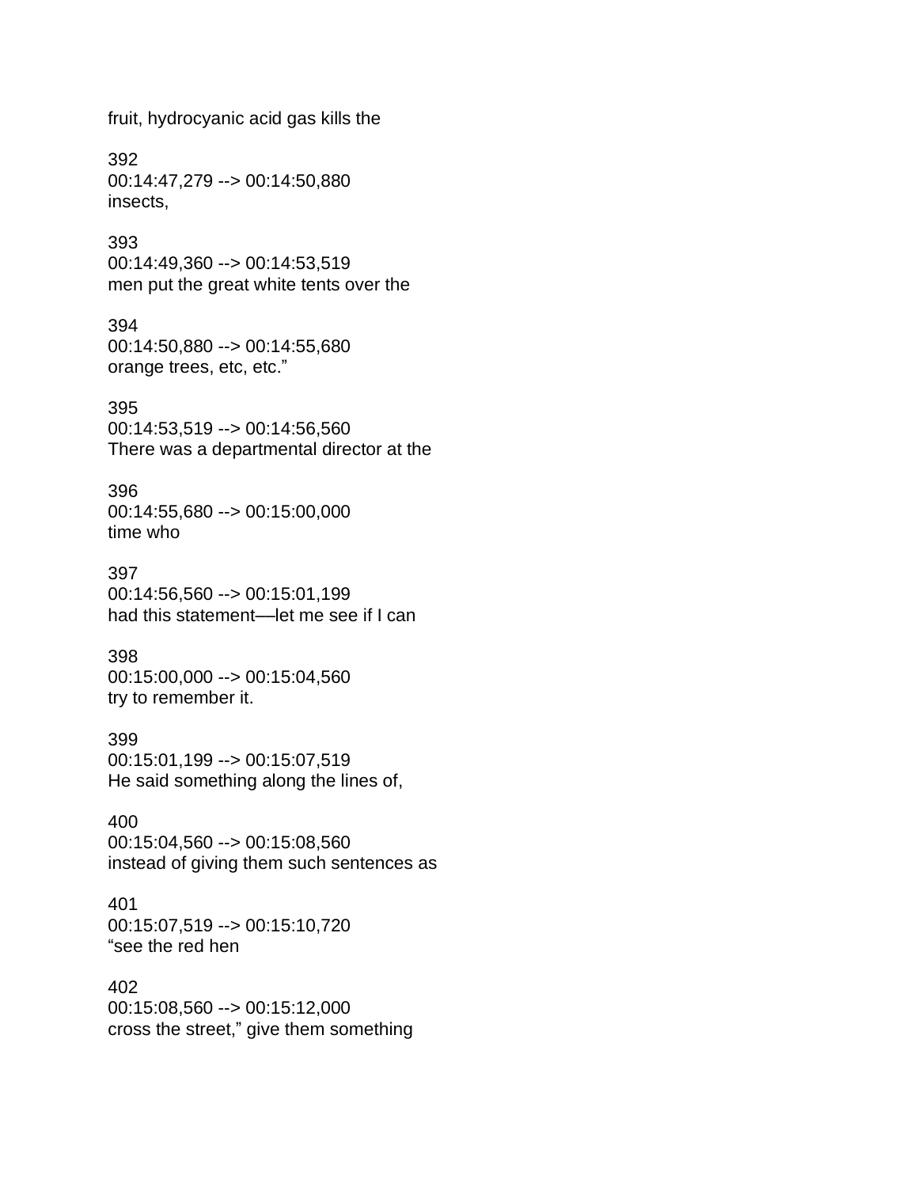fruit, hydrocyanic acid gas kills the

392
00:14:47,279 --> 00:14:50,880
insects,

393
00:14:49,360 --> 00:14:53,519
men put the great white tents over the

394
00:14:50,880 --> 00:14:55,680
orange trees, etc, etc.”

395
00:14:53,519 --> 00:14:56,560
There was a departmental director at the

396
00:14:55,680 --> 00:15:00,000
time who

397
00:14:56,560 --> 00:15:01,199
had this statement—let me see if I can

398
00:15:00,000 --> 00:15:04,560
try to remember it.

399
00:15:01,199 --> 00:15:07,519
He said something along the lines of,

400
00:15:04,560 --> 00:15:08,560
instead of giving them such sentences as

401
00:15:07,519 --> 00:15:10,720
“see the red hen

402
00:15:08,560 --> 00:15:12,000
cross the street,” give them something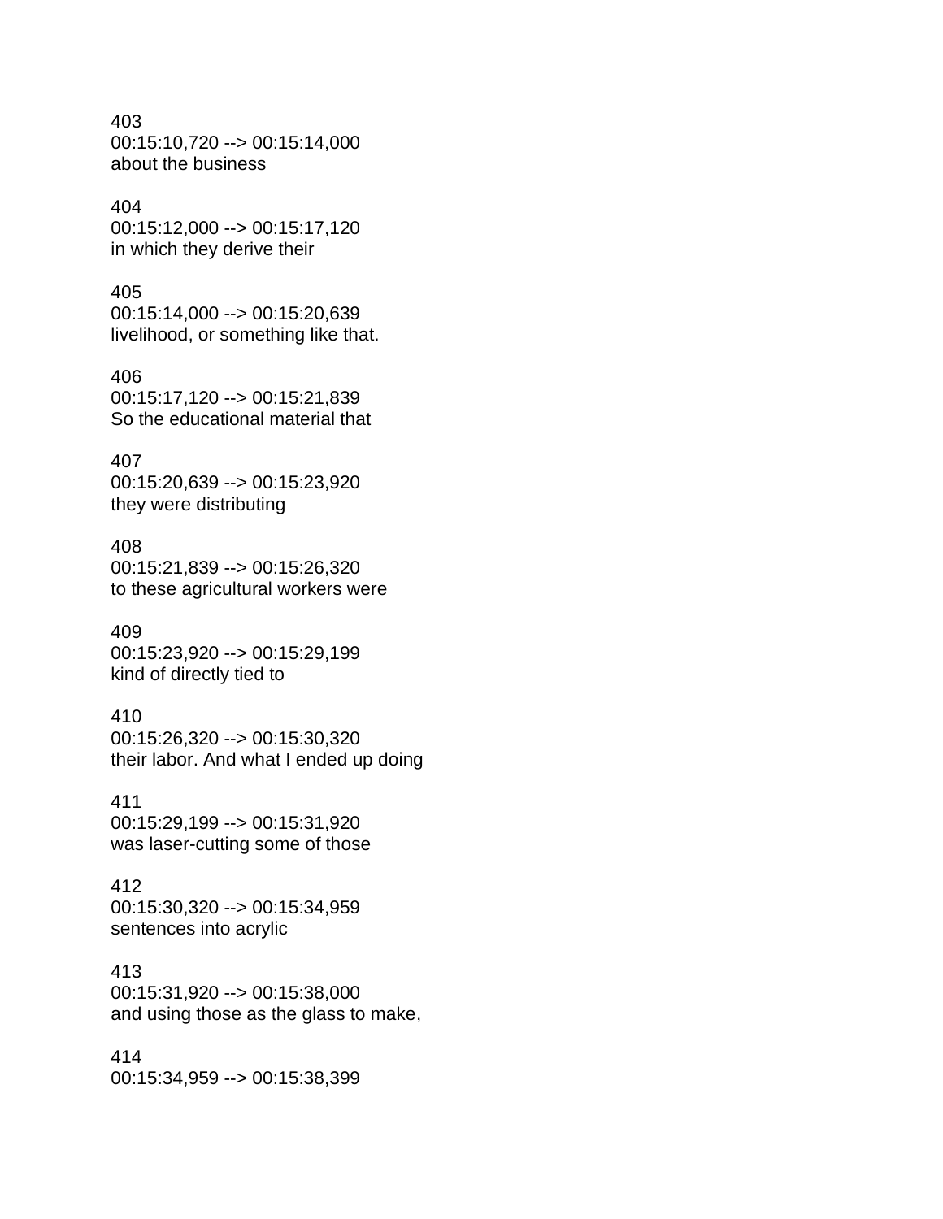403
00:15:10,720 --> 00:15:14,000
about the business

404
00:15:12,000 --> 00:15:17,120
in which they derive their

405
00:15:14,000 --> 00:15:20,639
livelihood, or something like that.

406
00:15:17,120 --> 00:15:21,839
So the educational material that

407
00:15:20,639 --> 00:15:23,920
they were distributing

408
00:15:21,839 --> 00:15:26,320
to these agricultural workers were

409
00:15:23,920 --> 00:15:29,199
kind of directly tied to

410
00:15:26,320 --> 00:15:30,320
their labor. And what I ended up doing

411
00:15:29,199 --> 00:15:31,920
was laser-cutting some of those

412
00:15:30,320 --> 00:15:34,959
sentences into acrylic

413
00:15:31,920 --> 00:15:38,000
and using those as the glass to make,

414
00:15:34,959 --> 00:15:38,399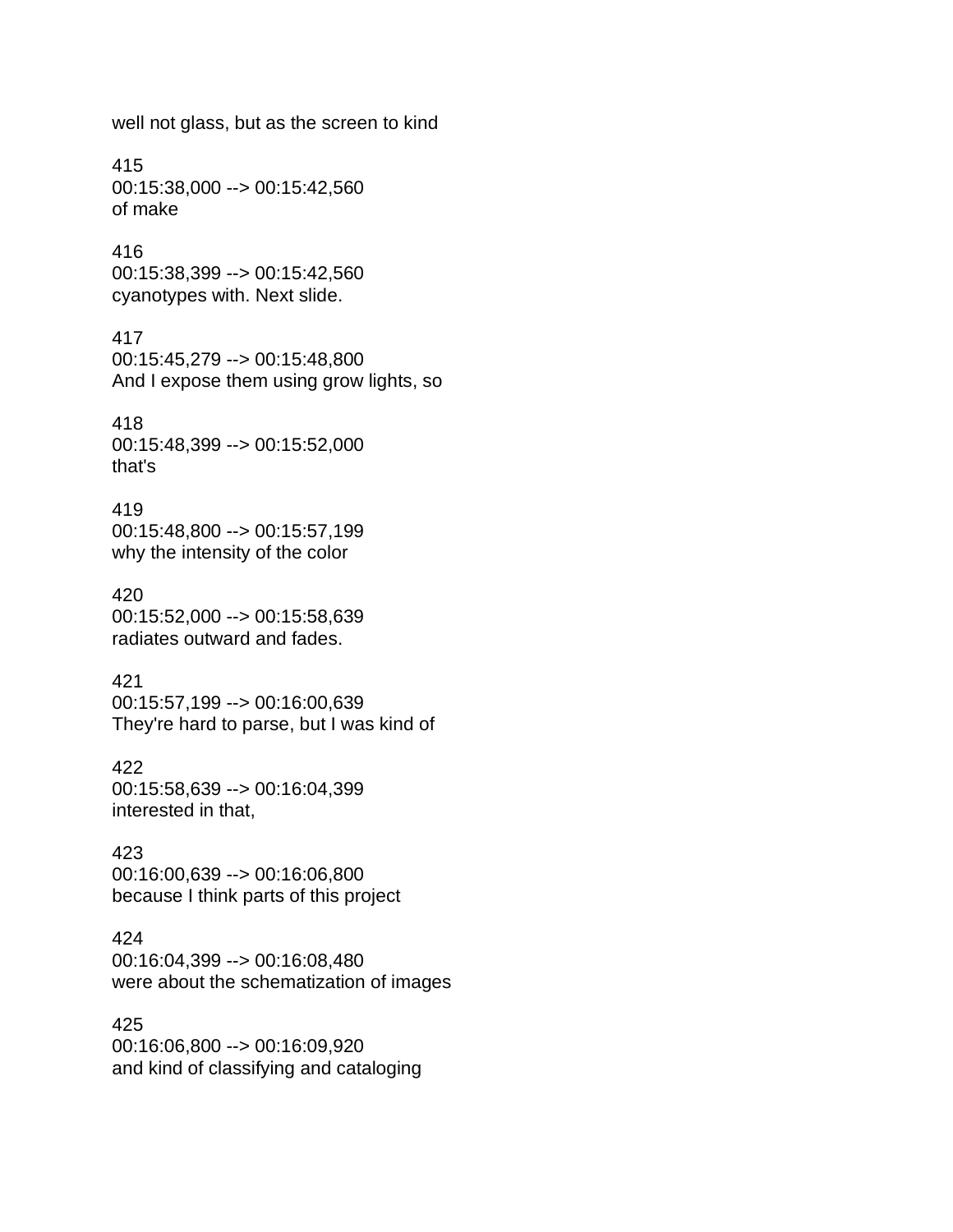well not glass, but as the screen to kind

415
00:15:38,000 --> 00:15:42,560
of make

416
00:15:38,399 --> 00:15:42,560
cyanotypes with. Next slide.

417
00:15:45,279 --> 00:15:48,800
And I expose them using grow lights, so

418
00:15:48,399 --> 00:15:52,000
that's

419
00:15:48,800 --> 00:15:57,199
why the intensity of the color

420
00:15:52,000 --> 00:15:58,639
radiates outward and fades.

421
00:15:57,199 --> 00:16:00,639
They're hard to parse, but I was kind of

422
00:15:58,639 --> 00:16:04,399
interested in that,

423
00:16:00,639 --> 00:16:06,800
because I think parts of this project

424
00:16:04,399 --> 00:16:08,480
were about the schematization of images

425
00:16:06,800 --> 00:16:09,920
and kind of classifying and cataloging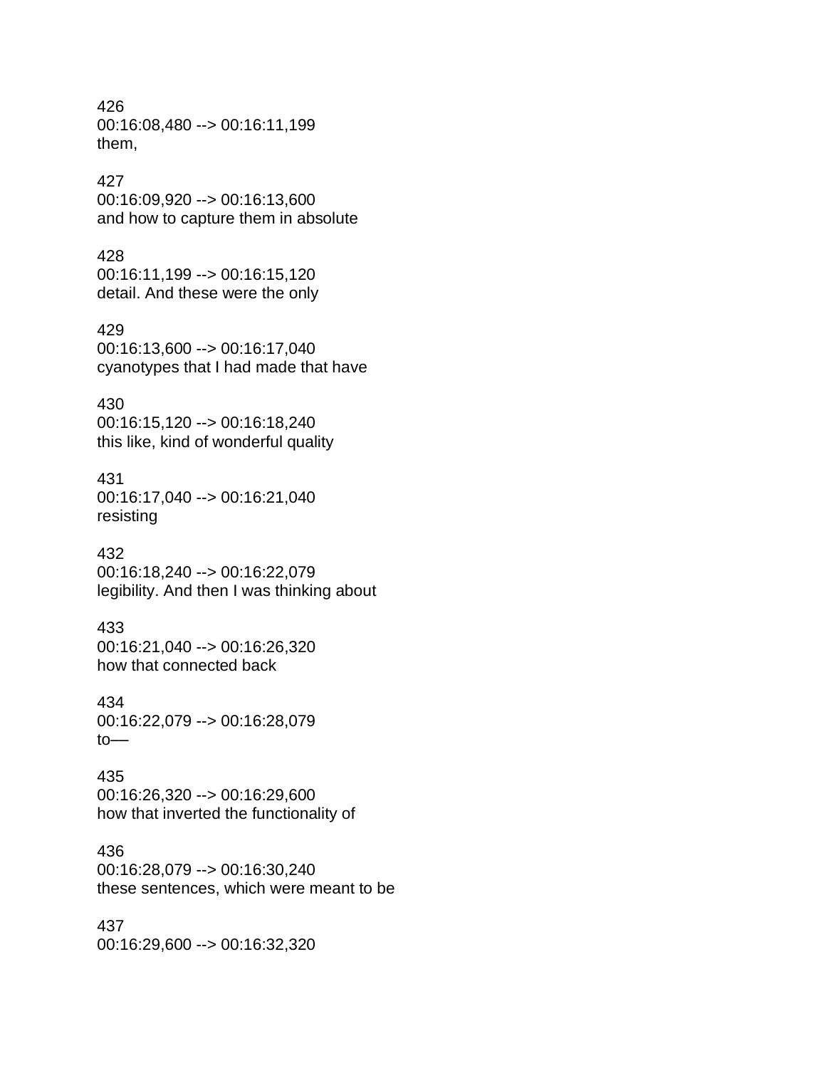426
00:16:08,480 --> 00:16:11,199
them,

427
00:16:09,920 --> 00:16:13,600
and how to capture them in absolute

428
00:16:11,199 --> 00:16:15,120
detail. And these were the only

429
00:16:13,600 --> 00:16:17,040
cyanotypes that I had made that have

430
00:16:15,120 --> 00:16:18,240
this like, kind of wonderful quality

431
00:16:17,040 --> 00:16:21,040
resisting

432
00:16:18,240 --> 00:16:22,079
legibility. And then I was thinking about

433
00:16:21,040 --> 00:16:26,320
how that connected back

434
00:16:22,079 --> 00:16:28,079
to—

435
00:16:26,320 --> 00:16:29,600
how that inverted the functionality of

436
00:16:28,079 --> 00:16:30,240
these sentences, which were meant to be

437
00:16:29,600 --> 00:16:32,320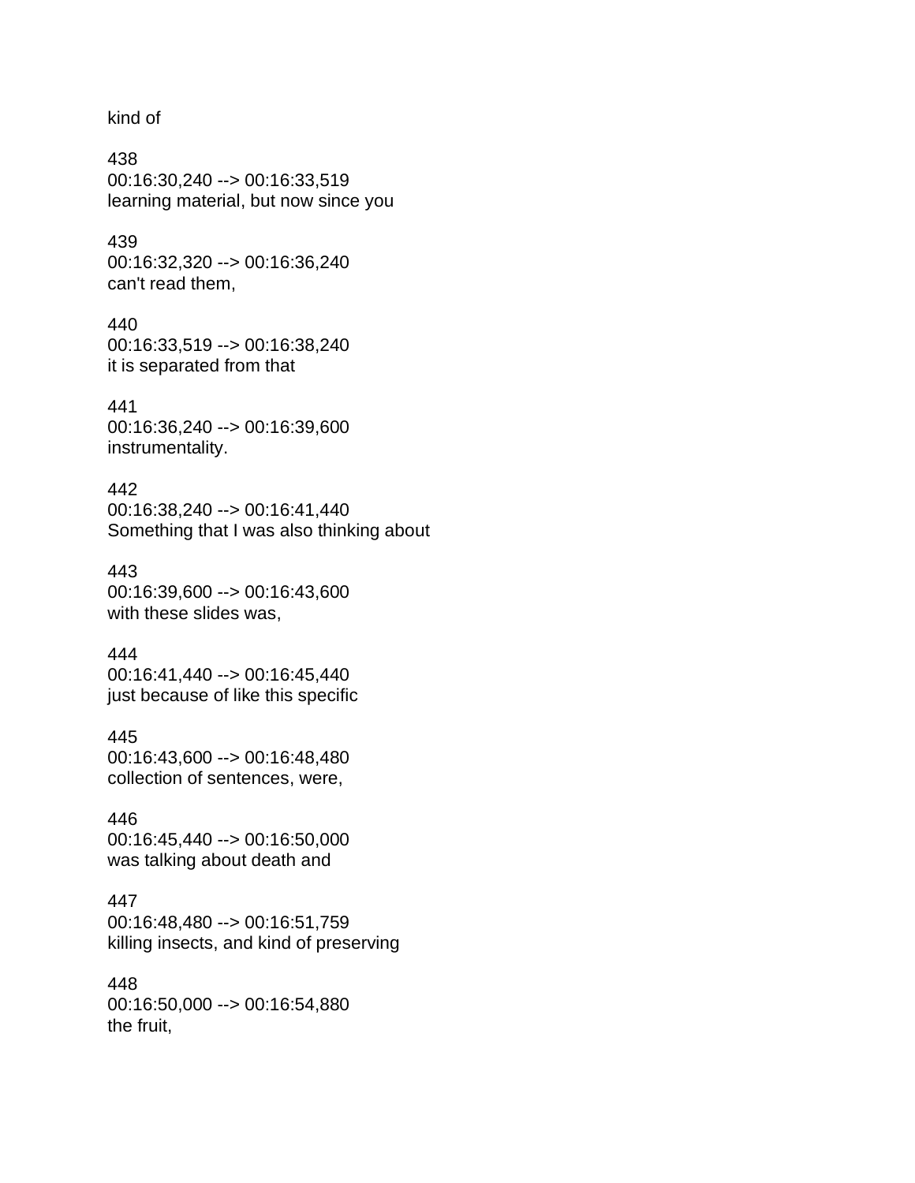kind of

438
00:16:30,240 --> 00:16:33,519
learning material, but now since you

439
00:16:32,320 --> 00:16:36,240
can't read them,

440
00:16:33,519 --> 00:16:38,240
it is separated from that

441
00:16:36,240 --> 00:16:39,600
instrumentality.

442
00:16:38,240 --> 00:16:41,440
Something that I was also thinking about

443
00:16:39,600 --> 00:16:43,600
with these slides was,

444
00:16:41,440 --> 00:16:45,440
just because of like this specific

445
00:16:43,600 --> 00:16:48,480
collection of sentences, were,

446
00:16:45,440 --> 00:16:50,000
was talking about death and

447
00:16:48,480 --> 00:16:51,759
killing insects, and kind of preserving

448
00:16:50,000 --> 00:16:54,880
the fruit,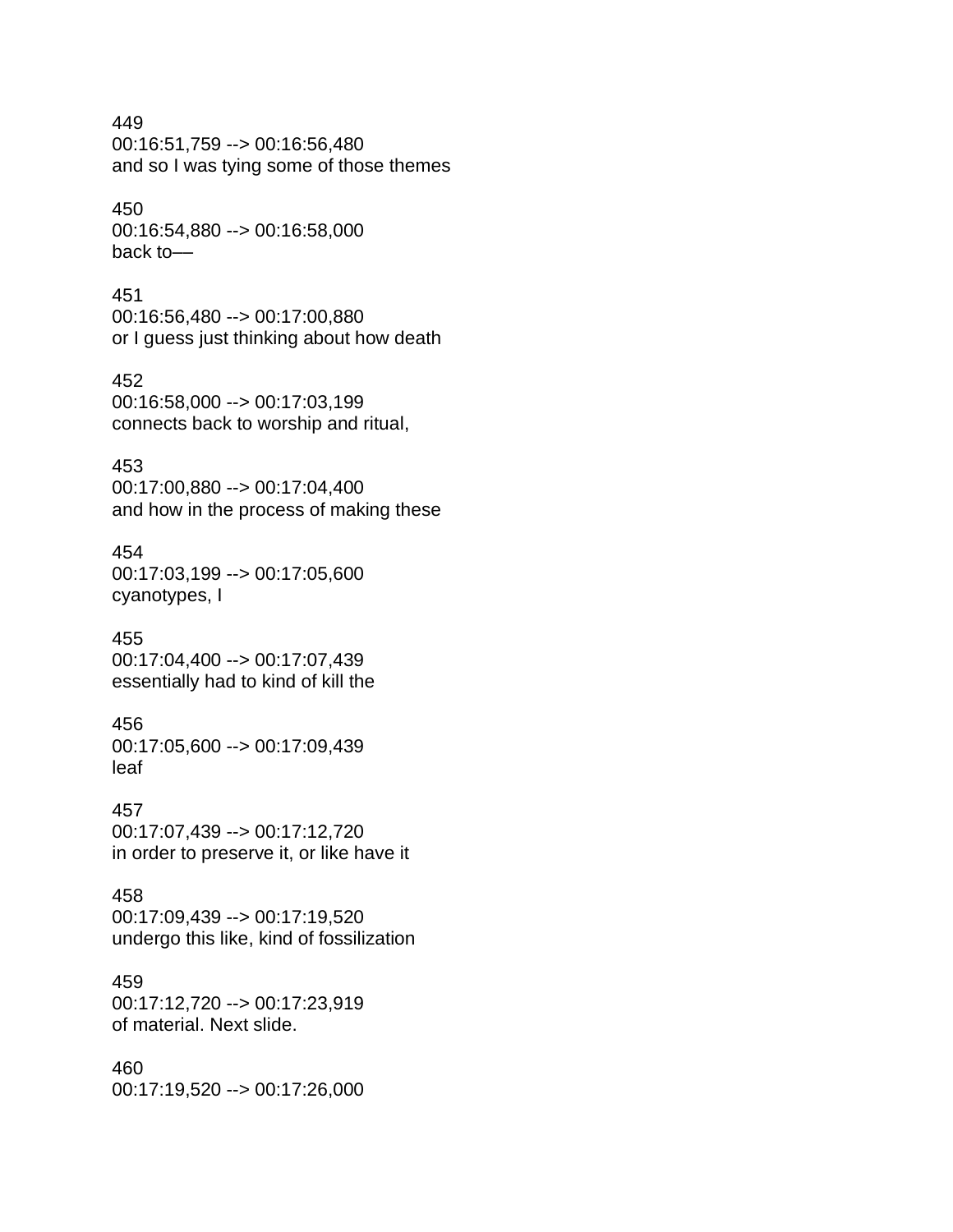449
00:16:51,759 --> 00:16:56,480
and so I was tying some of those themes

450
00:16:54,880 --> 00:16:58,000
back to—

451
00:16:56,480 --> 00:17:00,880
or I guess just thinking about how death

452
00:16:58,000 --> 00:17:03,199
connects back to worship and ritual,

453
00:17:00,880 --> 00:17:04,400
and how in the process of making these

454
00:17:03,199 --> 00:17:05,600
cyanotypes, I

455
00:17:04,400 --> 00:17:07,439
essentially had to kind of kill the

456
00:17:05,600 --> 00:17:09,439
leaf

457
00:17:07,439 --> 00:17:12,720
in order to preserve it, or like have it

458
00:17:09,439 --> 00:17:19,520
undergo this like, kind of fossilization

459
00:17:12,720 --> 00:17:23,919
of material. Next slide.

460
00:17:19,520 --> 00:17:26,000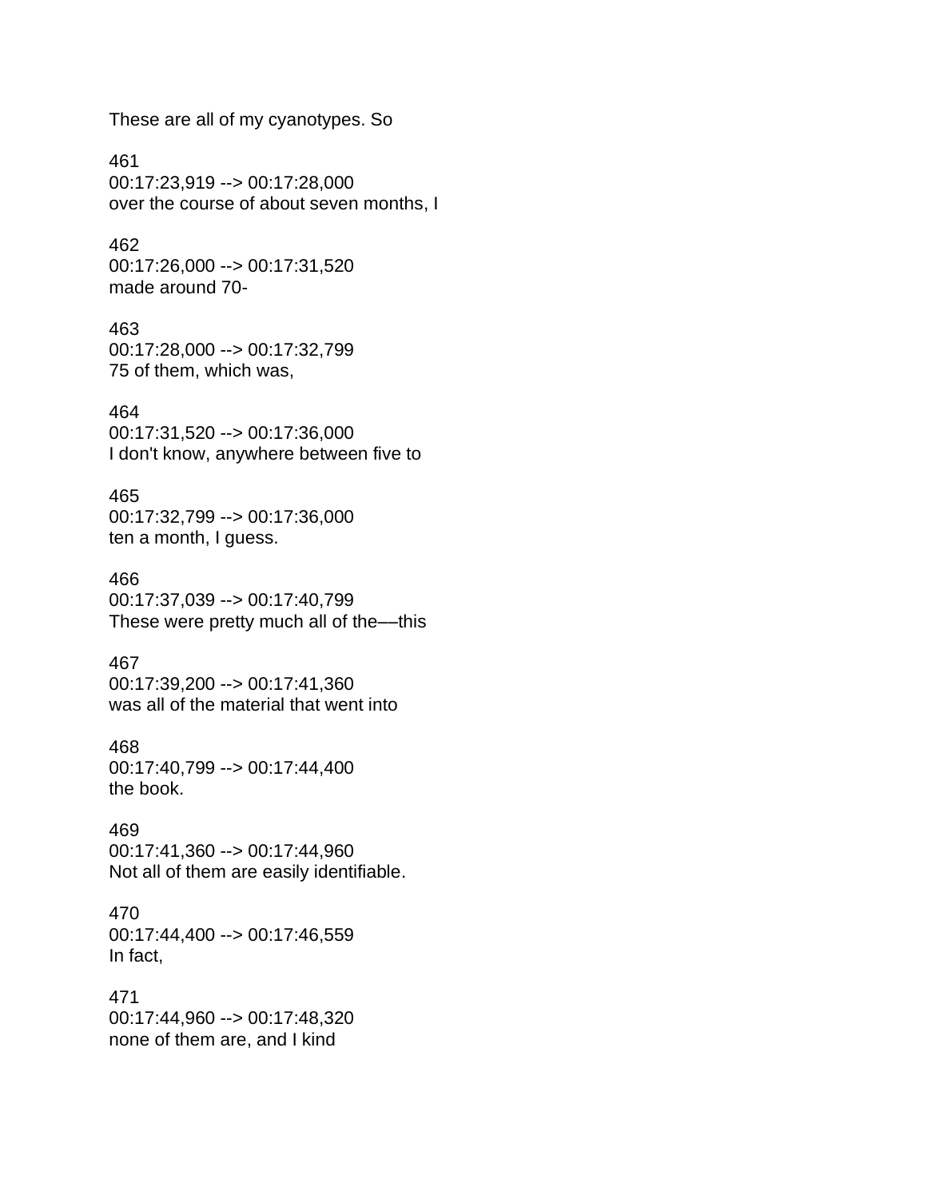These are all of my cyanotypes. So

461
00:17:23,919 --> 00:17:28,000
over the course of about seven months, I

462
00:17:26,000 --> 00:17:31,520
made around 70-

463
00:17:28,000 --> 00:17:32,799
75 of them, which was,

464
00:17:31,520 --> 00:17:36,000
I don't know, anywhere between five to

465
00:17:32,799 --> 00:17:36,000
ten a month, I guess.

466
00:17:37,039 --> 00:17:40,799
These were pretty much all of the––this

467
00:17:39,200 --> 00:17:41,360
was all of the material that went into

468
00:17:40,799 --> 00:17:44,400
the book.

469
00:17:41,360 --> 00:17:44,960
Not all of them are easily identifiable.

470
00:17:44,400 --> 00:17:46,559
In fact,

471
00:17:44,960 --> 00:17:48,320
none of them are, and I kind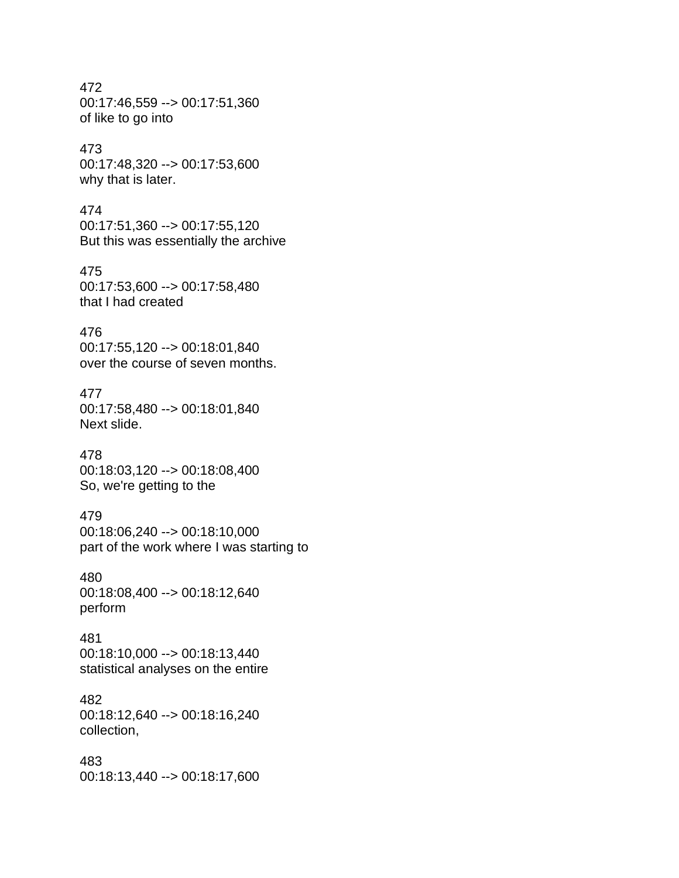472
00:17:46,559 --> 00:17:51,360
of like to go into

473
00:17:48,320 --> 00:17:53,600
why that is later.

474
00:17:51,360 --> 00:17:55,120
But this was essentially the archive

475
00:17:53,600 --> 00:17:58,480
that I had created

476
00:17:55,120 --> 00:18:01,840
over the course of seven months.

477
00:17:58,480 --> 00:18:01,840
Next slide.

478
00:18:03,120 --> 00:18:08,400
So, we're getting to the

479
00:18:06,240 --> 00:18:10,000
part of the work where I was starting to

480
00:18:08,400 --> 00:18:12,640
perform

481
00:18:10,000 --> 00:18:13,440
statistical analyses on the entire

482
00:18:12,640 --> 00:18:16,240
collection,

483
00:18:13,440 --> 00:18:17,600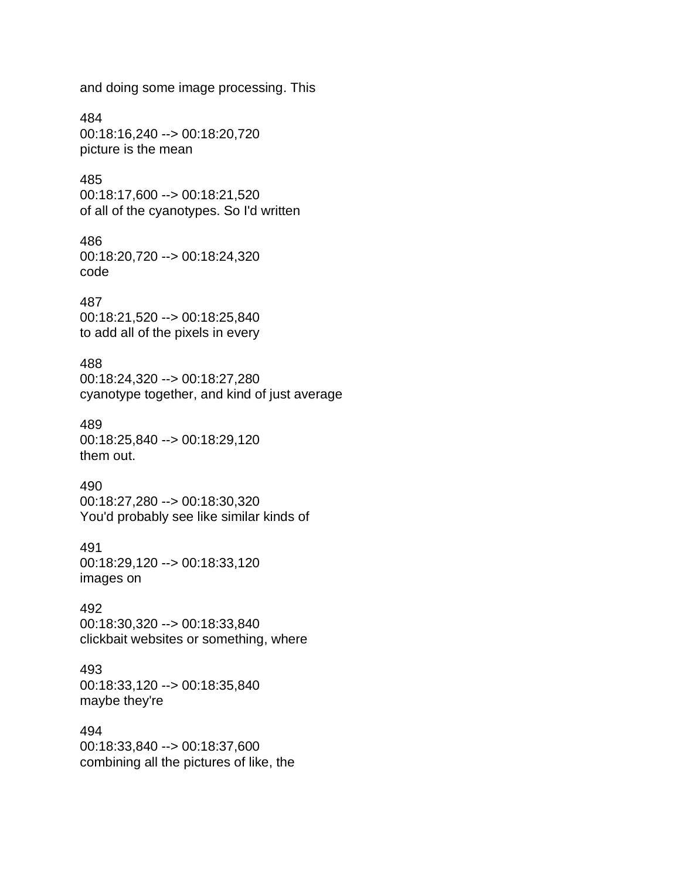and doing some image processing. This

484
00:18:16,240 --> 00:18:20,720
picture is the mean

485
00:18:17,600 --> 00:18:21,520
of all of the cyanotypes. So I'd written

486
00:18:20,720 --> 00:18:24,320
code

487
00:18:21,520 --> 00:18:25,840
to add all of the pixels in every

488
00:18:24,320 --> 00:18:27,280
cyanotype together, and kind of just average

489
00:18:25,840 --> 00:18:29,120
them out.

490
00:18:27,280 --> 00:18:30,320
You'd probably see like similar kinds of

491
00:18:29,120 --> 00:18:33,120
images on

492
00:18:30,320 --> 00:18:33,840
clickbait websites or something, where

493
00:18:33,120 --> 00:18:35,840
maybe they're

494
00:18:33,840 --> 00:18:37,600
combining all the pictures of like, the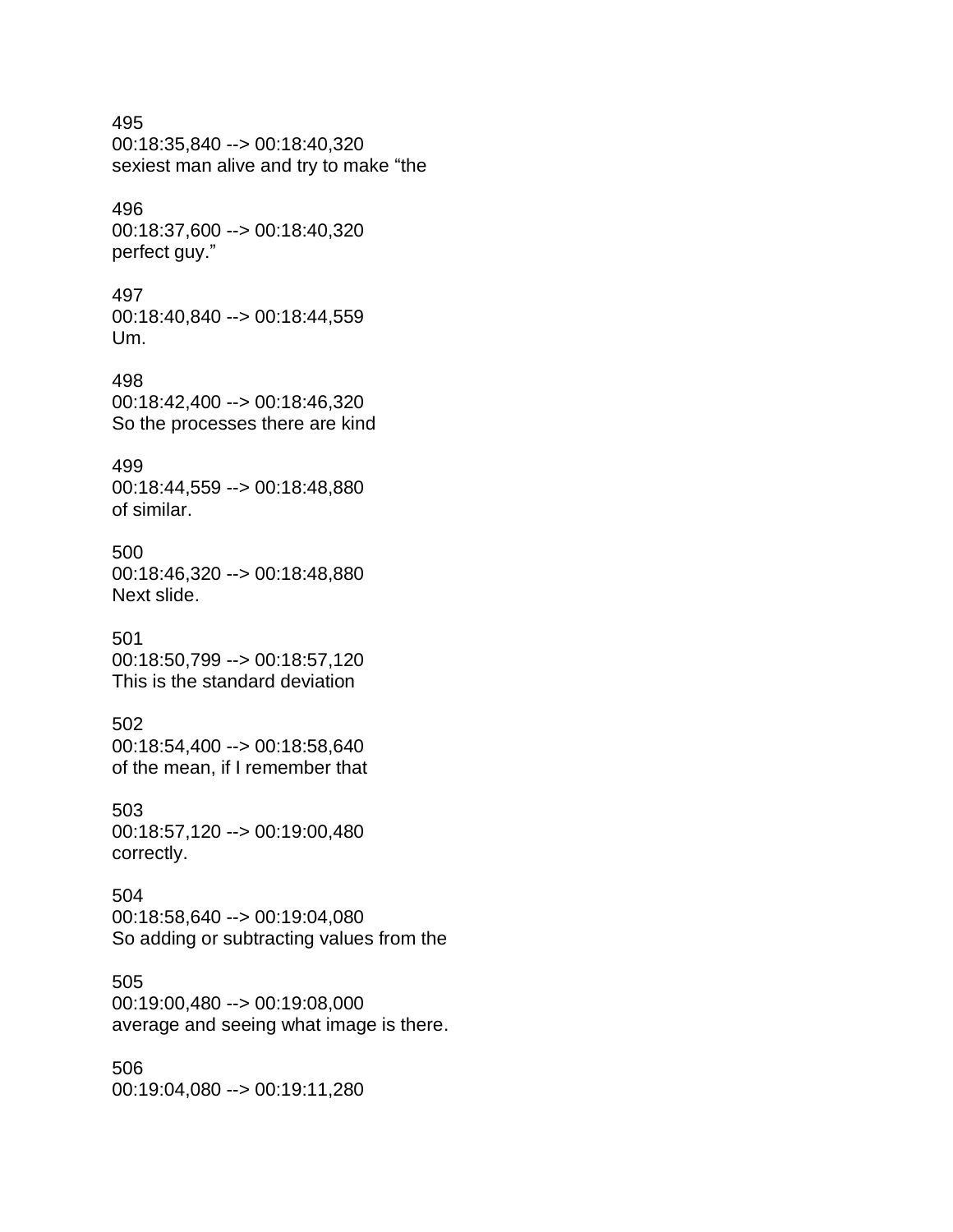495
00:18:35,840 --> 00:18:40,320
sexiest man alive and try to make “the

496
00:18:37,600 --> 00:18:40,320
perfect guy.”

497
00:18:40,840 --> 00:18:44,559
Um.

498
00:18:42,400 --> 00:18:46,320
So the processes there are kind

499
00:18:44,559 --> 00:18:48,880
of similar.

500
00:18:46,320 --> 00:18:48,880
Next slide.

501
00:18:50,799 --> 00:18:57,120
This is the standard deviation

502
00:18:54,400 --> 00:18:58,640
of the mean, if I remember that

503
00:18:57,120 --> 00:19:00,480
correctly.

504
00:18:58,640 --> 00:19:04,080
So adding or subtracting values from the

505
00:19:00,480 --> 00:19:08,000
average and seeing what image is there.

506
00:19:04,080 --> 00:19:11,280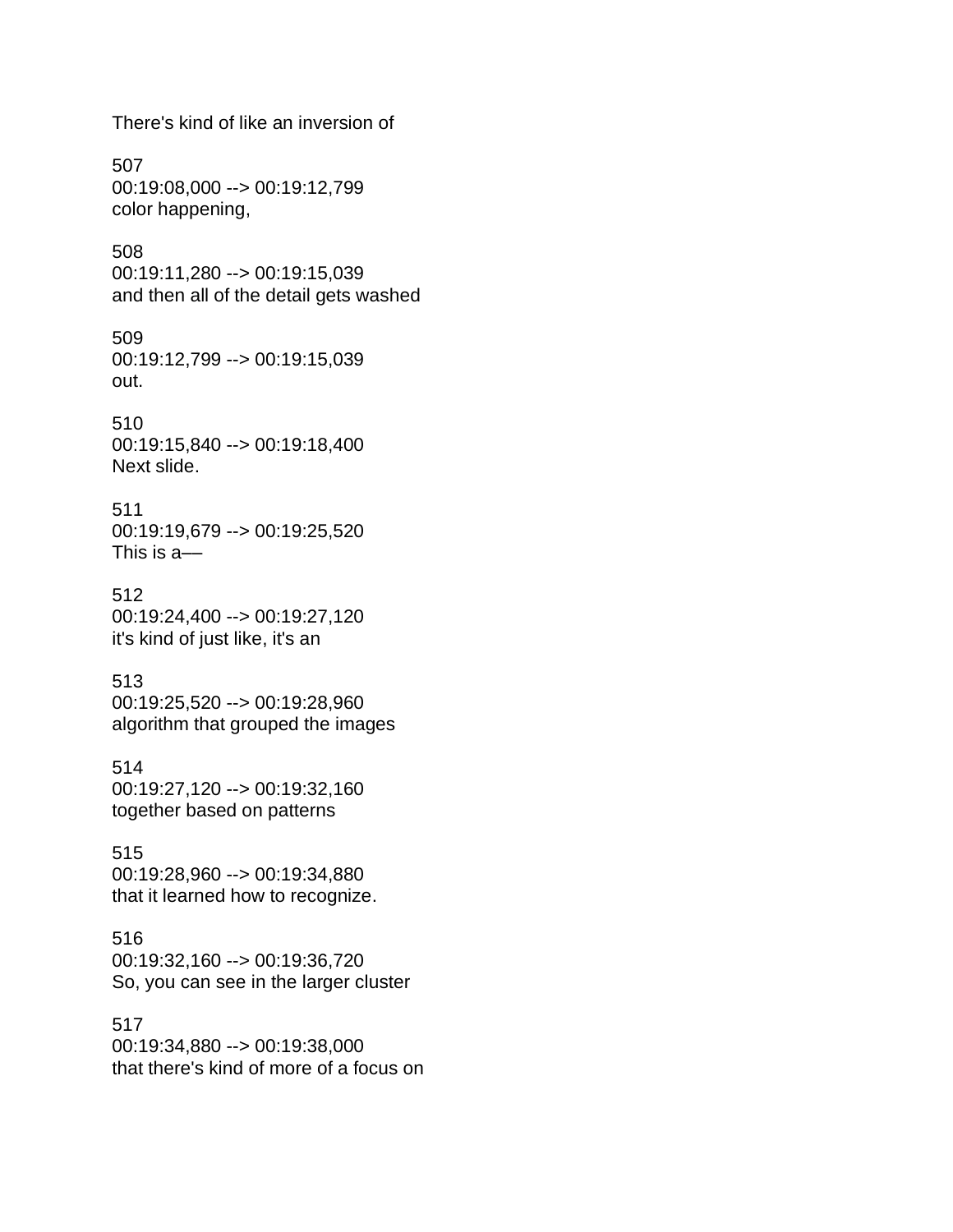There's kind of like an inversion of

507
00:19:08,000 --> 00:19:12,799
color happening,

508
00:19:11,280 --> 00:19:15,039
and then all of the detail gets washed

509
00:19:12,799 --> 00:19:15,039
out.

510
00:19:15,840 --> 00:19:18,400
Next slide.

511
00:19:19,679 --> 00:19:25,520
This is a—

512
00:19:24,400 --> 00:19:27,120
it's kind of just like, it's an

513
00:19:25,520 --> 00:19:28,960
algorithm that grouped the images

514
00:19:27,120 --> 00:19:32,160
together based on patterns

515
00:19:28,960 --> 00:19:34,880
that it learned how to recognize.

516
00:19:32,160 --> 00:19:36,720
So, you can see in the larger cluster

517
00:19:34,880 --> 00:19:38,000
that there's kind of more of a focus on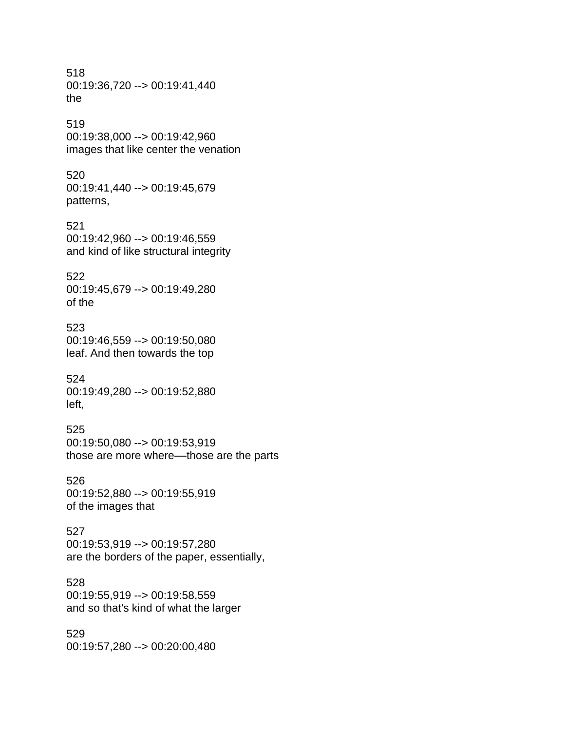518
00:19:36,720 --> 00:19:41,440
the

519
00:19:38,000 --> 00:19:42,960
images that like center the venation

520
00:19:41,440 --> 00:19:45,679
patterns,

521
00:19:42,960 --> 00:19:46,559
and kind of like structural integrity

522
00:19:45,679 --> 00:19:49,280
of the

523
00:19:46,559 --> 00:19:50,080
leaf. And then towards the top

524
00:19:49,280 --> 00:19:52,880
left,

525
00:19:50,080 --> 00:19:53,919
those are more where—those are the parts

526
00:19:52,880 --> 00:19:55,919
of the images that

527
00:19:53,919 --> 00:19:57,280
are the borders of the paper, essentially,

528
00:19:55,919 --> 00:19:58,559
and so that's kind of what the larger

529
00:19:57,280 --> 00:20:00,480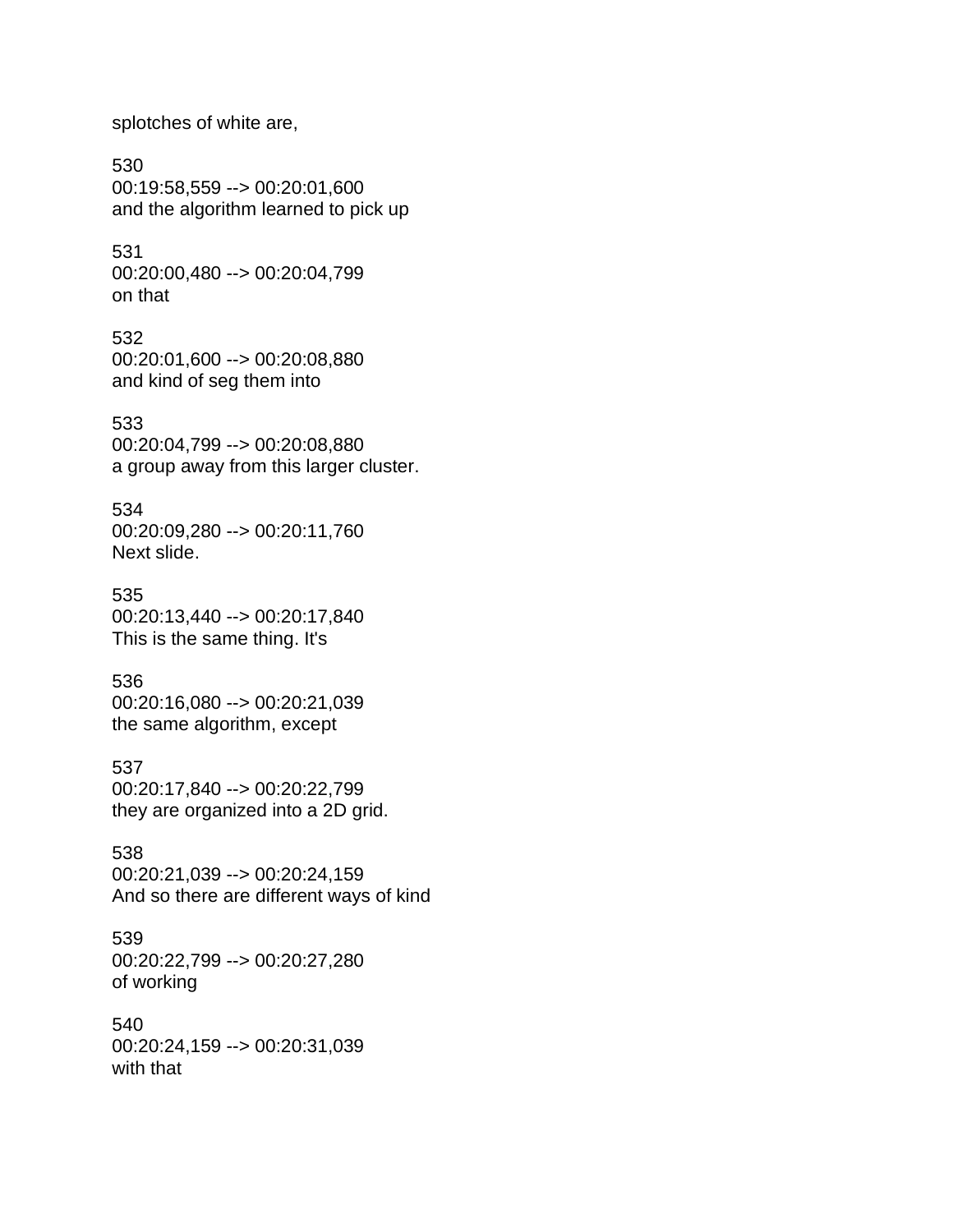splotches of white are,

530
00:19:58,559 --> 00:20:01,600
and the algorithm learned to pick up

531
00:20:00,480 --> 00:20:04,799
on that

532
00:20:01,600 --> 00:20:08,880
and kind of seg them into

533
00:20:04,799 --> 00:20:08,880
a group away from this larger cluster.

534
00:20:09,280 --> 00:20:11,760
Next slide.

535
00:20:13,440 --> 00:20:17,840
This is the same thing. It's

536
00:20:16,080 --> 00:20:21,039
the same algorithm, except

537
00:20:17,840 --> 00:20:22,799
they are organized into a 2D grid.

538
00:20:21,039 --> 00:20:24,159
And so there are different ways of kind

539
00:20:22,799 --> 00:20:27,280
of working

540
00:20:24,159 --> 00:20:31,039
with that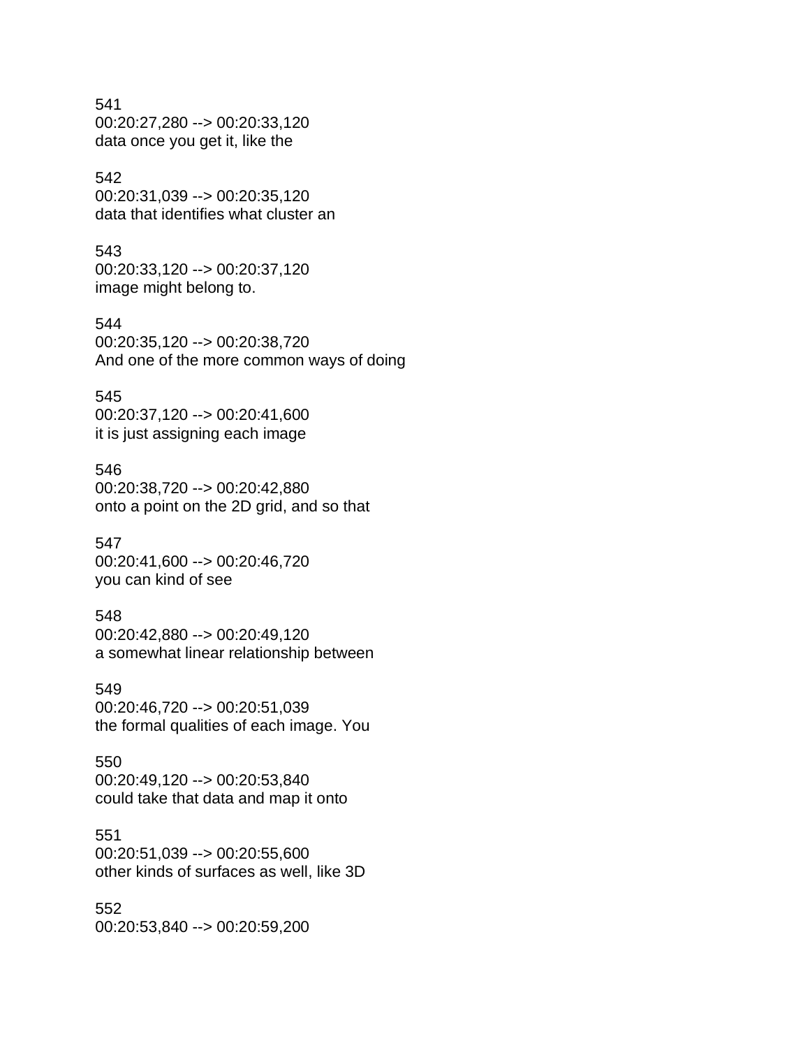541
00:20:27,280 --> 00:20:33,120
data once you get it, like the

542
00:20:31,039 --> 00:20:35,120
data that identifies what cluster an

543
00:20:33,120 --> 00:20:37,120
image might belong to.

544
00:20:35,120 --> 00:20:38,720
And one of the more common ways of doing

545
00:20:37,120 --> 00:20:41,600
it is just assigning each image

546
00:20:38,720 --> 00:20:42,880
onto a point on the 2D grid, and so that

547
00:20:41,600 --> 00:20:46,720
you can kind of see

548
00:20:42,880 --> 00:20:49,120
a somewhat linear relationship between

549
00:20:46,720 --> 00:20:51,039
the formal qualities of each image. You

550
00:20:49,120 --> 00:20:53,840
could take that data and map it onto

551
00:20:51,039 --> 00:20:55,600
other kinds of surfaces as well, like 3D

552
00:20:53,840 --> 00:20:59,200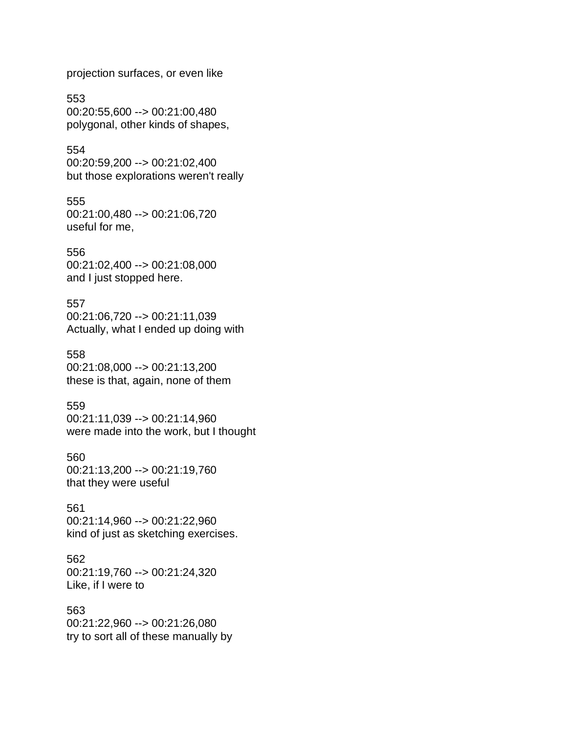projection surfaces, or even like

553
00:20:55,600 --> 00:21:00,480
polygonal, other kinds of shapes,

554
00:20:59,200 --> 00:21:02,400
but those explorations weren't really

555
00:21:00,480 --> 00:21:06,720
useful for me,

556
00:21:02,400 --> 00:21:08,000
and I just stopped here.

557
00:21:06,720 --> 00:21:11,039
Actually, what I ended up doing with

558
00:21:08,000 --> 00:21:13,200
these is that, again, none of them

559
00:21:11,039 --> 00:21:14,960
were made into the work, but I thought

560
00:21:13,200 --> 00:21:19,760
that they were useful

561
00:21:14,960 --> 00:21:22,960
kind of just as sketching exercises.

562
00:21:19,760 --> 00:21:24,320
Like, if I were to

563
00:21:22,960 --> 00:21:26,080
try to sort all of these manually by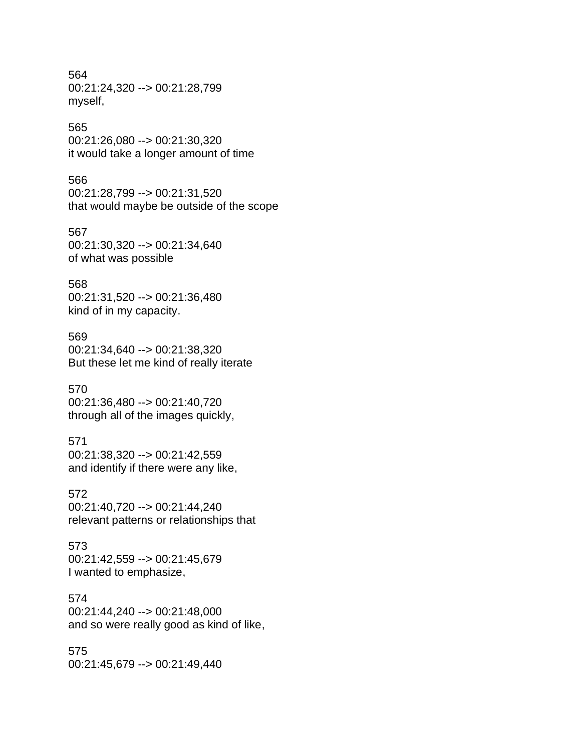564
00:21:24,320 --> 00:21:28,799
myself,

565
00:21:26,080 --> 00:21:30,320
it would take a longer amount of time

566
00:21:28,799 --> 00:21:31,520
that would maybe be outside of the scope

567
00:21:30,320 --> 00:21:34,640
of what was possible

568
00:21:31,520 --> 00:21:36,480
kind of in my capacity.

569
00:21:34,640 --> 00:21:38,320
But these let me kind of really iterate

570
00:21:36,480 --> 00:21:40,720
through all of the images quickly,

571
00:21:38,320 --> 00:21:42,559
and identify if there were any like,

572
00:21:40,720 --> 00:21:44,240
relevant patterns or relationships that

573
00:21:42,559 --> 00:21:45,679
I wanted to emphasize,

574
00:21:44,240 --> 00:21:48,000
and so were really good as kind of like,

575
00:21:45,679 --> 00:21:49,440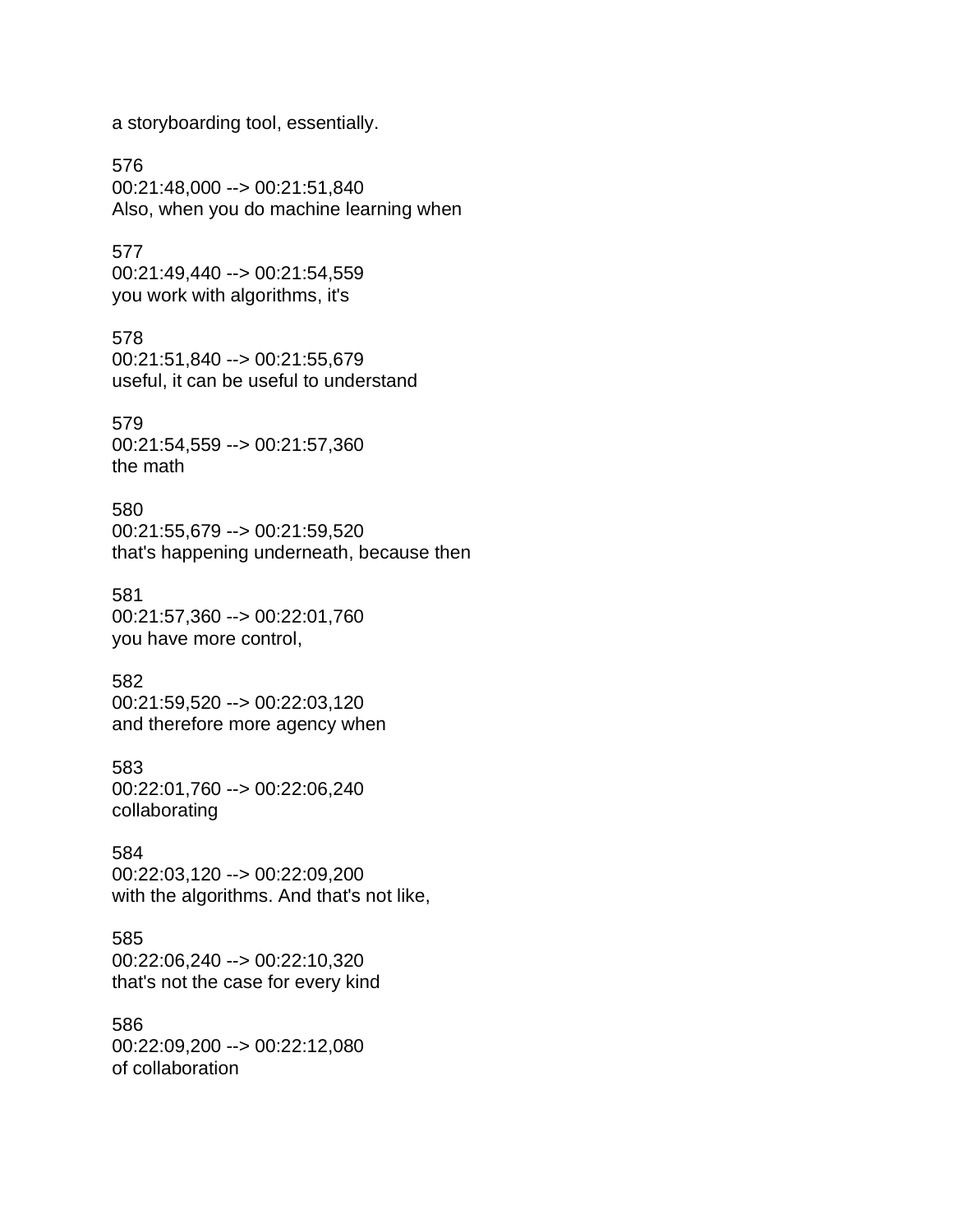a storyboarding tool, essentially.

576
00:21:48,000 --> 00:21:51,840
Also, when you do machine learning when

577
00:21:49,440 --> 00:21:54,559
you work with algorithms, it's

578
00:21:51,840 --> 00:21:55,679
useful, it can be useful to understand

579
00:21:54,559 --> 00:21:57,360
the math

580
00:21:55,679 --> 00:21:59,520
that's happening underneath, because then

581
00:21:57,360 --> 00:22:01,760
you have more control,

582
00:21:59,520 --> 00:22:03,120
and therefore more agency when

583
00:22:01,760 --> 00:22:06,240
collaborating

584
00:22:03,120 --> 00:22:09,200
with the algorithms. And that's not like,

585
00:22:06,240 --> 00:22:10,320
that's not the case for every kind

586
00:22:09,200 --> 00:22:12,080
of collaboration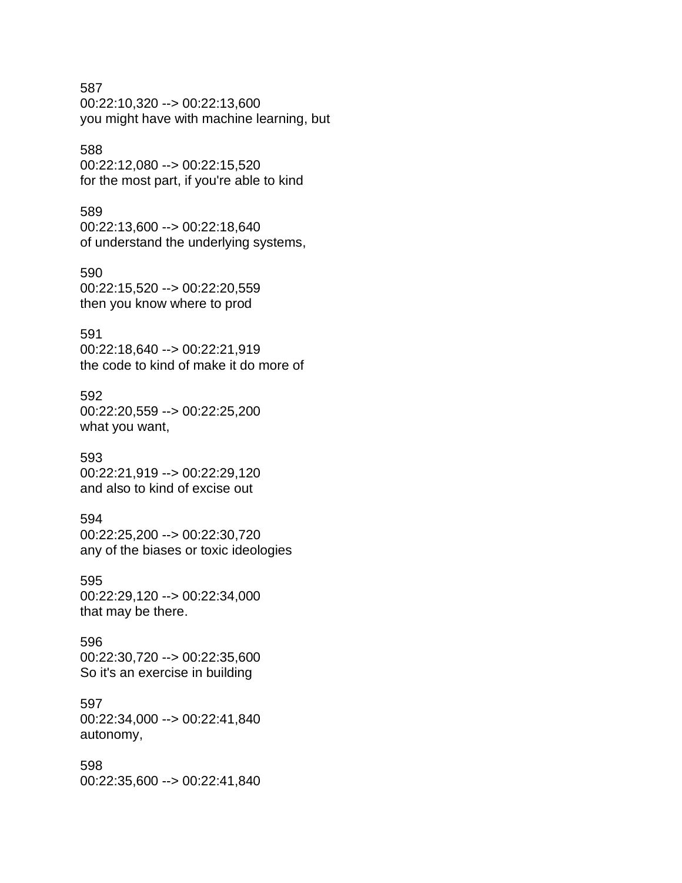587
00:22:10,320 --> 00:22:13,600
you might have with machine learning, but

588
00:22:12,080 --> 00:22:15,520
for the most part, if you're able to kind

589
00:22:13,600 --> 00:22:18,640
of understand the underlying systems,

590
00:22:15,520 --> 00:22:20,559
then you know where to prod

591
00:22:18,640 --> 00:22:21,919
the code to kind of make it do more of

592
00:22:20,559 --> 00:22:25,200
what you want,

593
00:22:21,919 --> 00:22:29,120
and also to kind of excise out

594
00:22:25,200 --> 00:22:30,720
any of the biases or toxic ideologies

595
00:22:29,120 --> 00:22:34,000
that may be there.

596
00:22:30,720 --> 00:22:35,600
So it's an exercise in building

597
00:22:34,000 --> 00:22:41,840
autonomy,

598
00:22:35,600 --> 00:22:41,840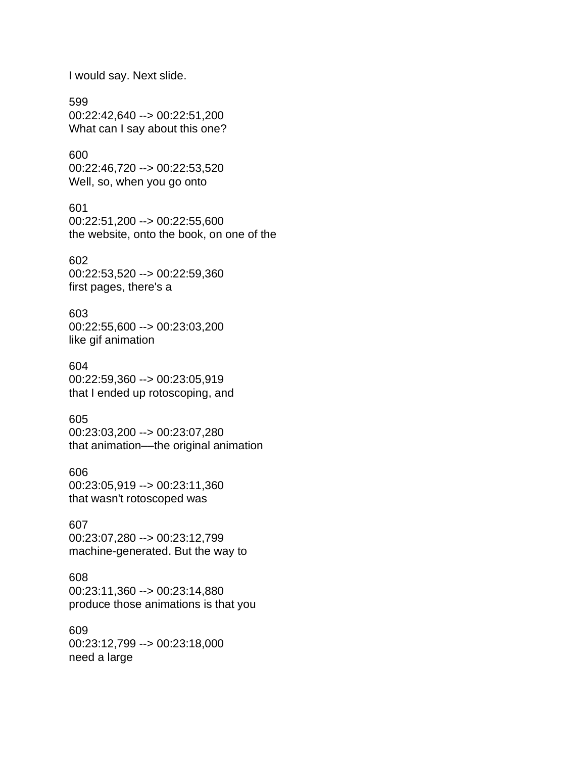I would say. Next slide.

599
00:22:42,640 --> 00:22:51,200
What can I say about this one?

600
00:22:46,720 --> 00:22:53,520
Well, so, when you go onto

601
00:22:51,200 --> 00:22:55,600
the website, onto the book, on one of the

602
00:22:53,520 --> 00:22:59,360
first pages, there's a

603
00:22:55,600 --> 00:23:03,200
like gif animation

604
00:22:59,360 --> 00:23:05,919
that I ended up rotoscoping, and

605
00:23:03,200 --> 00:23:07,280
that animation—the original animation

606
00:23:05,919 --> 00:23:11,360
that wasn't rotoscoped was

607
00:23:07,280 --> 00:23:12,799
machine-generated. But the way to

608
00:23:11,360 --> 00:23:14,880
produce those animations is that you

609
00:23:12,799 --> 00:23:18,000
need a large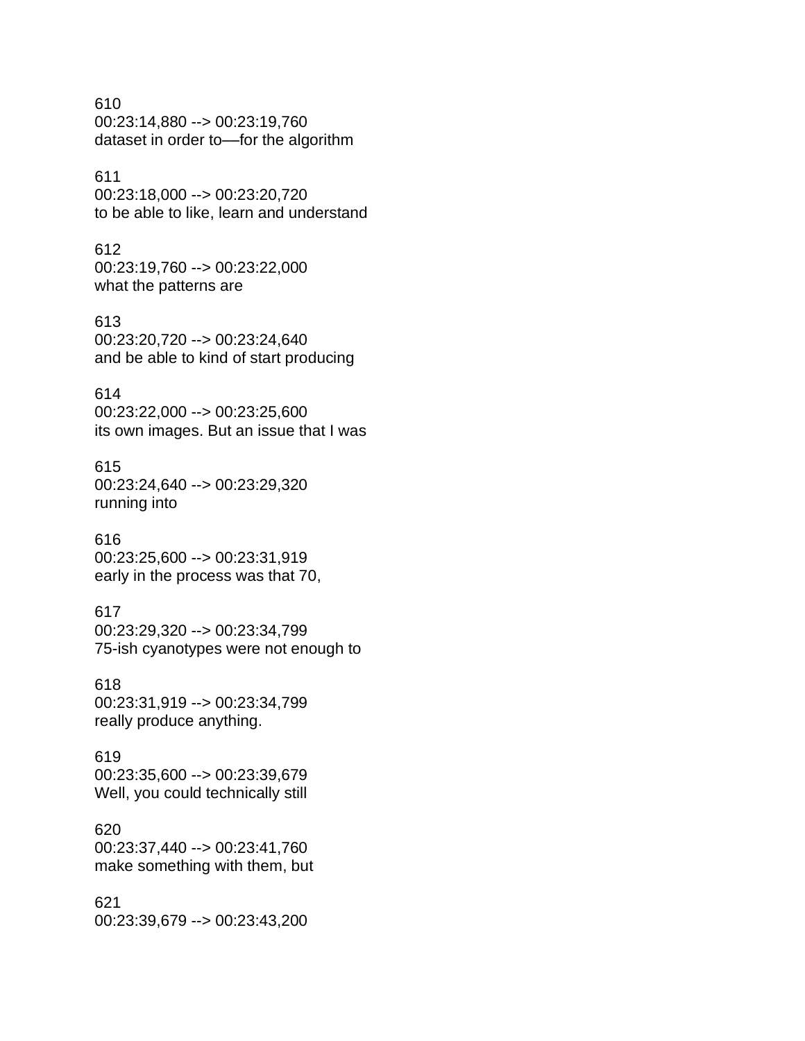610
00:23:14,880 --> 00:23:19,760
dataset in order to—for the algorithm

611
00:23:18,000 --> 00:23:20,720
to be able to like, learn and understand

612
00:23:19,760 --> 00:23:22,000
what the patterns are

613
00:23:20,720 --> 00:23:24,640
and be able to kind of start producing

614
00:23:22,000 --> 00:23:25,600
its own images. But an issue that I was

615
00:23:24,640 --> 00:23:29,320
running into

616
00:23:25,600 --> 00:23:31,919
early in the process was that 70,

617
00:23:29,320 --> 00:23:34,799
75-ish cyanotypes were not enough to

618
00:23:31,919 --> 00:23:34,799
really produce anything.

619
00:23:35,600 --> 00:23:39,679
Well, you could technically still

620
00:23:37,440 --> 00:23:41,760
make something with them, but

621
00:23:39,679 --> 00:23:43,200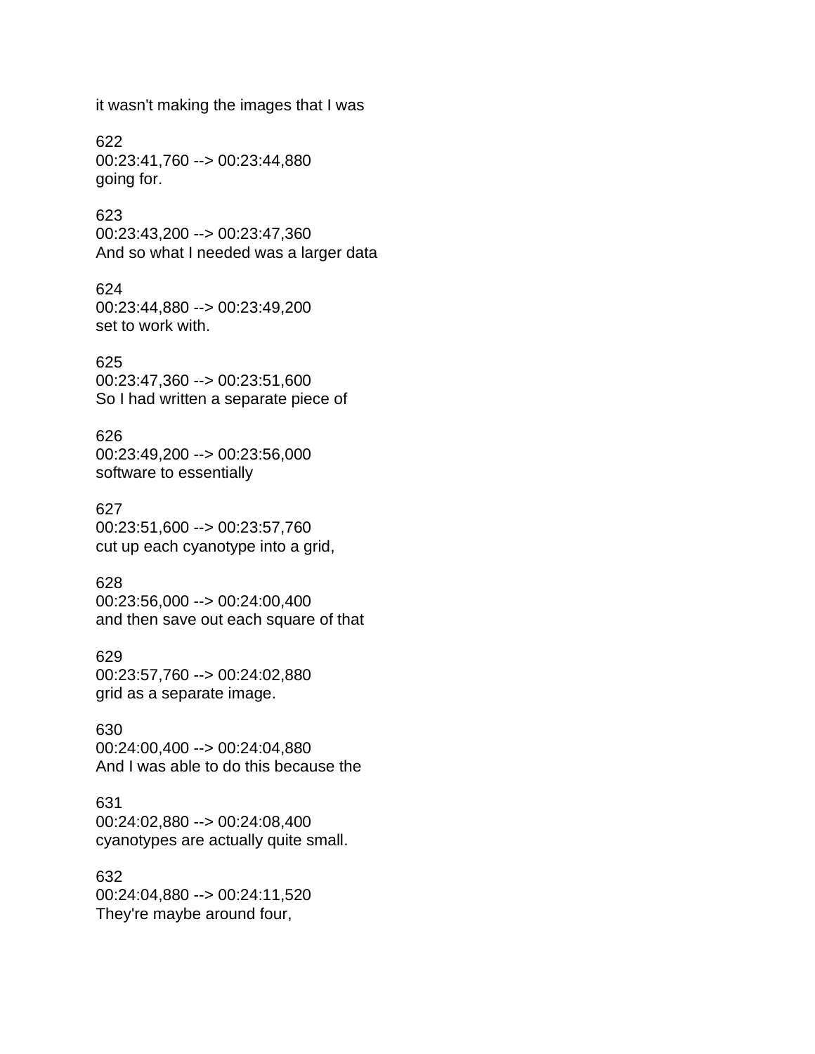it wasn't making the images that I was

622
00:23:41,760 --> 00:23:44,880
going for.

623
00:23:43,200 --> 00:23:47,360
And so what I needed was a larger data

624
00:23:44,880 --> 00:23:49,200
set to work with.

625
00:23:47,360 --> 00:23:51,600
So I had written a separate piece of

626
00:23:49,200 --> 00:23:56,000
software to essentially

627
00:23:51,600 --> 00:23:57,760
cut up each cyanotype into a grid,

628
00:23:56,000 --> 00:24:00,400
and then save out each square of that

629
00:23:57,760 --> 00:24:02,880
grid as a separate image.

630
00:24:00,400 --> 00:24:04,880
And I was able to do this because the

631
00:24:02,880 --> 00:24:08,400
cyanotypes are actually quite small.

632
00:24:04,880 --> 00:24:11,520
They're maybe around four,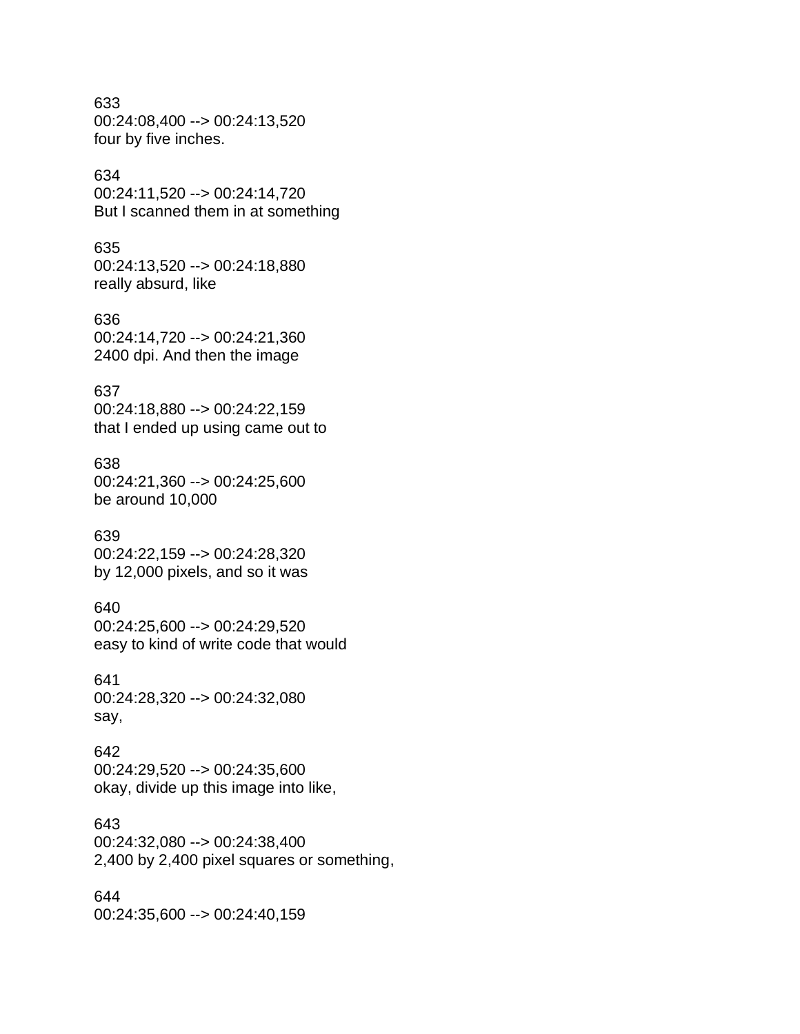633
00:24:08,400 --> 00:24:13,520
four by five inches.

634
00:24:11,520 --> 00:24:14,720
But I scanned them in at something

635
00:24:13,520 --> 00:24:18,880
really absurd, like

636
00:24:14,720 --> 00:24:21,360
2400 dpi. And then the image

637
00:24:18,880 --> 00:24:22,159
that I ended up using came out to

638
00:24:21,360 --> 00:24:25,600
be around 10,000

639
00:24:22,159 --> 00:24:28,320
by 12,000 pixels, and so it was

640
00:24:25,600 --> 00:24:29,520
easy to kind of write code that would

641
00:24:28,320 --> 00:24:32,080
say,

642
00:24:29,520 --> 00:24:35,600
okay, divide up this image into like,

643
00:24:32,080 --> 00:24:38,400
2,400 by 2,400 pixel squares or something,

644
00:24:35,600 --> 00:24:40,159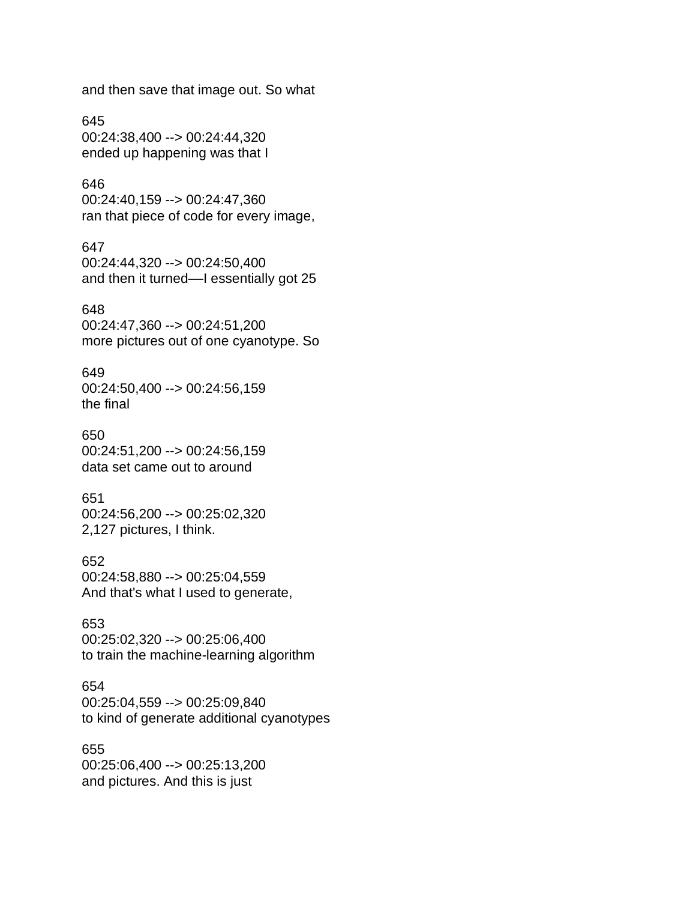and then save that image out. So what

645
00:24:38,400 --> 00:24:44,320
ended up happening was that I

646
00:24:40,159 --> 00:24:47,360
ran that piece of code for every image,

647
00:24:44,320 --> 00:24:50,400
and then it turned—I essentially got 25

648
00:24:47,360 --> 00:24:51,200
more pictures out of one cyanotype. So

649
00:24:50,400 --> 00:24:56,159
the final

650
00:24:51,200 --> 00:24:56,159
data set came out to around

651
00:24:56,200 --> 00:25:02,320
2,127 pictures, I think.

652
00:24:58,880 --> 00:25:04,559
And that's what I used to generate,

653
00:25:02,320 --> 00:25:06,400
to train the machine-learning algorithm

654
00:25:04,559 --> 00:25:09,840
to kind of generate additional cyanotypes

655
00:25:06,400 --> 00:25:13,200
and pictures. And this is just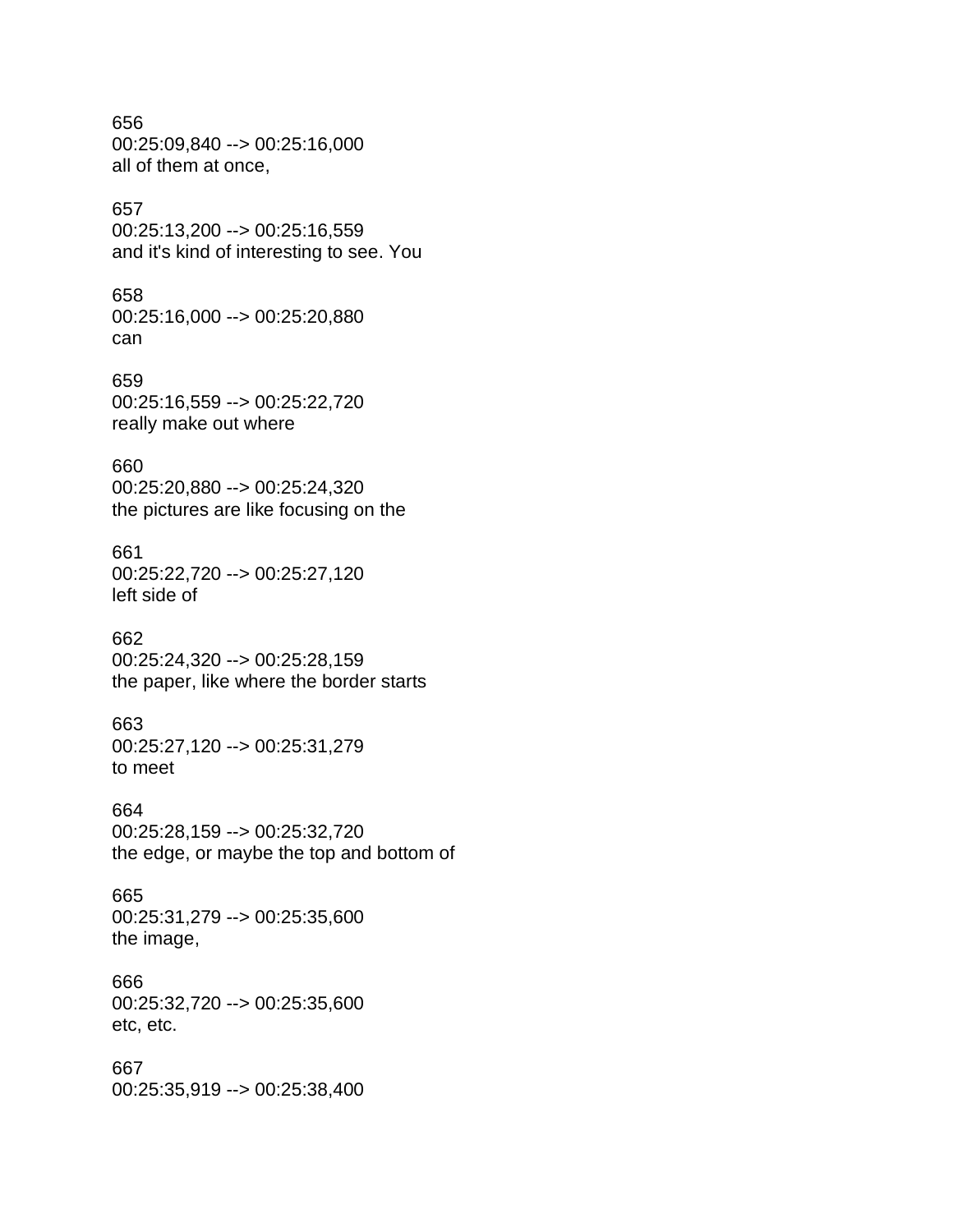656
00:25:09,840 --> 00:25:16,000
all of them at once,

657
00:25:13,200 --> 00:25:16,559
and it's kind of interesting to see. You

658
00:25:16,000 --> 00:25:20,880
can

659
00:25:16,559 --> 00:25:22,720
really make out where

660
00:25:20,880 --> 00:25:24,320
the pictures are like focusing on the

661
00:25:22,720 --> 00:25:27,120
left side of

662
00:25:24,320 --> 00:25:28,159
the paper, like where the border starts

663
00:25:27,120 --> 00:25:31,279
to meet

664
00:25:28,159 --> 00:25:32,720
the edge, or maybe the top and bottom of

665
00:25:31,279 --> 00:25:35,600
the image,

666
00:25:32,720 --> 00:25:35,600
etc, etc.

667
00:25:35,919 --> 00:25:38,400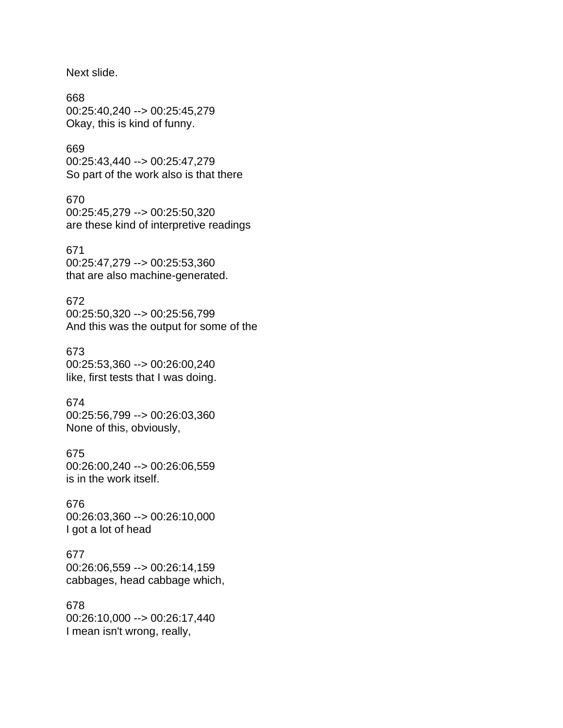Next slide.

668
00:25:40,240 --> 00:25:45,279
Okay, this is kind of funny.

669
00:25:43,440 --> 00:25:47,279
So part of the work also is that there

670
00:25:45,279 --> 00:25:50,320
are these kind of interpretive readings

671
00:25:47,279 --> 00:25:53,360
that are also machine-generated.

672
00:25:50,320 --> 00:25:56,799
And this was the output for some of the

673
00:25:53,360 --> 00:26:00,240
like, first tests that I was doing.

674
00:25:56,799 --> 00:26:03,360
None of this, obviously,

675
00:26:00,240 --> 00:26:06,559
is in the work itself.

676
00:26:03,360 --> 00:26:10,000
I got a lot of head

677
00:26:06,559 --> 00:26:14,159
cabbages, head cabbage which,

678
00:26:10,000 --> 00:26:17,440
I mean isn't wrong, really,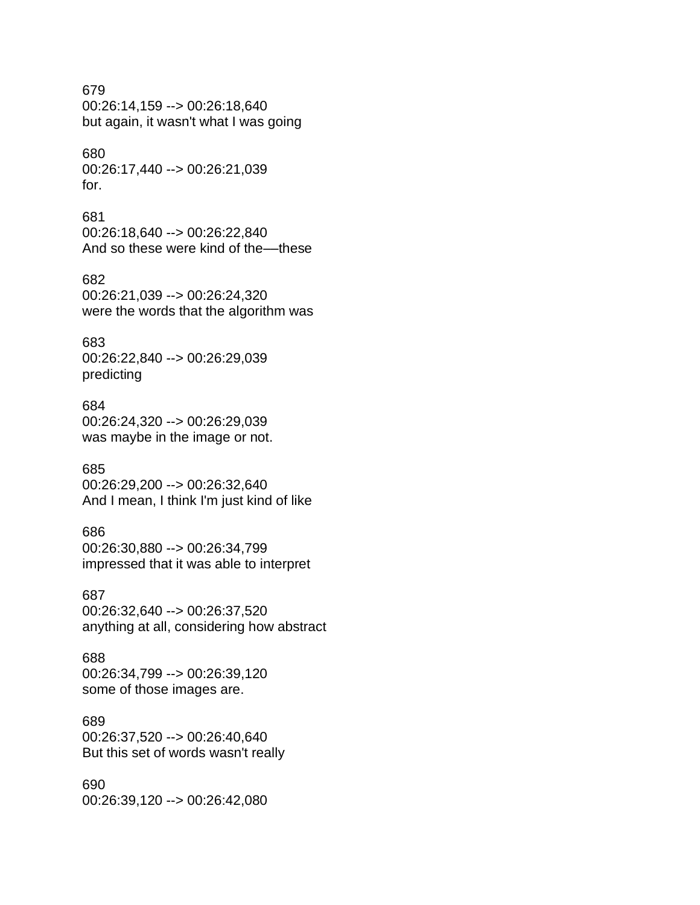679
00:26:14,159 --> 00:26:18,640
but again, it wasn't what I was going

680
00:26:17,440 --> 00:26:21,039
for.

681
00:26:18,640 --> 00:26:22,840
And so these were kind of the—these

682
00:26:21,039 --> 00:26:24,320
were the words that the algorithm was

683
00:26:22,840 --> 00:26:29,039
predicting

684
00:26:24,320 --> 00:26:29,039
was maybe in the image or not.

685
00:26:29,200 --> 00:26:32,640
And I mean, I think I'm just kind of like

686
00:26:30,880 --> 00:26:34,799
impressed that it was able to interpret

687
00:26:32,640 --> 00:26:37,520
anything at all, considering how abstract

688
00:26:34,799 --> 00:26:39,120
some of those images are.

689
00:26:37,520 --> 00:26:40,640
But this set of words wasn't really

690
00:26:39,120 --> 00:26:42,080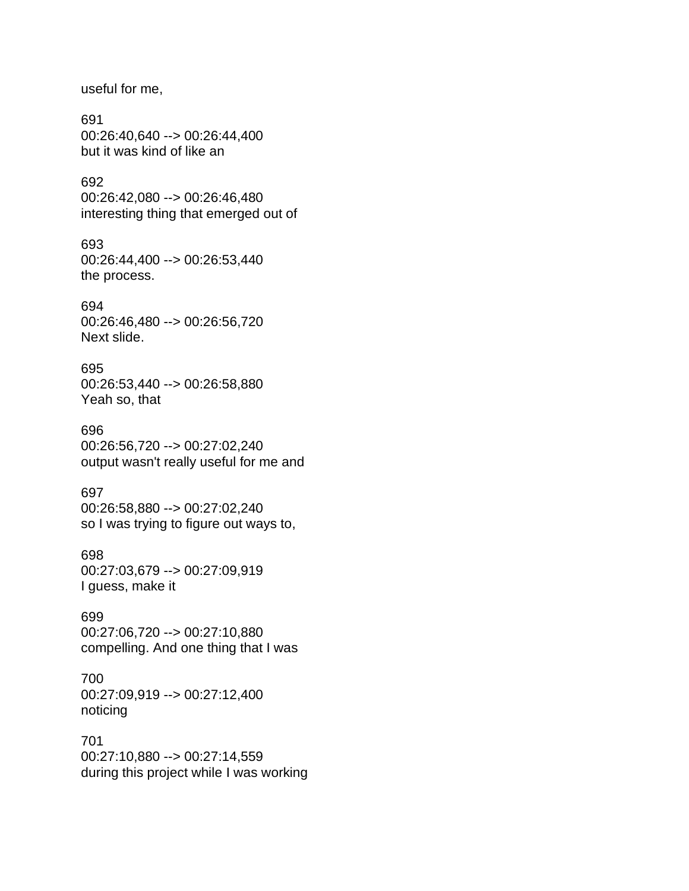useful for me,

691
00:26:40,640 --> 00:26:44,400
but it was kind of like an

692
00:26:42,080 --> 00:26:46,480
interesting thing that emerged out of

693
00:26:44,400 --> 00:26:53,440
the process.

694
00:26:46,480 --> 00:26:56,720
Next slide.

695
00:26:53,440 --> 00:26:58,880
Yeah so, that

696
00:26:56,720 --> 00:27:02,240
output wasn't really useful for me and

697
00:26:58,880 --> 00:27:02,240
so I was trying to figure out ways to,

698
00:27:03,679 --> 00:27:09,919
I guess, make it

699
00:27:06,720 --> 00:27:10,880
compelling. And one thing that I was

700
00:27:09,919 --> 00:27:12,400
noticing

701
00:27:10,880 --> 00:27:14,559
during this project while I was working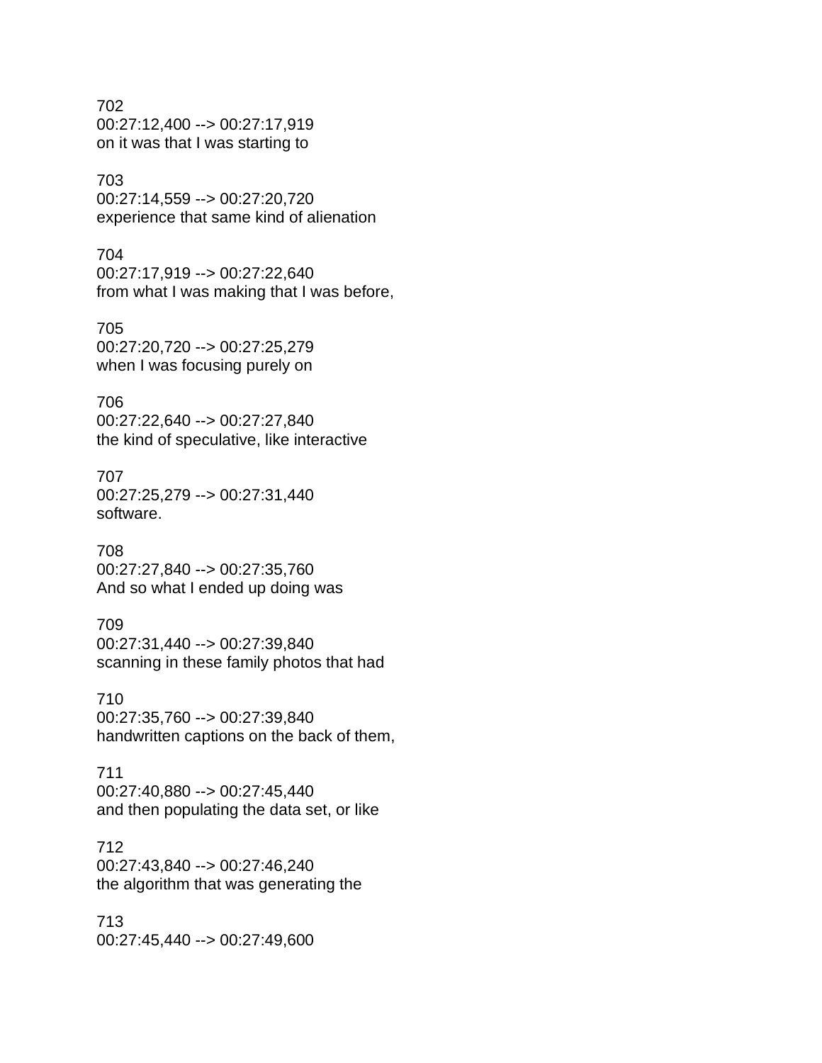702
00:27:12,400 --> 00:27:17,919
on it was that I was starting to

703
00:27:14,559 --> 00:27:20,720
experience that same kind of alienation

704
00:27:17,919 --> 00:27:22,640
from what I was making that I was before,

705
00:27:20,720 --> 00:27:25,279
when I was focusing purely on

706
00:27:22,640 --> 00:27:27,840
the kind of speculative, like interactive

707
00:27:25,279 --> 00:27:31,440
software.

708
00:27:27,840 --> 00:27:35,760
And so what I ended up doing was

709
00:27:31,440 --> 00:27:39,840
scanning in these family photos that had

710
00:27:35,760 --> 00:27:39,840
handwritten captions on the back of them,

711
00:27:40,880 --> 00:27:45,440
and then populating the data set, or like

712
00:27:43,840 --> 00:27:46,240
the algorithm that was generating the

713
00:27:45,440 --> 00:27:49,600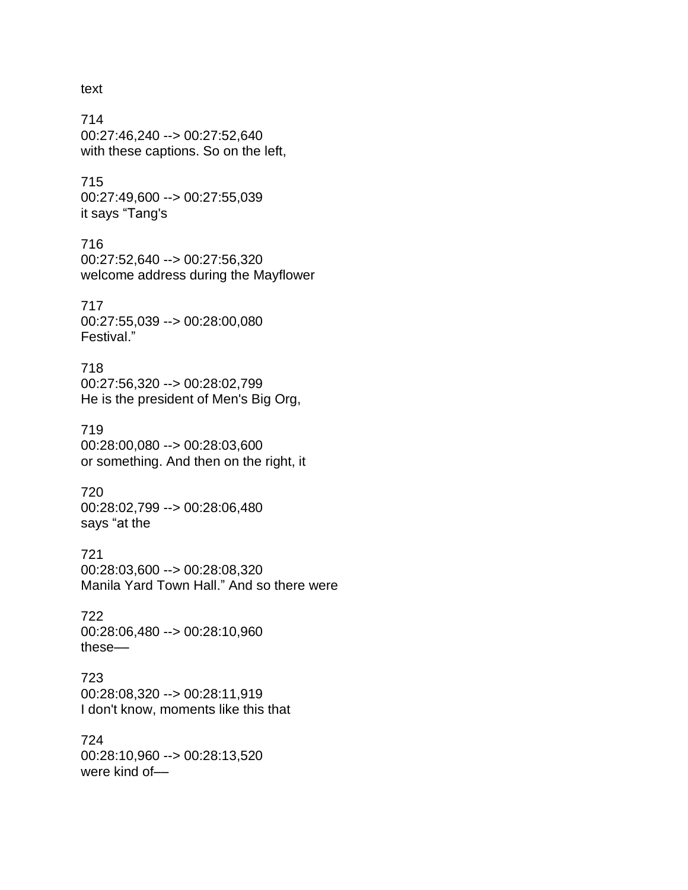text

714
00:27:46,240 --> 00:27:52,640
with these captions. So on the left,

715
00:27:49,600 --> 00:27:55,039
it says “Tang's

716
00:27:52,640 --> 00:27:56,320
welcome address during the Mayflower

717
00:27:55,039 --> 00:28:00,080
Festival.”

718
00:27:56,320 --> 00:28:02,799
He is the president of Men's Big Org,

719
00:28:00,080 --> 00:28:03,600
or something. And then on the right, it

720
00:28:02,799 --> 00:28:06,480
says “at the

721
00:28:03,600 --> 00:28:08,320
Manila Yard Town Hall.” And so there were

722
00:28:06,480 --> 00:28:10,960
these—

723
00:28:08,320 --> 00:28:11,919
I don't know, moments like this that

724
00:28:10,960 --> 00:28:13,520
were kind of—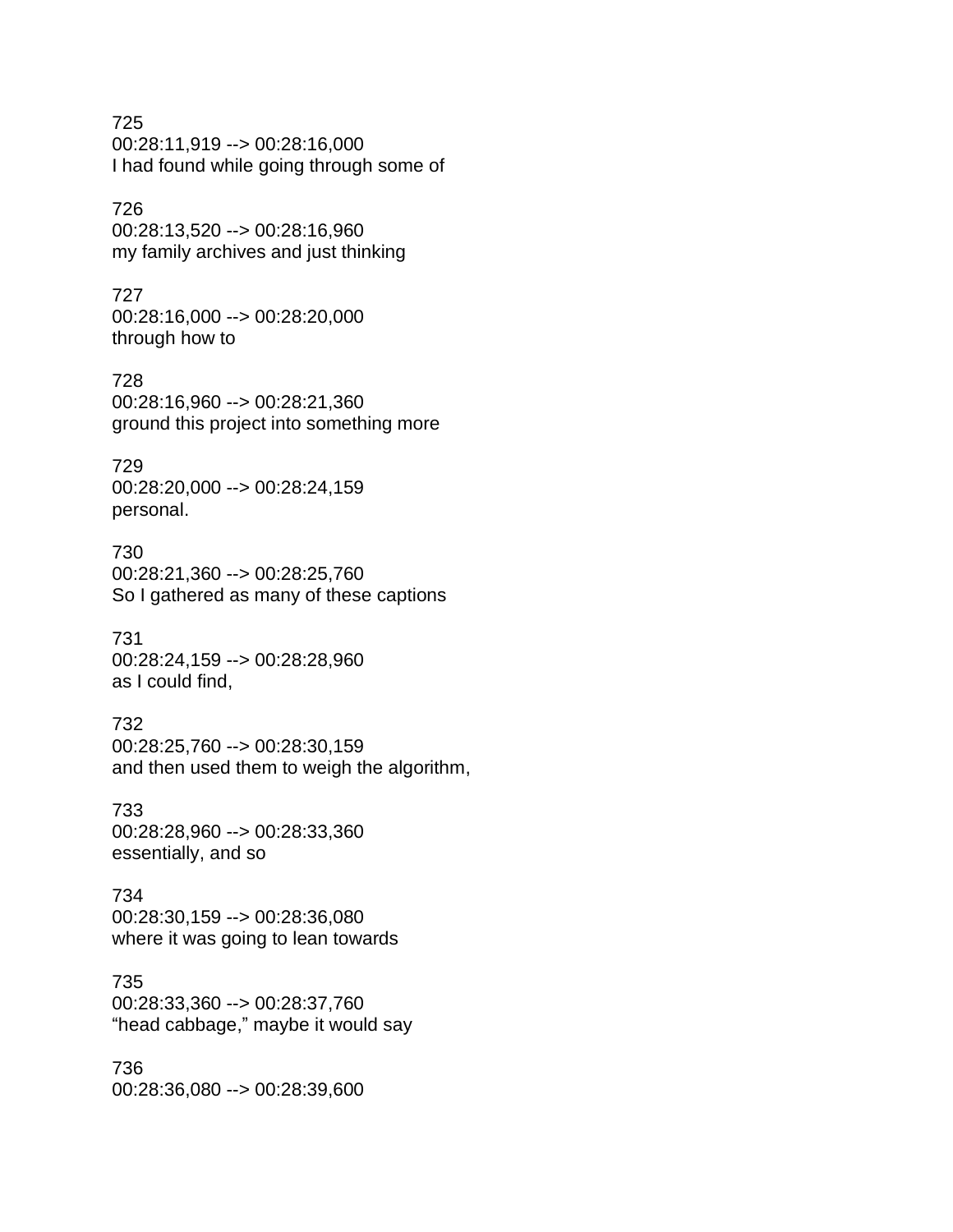725
00:28:11,919 --> 00:28:16,000
I had found while going through some of

726
00:28:13,520 --> 00:28:16,960
my family archives and just thinking

727
00:28:16,000 --> 00:28:20,000
through how to

728
00:28:16,960 --> 00:28:21,360
ground this project into something more

729
00:28:20,000 --> 00:28:24,159
personal.

730
00:28:21,360 --> 00:28:25,760
So I gathered as many of these captions

731
00:28:24,159 --> 00:28:28,960
as I could find,

732
00:28:25,760 --> 00:28:30,159
and then used them to weigh the algorithm,

733
00:28:28,960 --> 00:28:33,360
essentially, and so

734
00:28:30,159 --> 00:28:36,080
where it was going to lean towards

735
00:28:33,360 --> 00:28:37,760
“head cabbage,” maybe it would say

736
00:28:36,080 --> 00:28:39,600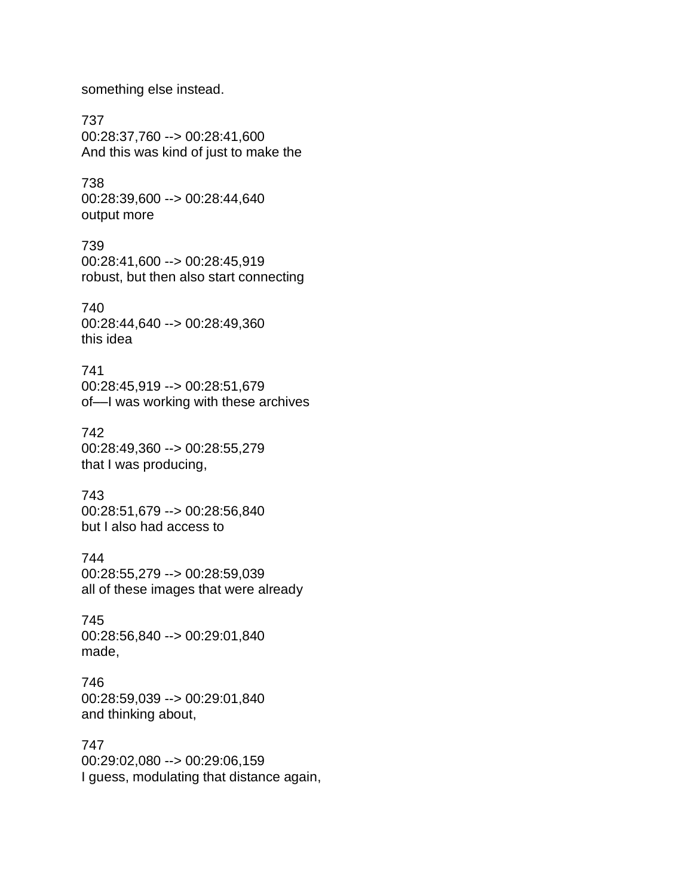something else instead.

737
00:28:37,760 --> 00:28:41,600
And this was kind of just to make the

738
00:28:39,600 --> 00:28:44,640
output more

739
00:28:41,600 --> 00:28:45,919
robust, but then also start connecting

740
00:28:44,640 --> 00:28:49,360
this idea

741
00:28:45,919 --> 00:28:51,679
of—I was working with these archives

742
00:28:49,360 --> 00:28:55,279
that I was producing,

743
00:28:51,679 --> 00:28:56,840
but I also had access to

744
00:28:55,279 --> 00:28:59,039
all of these images that were already

745
00:28:56,840 --> 00:29:01,840
made,

746
00:28:59,039 --> 00:29:01,840
and thinking about,

747
00:29:02,080 --> 00:29:06,159
I guess, modulating that distance again,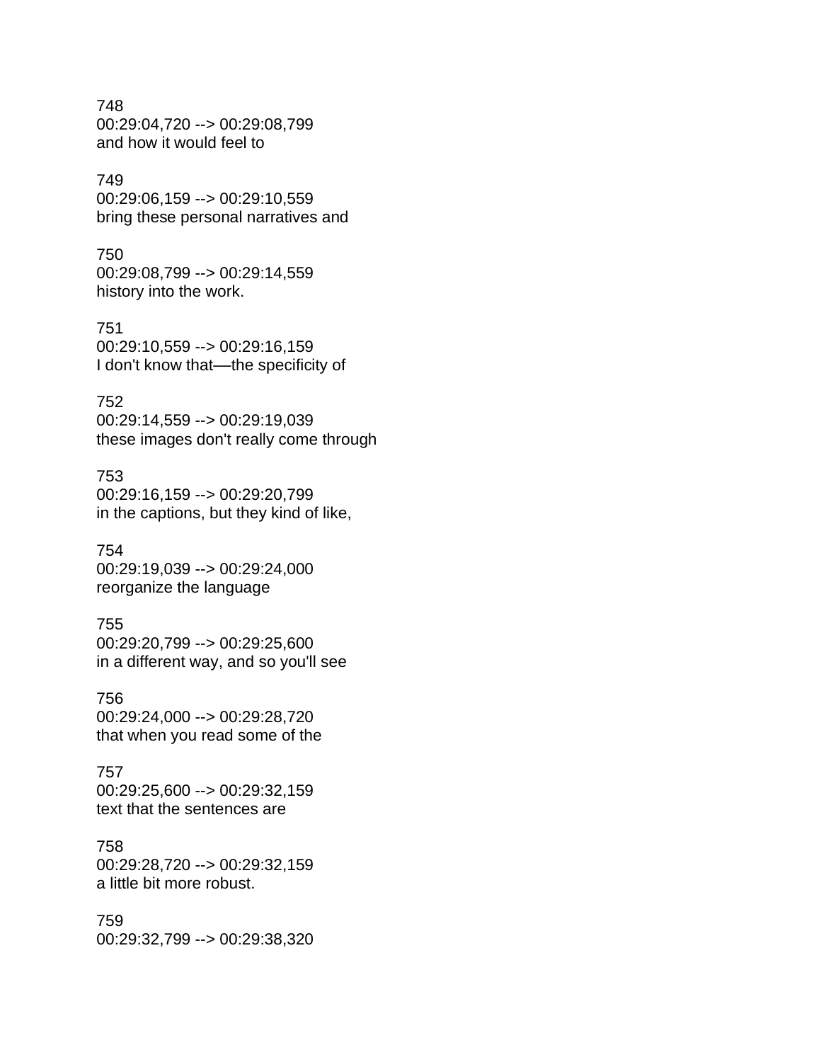748
00:29:04,720 --> 00:29:08,799
and how it would feel to

749
00:29:06,159 --> 00:29:10,559
bring these personal narratives and

750
00:29:08,799 --> 00:29:14,559
history into the work.

751
00:29:10,559 --> 00:29:16,159
I don't know that—the specificity of

752
00:29:14,559 --> 00:29:19,039
these images don't really come through

753
00:29:16,159 --> 00:29:20,799
in the captions, but they kind of like,

754
00:29:19,039 --> 00:29:24,000
reorganize the language

755
00:29:20,799 --> 00:29:25,600
in a different way, and so you'll see

756
00:29:24,000 --> 00:29:28,720
that when you read some of the

757
00:29:25,600 --> 00:29:32,159
text that the sentences are

758
00:29:28,720 --> 00:29:32,159
a little bit more robust.

759
00:29:32,799 --> 00:29:38,320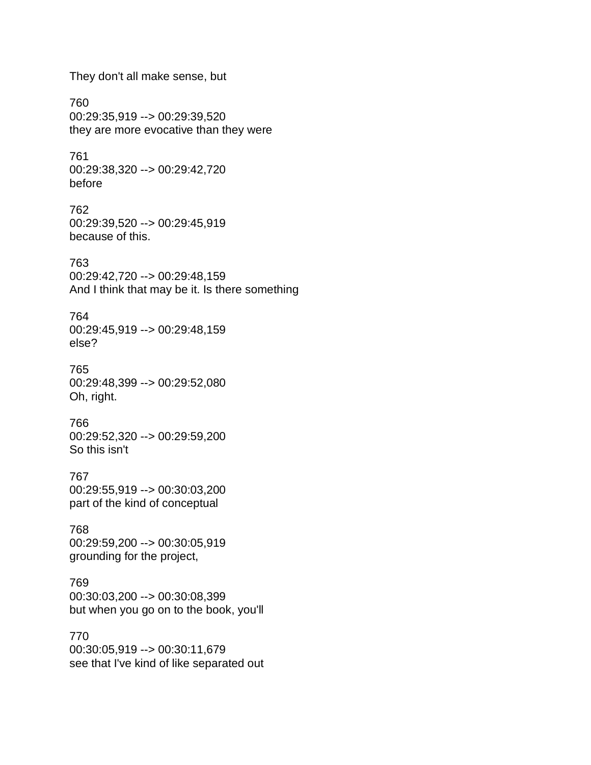They don't all make sense, but

760
00:29:35,919 --> 00:29:39,520
they are more evocative than they were

761
00:29:38,320 --> 00:29:42,720
before

762
00:29:39,520 --> 00:29:45,919
because of this.

763
00:29:42,720 --> 00:29:48,159
And I think that may be it. Is there something

764
00:29:45,919 --> 00:29:48,159
else?

765
00:29:48,399 --> 00:29:52,080
Oh, right.

766
00:29:52,320 --> 00:29:59,200
So this isn't

767
00:29:55,919 --> 00:30:03,200
part of the kind of conceptual

768
00:29:59,200 --> 00:30:05,919
grounding for the project,

769
00:30:03,200 --> 00:30:08,399
but when you go on to the book, you'll

770
00:30:05,919 --> 00:30:11,679
see that I've kind of like separated out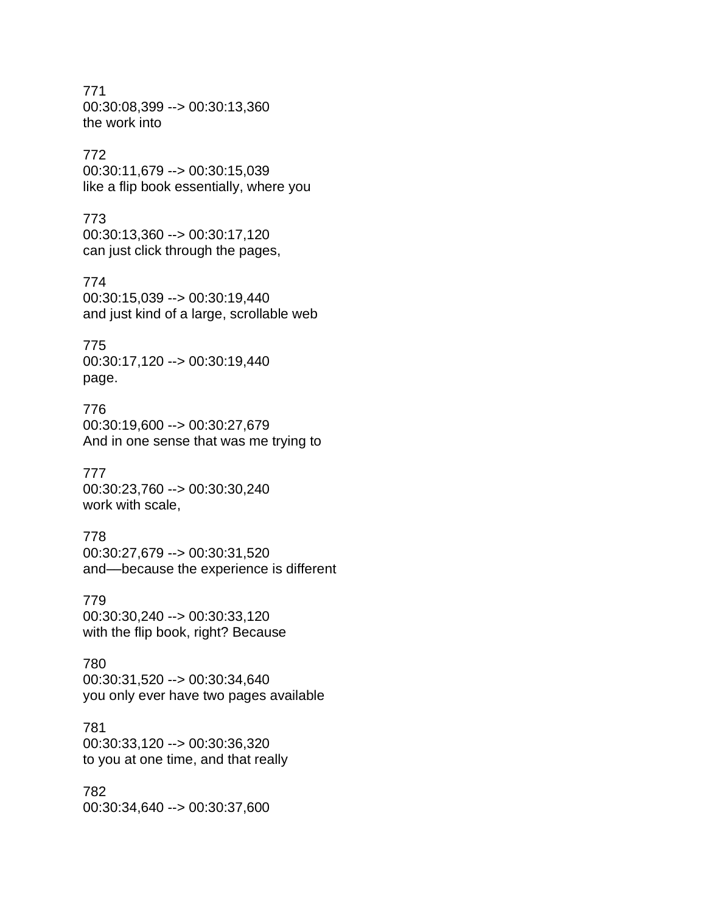771
00:30:08,399 --> 00:30:13,360
the work into

772
00:30:11,679 --> 00:30:15,039
like a flip book essentially, where you

773
00:30:13,360 --> 00:30:17,120
can just click through the pages,

774
00:30:15,039 --> 00:30:19,440
and just kind of a large, scrollable web

775
00:30:17,120 --> 00:30:19,440
page.

776
00:30:19,600 --> 00:30:27,679
And in one sense that was me trying to

777
00:30:23,760 --> 00:30:30,240
work with scale,

778
00:30:27,679 --> 00:30:31,520
and—because the experience is different

779
00:30:30,240 --> 00:30:33,120
with the flip book, right? Because

780
00:30:31,520 --> 00:30:34,640
you only ever have two pages available

781
00:30:33,120 --> 00:30:36,320
to you at one time, and that really

782
00:30:34,640 --> 00:30:37,600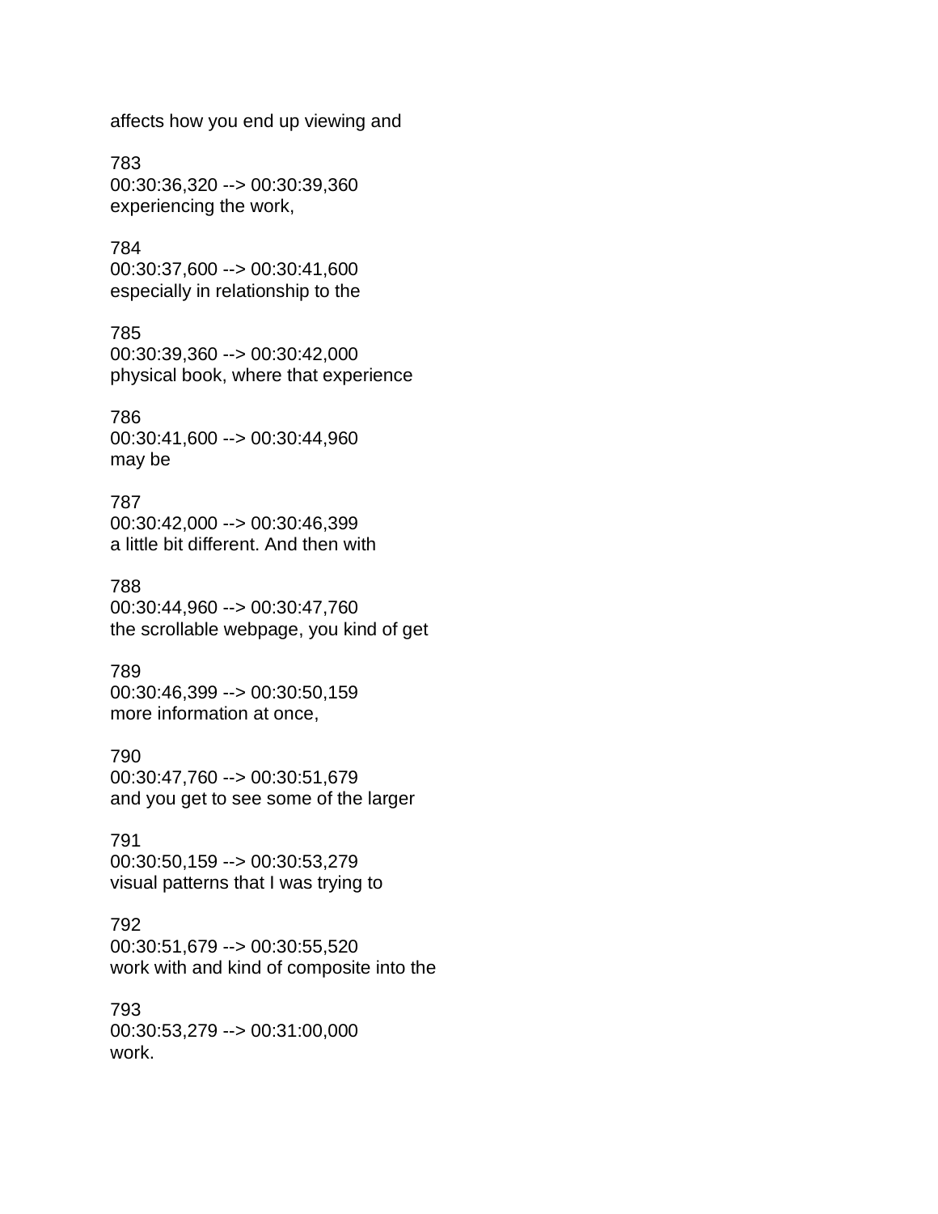affects how you end up viewing and

783
00:30:36,320 --> 00:30:39,360
experiencing the work,

784
00:30:37,600 --> 00:30:41,600
especially in relationship to the

785
00:30:39,360 --> 00:30:42,000
physical book, where that experience

786
00:30:41,600 --> 00:30:44,960
may be

787
00:30:42,000 --> 00:30:46,399
a little bit different. And then with

788
00:30:44,960 --> 00:30:47,760
the scrollable webpage, you kind of get

789
00:30:46,399 --> 00:30:50,159
more information at once,

790
00:30:47,760 --> 00:30:51,679
and you get to see some of the larger

791
00:30:50,159 --> 00:30:53,279
visual patterns that I was trying to

792
00:30:51,679 --> 00:30:55,520
work with and kind of composite into the

793
00:30:53,279 --> 00:31:00,000
work.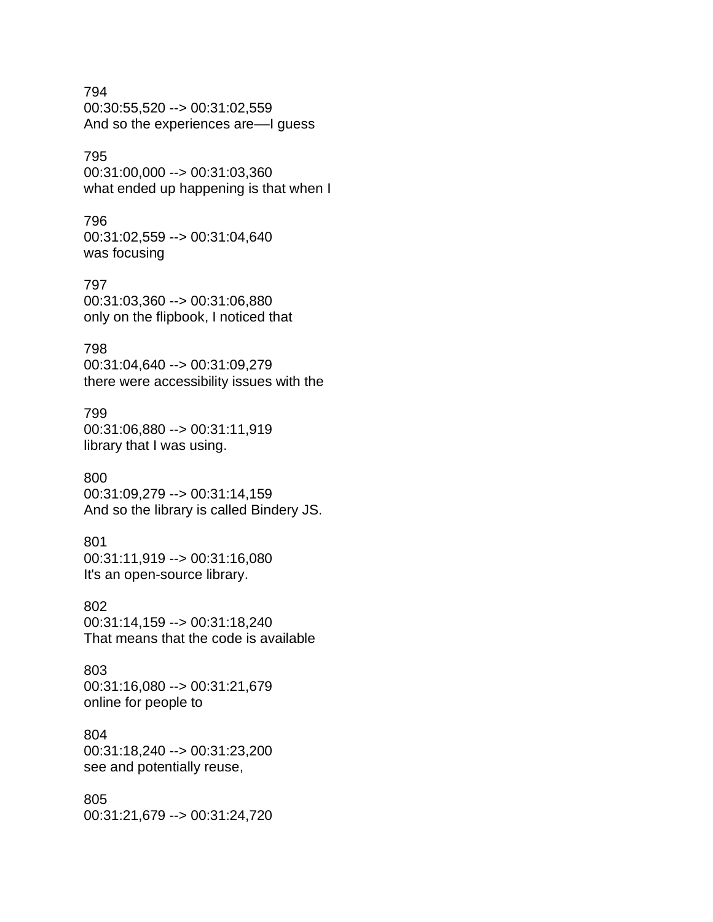794
00:30:55,520 --> 00:31:02,559
And so the experiences are—I guess

795
00:31:00,000 --> 00:31:03,360
what ended up happening is that when I

796
00:31:02,559 --> 00:31:04,640
was focusing

797
00:31:03,360 --> 00:31:06,880
only on the flipbook, I noticed that

798
00:31:04,640 --> 00:31:09,279
there were accessibility issues with the

799
00:31:06,880 --> 00:31:11,919
library that I was using.

800
00:31:09,279 --> 00:31:14,159
And so the library is called Bindery JS.

801
00:31:11,919 --> 00:31:16,080
It's an open-source library.

802
00:31:14,159 --> 00:31:18,240
That means that the code is available

803
00:31:16,080 --> 00:31:21,679
online for people to

804
00:31:18,240 --> 00:31:23,200
see and potentially reuse,

805
00:31:21,679 --> 00:31:24,720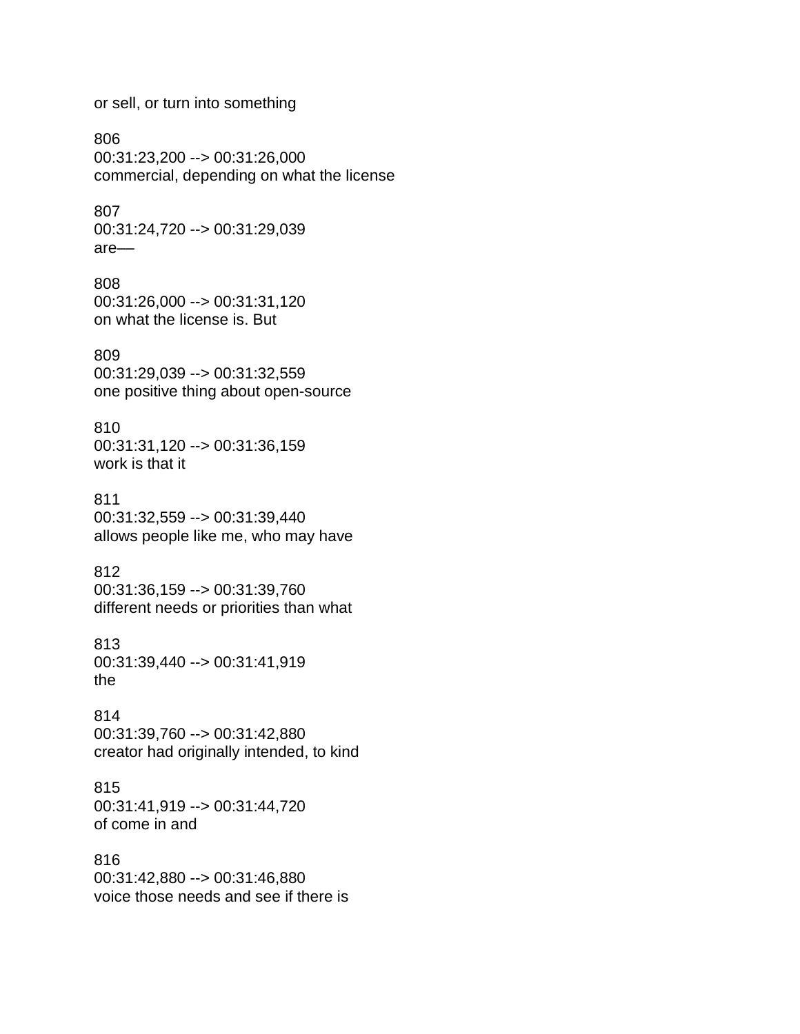or sell, or turn into something

806
00:31:23,200 --> 00:31:26,000
commercial, depending on what the license

807
00:31:24,720 --> 00:31:29,039
are—

808
00:31:26,000 --> 00:31:31,120
on what the license is. But

809
00:31:29,039 --> 00:31:32,559
one positive thing about open-source

810
00:31:31,120 --> 00:31:36,159
work is that it

811
00:31:32,559 --> 00:31:39,440
allows people like me, who may have

812
00:31:36,159 --> 00:31:39,760
different needs or priorities than what

813
00:31:39,440 --> 00:31:41,919
the

814
00:31:39,760 --> 00:31:42,880
creator had originally intended, to kind

815
00:31:41,919 --> 00:31:44,720
of come in and

816
00:31:42,880 --> 00:31:46,880
voice those needs and see if there is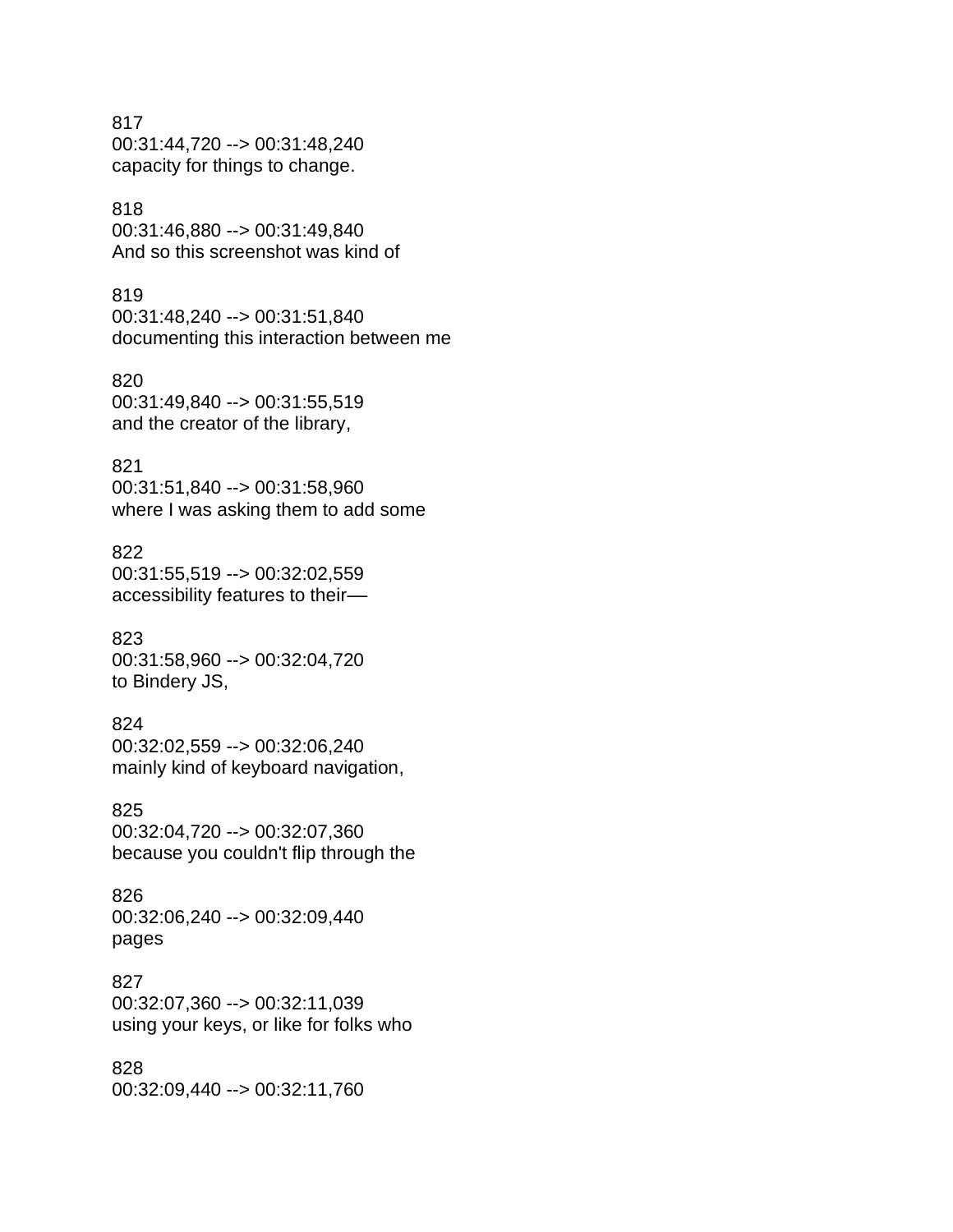817
00:31:44,720 --> 00:31:48,240
capacity for things to change.

818
00:31:46,880 --> 00:31:49,840
And so this screenshot was kind of

819
00:31:48,240 --> 00:31:51,840
documenting this interaction between me

820
00:31:49,840 --> 00:31:55,519
and the creator of the library,

821
00:31:51,840 --> 00:31:58,960
where I was asking them to add some

822
00:31:55,519 --> 00:32:02,559
accessibility features to their—

823
00:31:58,960 --> 00:32:04,720
to Bindery JS,

824
00:32:02,559 --> 00:32:06,240
mainly kind of keyboard navigation,

825
00:32:04,720 --> 00:32:07,360
because you couldn't flip through the

826
00:32:06,240 --> 00:32:09,440
pages

827
00:32:07,360 --> 00:32:11,039
using your keys, or like for folks who

828
00:32:09,440 --> 00:32:11,760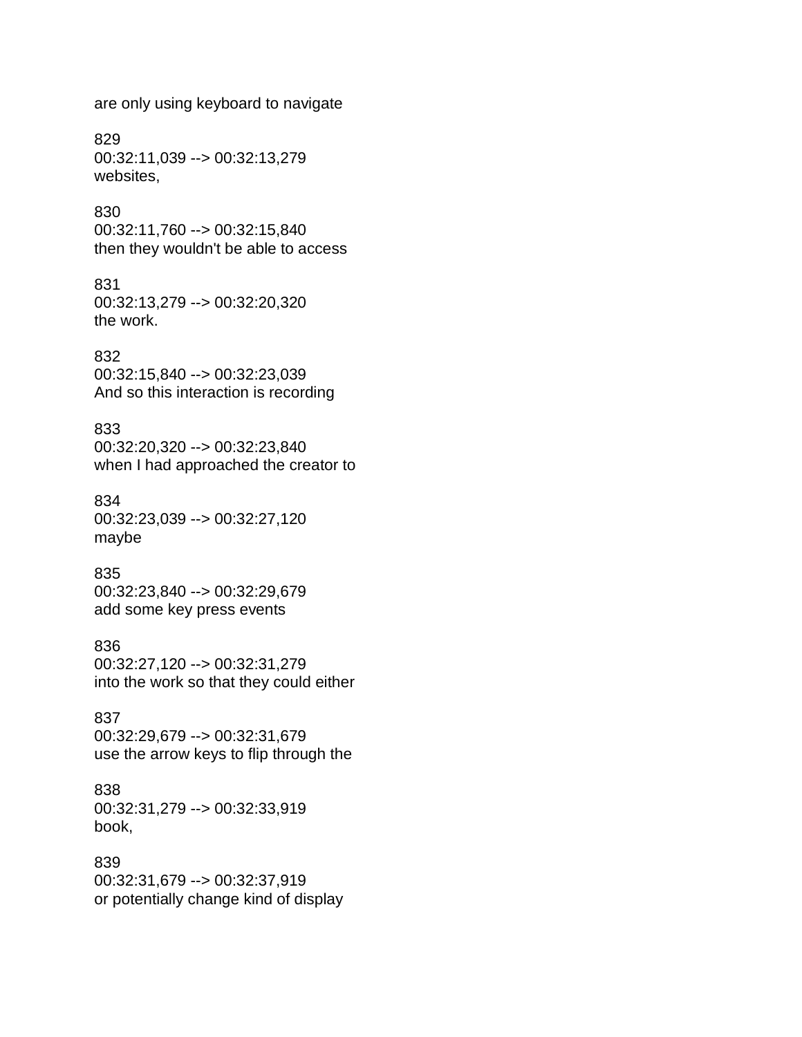are only using keyboard to navigate

829
00:32:11,039 --> 00:32:13,279
websites,

830
00:32:11,760 --> 00:32:15,840
then they wouldn't be able to access

831
00:32:13,279 --> 00:32:20,320
the work.

832
00:32:15,840 --> 00:32:23,039
And so this interaction is recording

833
00:32:20,320 --> 00:32:23,840
when I had approached the creator to

834
00:32:23,039 --> 00:32:27,120
maybe

835
00:32:23,840 --> 00:32:29,679
add some key press events

836
00:32:27,120 --> 00:32:31,279
into the work so that they could either

837
00:32:29,679 --> 00:32:31,679
use the arrow keys to flip through the

838
00:32:31,279 --> 00:32:33,919
book,

839
00:32:31,679 --> 00:32:37,919
or potentially change kind of display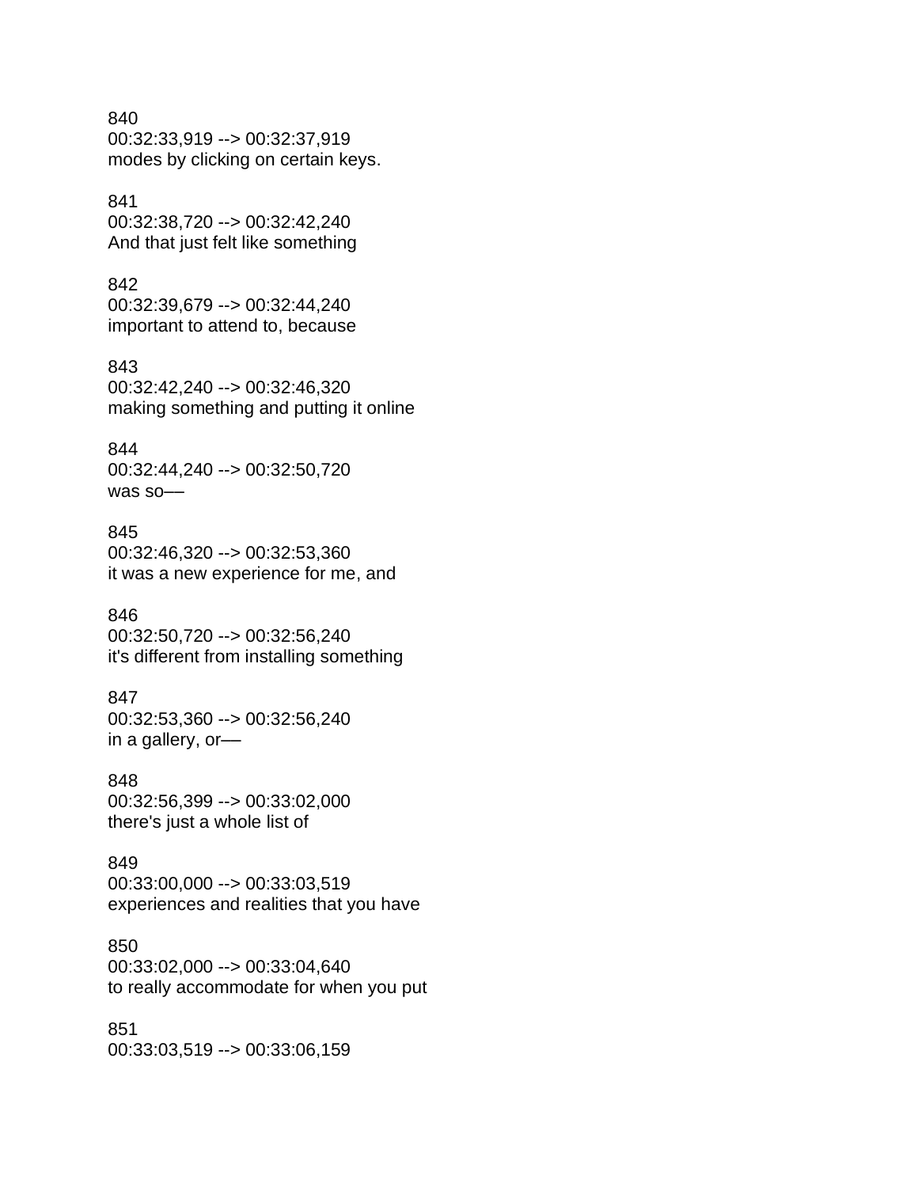840
00:32:33,919 --> 00:32:37,919
modes by clicking on certain keys.

841
00:32:38,720 --> 00:32:42,240
And that just felt like something

842
00:32:39,679 --> 00:32:44,240
important to attend to, because

843
00:32:42,240 --> 00:32:46,320
making something and putting it online

844
00:32:44,240 --> 00:32:50,720
was so––

845
00:32:46,320 --> 00:32:53,360
it was a new experience for me, and

846
00:32:50,720 --> 00:32:56,240
it's different from installing something

847
00:32:53,360 --> 00:32:56,240
in a gallery, or––

848
00:32:56,399 --> 00:33:02,000
there's just a whole list of

849
00:33:00,000 --> 00:33:03,519
experiences and realities that you have

850
00:33:02,000 --> 00:33:04,640
to really accommodate for when you put

851
00:33:03,519 --> 00:33:06,159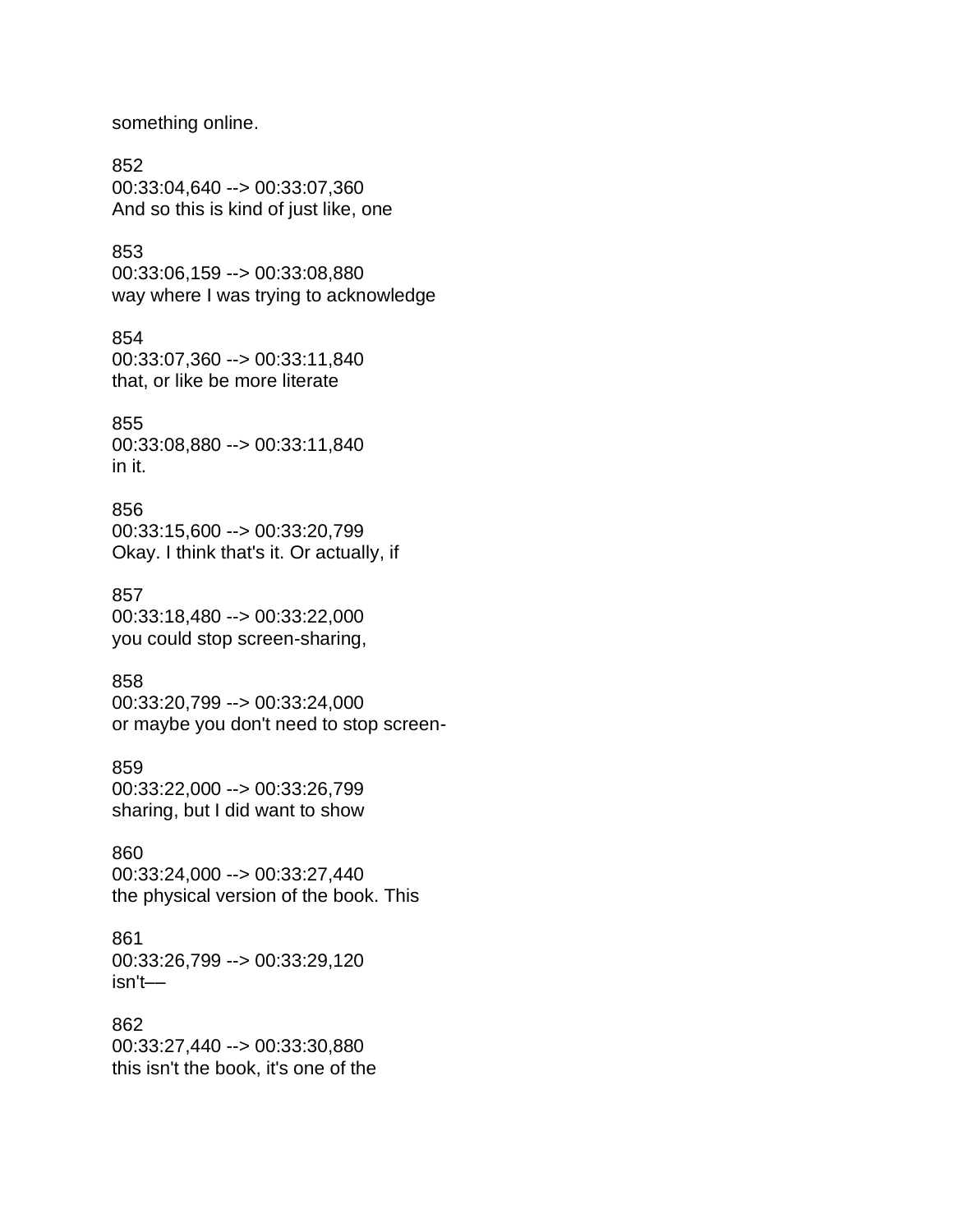something online.

852
00:33:04,640 --> 00:33:07,360
And so this is kind of just like, one

853
00:33:06,159 --> 00:33:08,880
way where I was trying to acknowledge

854
00:33:07,360 --> 00:33:11,840
that, or like be more literate

855
00:33:08,880 --> 00:33:11,840
in it.

856
00:33:15,600 --> 00:33:20,799
Okay. I think that's it. Or actually, if

857
00:33:18,480 --> 00:33:22,000
you could stop screen-sharing,

858
00:33:20,799 --> 00:33:24,000
or maybe you don't need to stop screen-

859
00:33:22,000 --> 00:33:26,799
sharing, but I did want to show

860
00:33:24,000 --> 00:33:27,440
the physical version of the book. This

861
00:33:26,799 --> 00:33:29,120
isn't––

862
00:33:27,440 --> 00:33:30,880
this isn't the book, it's one of the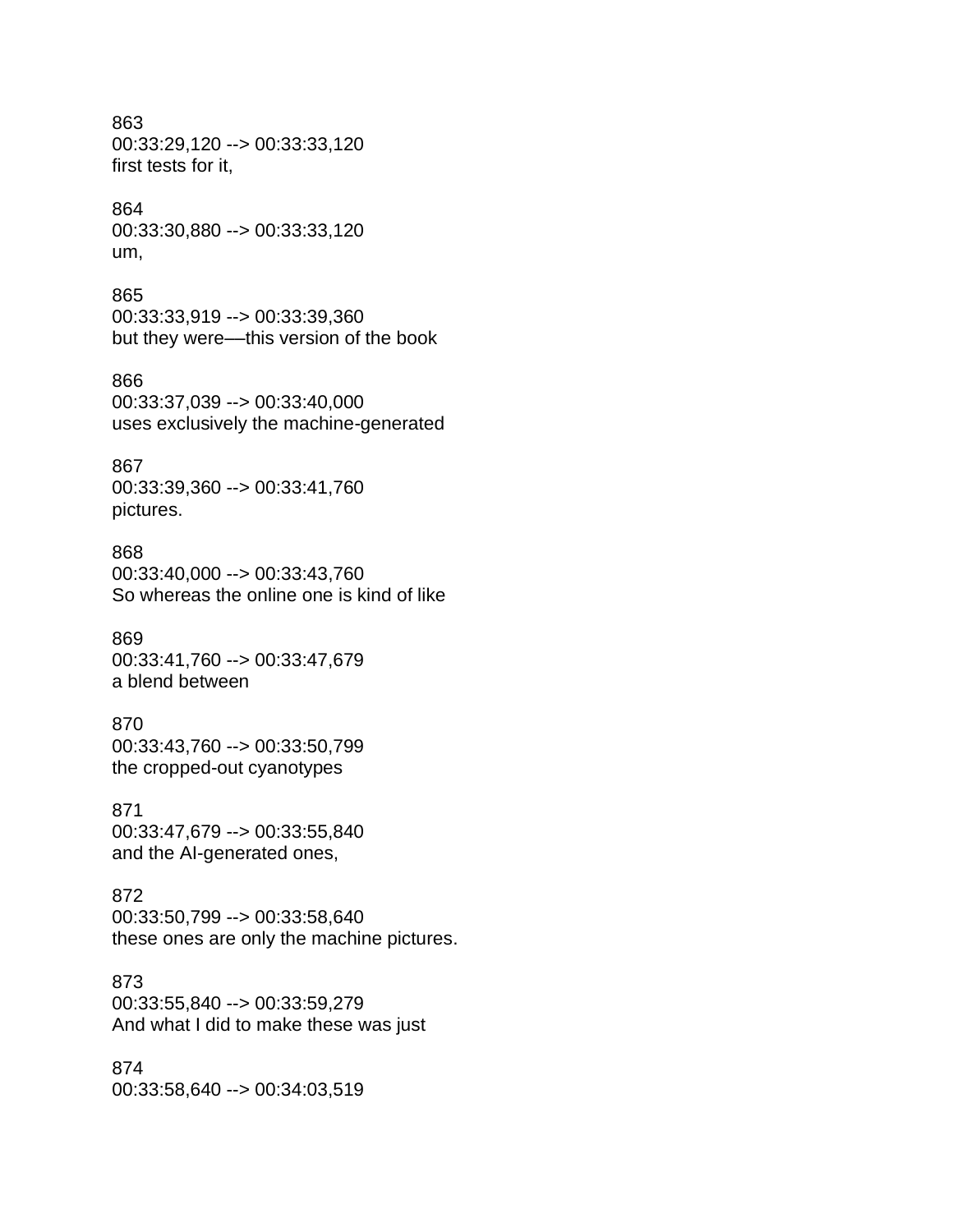863
00:33:29,120 --> 00:33:33,120
first tests for it,

864
00:33:30,880 --> 00:33:33,120
um,

865
00:33:33,919 --> 00:33:39,360
but they were—this version of the book

866
00:33:37,039 --> 00:33:40,000
uses exclusively the machine-generated

867
00:33:39,360 --> 00:33:41,760
pictures.

868
00:33:40,000 --> 00:33:43,760
So whereas the online one is kind of like

869
00:33:41,760 --> 00:33:47,679
a blend between

870
00:33:43,760 --> 00:33:50,799
the cropped-out cyanotypes

871
00:33:47,679 --> 00:33:55,840
and the AI-generated ones,

872
00:33:50,799 --> 00:33:58,640
these ones are only the machine pictures.

873
00:33:55,840 --> 00:33:59,279
And what I did to make these was just

874
00:33:58,640 --> 00:34:03,519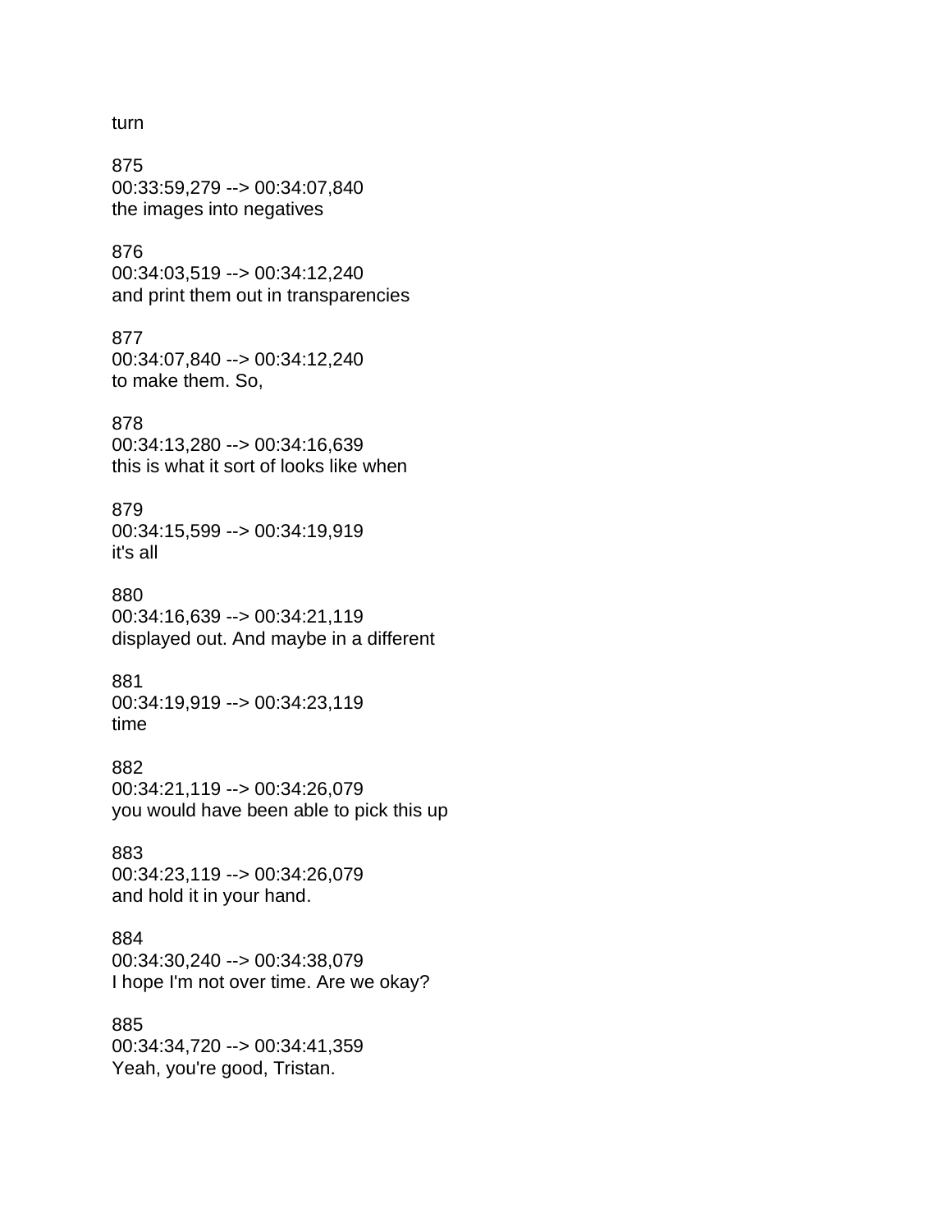turn

875
00:33:59,279 --> 00:34:07,840
the images into negatives

876
00:34:03,519 --> 00:34:12,240
and print them out in transparencies

877
00:34:07,840 --> 00:34:12,240
to make them. So,

878
00:34:13,280 --> 00:34:16,639
this is what it sort of looks like when

879
00:34:15,599 --> 00:34:19,919
it's all

880
00:34:16,639 --> 00:34:21,119
displayed out. And maybe in a different

881
00:34:19,919 --> 00:34:23,119
time

882
00:34:21,119 --> 00:34:26,079
you would have been able to pick this up

883
00:34:23,119 --> 00:34:26,079
and hold it in your hand.

884
00:34:30,240 --> 00:34:38,079
I hope I'm not over time. Are we okay?

885
00:34:34,720 --> 00:34:41,359
Yeah, you're good, Tristan.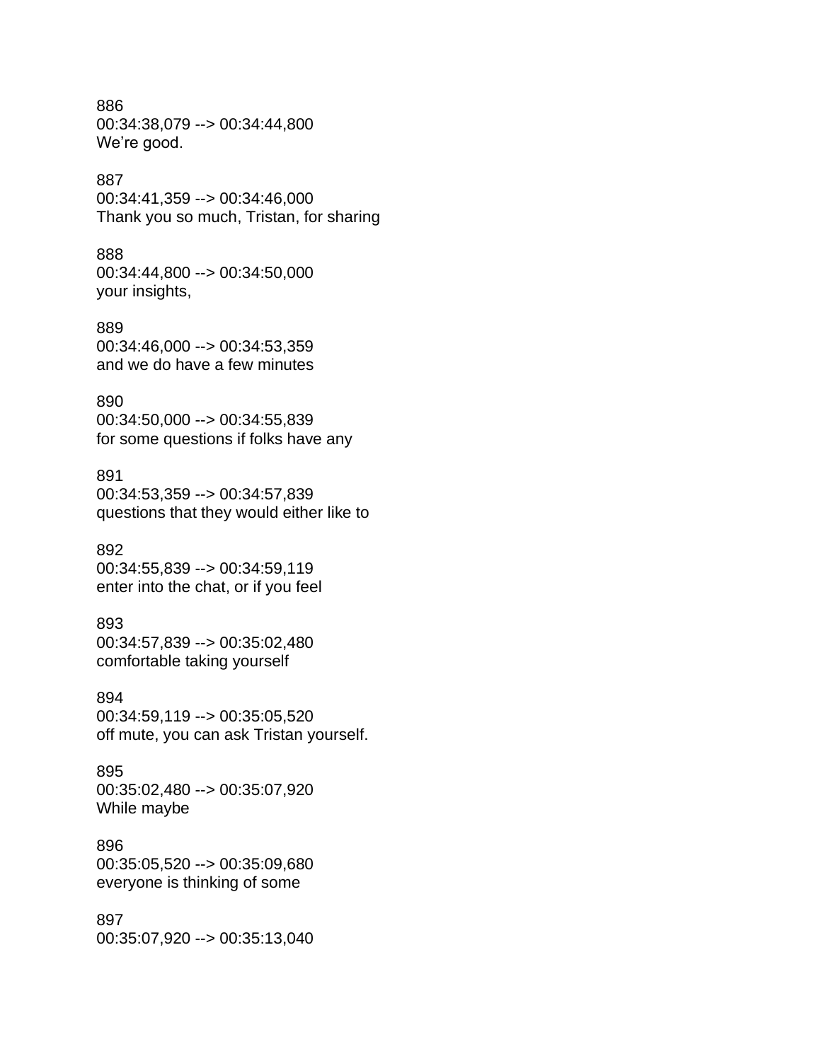886
00:34:38,079 --> 00:34:44,800
We’re good.

887
00:34:41,359 --> 00:34:46,000
Thank you so much, Tristan, for sharing

888
00:34:44,800 --> 00:34:50,000
your insights,

889
00:34:46,000 --> 00:34:53,359
and we do have a few minutes

890
00:34:50,000 --> 00:34:55,839
for some questions if folks have any

891
00:34:53,359 --> 00:34:57,839
questions that they would either like to

892
00:34:55,839 --> 00:34:59,119
enter into the chat, or if you feel

893
00:34:57,839 --> 00:35:02,480
comfortable taking yourself

894
00:34:59,119 --> 00:35:05,520
off mute, you can ask Tristan yourself.

895
00:35:02,480 --> 00:35:07,920
While maybe

896
00:35:05,520 --> 00:35:09,680
everyone is thinking of some

897
00:35:07,920 --> 00:35:13,040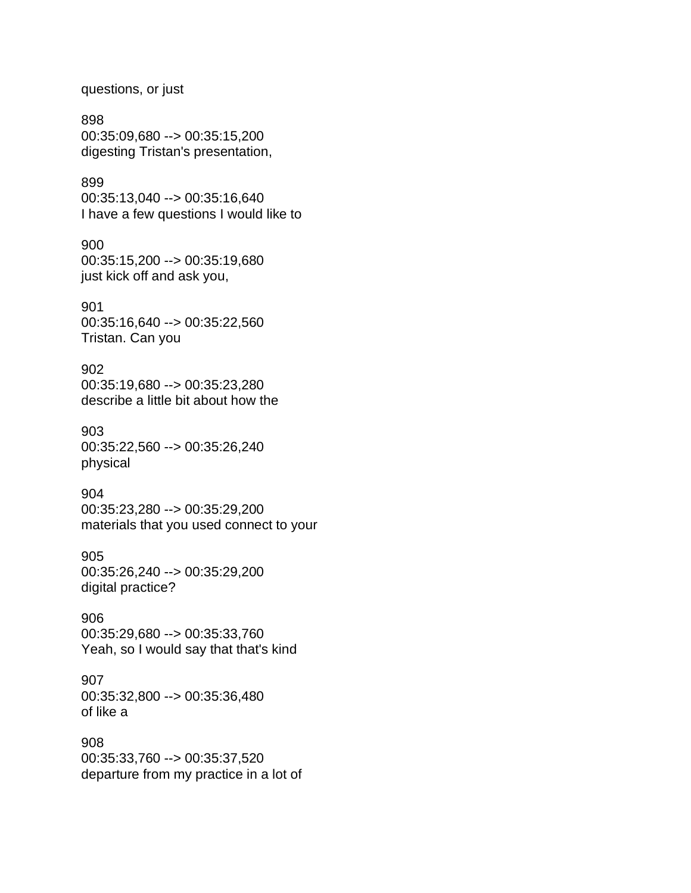questions, or just

898
00:35:09,680 --> 00:35:15,200
digesting Tristan's presentation,

899
00:35:13,040 --> 00:35:16,640
I have a few questions I would like to

900
00:35:15,200 --> 00:35:19,680
just kick off and ask you,

901
00:35:16,640 --> 00:35:22,560
Tristan. Can you

902
00:35:19,680 --> 00:35:23,280
describe a little bit about how the

903
00:35:22,560 --> 00:35:26,240
physical

904
00:35:23,280 --> 00:35:29,200
materials that you used connect to your

905
00:35:26,240 --> 00:35:29,200
digital practice?

906
00:35:29,680 --> 00:35:33,760
Yeah, so I would say that that's kind

907
00:35:32,800 --> 00:35:36,480
of like a

908
00:35:33,760 --> 00:35:37,520
departure from my practice in a lot of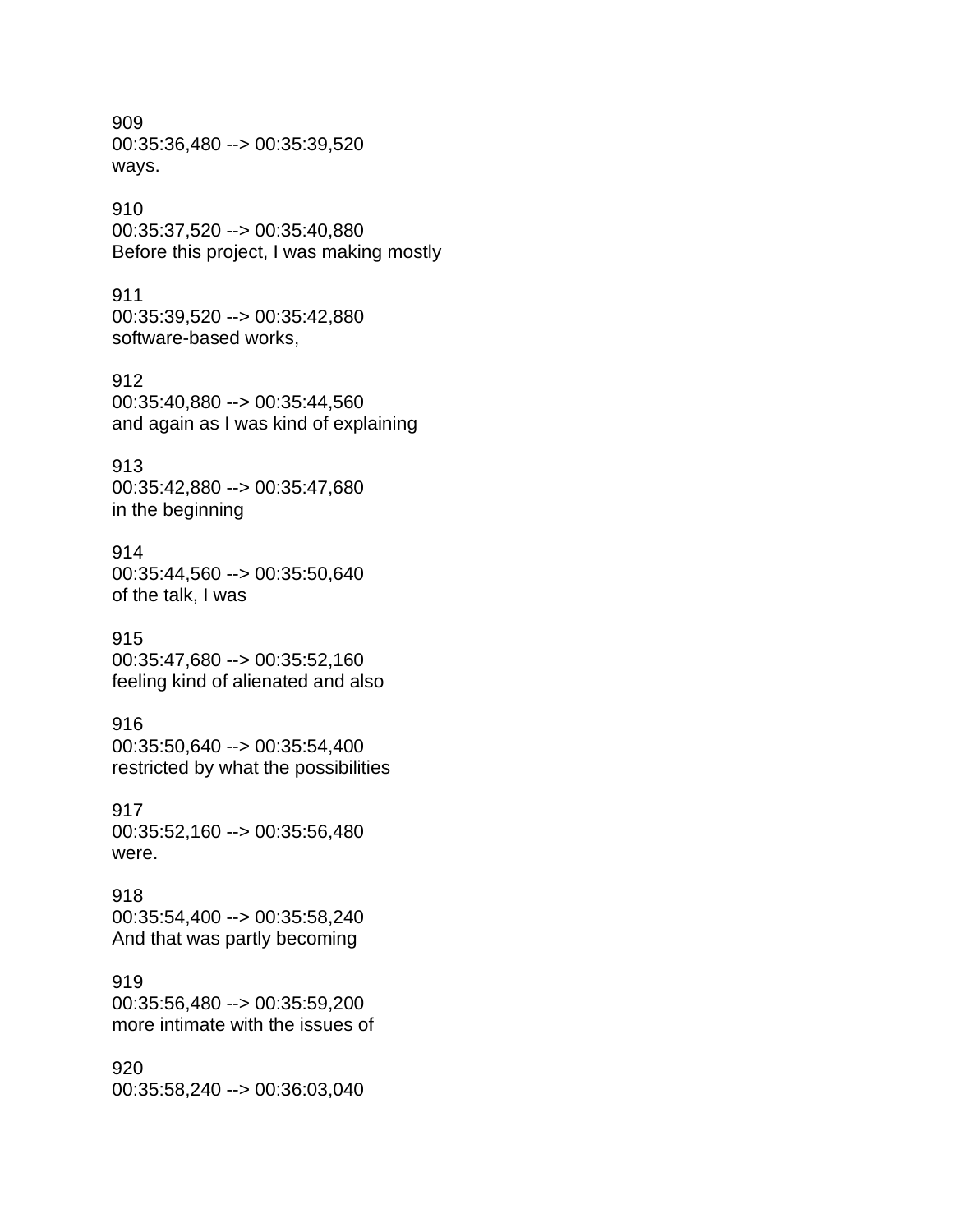909
00:35:36,480 --> 00:35:39,520
ways.

910
00:35:37,520 --> 00:35:40,880
Before this project, I was making mostly

911
00:35:39,520 --> 00:35:42,880
software-based works,

912
00:35:40,880 --> 00:35:44,560
and again as I was kind of explaining

913
00:35:42,880 --> 00:35:47,680
in the beginning

914
00:35:44,560 --> 00:35:50,640
of the talk, I was

915
00:35:47,680 --> 00:35:52,160
feeling kind of alienated and also

916
00:35:50,640 --> 00:35:54,400
restricted by what the possibilities

917
00:35:52,160 --> 00:35:56,480
were.

918
00:35:54,400 --> 00:35:58,240
And that was partly becoming

919
00:35:56,480 --> 00:35:59,200
more intimate with the issues of

920
00:35:58,240 --> 00:36:03,040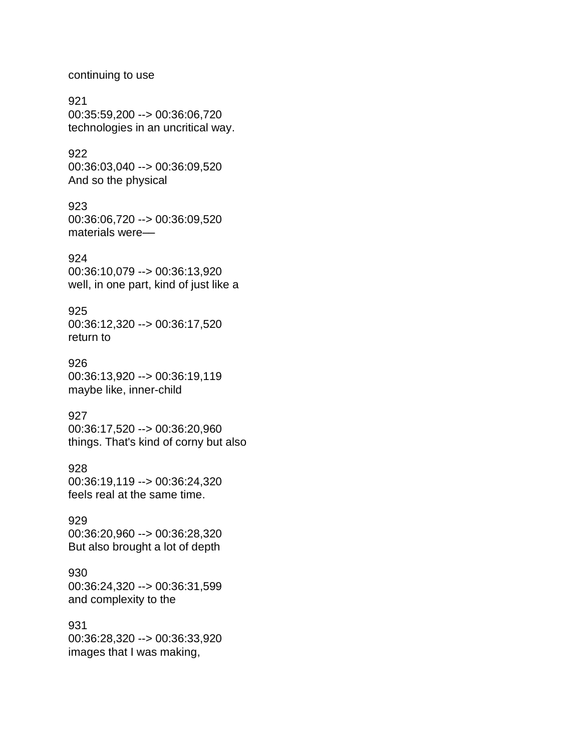continuing to use

921
00:35:59,200 --> 00:36:06,720
technologies in an uncritical way.

922
00:36:03,040 --> 00:36:09,520
And so the physical

923
00:36:06,720 --> 00:36:09,520
materials were—

924
00:36:10,079 --> 00:36:13,920
well, in one part, kind of just like a

925
00:36:12,320 --> 00:36:17,520
return to

926
00:36:13,920 --> 00:36:19,119
maybe like, inner-child

927
00:36:17,520 --> 00:36:20,960
things. That's kind of corny but also

928
00:36:19,119 --> 00:36:24,320
feels real at the same time.

929
00:36:20,960 --> 00:36:28,320
But also brought a lot of depth

930
00:36:24,320 --> 00:36:31,599
and complexity to the

931
00:36:28,320 --> 00:36:33,920
images that I was making,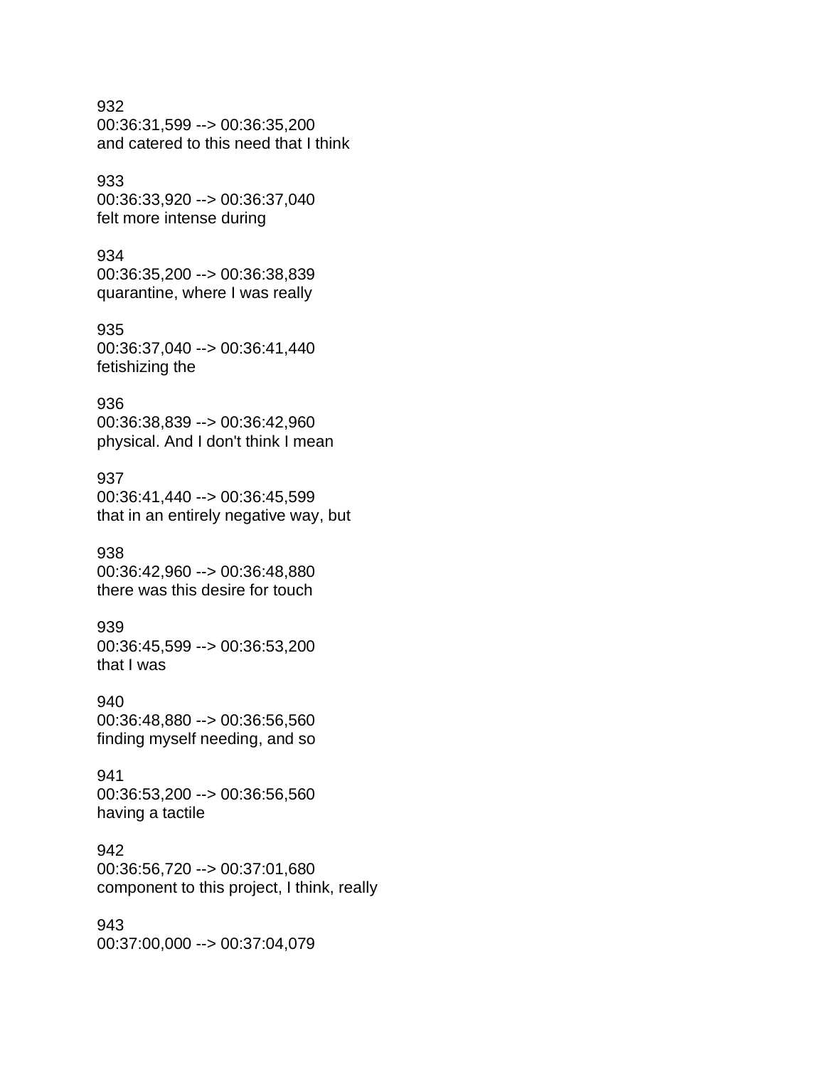932
00:36:31,599 --> 00:36:35,200
and catered to this need that I think

933
00:36:33,920 --> 00:36:37,040
felt more intense during

934
00:36:35,200 --> 00:36:38,839
quarantine, where I was really

935
00:36:37,040 --> 00:36:41,440
fetishizing the

936
00:36:38,839 --> 00:36:42,960
physical. And I don't think I mean

937
00:36:41,440 --> 00:36:45,599
that in an entirely negative way, but

938
00:36:42,960 --> 00:36:48,880
there was this desire for touch

939
00:36:45,599 --> 00:36:53,200
that I was

940
00:36:48,880 --> 00:36:56,560
finding myself needing, and so

941
00:36:53,200 --> 00:36:56,560
having a tactile

942
00:36:56,720 --> 00:37:01,680
component to this project, I think, really

943
00:37:00,000 --> 00:37:04,079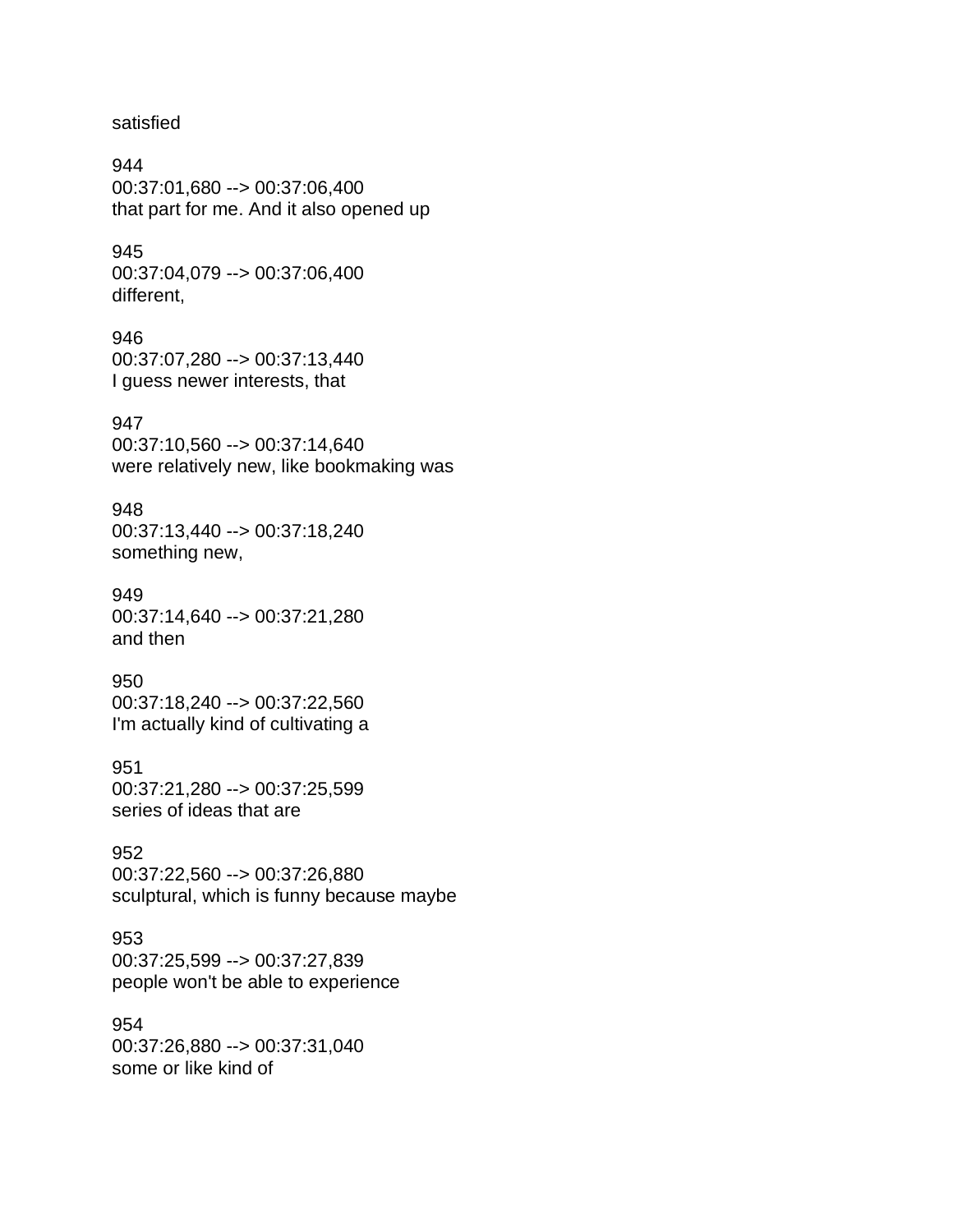satisfied

944
00:37:01,680 --> 00:37:06,400
that part for me. And it also opened up

945
00:37:04,079 --> 00:37:06,400
different,

946
00:37:07,280 --> 00:37:13,440
I guess newer interests, that

947
00:37:10,560 --> 00:37:14,640
were relatively new, like bookmaking was

948
00:37:13,440 --> 00:37:18,240
something new,

949
00:37:14,640 --> 00:37:21,280
and then

950
00:37:18,240 --> 00:37:22,560
I'm actually kind of cultivating a

951
00:37:21,280 --> 00:37:25,599
series of ideas that are

952
00:37:22,560 --> 00:37:26,880
sculptural, which is funny because maybe

953
00:37:25,599 --> 00:37:27,839
people won't be able to experience

954
00:37:26,880 --> 00:37:31,040
some or like kind of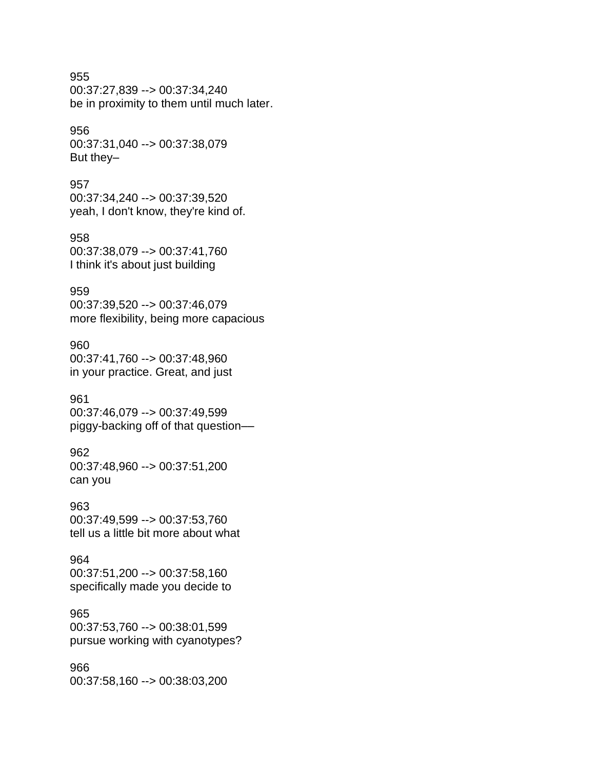955
00:37:27,839 --> 00:37:34,240
be in proximity to them until much later.

956
00:37:31,040 --> 00:37:38,079
But they–

957
00:37:34,240 --> 00:37:39,520
yeah, I don't know, they're kind of.

958
00:37:38,079 --> 00:37:41,760
I think it's about just building

959
00:37:39,520 --> 00:37:46,079
more flexibility, being more capacious

960
00:37:41,760 --> 00:37:48,960
in your practice. Great, and just

961
00:37:46,079 --> 00:37:49,599
piggy-backing off of that question––

962
00:37:48,960 --> 00:37:51,200
can you

963
00:37:49,599 --> 00:37:53,760
tell us a little bit more about what

964
00:37:51,200 --> 00:37:58,160
specifically made you decide to

965
00:37:53,760 --> 00:38:01,599
pursue working with cyanotypes?

966
00:37:58,160 --> 00:38:03,200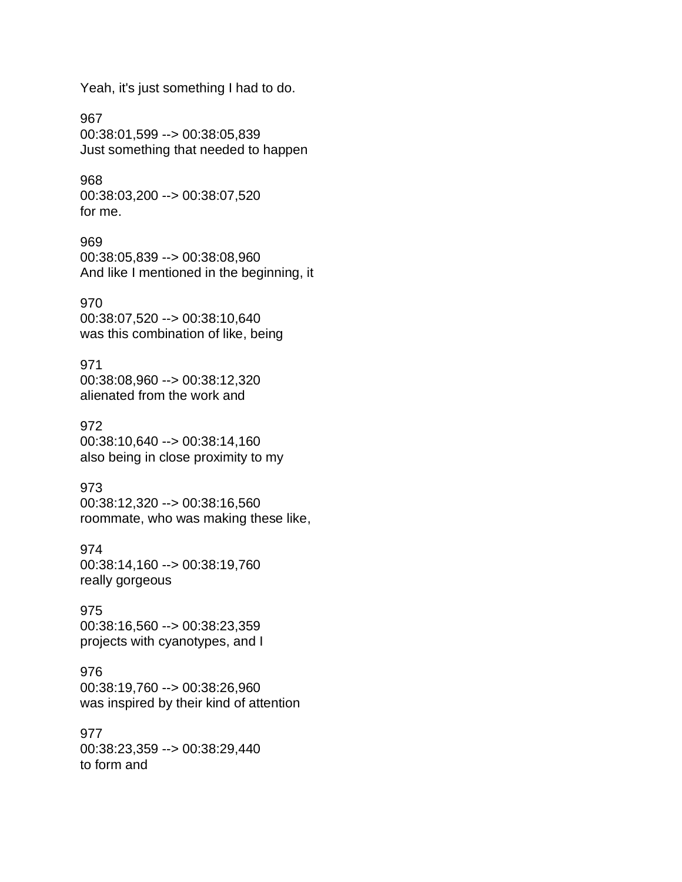Yeah, it's just something I had to do.

967
00:38:01,599 --> 00:38:05,839
Just something that needed to happen

968
00:38:03,200 --> 00:38:07,520
for me.

969
00:38:05,839 --> 00:38:08,960
And like I mentioned in the beginning, it

970
00:38:07,520 --> 00:38:10,640
was this combination of like, being

971
00:38:08,960 --> 00:38:12,320
alienated from the work and

972
00:38:10,640 --> 00:38:14,160
also being in close proximity to my

973
00:38:12,320 --> 00:38:16,560
roommate, who was making these like,

974
00:38:14,160 --> 00:38:19,760
really gorgeous

975
00:38:16,560 --> 00:38:23,359
projects with cyanotypes, and I

976
00:38:19,760 --> 00:38:26,960
was inspired by their kind of attention

977
00:38:23,359 --> 00:38:29,440
to form and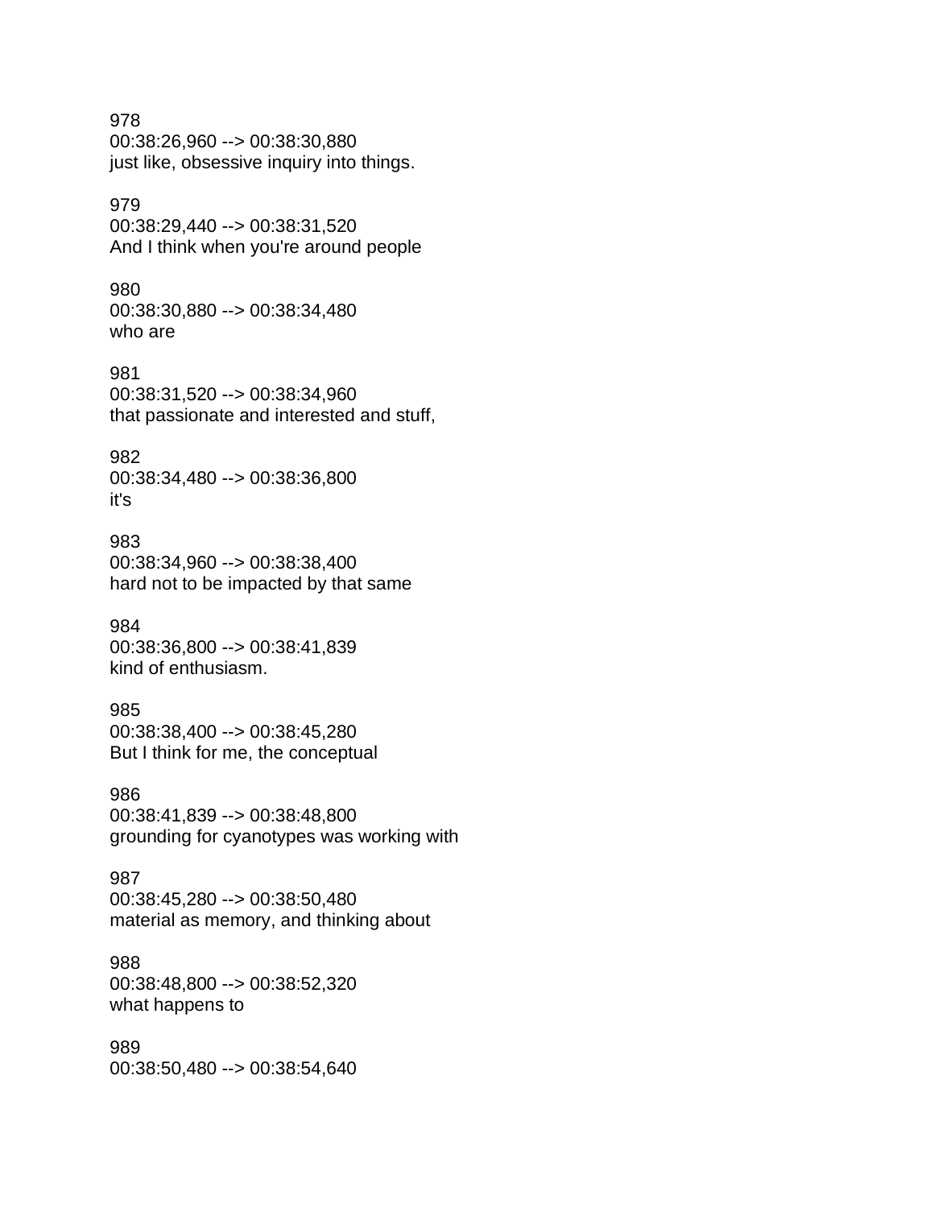978
00:38:26,960 --> 00:38:30,880
just like, obsessive inquiry into things.

979
00:38:29,440 --> 00:38:31,520
And I think when you're around people

980
00:38:30,880 --> 00:38:34,480
who are

981
00:38:31,520 --> 00:38:34,960
that passionate and interested and stuff,

982
00:38:34,480 --> 00:38:36,800
it's

983
00:38:34,960 --> 00:38:38,400
hard not to be impacted by that same

984
00:38:36,800 --> 00:38:41,839
kind of enthusiasm.

985
00:38:38,400 --> 00:38:45,280
But I think for me, the conceptual

986
00:38:41,839 --> 00:38:48,800
grounding for cyanotypes was working with

987
00:38:45,280 --> 00:38:50,480
material as memory, and thinking about

988
00:38:48,800 --> 00:38:52,320
what happens to

989
00:38:50,480 --> 00:38:54,640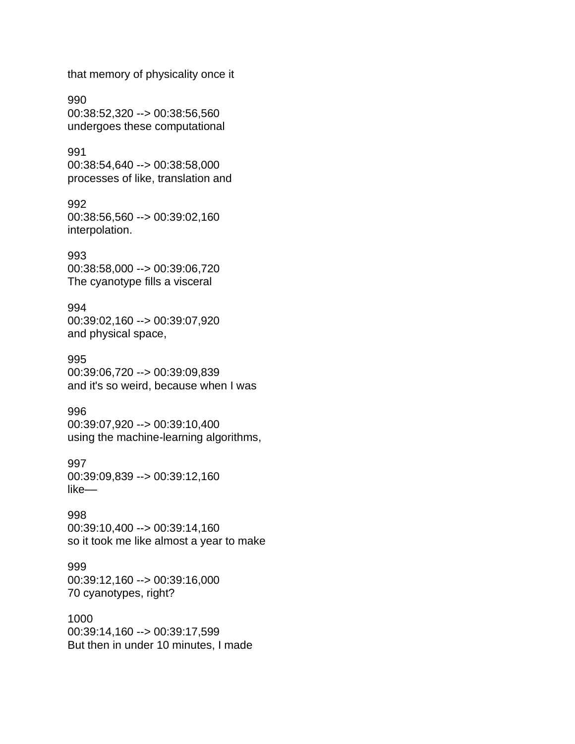that memory of physicality once it

990
00:38:52,320 --> 00:38:56,560
undergoes these computational

991
00:38:54,640 --> 00:38:58,000
processes of like, translation and

992
00:38:56,560 --> 00:39:02,160
interpolation.

993
00:38:58,000 --> 00:39:06,720
The cyanotype fills a visceral

994
00:39:02,160 --> 00:39:07,920
and physical space,

995
00:39:06,720 --> 00:39:09,839
and it's so weird, because when I was

996
00:39:07,920 --> 00:39:10,400
using the machine-learning algorithms,

997
00:39:09,839 --> 00:39:12,160
like—

998
00:39:10,400 --> 00:39:14,160
so it took me like almost a year to make

999
00:39:12,160 --> 00:39:16,000
70 cyanotypes, right?

1000
00:39:14,160 --> 00:39:17,599
But then in under 10 minutes, I made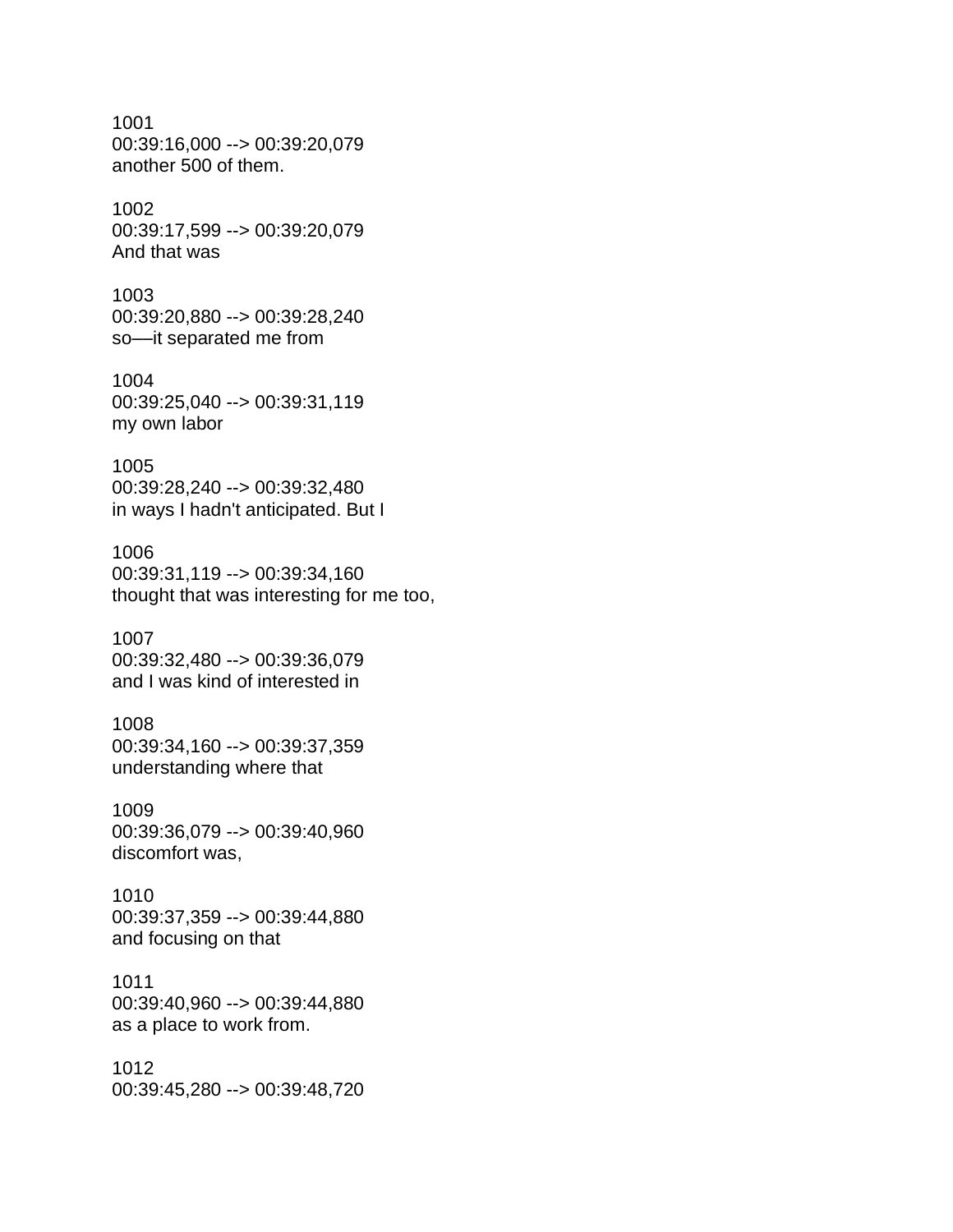1001
00:39:16,000 --> 00:39:20,079
another 500 of them.

1002
00:39:17,599 --> 00:39:20,079
And that was

1003
00:39:20,880 --> 00:39:28,240
so—it separated me from

1004
00:39:25,040 --> 00:39:31,119
my own labor

1005
00:39:28,240 --> 00:39:32,480
in ways I hadn't anticipated. But I

1006
00:39:31,119 --> 00:39:34,160
thought that was interesting for me too,

1007
00:39:32,480 --> 00:39:36,079
and I was kind of interested in

1008
00:39:34,160 --> 00:39:37,359
understanding where that

1009
00:39:36,079 --> 00:39:40,960
discomfort was,

1010
00:39:37,359 --> 00:39:44,880
and focusing on that

1011
00:39:40,960 --> 00:39:44,880
as a place to work from.

1012
00:39:45,280 --> 00:39:48,720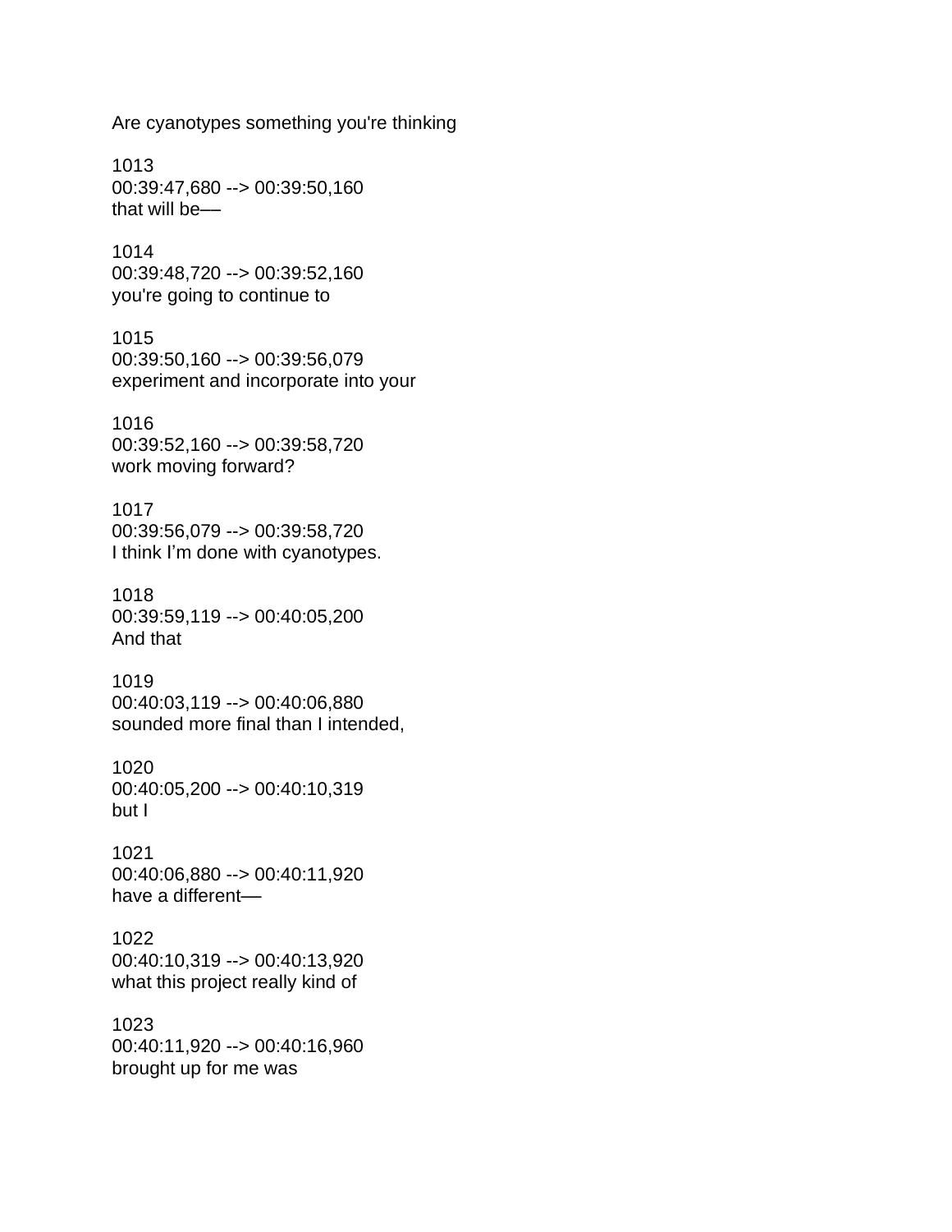Are cyanotypes something you're thinking

1013
00:39:47,680 --> 00:39:50,160
that will be—

1014
00:39:48,720 --> 00:39:52,160
you're going to continue to

1015
00:39:50,160 --> 00:39:56,079
experiment and incorporate into your

1016
00:39:52,160 --> 00:39:58,720
work moving forward?

1017
00:39:56,079 --> 00:39:58,720
I think I'm done with cyanotypes.

1018
00:39:59,119 --> 00:40:05,200
And that

1019
00:40:03,119 --> 00:40:06,880
sounded more final than I intended,

1020
00:40:05,200 --> 00:40:10,319
but I

1021
00:40:06,880 --> 00:40:11,920
have a different—

1022
00:40:10,319 --> 00:40:13,920
what this project really kind of

1023
00:40:11,920 --> 00:40:16,960
brought up for me was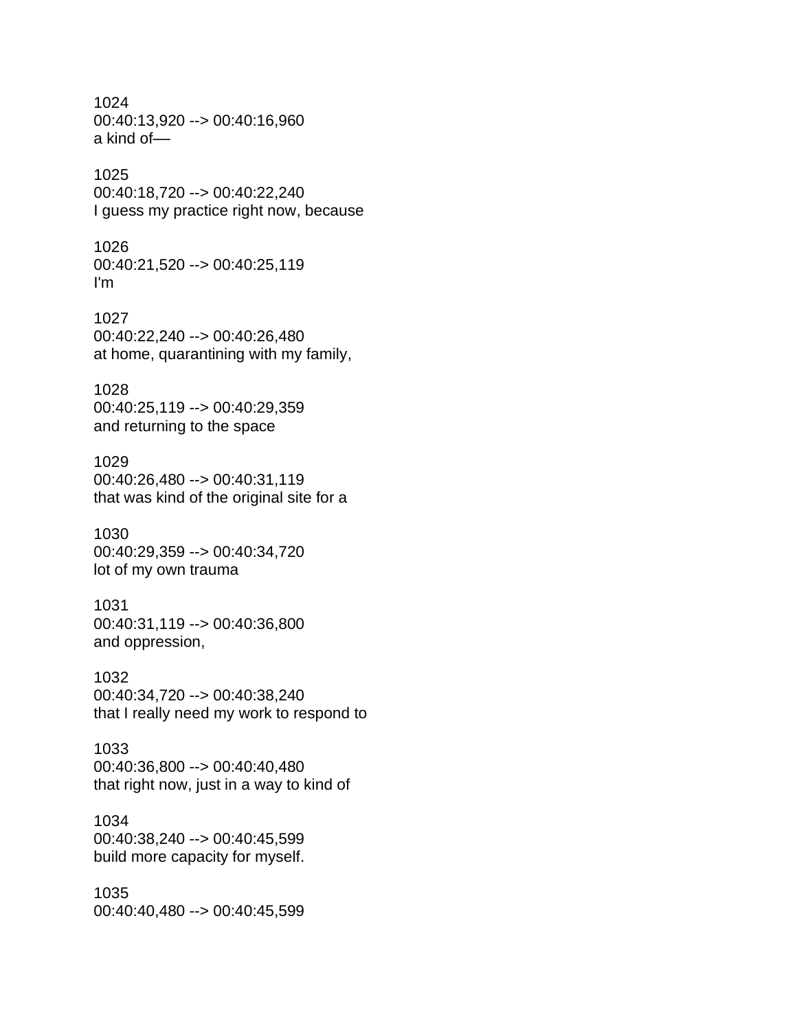1024
00:40:13,920 --> 00:40:16,960
a kind of—

1025
00:40:18,720 --> 00:40:22,240
I guess my practice right now, because

1026
00:40:21,520 --> 00:40:25,119
I'm

1027
00:40:22,240 --> 00:40:26,480
at home, quarantining with my family,

1028
00:40:25,119 --> 00:40:29,359
and returning to the space

1029
00:40:26,480 --> 00:40:31,119
that was kind of the original site for a

1030
00:40:29,359 --> 00:40:34,720
lot of my own trauma

1031
00:40:31,119 --> 00:40:36,800
and oppression,

1032
00:40:34,720 --> 00:40:38,240
that I really need my work to respond to

1033
00:40:36,800 --> 00:40:40,480
that right now, just in a way to kind of

1034
00:40:38,240 --> 00:40:45,599
build more capacity for myself.

1035
00:40:40,480 --> 00:40:45,599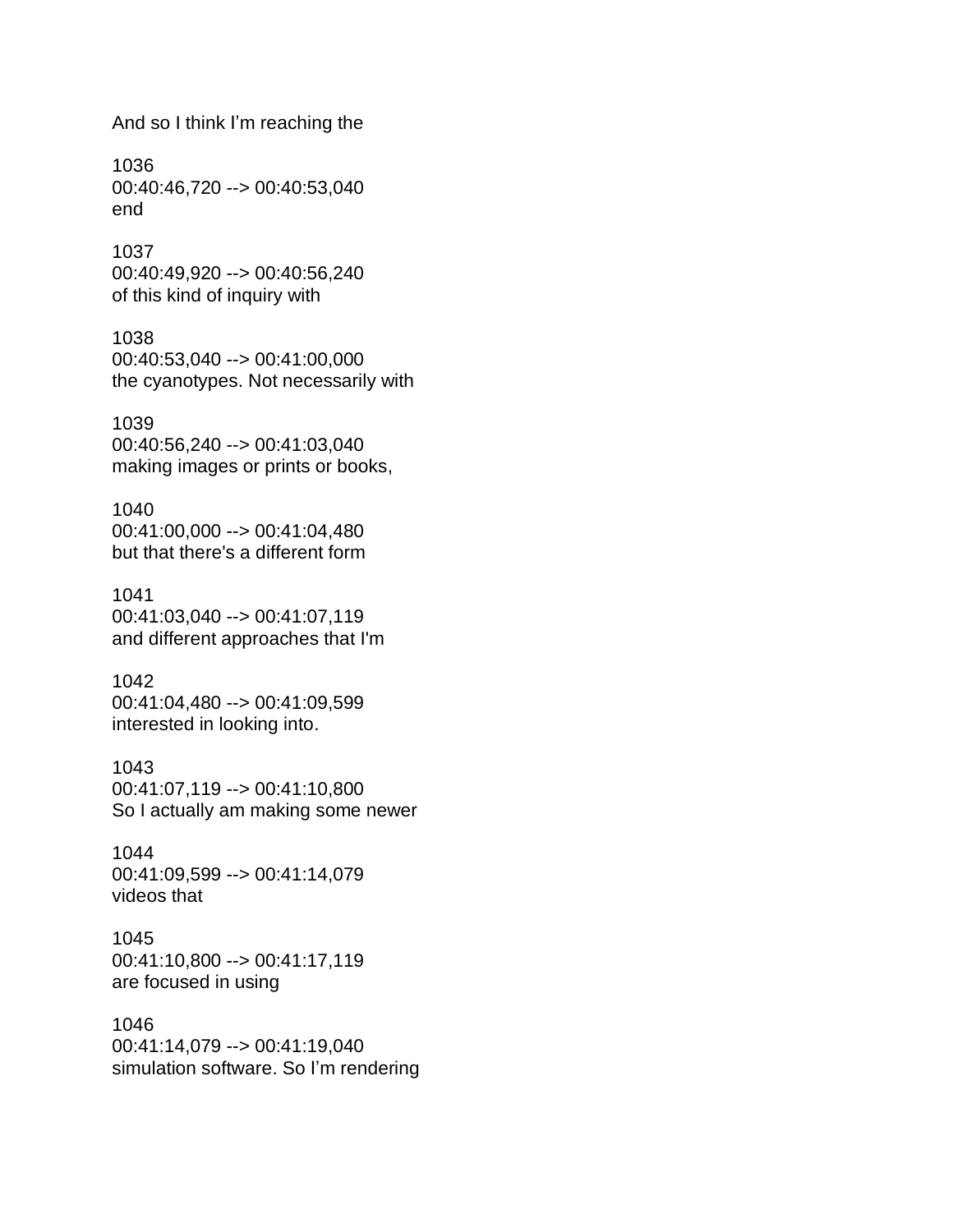And so I think I’m reaching the

1036
00:40:46,720 --> 00:40:53,040
end

1037
00:40:49,920 --> 00:40:56,240
of this kind of inquiry with

1038
00:40:53,040 --> 00:41:00,000
the cyanotypes. Not necessarily with

1039
00:40:56,240 --> 00:41:03,040
making images or prints or books,

1040
00:41:00,000 --> 00:41:04,480
but that there's a different form

1041
00:41:03,040 --> 00:41:07,119
and different approaches that I'm

1042
00:41:04,480 --> 00:41:09,599
interested in looking into.

1043
00:41:07,119 --> 00:41:10,800
So I actually am making some newer

1044
00:41:09,599 --> 00:41:14,079
videos that

1045
00:41:10,800 --> 00:41:17,119
are focused in using

1046
00:41:14,079 --> 00:41:19,040
simulation software. So I’m rendering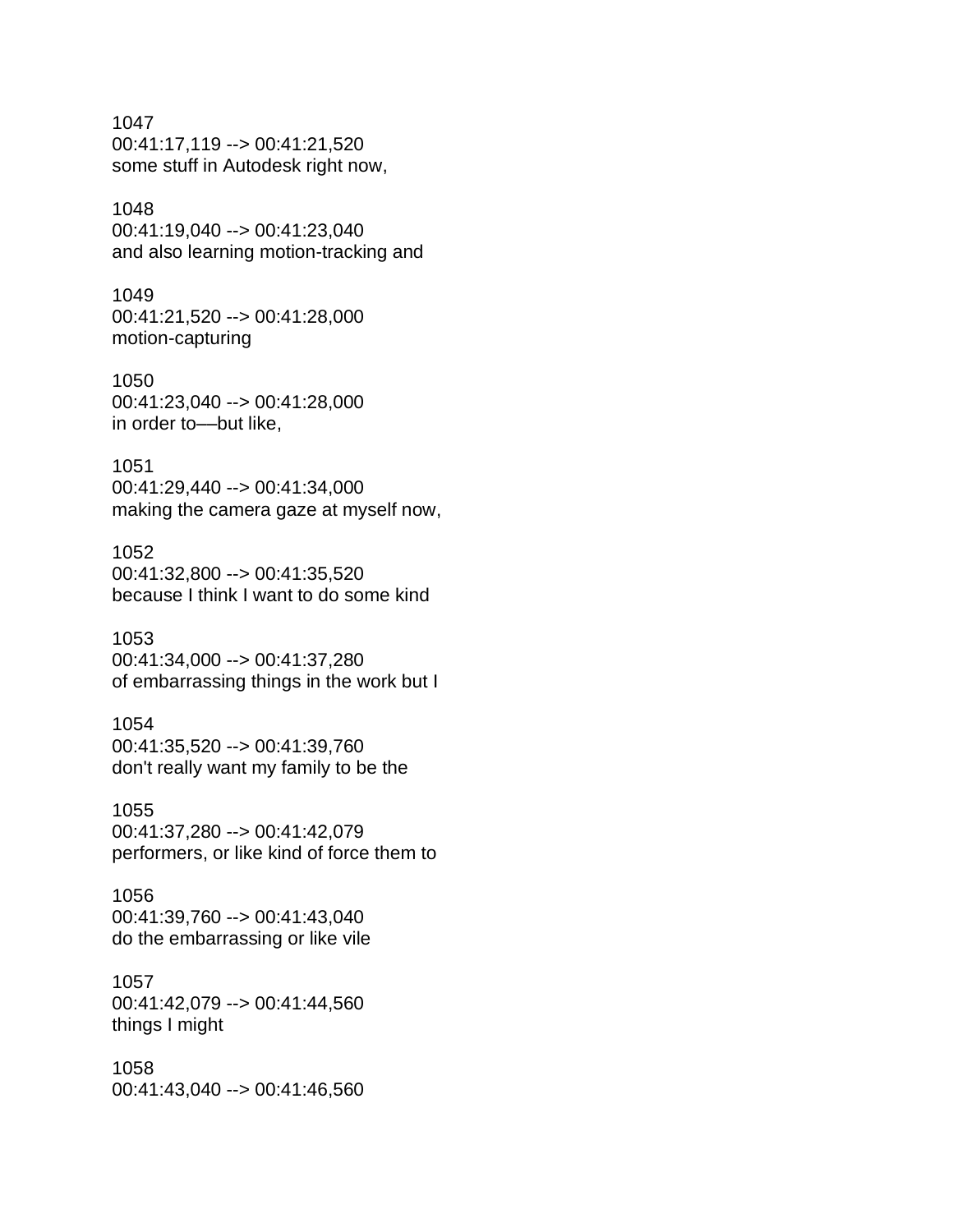1047
00:41:17,119 --> 00:41:21,520
some stuff in Autodesk right now,

1048
00:41:19,040 --> 00:41:23,040
and also learning motion-tracking and

1049
00:41:21,520 --> 00:41:28,000
motion-capturing

1050
00:41:23,040 --> 00:41:28,000
in order to—but like,

1051
00:41:29,440 --> 00:41:34,000
making the camera gaze at myself now,

1052
00:41:32,800 --> 00:41:35,520
because I think I want to do some kind

1053
00:41:34,000 --> 00:41:37,280
of embarrassing things in the work but I

1054
00:41:35,520 --> 00:41:39,760
don't really want my family to be the

1055
00:41:37,280 --> 00:41:42,079
performers, or like kind of force them to

1056
00:41:39,760 --> 00:41:43,040
do the embarrassing or like vile

1057
00:41:42,079 --> 00:41:44,560
things I might

1058
00:41:43,040 --> 00:41:46,560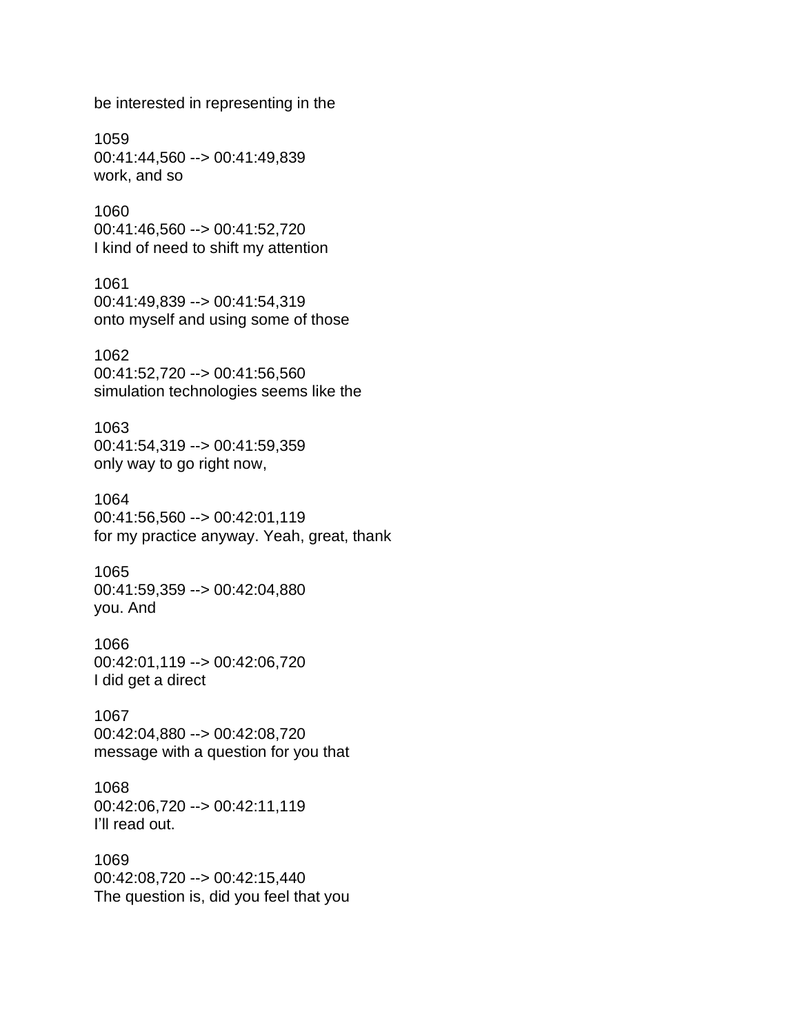be interested in representing in the

1059
00:41:44,560 --> 00:41:49,839
work, and so

1060
00:41:46,560 --> 00:41:52,720
I kind of need to shift my attention

1061
00:41:49,839 --> 00:41:54,319
onto myself and using some of those

1062
00:41:52,720 --> 00:41:56,560
simulation technologies seems like the

1063
00:41:54,319 --> 00:41:59,359
only way to go right now,

1064
00:41:56,560 --> 00:42:01,119
for my practice anyway. Yeah, great, thank

1065
00:41:59,359 --> 00:42:04,880
you. And

1066
00:42:01,119 --> 00:42:06,720
I did get a direct

1067
00:42:04,880 --> 00:42:08,720
message with a question for you that

1068
00:42:06,720 --> 00:42:11,119
I'll read out.

1069
00:42:08,720 --> 00:42:15,440
The question is, did you feel that you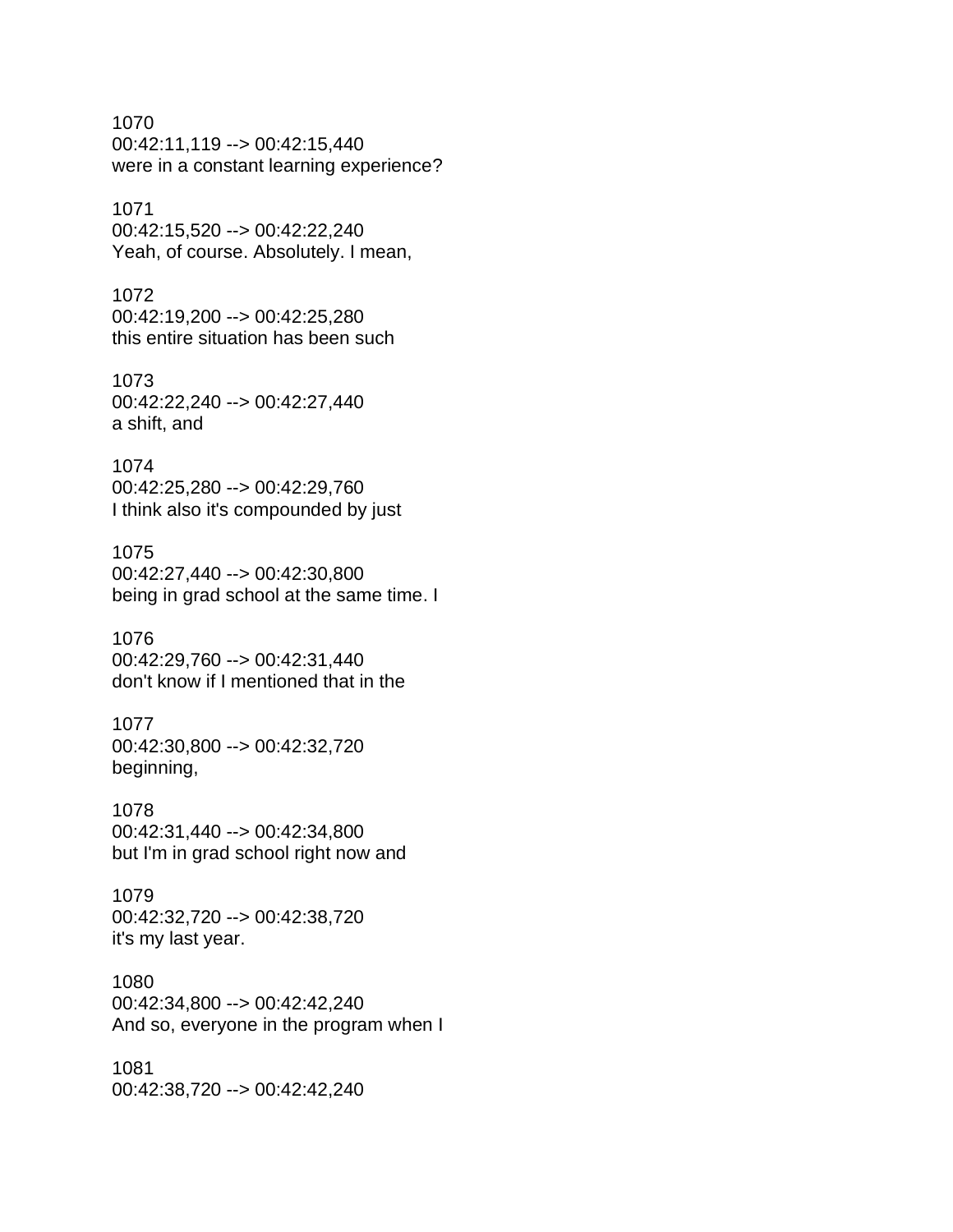1070
00:42:11,119 --> 00:42:15,440
were in a constant learning experience?

1071
00:42:15,520 --> 00:42:22,240
Yeah, of course. Absolutely. I mean,

1072
00:42:19,200 --> 00:42:25,280
this entire situation has been such

1073
00:42:22,240 --> 00:42:27,440
a shift, and

1074
00:42:25,280 --> 00:42:29,760
I think also it's compounded by just

1075
00:42:27,440 --> 00:42:30,800
being in grad school at the same time. I

1076
00:42:29,760 --> 00:42:31,440
don't know if I mentioned that in the

1077
00:42:30,800 --> 00:42:32,720
beginning,

1078
00:42:31,440 --> 00:42:34,800
but I'm in grad school right now and

1079
00:42:32,720 --> 00:42:38,720
it's my last year.

1080
00:42:34,800 --> 00:42:42,240
And so, everyone in the program when I

1081
00:42:38,720 --> 00:42:42,240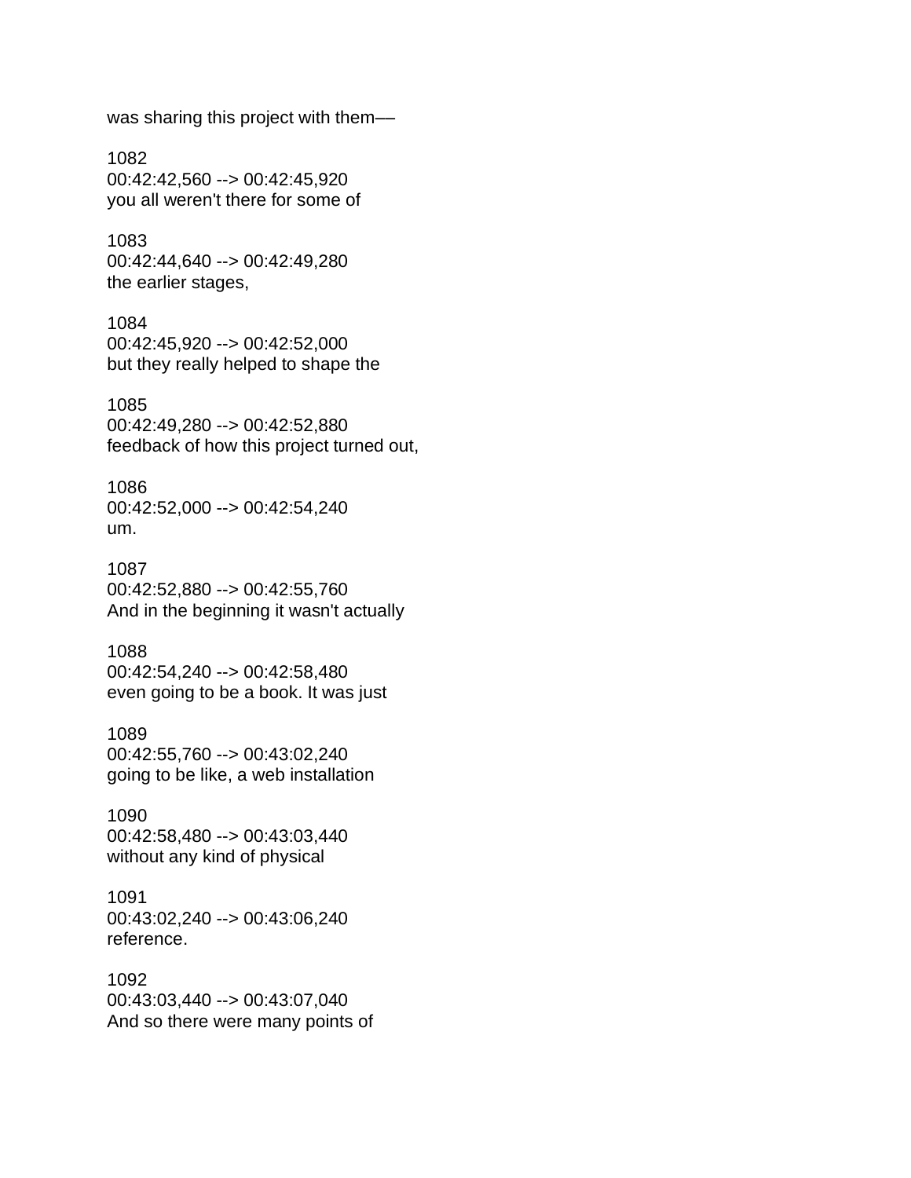was sharing this project with them––

1082
00:42:42,560 --> 00:42:45,920
you all weren't there for some of

1083
00:42:44,640 --> 00:42:49,280
the earlier stages,

1084
00:42:45,920 --> 00:42:52,000
but they really helped to shape the

1085
00:42:49,280 --> 00:42:52,880
feedback of how this project turned out,

1086
00:42:52,000 --> 00:42:54,240
um.

1087
00:42:52,880 --> 00:42:55,760
And in the beginning it wasn't actually

1088
00:42:54,240 --> 00:42:58,480
even going to be a book. It was just

1089
00:42:55,760 --> 00:43:02,240
going to be like, a web installation

1090
00:42:58,480 --> 00:43:03,440
without any kind of physical

1091
00:43:02,240 --> 00:43:06,240
reference.

1092
00:43:03,440 --> 00:43:07,040
And so there were many points of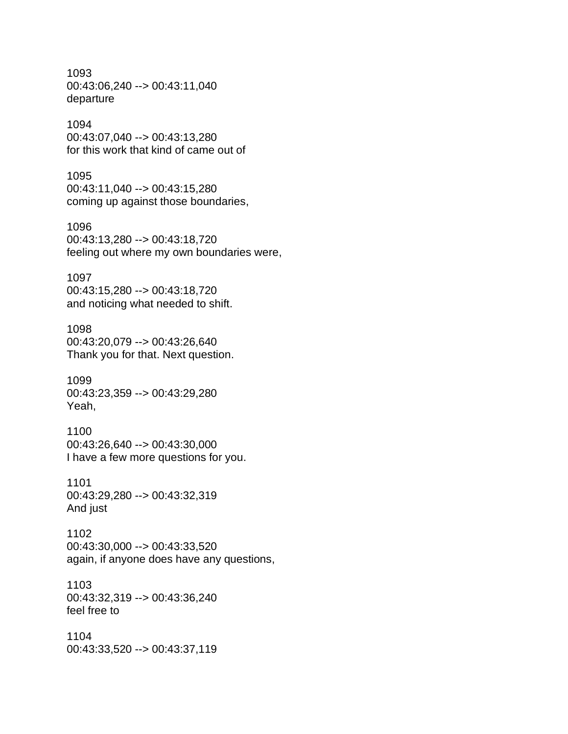1093
00:43:06,240 --> 00:43:11,040
departure

1094
00:43:07,040 --> 00:43:13,280
for this work that kind of came out of

1095
00:43:11,040 --> 00:43:15,280
coming up against those boundaries,

1096
00:43:13,280 --> 00:43:18,720
feeling out where my own boundaries were,

1097
00:43:15,280 --> 00:43:18,720
and noticing what needed to shift.

1098
00:43:20,079 --> 00:43:26,640
Thank you for that. Next question.

1099
00:43:23,359 --> 00:43:29,280
Yeah,

1100
00:43:26,640 --> 00:43:30,000
I have a few more questions for you.

1101
00:43:29,280 --> 00:43:32,319
And just

1102
00:43:30,000 --> 00:43:33,520
again, if anyone does have any questions,

1103
00:43:32,319 --> 00:43:36,240
feel free to

1104
00:43:33,520 --> 00:43:37,119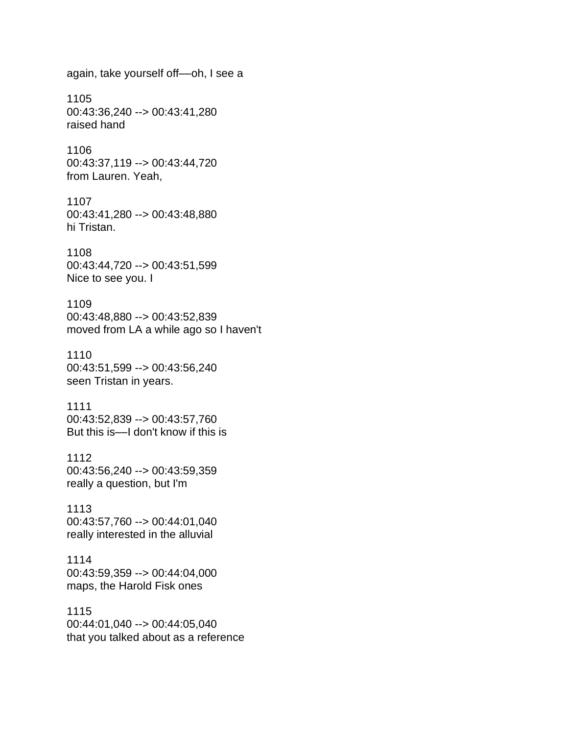again, take yourself off—oh, I see a

1105
00:43:36,240 --> 00:43:41,280
raised hand

1106
00:43:37,119 --> 00:43:44,720
from Lauren. Yeah,

1107
00:43:41,280 --> 00:43:48,880
hi Tristan.

1108
00:43:44,720 --> 00:43:51,599
Nice to see you. I

1109
00:43:48,880 --> 00:43:52,839
moved from LA a while ago so I haven't

1110
00:43:51,599 --> 00:43:56,240
seen Tristan in years.

1111
00:43:52,839 --> 00:43:57,760
But this is—I don't know if this is

1112
00:43:56,240 --> 00:43:59,359
really a question, but I'm

1113
00:43:57,760 --> 00:44:01,040
really interested in the alluvial

1114
00:43:59,359 --> 00:44:04,000
maps, the Harold Fisk ones

1115
00:44:01,040 --> 00:44:05,040
that you talked about as a reference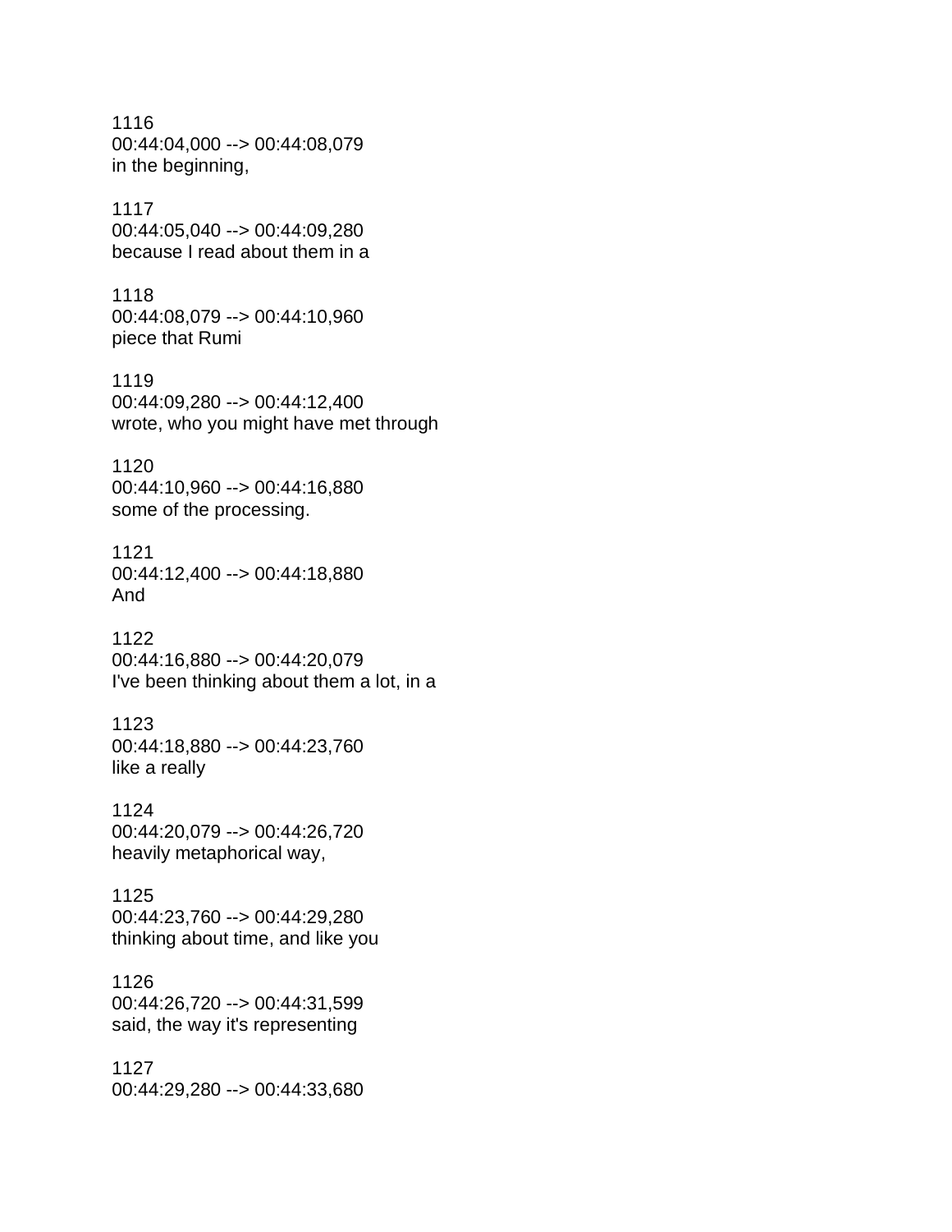1116
00:44:04,000 --> 00:44:08,079
in the beginning,

1117
00:44:05,040 --> 00:44:09,280
because I read about them in a

1118
00:44:08,079 --> 00:44:10,960
piece that Rumi

1119
00:44:09,280 --> 00:44:12,400
wrote, who you might have met through

1120
00:44:10,960 --> 00:44:16,880
some of the processing.

1121
00:44:12,400 --> 00:44:18,880
And

1122
00:44:16,880 --> 00:44:20,079
I've been thinking about them a lot, in a

1123
00:44:18,880 --> 00:44:23,760
like a really

1124
00:44:20,079 --> 00:44:26,720
heavily metaphorical way,

1125
00:44:23,760 --> 00:44:29,280
thinking about time, and like you

1126
00:44:26,720 --> 00:44:31,599
said, the way it's representing

1127
00:44:29,280 --> 00:44:33,680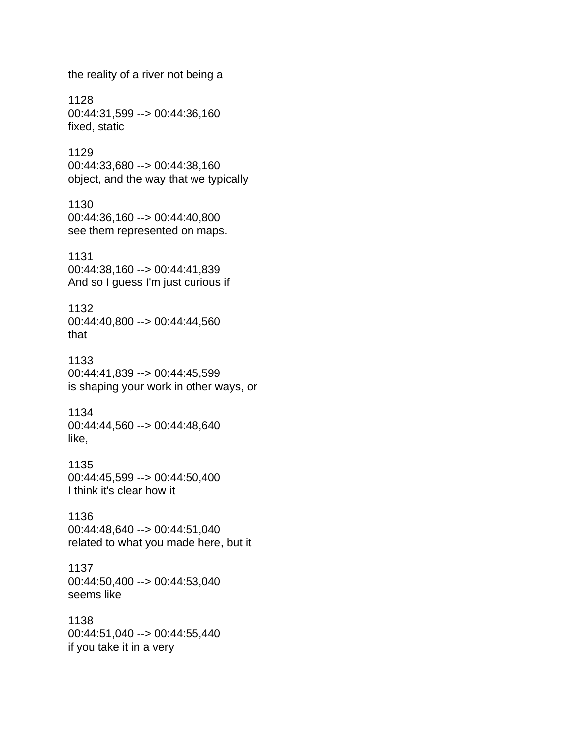the reality of a river not being a

1128
00:44:31,599 --> 00:44:36,160
fixed, static

1129
00:44:33,680 --> 00:44:38,160
object, and the way that we typically

1130
00:44:36,160 --> 00:44:40,800
see them represented on maps.

1131
00:44:38,160 --> 00:44:41,839
And so I guess I'm just curious if

1132
00:44:40,800 --> 00:44:44,560
that

1133
00:44:41,839 --> 00:44:45,599
is shaping your work in other ways, or

1134
00:44:44,560 --> 00:44:48,640
like,

1135
00:44:45,599 --> 00:44:50,400
I think it's clear how it

1136
00:44:48,640 --> 00:44:51,040
related to what you made here, but it

1137
00:44:50,400 --> 00:44:53,040
seems like

1138
00:44:51,040 --> 00:44:55,440
if you take it in a very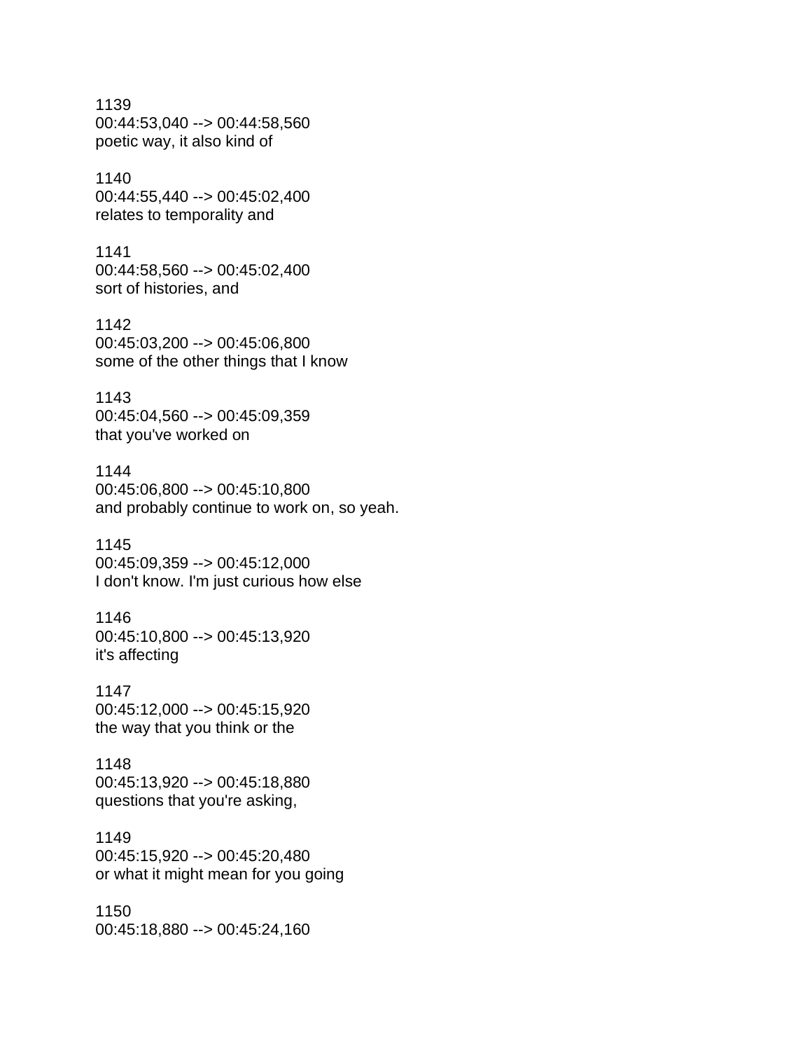1139
00:44:53,040 --> 00:44:58,560
poetic way, it also kind of

1140
00:44:55,440 --> 00:45:02,400
relates to temporality and

1141
00:44:58,560 --> 00:45:02,400
sort of histories, and

1142
00:45:03,200 --> 00:45:06,800
some of the other things that I know

1143
00:45:04,560 --> 00:45:09,359
that you've worked on

1144
00:45:06,800 --> 00:45:10,800
and probably continue to work on, so yeah.

1145
00:45:09,359 --> 00:45:12,000
I don't know. I'm just curious how else

1146
00:45:10,800 --> 00:45:13,920
it's affecting

1147
00:45:12,000 --> 00:45:15,920
the way that you think or the

1148
00:45:13,920 --> 00:45:18,880
questions that you're asking,

1149
00:45:15,920 --> 00:45:20,480
or what it might mean for you going

1150
00:45:18,880 --> 00:45:24,160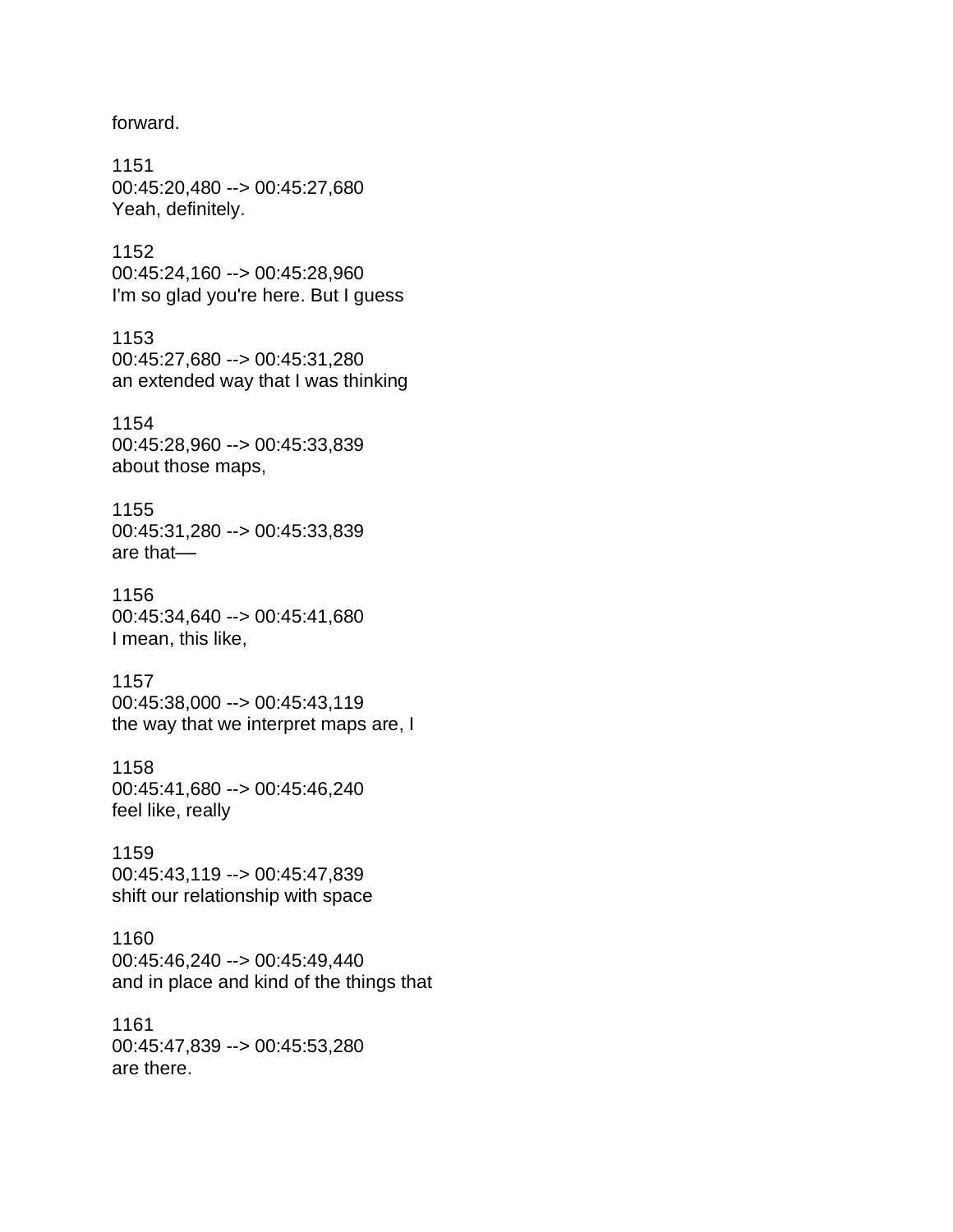forward.

1151
00:45:20,480 --> 00:45:27,680
Yeah, definitely.

1152
00:45:24,160 --> 00:45:28,960
I'm so glad you're here. But I guess

1153
00:45:27,680 --> 00:45:31,280
an extended way that I was thinking

1154
00:45:28,960 --> 00:45:33,839
about those maps,

1155
00:45:31,280 --> 00:45:33,839
are that—

1156
00:45:34,640 --> 00:45:41,680
I mean, this like,

1157
00:45:38,000 --> 00:45:43,119
the way that we interpret maps are, I

1158
00:45:41,680 --> 00:45:46,240
feel like, really

1159
00:45:43,119 --> 00:45:47,839
shift our relationship with space

1160
00:45:46,240 --> 00:45:49,440
and in place and kind of the things that

1161
00:45:47,839 --> 00:45:53,280
are there.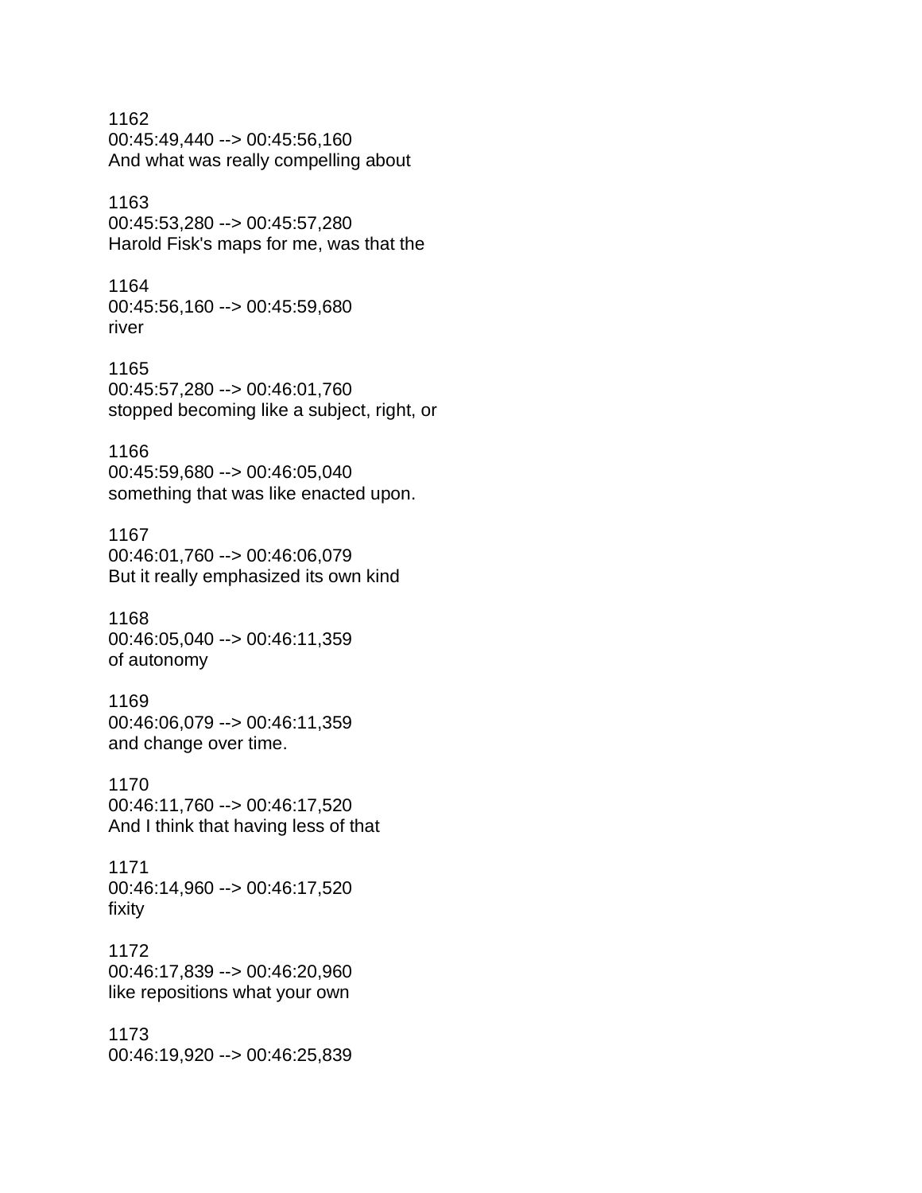1162
00:45:49,440 --> 00:45:56,160
And what was really compelling about

1163
00:45:53,280 --> 00:45:57,280
Harold Fisk's maps for me, was that the

1164
00:45:56,160 --> 00:45:59,680
river

1165
00:45:57,280 --> 00:46:01,760
stopped becoming like a subject, right, or

1166
00:45:59,680 --> 00:46:05,040
something that was like enacted upon.

1167
00:46:01,760 --> 00:46:06,079
But it really emphasized its own kind

1168
00:46:05,040 --> 00:46:11,359
of autonomy

1169
00:46:06,079 --> 00:46:11,359
and change over time.

1170
00:46:11,760 --> 00:46:17,520
And I think that having less of that

1171
00:46:14,960 --> 00:46:17,520
fixity

1172
00:46:17,839 --> 00:46:20,960
like repositions what your own

1173
00:46:19,920 --> 00:46:25,839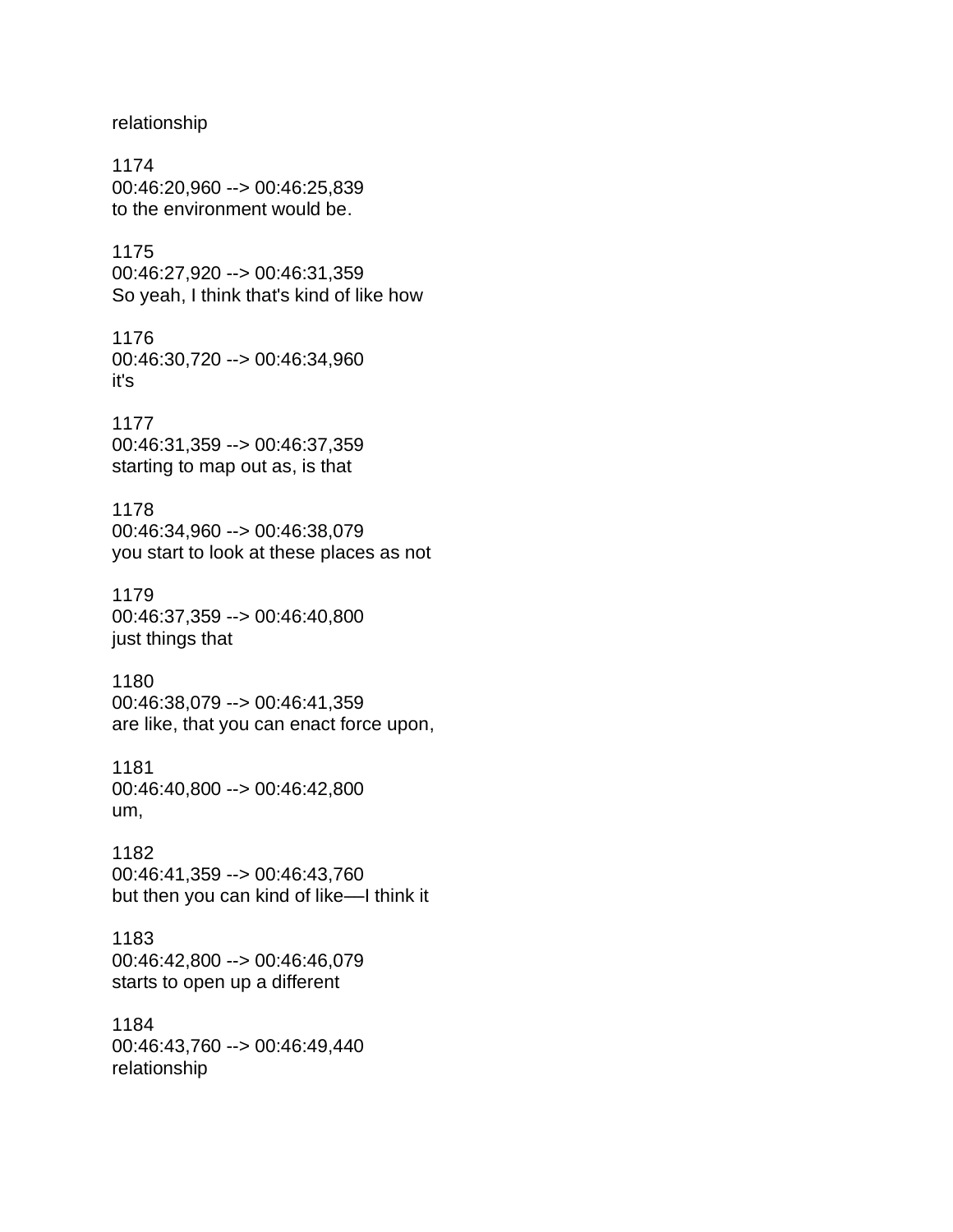relationship

1174
00:46:20,960 --> 00:46:25,839
to the environment would be.

1175
00:46:27,920 --> 00:46:31,359
So yeah, I think that's kind of like how

1176
00:46:30,720 --> 00:46:34,960
it's

1177
00:46:31,359 --> 00:46:37,359
starting to map out as, is that

1178
00:46:34,960 --> 00:46:38,079
you start to look at these places as not

1179
00:46:37,359 --> 00:46:40,800
just things that

1180
00:46:38,079 --> 00:46:41,359
are like, that you can enact force upon,

1181
00:46:40,800 --> 00:46:42,800
um,

1182
00:46:41,359 --> 00:46:43,760
but then you can kind of like—I think it

1183
00:46:42,800 --> 00:46:46,079
starts to open up a different

1184
00:46:43,760 --> 00:46:49,440
relationship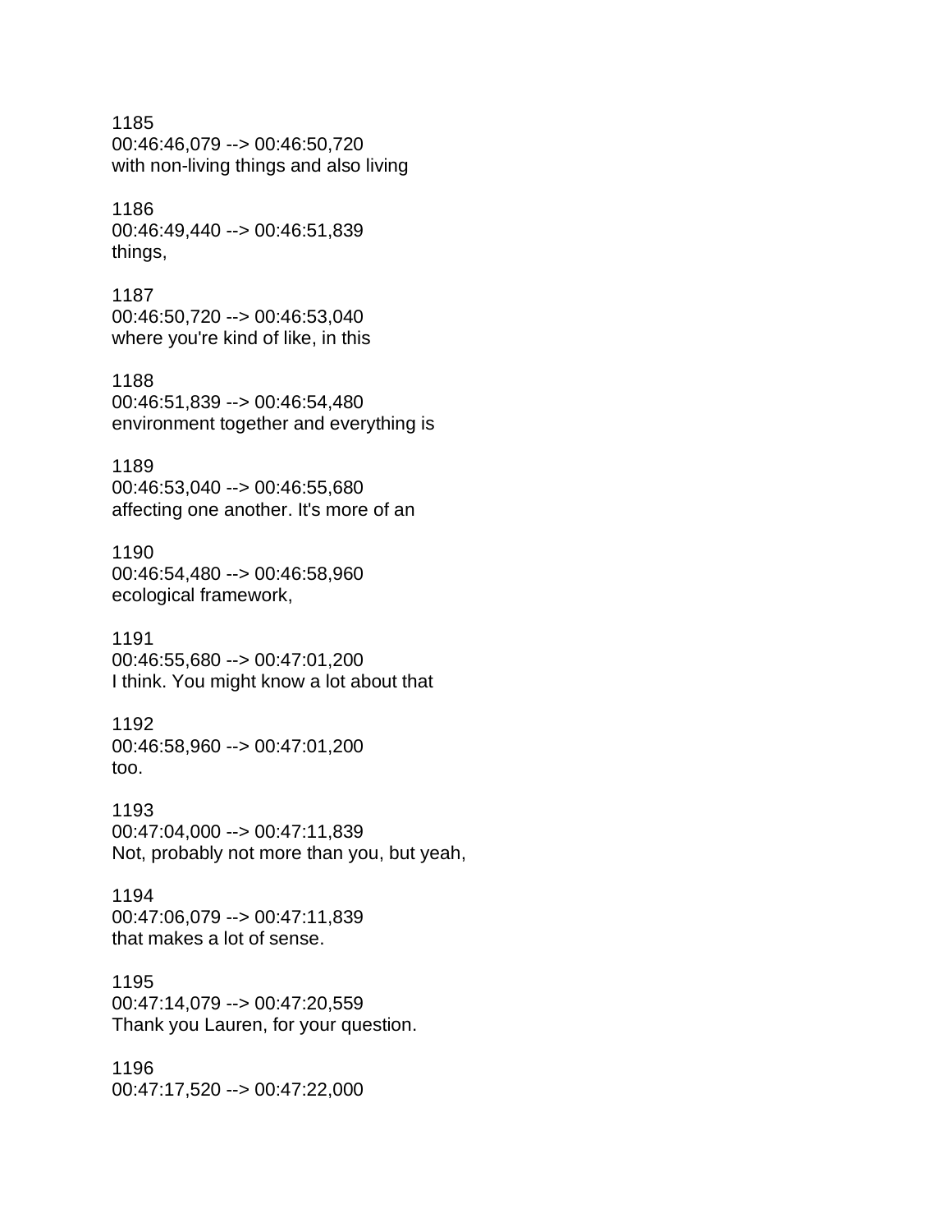1185
00:46:46,079 --> 00:46:50,720
with non-living things and also living

1186
00:46:49,440 --> 00:46:51,839
things,

1187
00:46:50,720 --> 00:46:53,040
where you're kind of like, in this

1188
00:46:51,839 --> 00:46:54,480
environment together and everything is

1189
00:46:53,040 --> 00:46:55,680
affecting one another. It's more of an

1190
00:46:54,480 --> 00:46:58,960
ecological framework,

1191
00:46:55,680 --> 00:47:01,200
I think. You might know a lot about that

1192
00:46:58,960 --> 00:47:01,200
too.

1193
00:47:04,000 --> 00:47:11,839
Not, probably not more than you, but yeah,

1194
00:47:06,079 --> 00:47:11,839
that makes a lot of sense.

1195
00:47:14,079 --> 00:47:20,559
Thank you Lauren, for your question.

1196
00:47:17,520 --> 00:47:22,000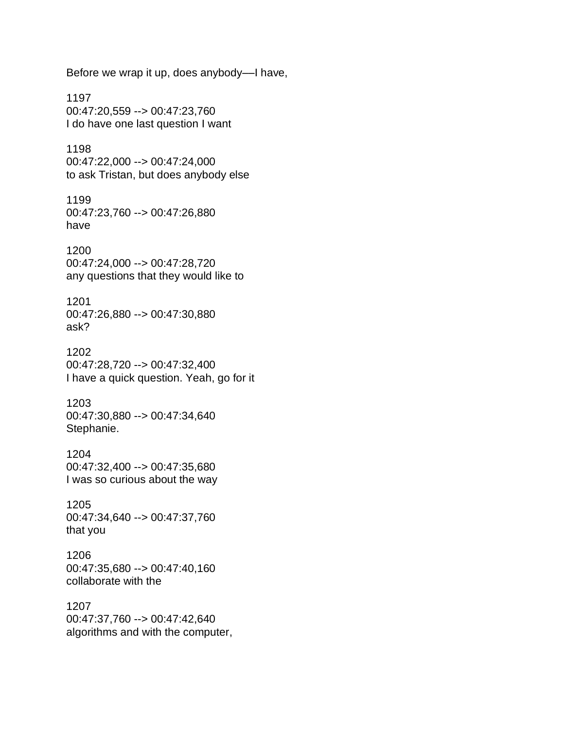Before we wrap it up, does anybody—I have,

1197
00:47:20,559 --> 00:47:23,760
I do have one last question I want

1198
00:47:22,000 --> 00:47:24,000
to ask Tristan, but does anybody else

1199
00:47:23,760 --> 00:47:26,880
have

1200
00:47:24,000 --> 00:47:28,720
any questions that they would like to

1201
00:47:26,880 --> 00:47:30,880
ask?

1202
00:47:28,720 --> 00:47:32,400
I have a quick question. Yeah, go for it

1203
00:47:30,880 --> 00:47:34,640
Stephanie.

1204
00:47:32,400 --> 00:47:35,680
I was so curious about the way

1205
00:47:34,640 --> 00:47:37,760
that you

1206
00:47:35,680 --> 00:47:40,160
collaborate with the

1207
00:47:37,760 --> 00:47:42,640
algorithms and with the computer,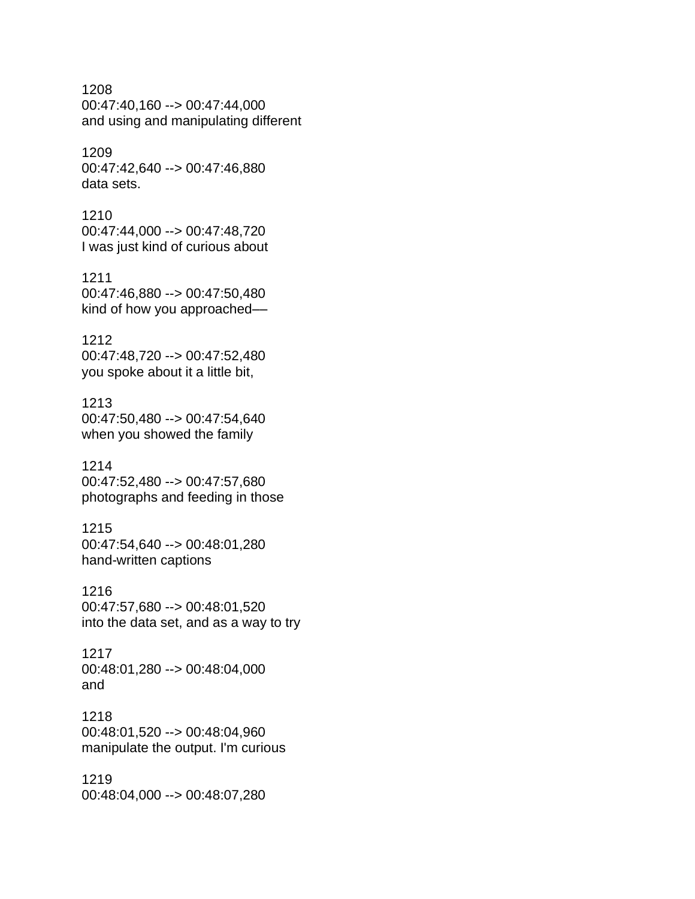1208
00:47:40,160 --> 00:47:44,000
and using and manipulating different

1209
00:47:42,640 --> 00:47:46,880
data sets.

1210
00:47:44,000 --> 00:47:48,720
I was just kind of curious about

1211
00:47:46,880 --> 00:47:50,480
kind of how you approached—

1212
00:47:48,720 --> 00:47:52,480
you spoke about it a little bit,

1213
00:47:50,480 --> 00:47:54,640
when you showed the family

1214
00:47:52,480 --> 00:47:57,680
photographs and feeding in those

1215
00:47:54,640 --> 00:48:01,280
hand-written captions

1216
00:47:57,680 --> 00:48:01,520
into the data set, and as a way to try

1217
00:48:01,280 --> 00:48:04,000
and

1218
00:48:01,520 --> 00:48:04,960
manipulate the output. I'm curious

1219
00:48:04,000 --> 00:48:07,280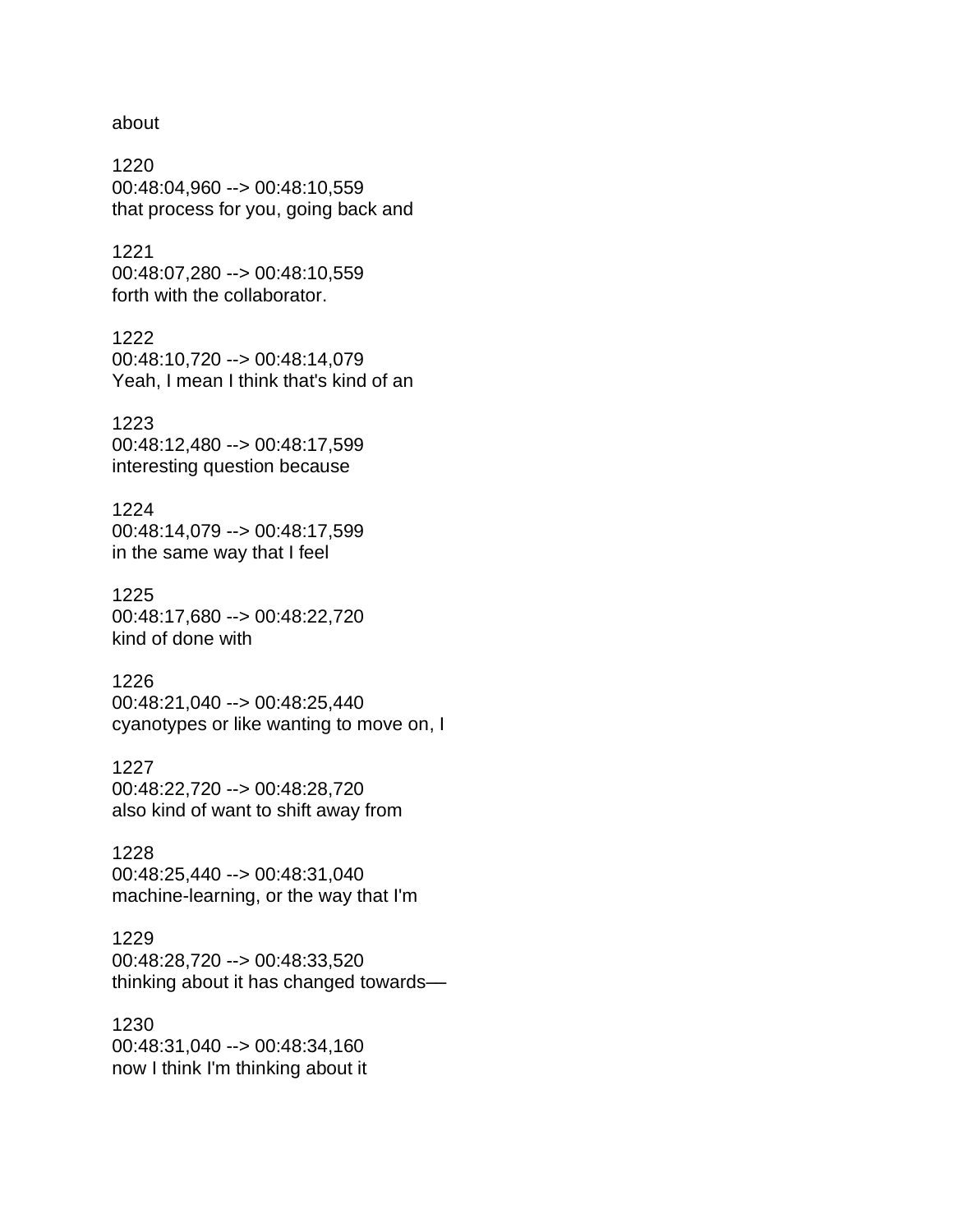about

1220
00:48:04,960 --> 00:48:10,559
that process for you, going back and

1221
00:48:07,280 --> 00:48:10,559
forth with the collaborator.

1222
00:48:10,720 --> 00:48:14,079
Yeah, I mean I think that's kind of an

1223
00:48:12,480 --> 00:48:17,599
interesting question because

1224
00:48:14,079 --> 00:48:17,599
in the same way that I feel

1225
00:48:17,680 --> 00:48:22,720
kind of done with

1226
00:48:21,040 --> 00:48:25,440
cyanotypes or like wanting to move on, I

1227
00:48:22,720 --> 00:48:28,720
also kind of want to shift away from

1228
00:48:25,440 --> 00:48:31,040
machine-learning, or the way that I'm

1229
00:48:28,720 --> 00:48:33,520
thinking about it has changed towards—

1230
00:48:31,040 --> 00:48:34,160
now I think I'm thinking about it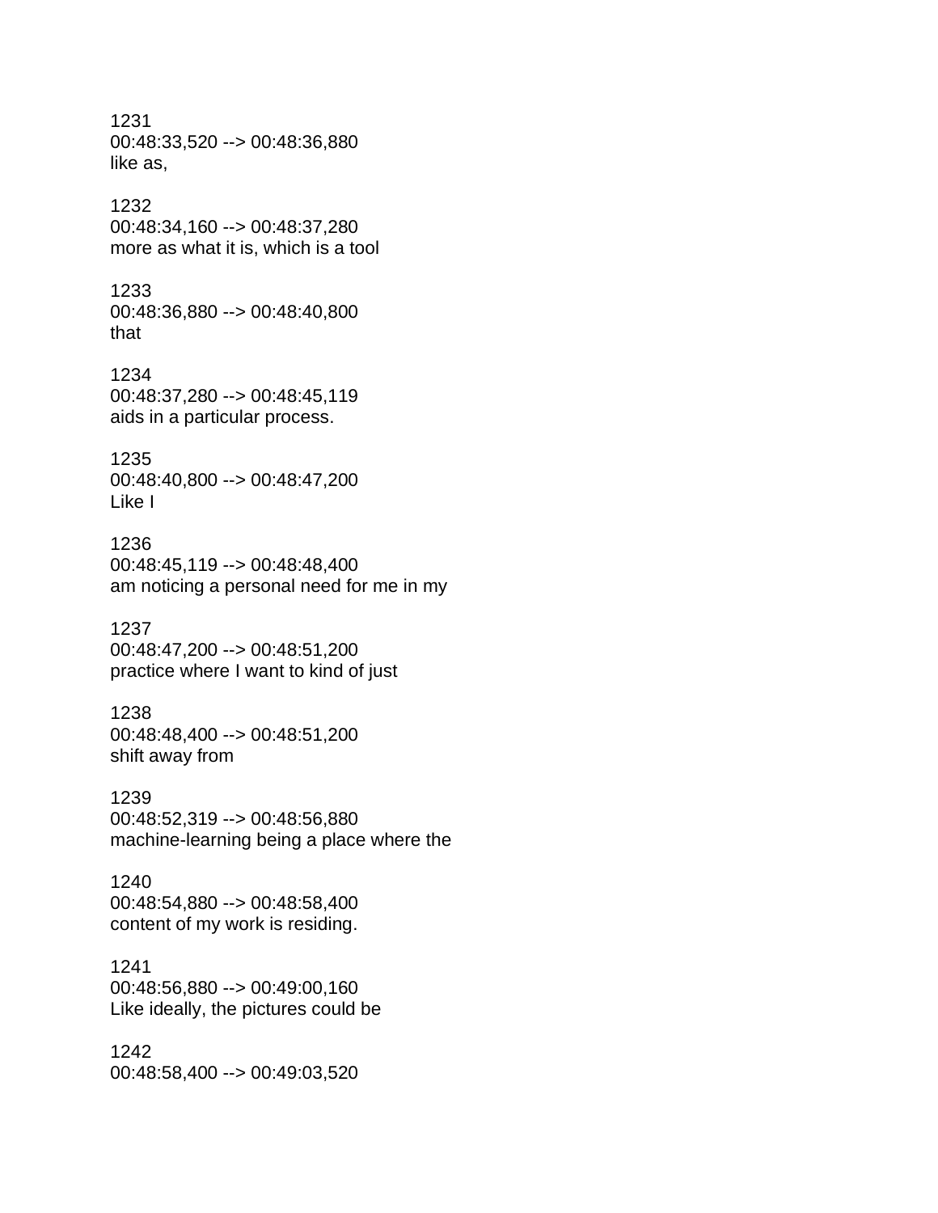1231
00:48:33,520 --> 00:48:36,880
like as,

1232
00:48:34,160 --> 00:48:37,280
more as what it is, which is a tool

1233
00:48:36,880 --> 00:48:40,800
that

1234
00:48:37,280 --> 00:48:45,119
aids in a particular process.

1235
00:48:40,800 --> 00:48:47,200
Like I

1236
00:48:45,119 --> 00:48:48,400
am noticing a personal need for me in my

1237
00:48:47,200 --> 00:48:51,200
practice where I want to kind of just

1238
00:48:48,400 --> 00:48:51,200
shift away from

1239
00:48:52,319 --> 00:48:56,880
machine-learning being a place where the

1240
00:48:54,880 --> 00:48:58,400
content of my work is residing.

1241
00:48:56,880 --> 00:49:00,160
Like ideally, the pictures could be

1242
00:48:58,400 --> 00:49:03,520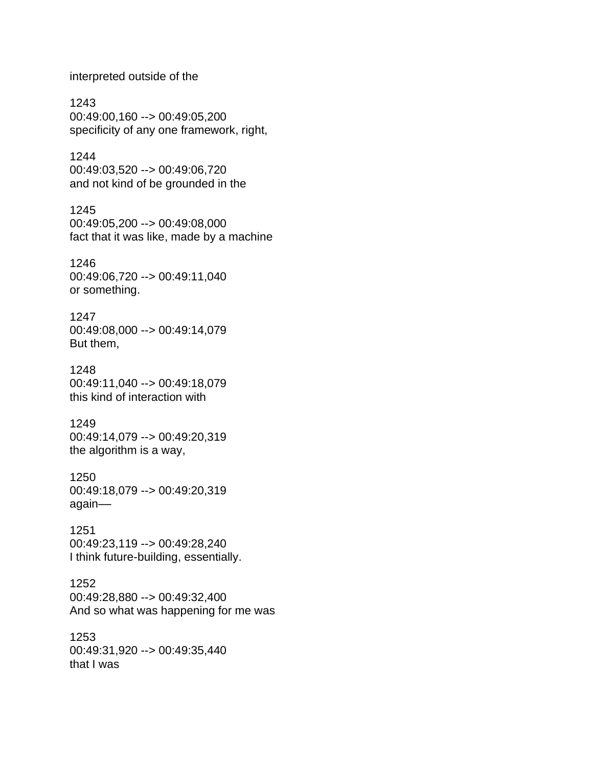interpreted outside of the

1243
00:49:00,160 --> 00:49:05,200
specificity of any one framework, right,

1244
00:49:03,520 --> 00:49:06,720
and not kind of be grounded in the

1245
00:49:05,200 --> 00:49:08,000
fact that it was like, made by a machine

1246
00:49:06,720 --> 00:49:11,040
or something.

1247
00:49:08,000 --> 00:49:14,079
But them,

1248
00:49:11,040 --> 00:49:18,079
this kind of interaction with

1249
00:49:14,079 --> 00:49:20,319
the algorithm is a way,

1250
00:49:18,079 --> 00:49:20,319
again—

1251
00:49:23,119 --> 00:49:28,240
I think future-building, essentially.

1252
00:49:28,880 --> 00:49:32,400
And so what was happening for me was

1253
00:49:31,920 --> 00:49:35,440
that I was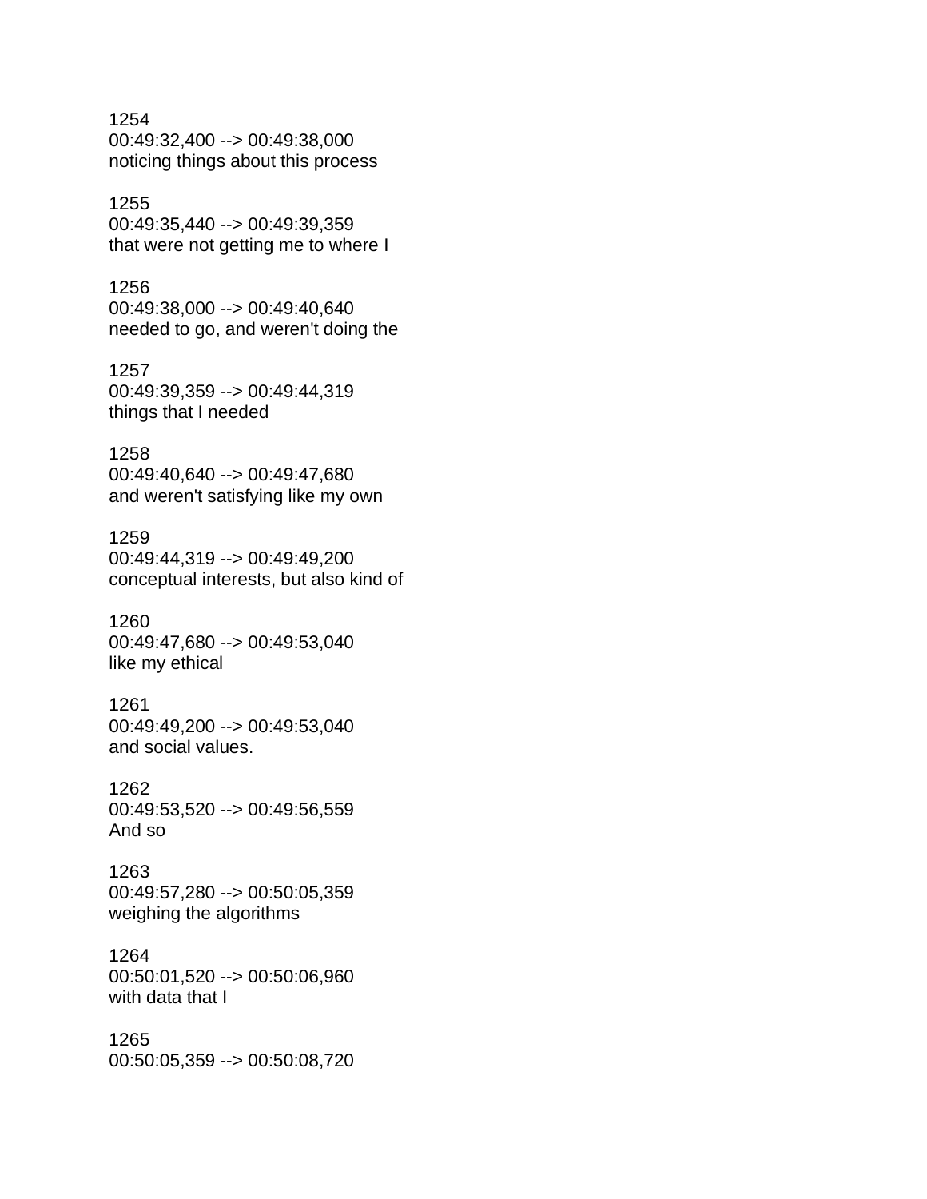1254
00:49:32,400 --> 00:49:38,000
noticing things about this process

1255
00:49:35,440 --> 00:49:39,359
that were not getting me to where I

1256
00:49:38,000 --> 00:49:40,640
needed to go, and weren't doing the

1257
00:49:39,359 --> 00:49:44,319
things that I needed

1258
00:49:40,640 --> 00:49:47,680
and weren't satisfying like my own

1259
00:49:44,319 --> 00:49:49,200
conceptual interests, but also kind of

1260
00:49:47,680 --> 00:49:53,040
like my ethical

1261
00:49:49,200 --> 00:49:53,040
and social values.

1262
00:49:53,520 --> 00:49:56,559
And so

1263
00:49:57,280 --> 00:50:05,359
weighing the algorithms

1264
00:50:01,520 --> 00:50:06,960
with data that I

1265
00:50:05,359 --> 00:50:08,720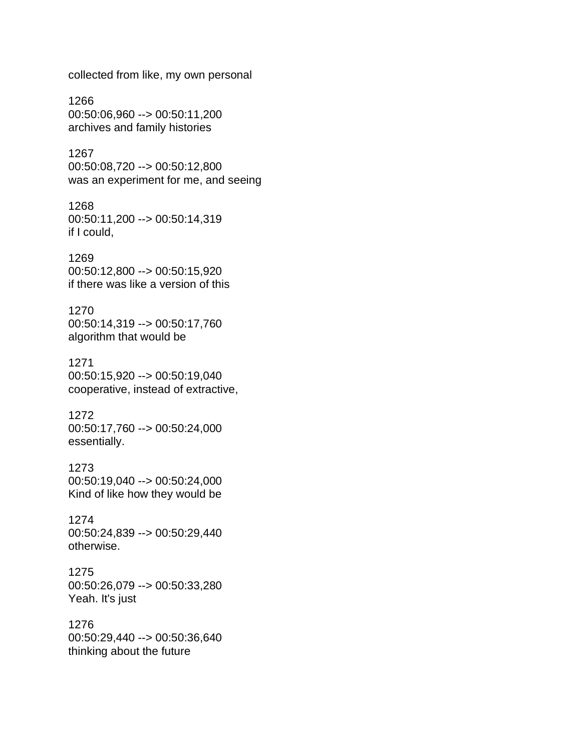collected from like, my own personal

1266
00:50:06,960 --> 00:50:11,200
archives and family histories

1267
00:50:08,720 --> 00:50:12,800
was an experiment for me, and seeing

1268
00:50:11,200 --> 00:50:14,319
if I could,

1269
00:50:12,800 --> 00:50:15,920
if there was like a version of this

1270
00:50:14,319 --> 00:50:17,760
algorithm that would be

1271
00:50:15,920 --> 00:50:19,040
cooperative, instead of extractive,

1272
00:50:17,760 --> 00:50:24,000
essentially.

1273
00:50:19,040 --> 00:50:24,000
Kind of like how they would be

1274
00:50:24,839 --> 00:50:29,440
otherwise.

1275
00:50:26,079 --> 00:50:33,280
Yeah. It's just

1276
00:50:29,440 --> 00:50:36,640
thinking about the future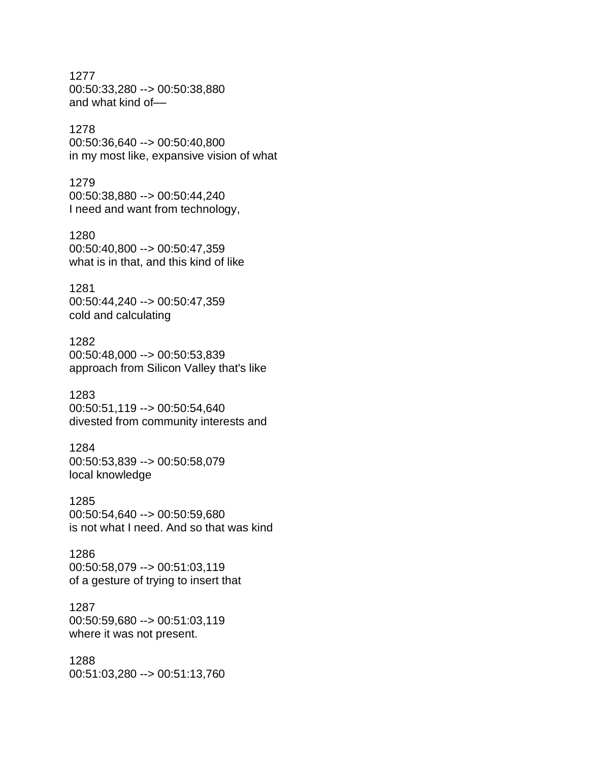1277
00:50:33,280 --> 00:50:38,880
and what kind of––

1278
00:50:36,640 --> 00:50:40,800
in my most like, expansive vision of what

1279
00:50:38,880 --> 00:50:44,240
I need and want from technology,

1280
00:50:40,800 --> 00:50:47,359
what is in that, and this kind of like

1281
00:50:44,240 --> 00:50:47,359
cold and calculating

1282
00:50:48,000 --> 00:50:53,839
approach from Silicon Valley that's like

1283
00:50:51,119 --> 00:50:54,640
divested from community interests and

1284
00:50:53,839 --> 00:50:58,079
local knowledge

1285
00:50:54,640 --> 00:50:59,680
is not what I need. And so that was kind

1286
00:50:58,079 --> 00:51:03,119
of a gesture of trying to insert that

1287
00:50:59,680 --> 00:51:03,119
where it was not present.

1288
00:51:03,280 --> 00:51:13,760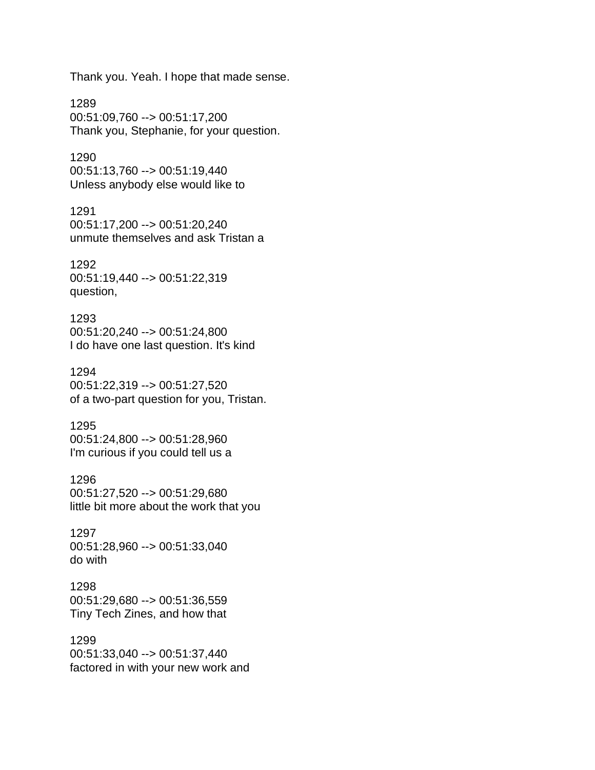Thank you. Yeah. I hope that made sense.

1289
00:51:09,760 --> 00:51:17,200
Thank you, Stephanie, for your question.

1290
00:51:13,760 --> 00:51:19,440
Unless anybody else would like to

1291
00:51:17,200 --> 00:51:20,240
unmute themselves and ask Tristan a

1292
00:51:19,440 --> 00:51:22,319
question,

1293
00:51:20,240 --> 00:51:24,800
I do have one last question. It's kind

1294
00:51:22,319 --> 00:51:27,520
of a two-part question for you, Tristan.

1295
00:51:24,800 --> 00:51:28,960
I'm curious if you could tell us a

1296
00:51:27,520 --> 00:51:29,680
little bit more about the work that you

1297
00:51:28,960 --> 00:51:33,040
do with

1298
00:51:29,680 --> 00:51:36,559
Tiny Tech Zines, and how that

1299
00:51:33,040 --> 00:51:37,440
factored in with your new work and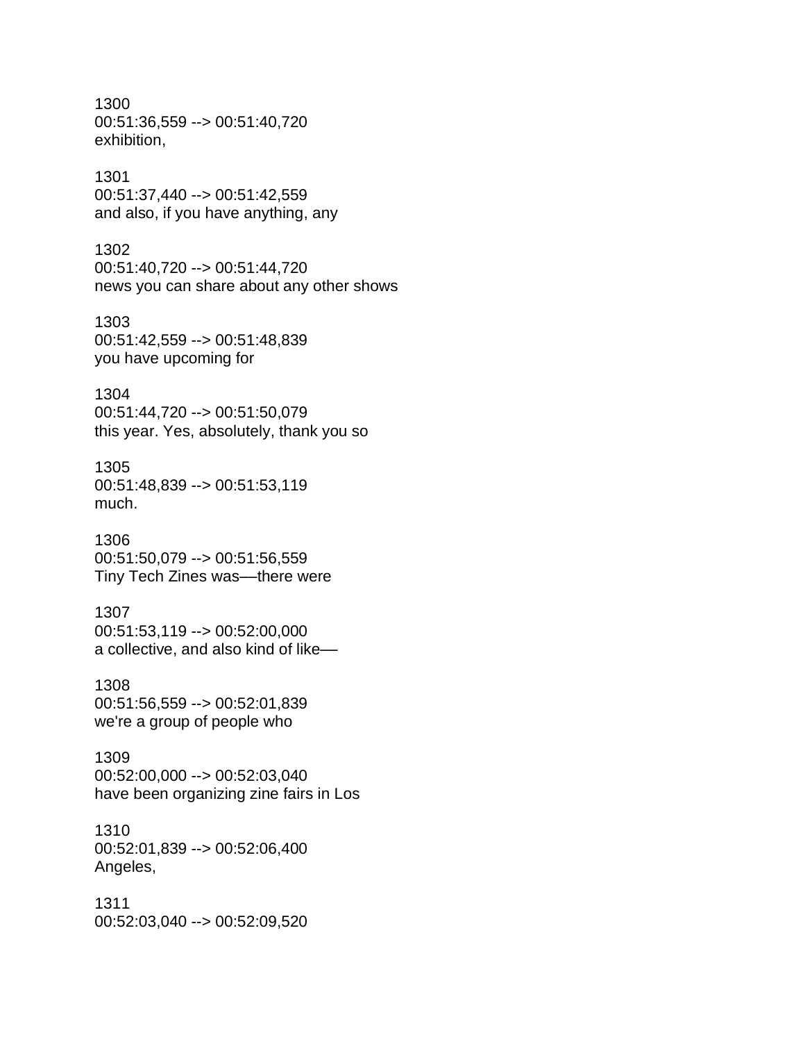1300
00:51:36,559 --> 00:51:40,720
exhibition,

1301
00:51:37,440 --> 00:51:42,559
and also, if you have anything, any

1302
00:51:40,720 --> 00:51:44,720
news you can share about any other shows

1303
00:51:42,559 --> 00:51:48,839
you have upcoming for

1304
00:51:44,720 --> 00:51:50,079
this year. Yes, absolutely, thank you so

1305
00:51:48,839 --> 00:51:53,119
much.

1306
00:51:50,079 --> 00:51:56,559
Tiny Tech Zines was—there were

1307
00:51:53,119 --> 00:52:00,000
a collective, and also kind of like—

1308
00:51:56,559 --> 00:52:01,839
we're a group of people who

1309
00:52:00,000 --> 00:52:03,040
have been organizing zine fairs in Los

1310
00:52:01,839 --> 00:52:06,400
Angeles,

1311
00:52:03,040 --> 00:52:09,520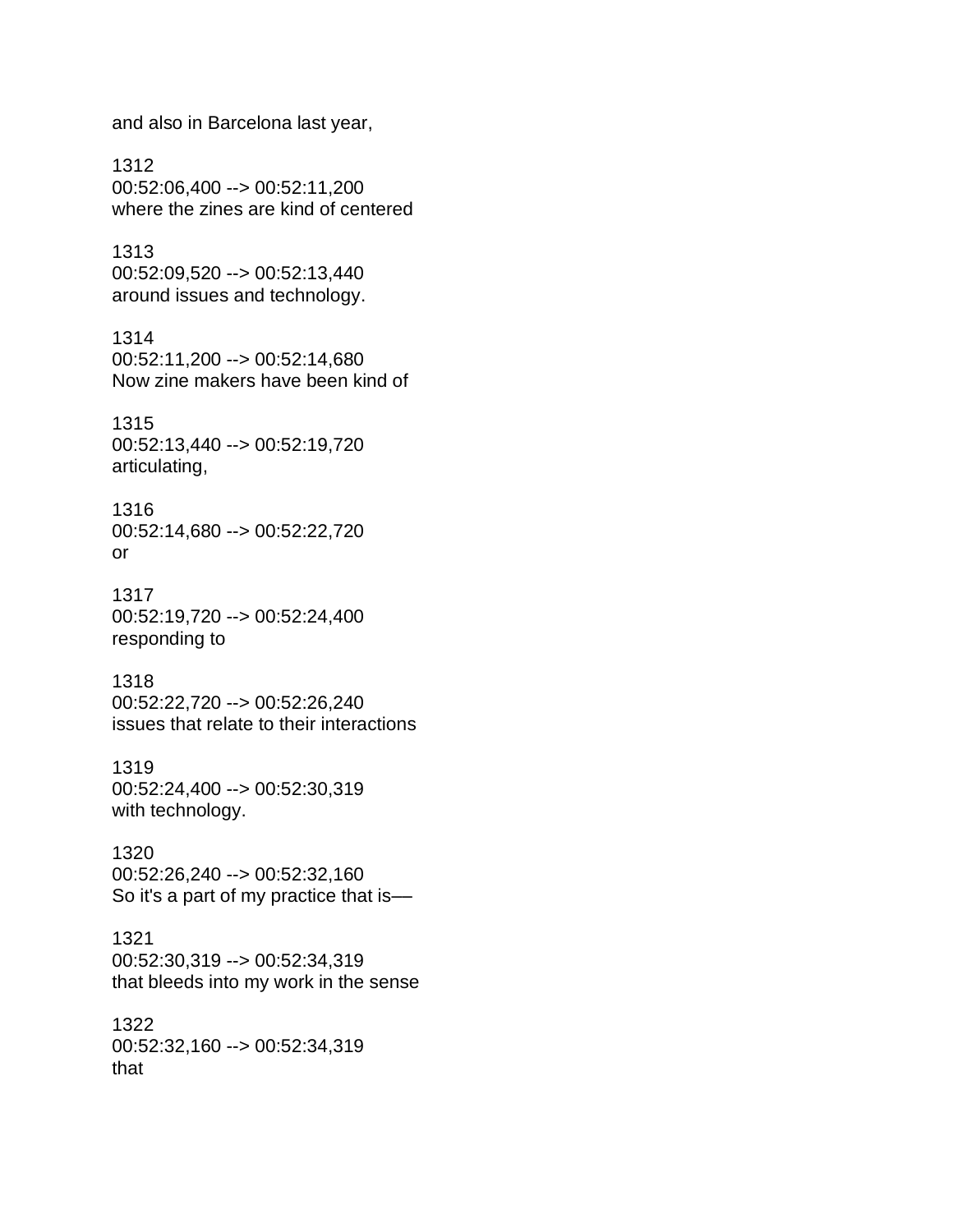and also in Barcelona last year,

1312
00:52:06,400 --> 00:52:11,200
where the zines are kind of centered

1313
00:52:09,520 --> 00:52:13,440
around issues and technology.

1314
00:52:11,200 --> 00:52:14,680
Now zine makers have been kind of

1315
00:52:13,440 --> 00:52:19,720
articulating,

1316
00:52:14,680 --> 00:52:22,720
or

1317
00:52:19,720 --> 00:52:24,400
responding to

1318
00:52:22,720 --> 00:52:26,240
issues that relate to their interactions

1319
00:52:24,400 --> 00:52:30,319
with technology.

1320
00:52:26,240 --> 00:52:32,160
So it's a part of my practice that is—

1321
00:52:30,319 --> 00:52:34,319
that bleeds into my work in the sense

1322
00:52:32,160 --> 00:52:34,319
that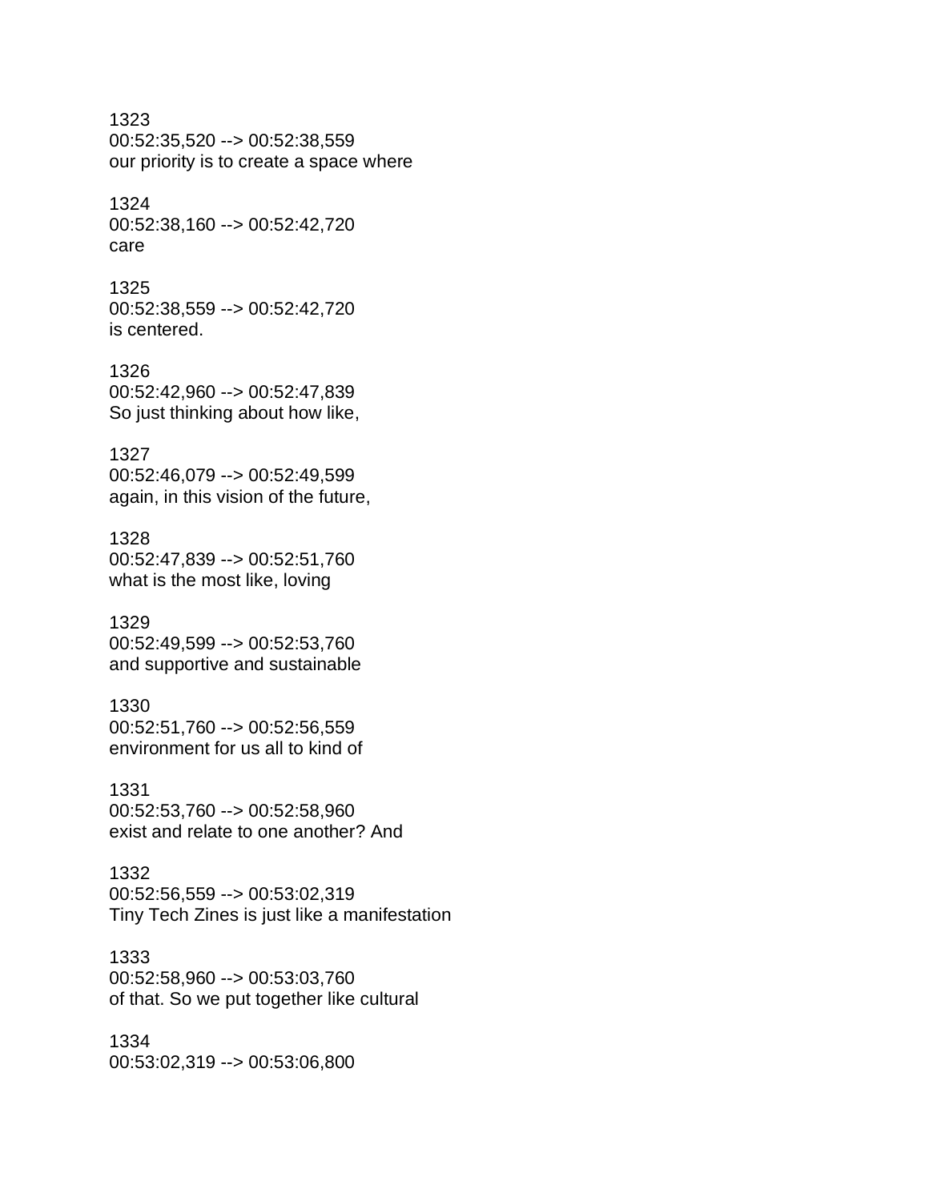1323
00:52:35,520 --> 00:52:38,559
our priority is to create a space where

1324
00:52:38,160 --> 00:52:42,720
care

1325
00:52:38,559 --> 00:52:42,720
is centered.

1326
00:52:42,960 --> 00:52:47,839
So just thinking about how like,

1327
00:52:46,079 --> 00:52:49,599
again, in this vision of the future,

1328
00:52:47,839 --> 00:52:51,760
what is the most like, loving

1329
00:52:49,599 --> 00:52:53,760
and supportive and sustainable

1330
00:52:51,760 --> 00:52:56,559
environment for us all to kind of

1331
00:52:53,760 --> 00:52:58,960
exist and relate to one another? And

1332
00:52:56,559 --> 00:53:02,319
Tiny Tech Zines is just like a manifestation

1333
00:52:58,960 --> 00:53:03,760
of that. So we put together like cultural

1334
00:53:02,319 --> 00:53:06,800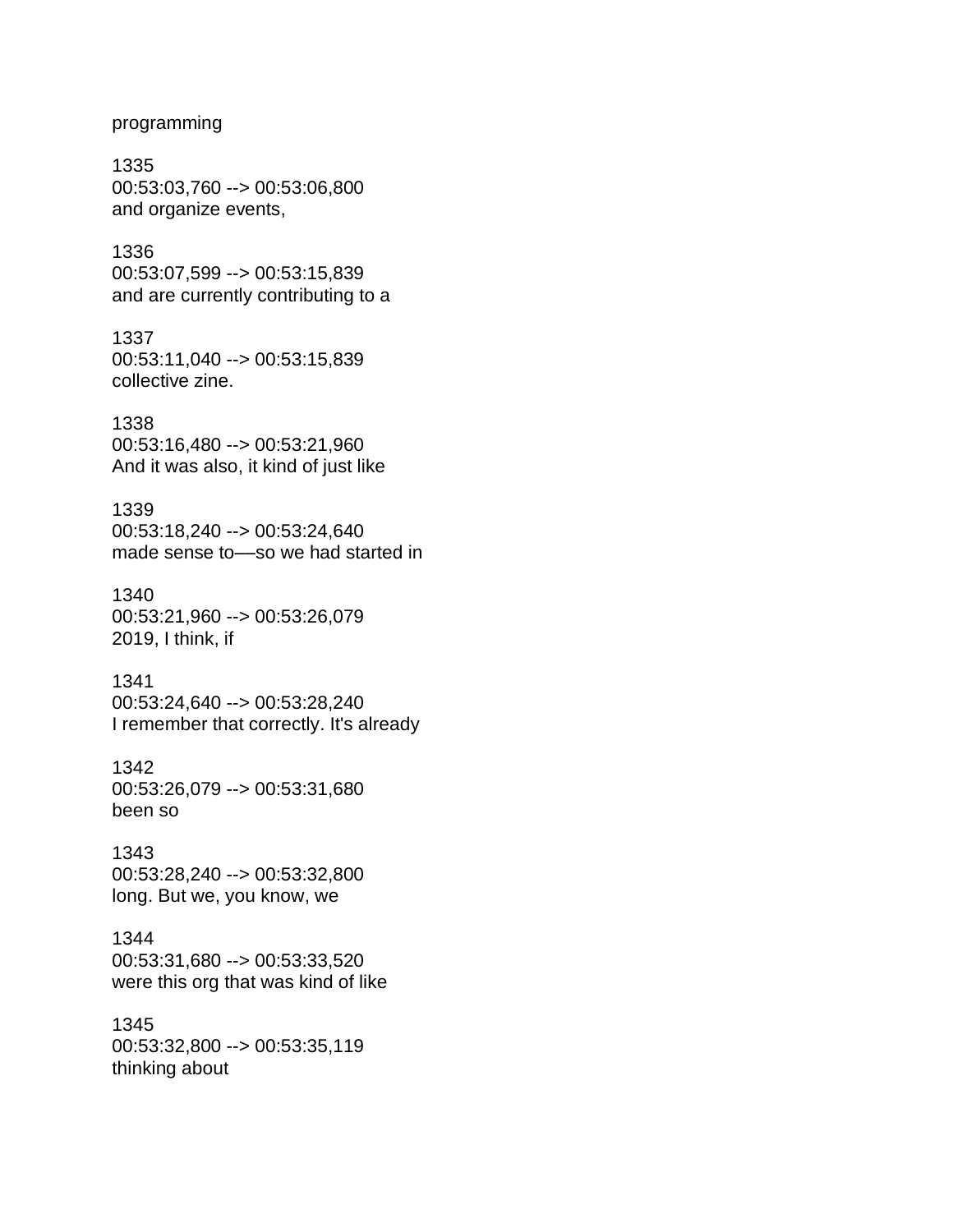programming

1335
00:53:03,760 --> 00:53:06,800
and organize events,

1336
00:53:07,599 --> 00:53:15,839
and are currently contributing to a

1337
00:53:11,040 --> 00:53:15,839
collective zine.

1338
00:53:16,480 --> 00:53:21,960
And it was also, it kind of just like

1339
00:53:18,240 --> 00:53:24,640
made sense to—so we had started in

1340
00:53:21,960 --> 00:53:26,079
2019, I think, if

1341
00:53:24,640 --> 00:53:28,240
I remember that correctly. It's already

1342
00:53:26,079 --> 00:53:31,680
been so

1343
00:53:28,240 --> 00:53:32,800
long. But we, you know, we

1344
00:53:31,680 --> 00:53:33,520
were this org that was kind of like

1345
00:53:32,800 --> 00:53:35,119
thinking about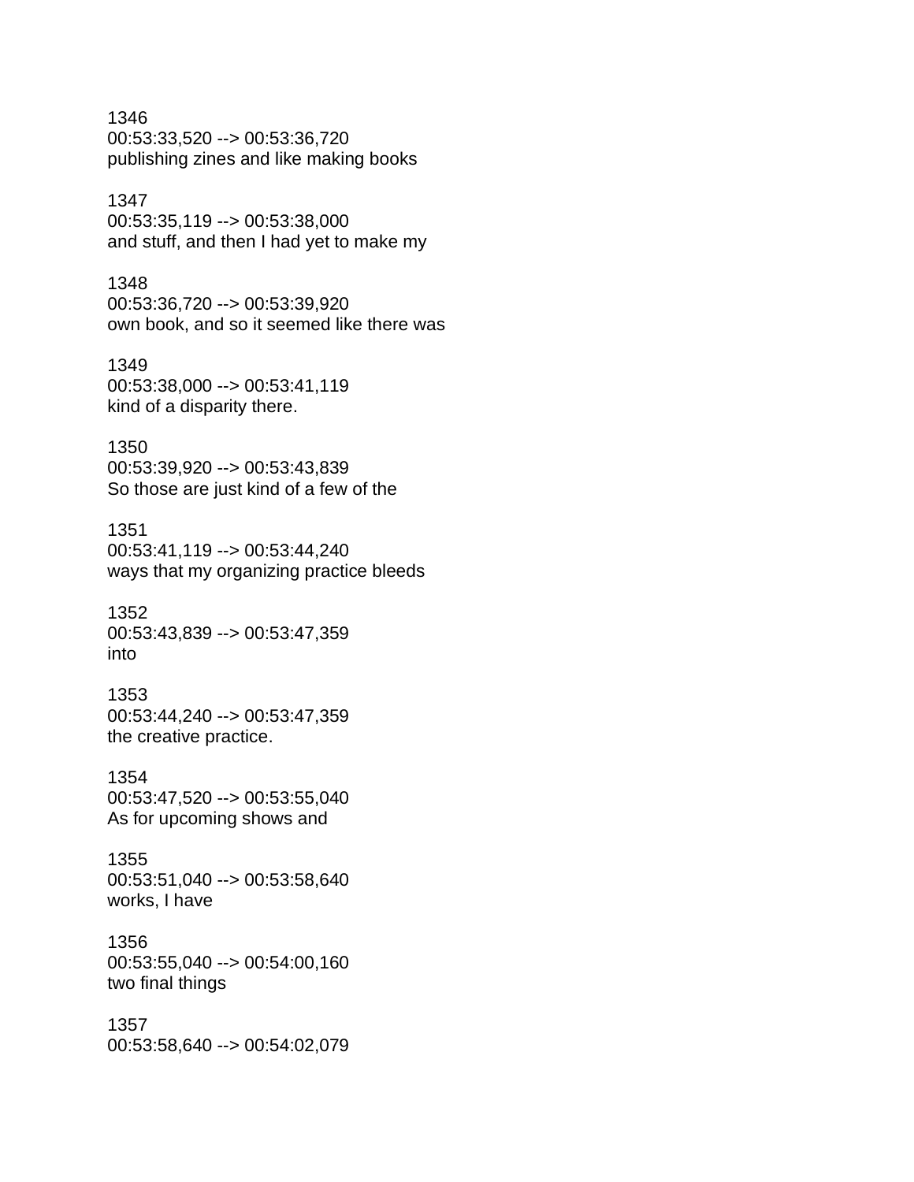1346
00:53:33,520 --> 00:53:36,720
publishing zines and like making books

1347
00:53:35,119 --> 00:53:38,000
and stuff, and then I had yet to make my

1348
00:53:36,720 --> 00:53:39,920
own book, and so it seemed like there was

1349
00:53:38,000 --> 00:53:41,119
kind of a disparity there.

1350
00:53:39,920 --> 00:53:43,839
So those are just kind of a few of the

1351
00:53:41,119 --> 00:53:44,240
ways that my organizing practice bleeds

1352
00:53:43,839 --> 00:53:47,359
into

1353
00:53:44,240 --> 00:53:47,359
the creative practice.

1354
00:53:47,520 --> 00:53:55,040
As for upcoming shows and

1355
00:53:51,040 --> 00:53:58,640
works, I have

1356
00:53:55,040 --> 00:54:00,160
two final things

1357
00:53:58,640 --> 00:54:02,079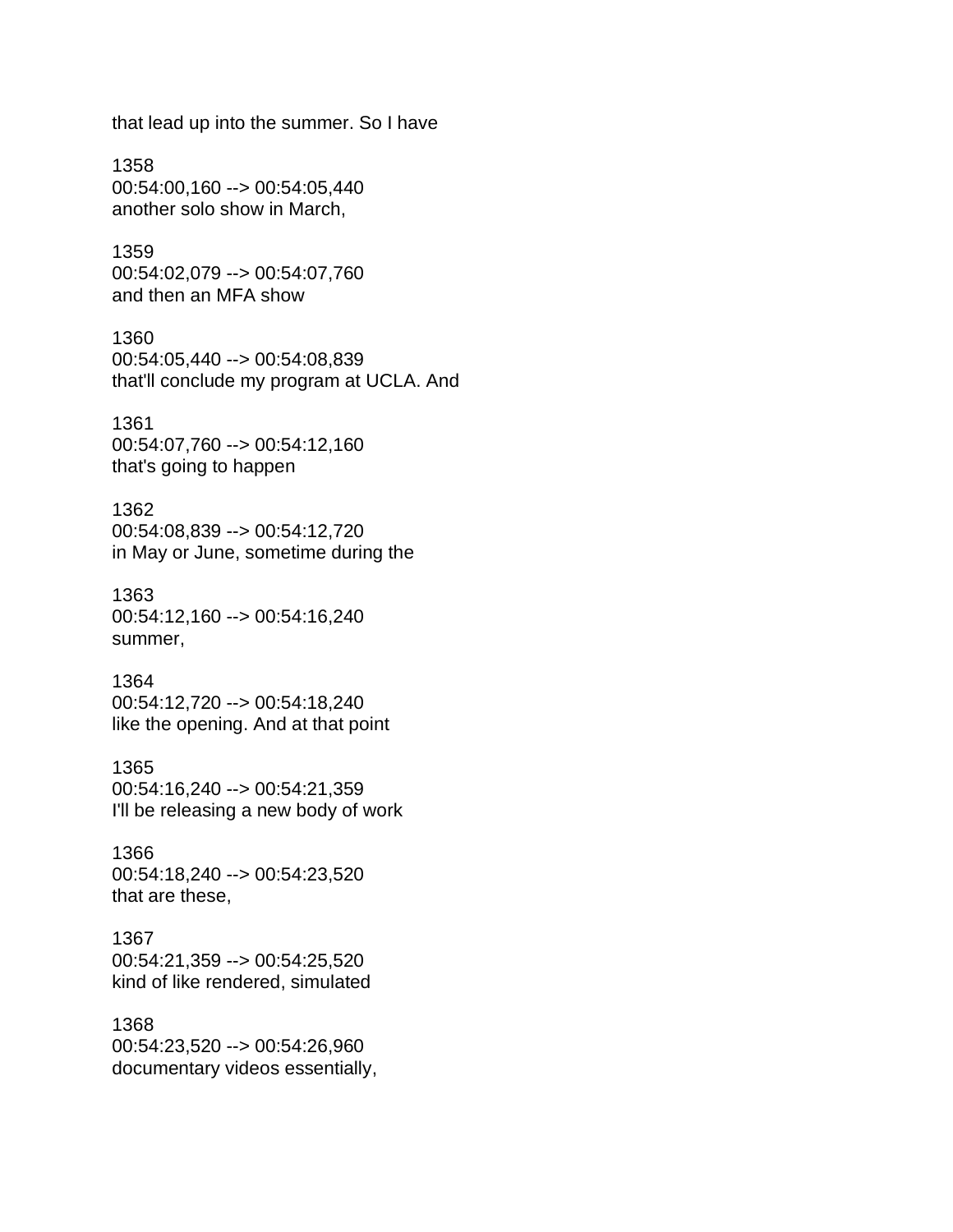that lead up into the summer. So I have

1358
00:54:00,160 --> 00:54:05,440
another solo show in March,

1359
00:54:02,079 --> 00:54:07,760
and then an MFA show

1360
00:54:05,440 --> 00:54:08,839
that'll conclude my program at UCLA. And

1361
00:54:07,760 --> 00:54:12,160
that's going to happen

1362
00:54:08,839 --> 00:54:12,720
in May or June, sometime during the

1363
00:54:12,160 --> 00:54:16,240
summer,

1364
00:54:12,720 --> 00:54:18,240
like the opening. And at that point

1365
00:54:16,240 --> 00:54:21,359
I'll be releasing a new body of work

1366
00:54:18,240 --> 00:54:23,520
that are these,

1367
00:54:21,359 --> 00:54:25,520
kind of like rendered, simulated

1368
00:54:23,520 --> 00:54:26,960
documentary videos essentially,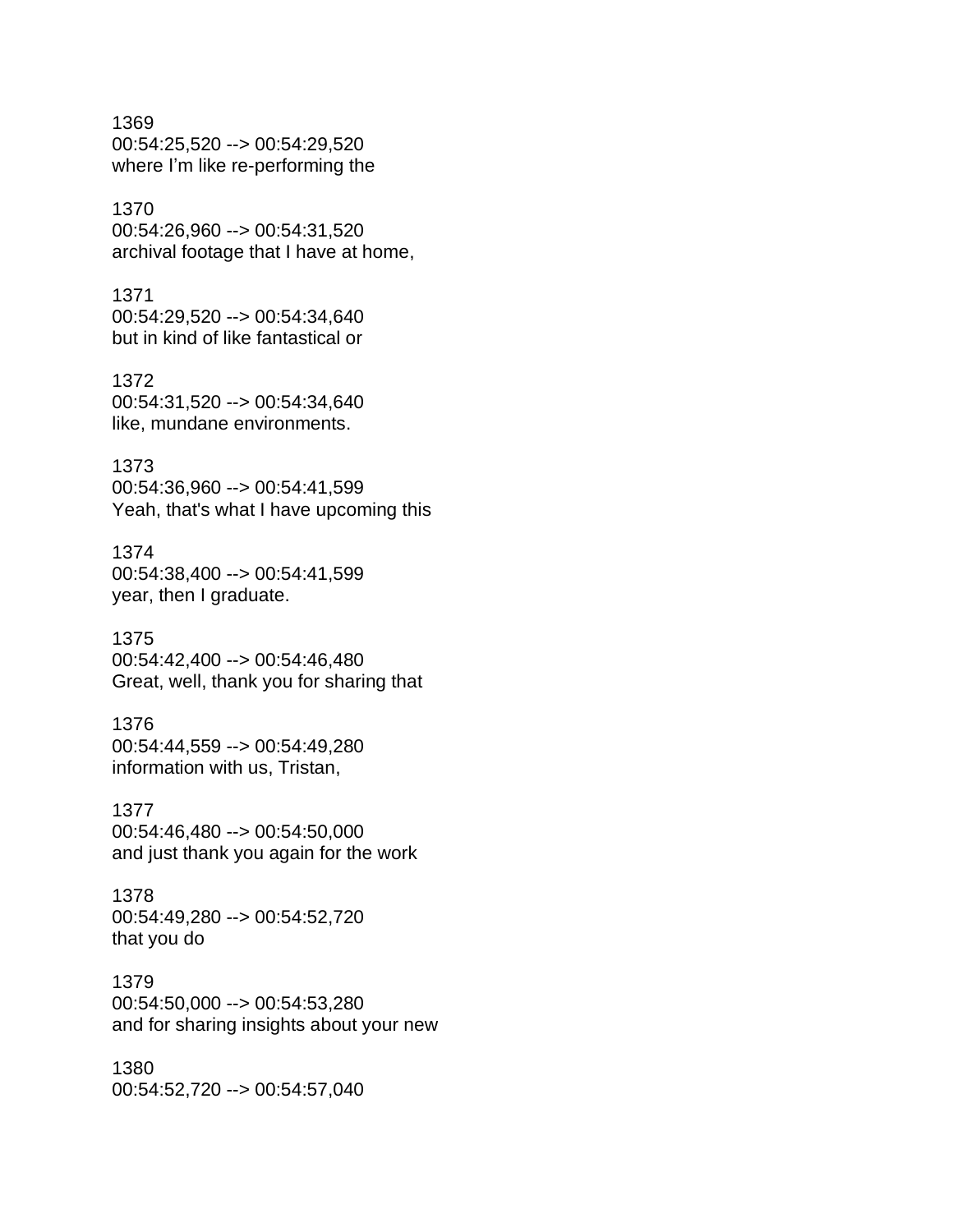1369
00:54:25,520 --> 00:54:29,520
where I’m like re-performing the

1370
00:54:26,960 --> 00:54:31,520
archival footage that I have at home,

1371
00:54:29,520 --> 00:54:34,640
but in kind of like fantastical or

1372
00:54:31,520 --> 00:54:34,640
like, mundane environments.

1373
00:54:36,960 --> 00:54:41,599
Yeah, that's what I have upcoming this

1374
00:54:38,400 --> 00:54:41,599
year, then I graduate.

1375
00:54:42,400 --> 00:54:46,480
Great, well, thank you for sharing that

1376
00:54:44,559 --> 00:54:49,280
information with us, Tristan,

1377
00:54:46,480 --> 00:54:50,000
and just thank you again for the work

1378
00:54:49,280 --> 00:54:52,720
that you do

1379
00:54:50,000 --> 00:54:53,280
and for sharing insights about your new

1380
00:54:52,720 --> 00:54:57,040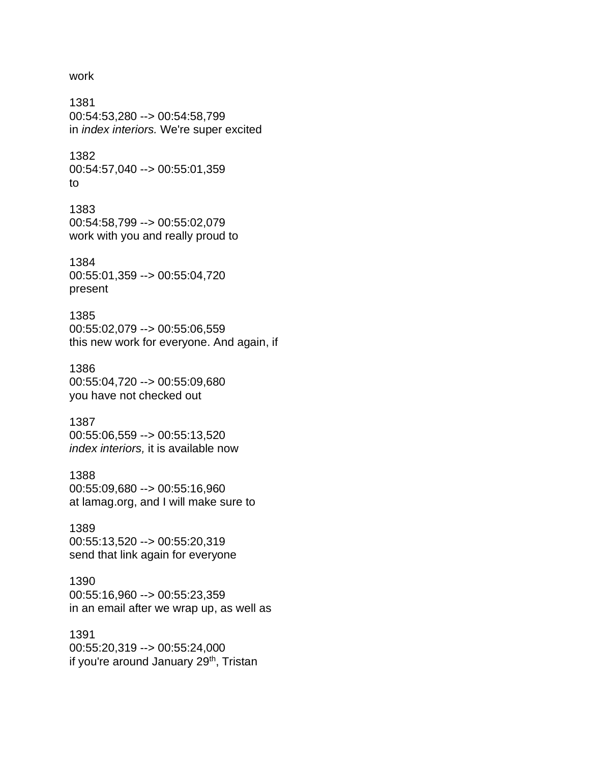work

1381
00:54:53,280 --> 00:54:58,799
in *index interiors.* We're super excited

1382
00:54:57,040 --> 00:55:01,359
to

1383
00:54:58,799 --> 00:55:02,079
work with you and really proud to

1384
00:55:01,359 --> 00:55:04,720
present

1385
00:55:02,079 --> 00:55:06,559
this new work for everyone. And again, if

1386
00:55:04,720 --> 00:55:09,680
you have not checked out

1387
00:55:06,559 --> 00:55:13,520
*index interiors,* it is available now

1388
00:55:09,680 --> 00:55:16,960
at lamag.org, and I will make sure to

1389
00:55:13,520 --> 00:55:20,319
send that link again for everyone

1390
00:55:16,960 --> 00:55:23,359
in an email after we wrap up, as well as

1391
00:55:20,319 --> 00:55:24,000
if you're around January 29th, Tristan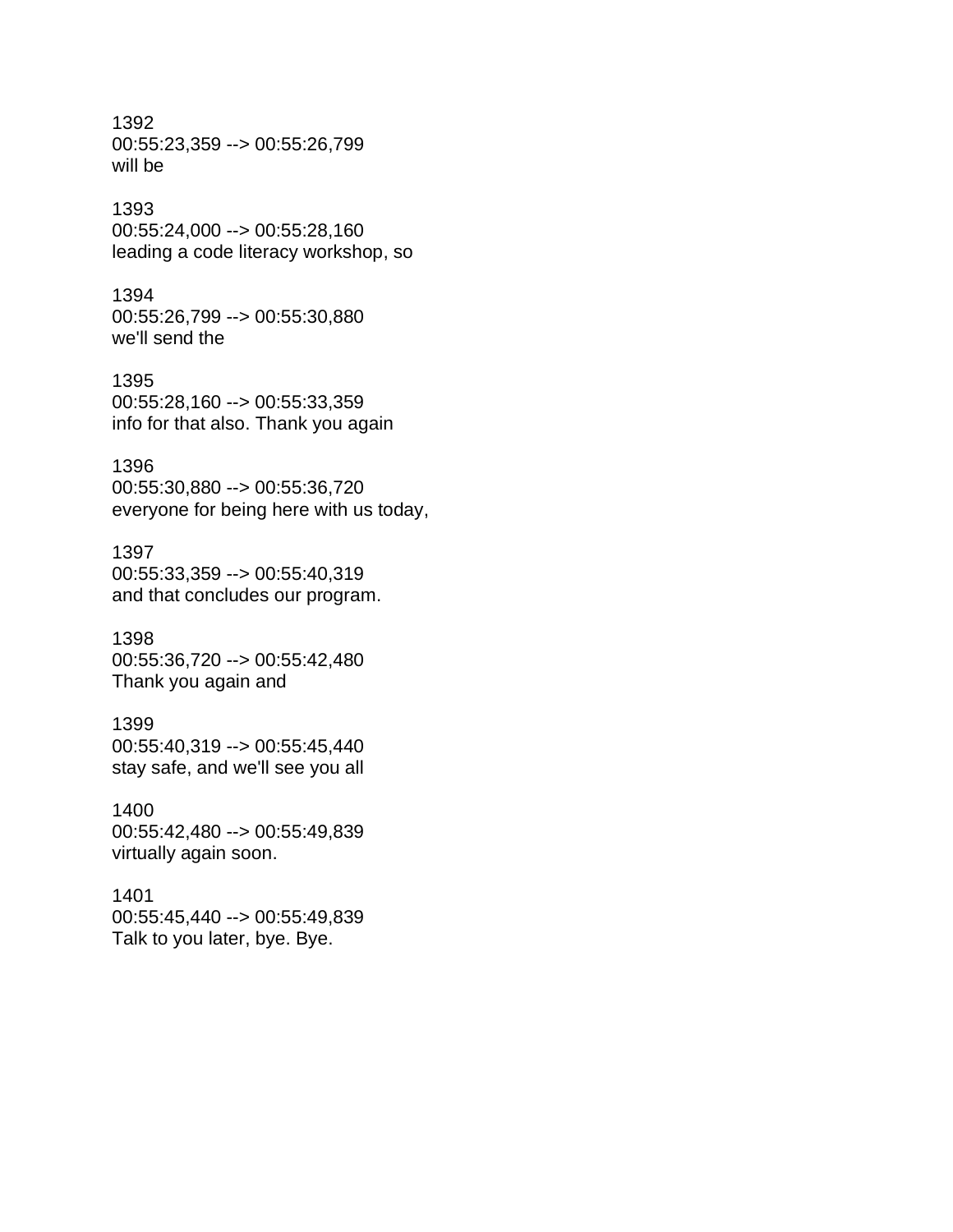1392
00:55:23,359 --> 00:55:26,799
will be

1393
00:55:24,000 --> 00:55:28,160
leading a code literacy workshop, so

1394
00:55:26,799 --> 00:55:30,880
we'll send the

1395
00:55:28,160 --> 00:55:33,359
info for that also. Thank you again

1396
00:55:30,880 --> 00:55:36,720
everyone for being here with us today,

1397
00:55:33,359 --> 00:55:40,319
and that concludes our program.

1398
00:55:36,720 --> 00:55:42,480
Thank you again and

1399
00:55:40,319 --> 00:55:45,440
stay safe, and we'll see you all

1400
00:55:42,480 --> 00:55:49,839
virtually again soon.

1401
00:55:45,440 --> 00:55:49,839
Talk to you later, bye. Bye.